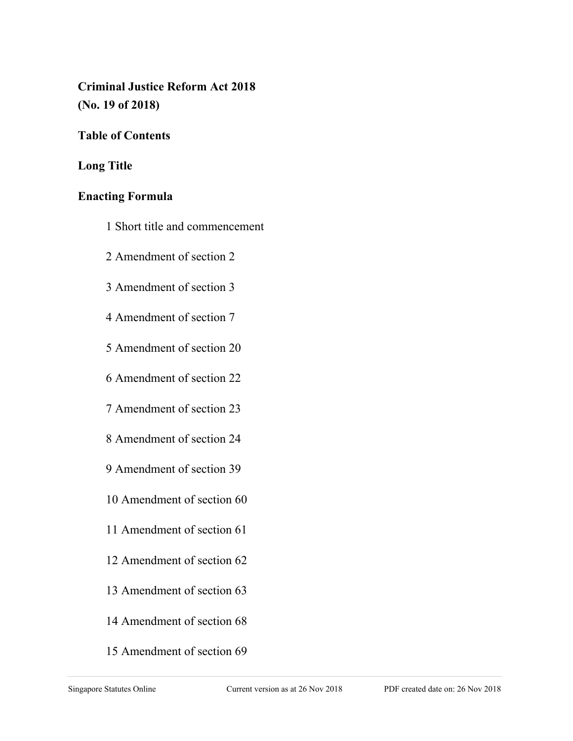# Criminal Justice Reform Act 2018
# (No. 19 of 2018)

## Table of Contents

## Long Title

## Enacting Formula

1 Short title and commencement

2 Amendment of section 2

3 Amendment of section 3

4 Amendment of section 7

5 Amendment of section 20

6 Amendment of section 22

7 Amendment of section 23

8 Amendment of section 24

9 Amendment of section 39

10 Amendment of section 60

11 Amendment of section 61

12 Amendment of section 62

13 Amendment of section 63

14 Amendment of section 68

15 Amendment of section 69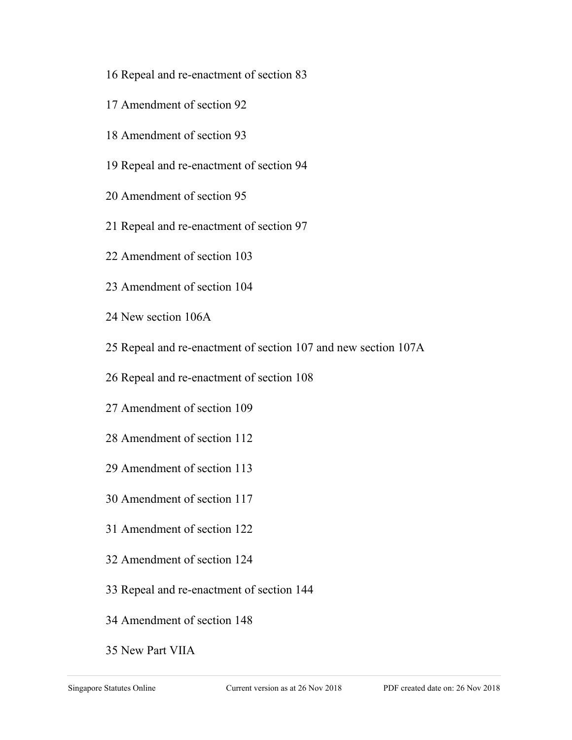16 Repeal and re-enactment of section 83

17 Amendment of section 92

18 Amendment of section 93

19 Repeal and re-enactment of section 94

20 Amendment of section 95

21 Repeal and re-enactment of section 97

22 Amendment of section 103

23 Amendment of section 104

24 New section 106A

25 Repeal and re-enactment of section 107 and new section 107A

26 Repeal and re-enactment of section 108

27 Amendment of section 109

28 Amendment of section 112

29 Amendment of section 113

30 Amendment of section 117

31 Amendment of section 122

32 Amendment of section 124

33 Repeal and re-enactment of section 144

34 Amendment of section 148

35 New Part VIIA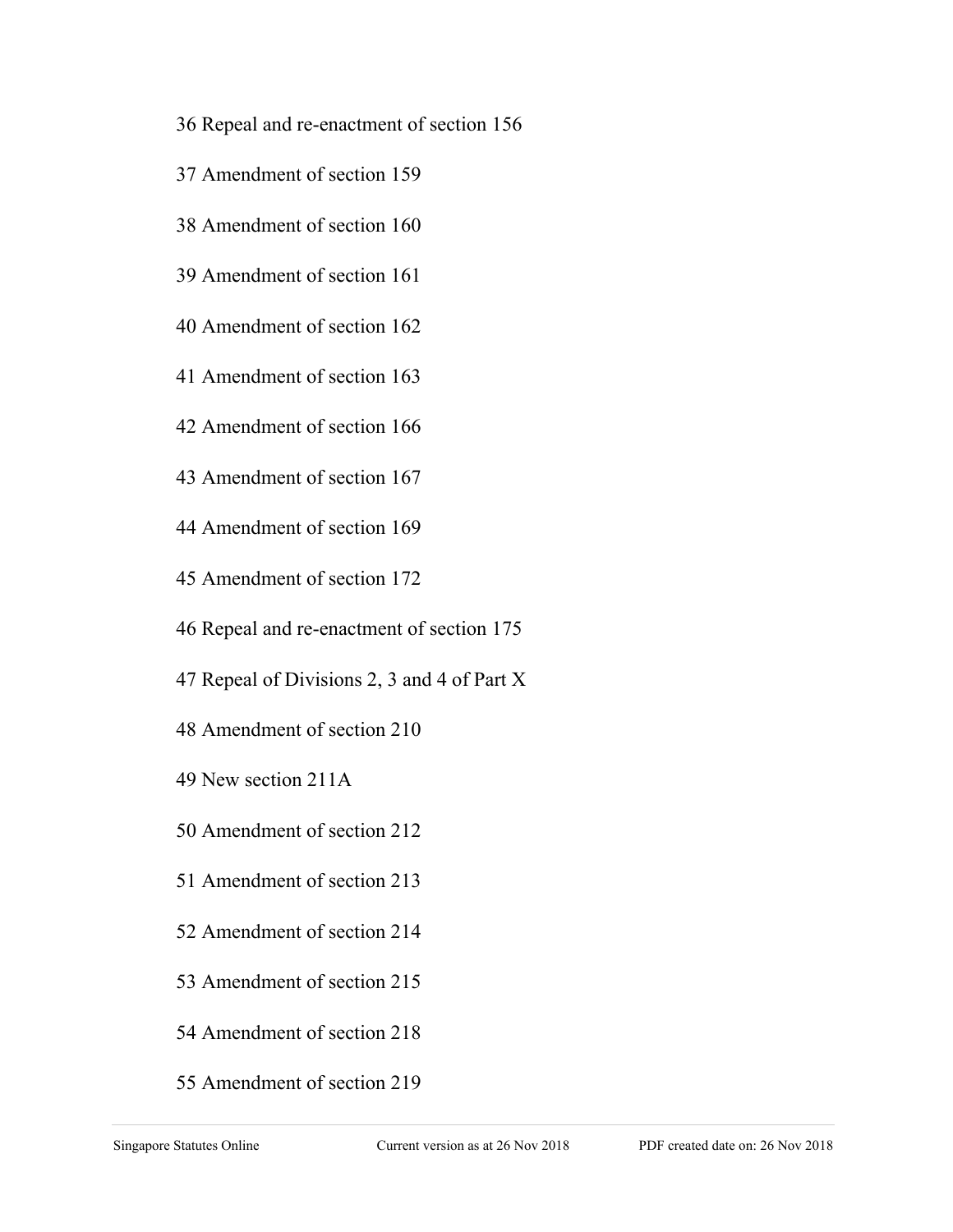36 Repeal and re-enactment of section 156

37 Amendment of section 159

38 Amendment of section 160

39 Amendment of section 161

40 Amendment of section 162

41 Amendment of section 163

42 Amendment of section 166

43 Amendment of section 167

44 Amendment of section 169

45 Amendment of section 172

46 Repeal and re-enactment of section 175

47 Repeal of Divisions 2, 3 and 4 of Part X

48 Amendment of section 210

49 New section 211A

50 Amendment of section 212

51 Amendment of section 213

52 Amendment of section 214

53 Amendment of section 215

54 Amendment of section 218

55 Amendment of section 219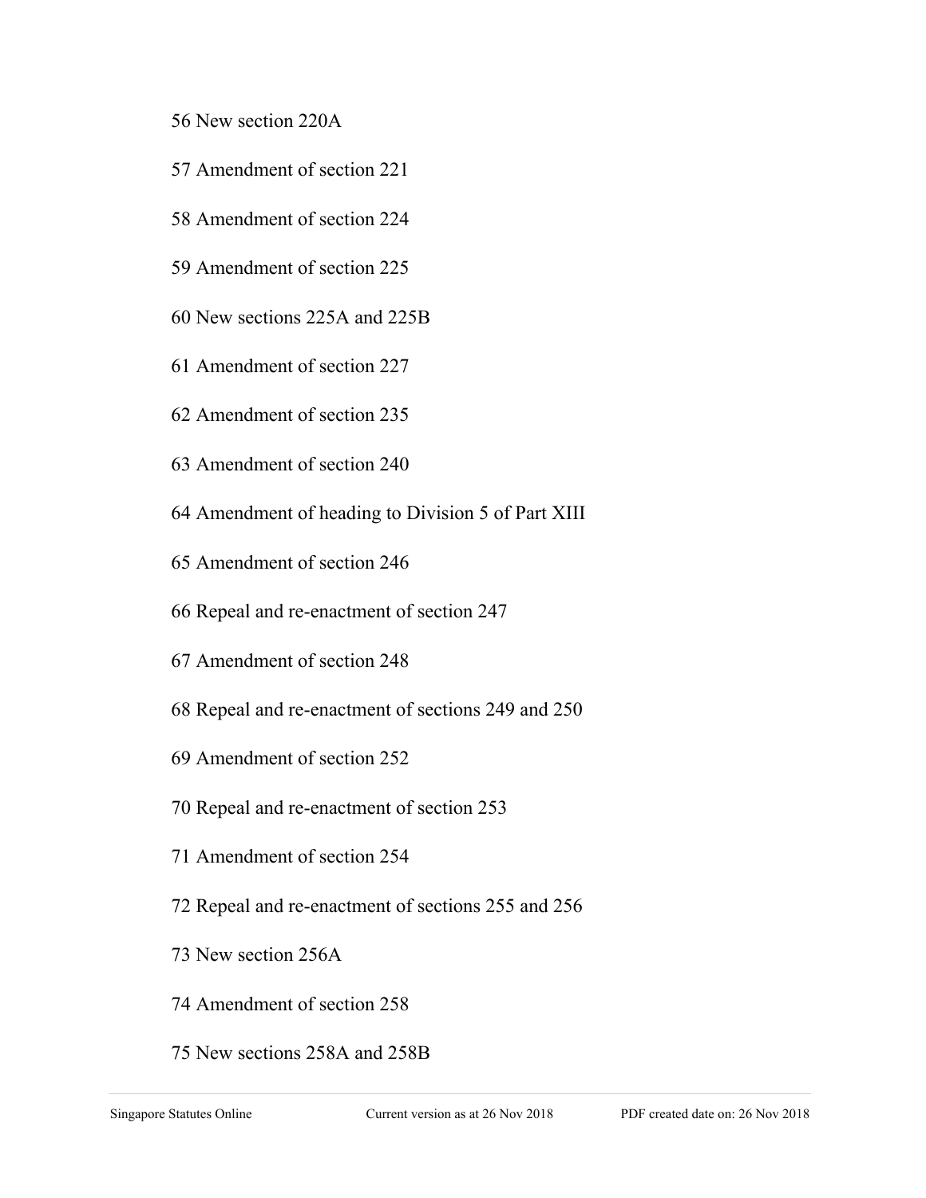56 New section 220A

57 Amendment of section 221

58 Amendment of section 224

59 Amendment of section 225

60 New sections 225A and 225B

61 Amendment of section 227

62 Amendment of section 235

63 Amendment of section 240

64 Amendment of heading to Division 5 of Part XIII

65 Amendment of section 246

66 Repeal and re-enactment of section 247

67 Amendment of section 248

68 Repeal and re-enactment of sections 249 and 250

69 Amendment of section 252

70 Repeal and re-enactment of section 253

71 Amendment of section 254

72 Repeal and re-enactment of sections 255 and 256

73 New section 256A

74 Amendment of section 258

75 New sections 258A and 258B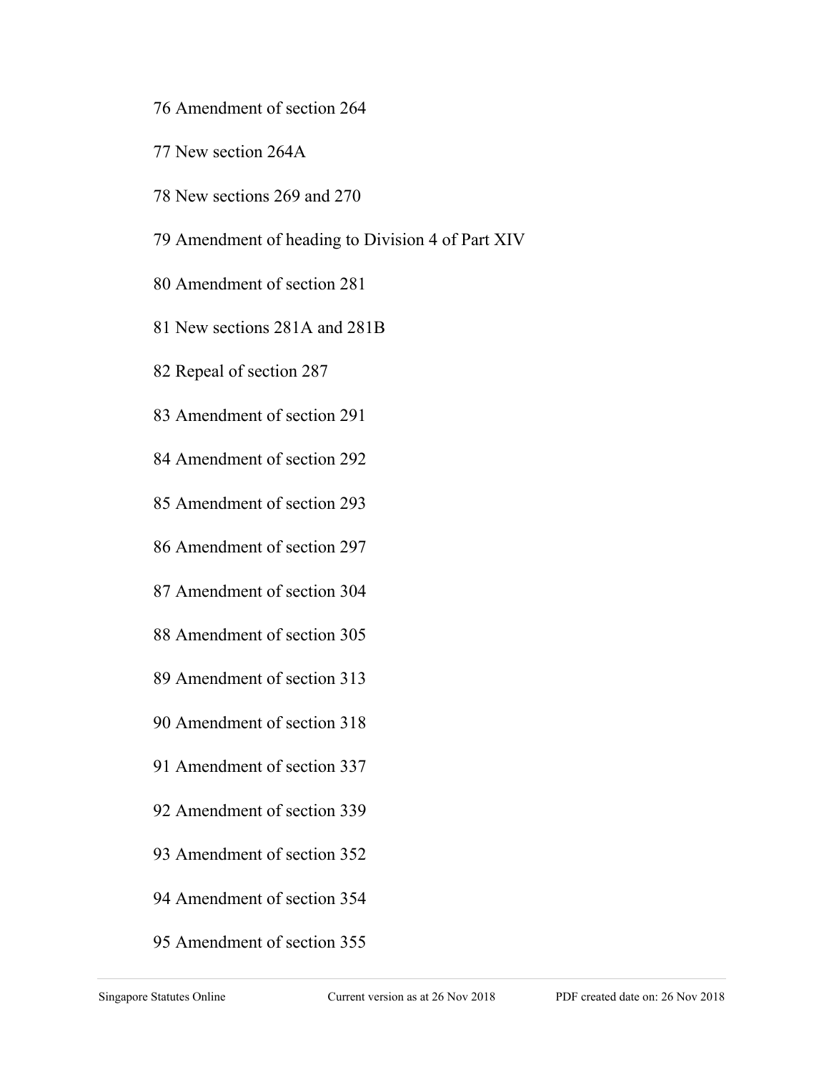76 Amendment of section 264

77 New section 264A

78 New sections 269 and 270

79 Amendment of heading to Division 4 of Part XIV

80 Amendment of section 281

81 New sections 281A and 281B

82 Repeal of section 287

83 Amendment of section 291

84 Amendment of section 292

85 Amendment of section 293

86 Amendment of section 297

87 Amendment of section 304

88 Amendment of section 305

89 Amendment of section 313

90 Amendment of section 318

91 Amendment of section 337

92 Amendment of section 339

93 Amendment of section 352

94 Amendment of section 354

95 Amendment of section 355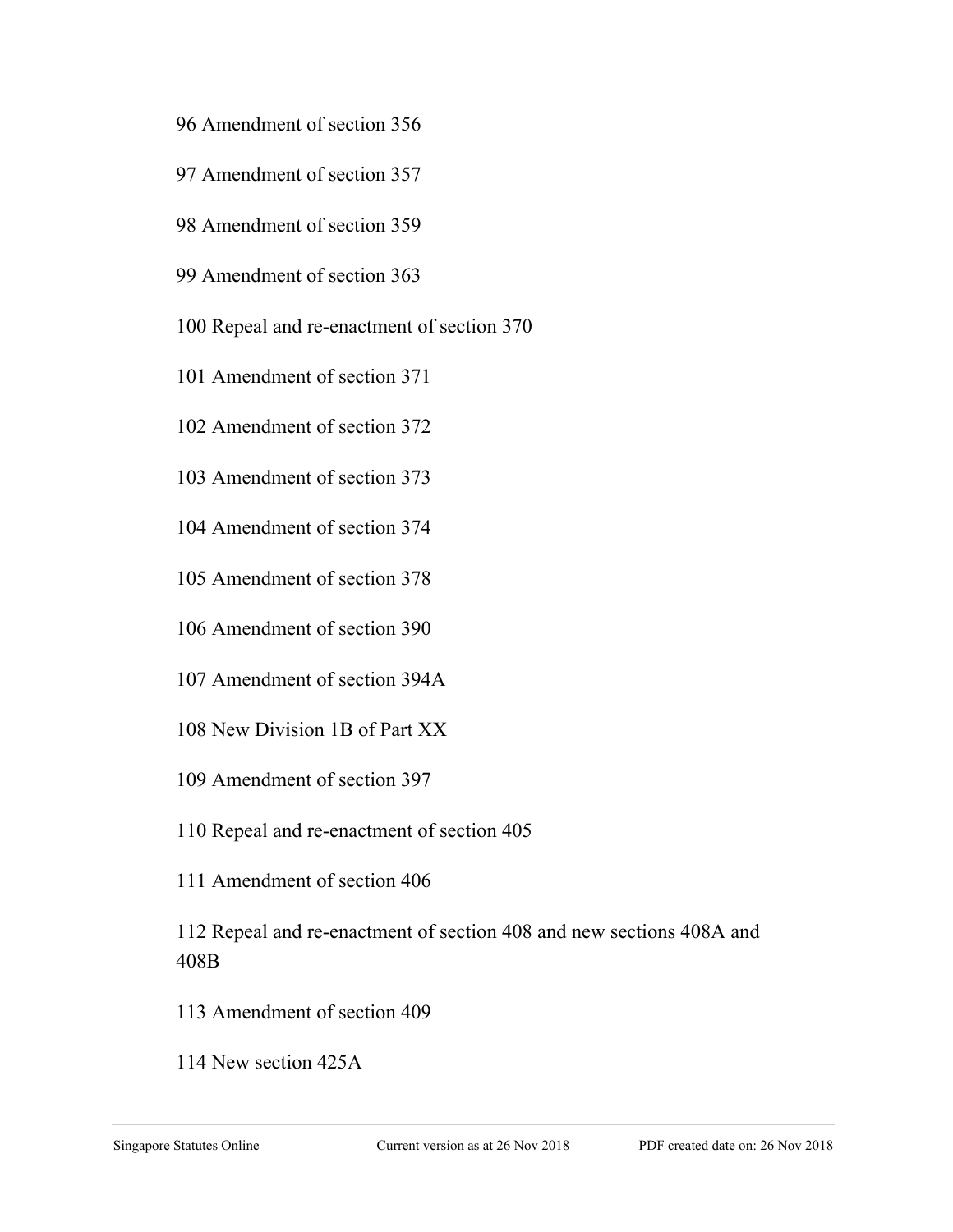96 Amendment of section 356

97 Amendment of section 357

98 Amendment of section 359

99 Amendment of section 363

100 Repeal and re-enactment of section 370

101 Amendment of section 371

102 Amendment of section 372

103 Amendment of section 373

104 Amendment of section 374

105 Amendment of section 378

106 Amendment of section 390

107 Amendment of section 394A

108 New Division 1B of Part XX

109 Amendment of section 397

110 Repeal and re-enactment of section 405

111 Amendment of section 406

112 Repeal and re-enactment of section 408 and new sections 408A and 408B

113 Amendment of section 409

114 New section 425A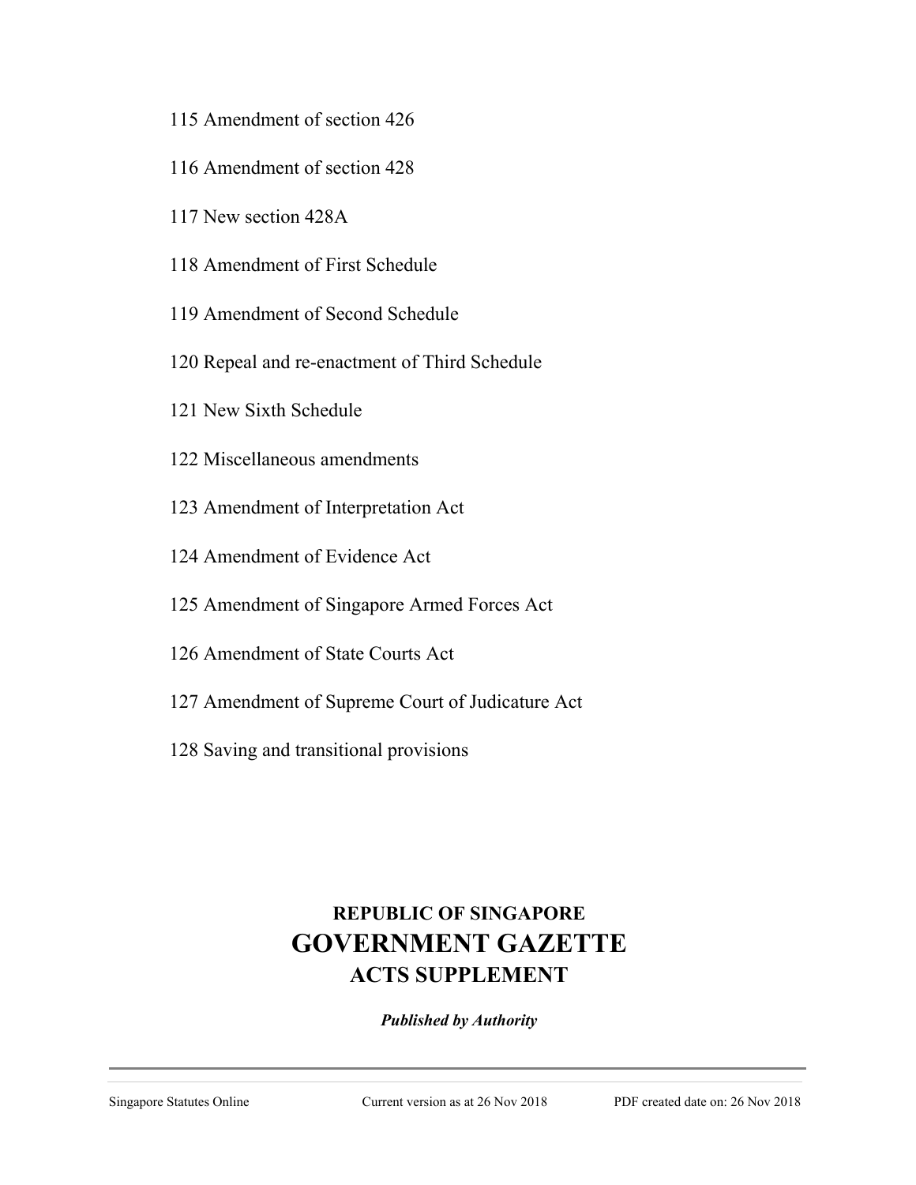115 Amendment of section 426

116 Amendment of section 428

117 New section 428A

118 Amendment of First Schedule

119 Amendment of Second Schedule

120 Repeal and re-enactment of Third Schedule

121 New Sixth Schedule

122 Miscellaneous amendments

123 Amendment of Interpretation Act

124 Amendment of Evidence Act

125 Amendment of Singapore Armed Forces Act

126 Amendment of State Courts Act

127 Amendment of Supreme Court of Judicature Act

128 Saving and transitional provisions

**REPUBLIC OF SINGAPORE**

# GOVERNMENT GAZETTE

**ACTS SUPPLEMENT**

***Published by Authority***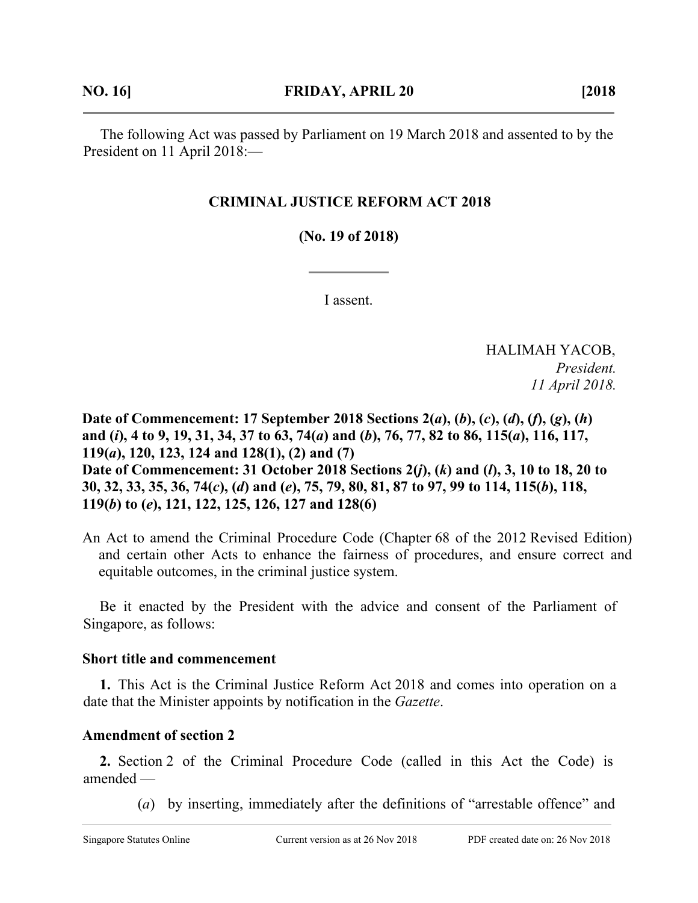**NO. 16]** **FRIDAY, APRIL 20** **[2018**

The following Act was passed by Parliament on 19 March 2018 and assented to by the President on 11 April 2018:—

## CRIMINAL JUSTICE REFORM ACT 2018

**(No. 19 of 2018)**

I assent.

HALIMAH YACOB,
*President.*
*11 April 2018.*

**Date of Commencement: 17 September 2018 Sections 2(*a*), (*b*), (*c*), (*d*), (*f*), (*g*), (*h*) and (*i*), 4 to 9, 19, 31, 34, 37 to 63, 74(*a*) and (*b*), 76, 77, 82 to 86, 115(*a*), 116, 117, 119(*a*), 120, 123, 124 and 128(1), (2) and (7)**
**Date of Commencement: 31 October 2018 Sections 2(*j*), (*k*) and (*l*), 3, 10 to 18, 20 to 30, 32, 33, 35, 36, 74(*c*), (*d*) and (*e*), 75, 79, 80, 81, 87 to 97, 99 to 114, 115(*b*), 118, 119(*b*) to (*e*), 121, 122, 125, 126, 127 and 128(6)**

An Act to amend the Criminal Procedure Code (Chapter 68 of the 2012 Revised Edition) and certain other Acts to enhance the fairness of procedures, and ensure correct and equitable outcomes, in the criminal justice system.

Be it enacted by the President with the advice and consent of the Parliament of Singapore, as follows:

### Short title and commencement

**1.** This Act is the Criminal Justice Reform Act 2018 and comes into operation on a date that the Minister appoints by notification in the *Gazette*.

### Amendment of section 2

**2.** Section 2 of the Criminal Procedure Code (called in this Act the Code) is amended —

(*a*) by inserting, immediately after the definitions of "arrestable offence" and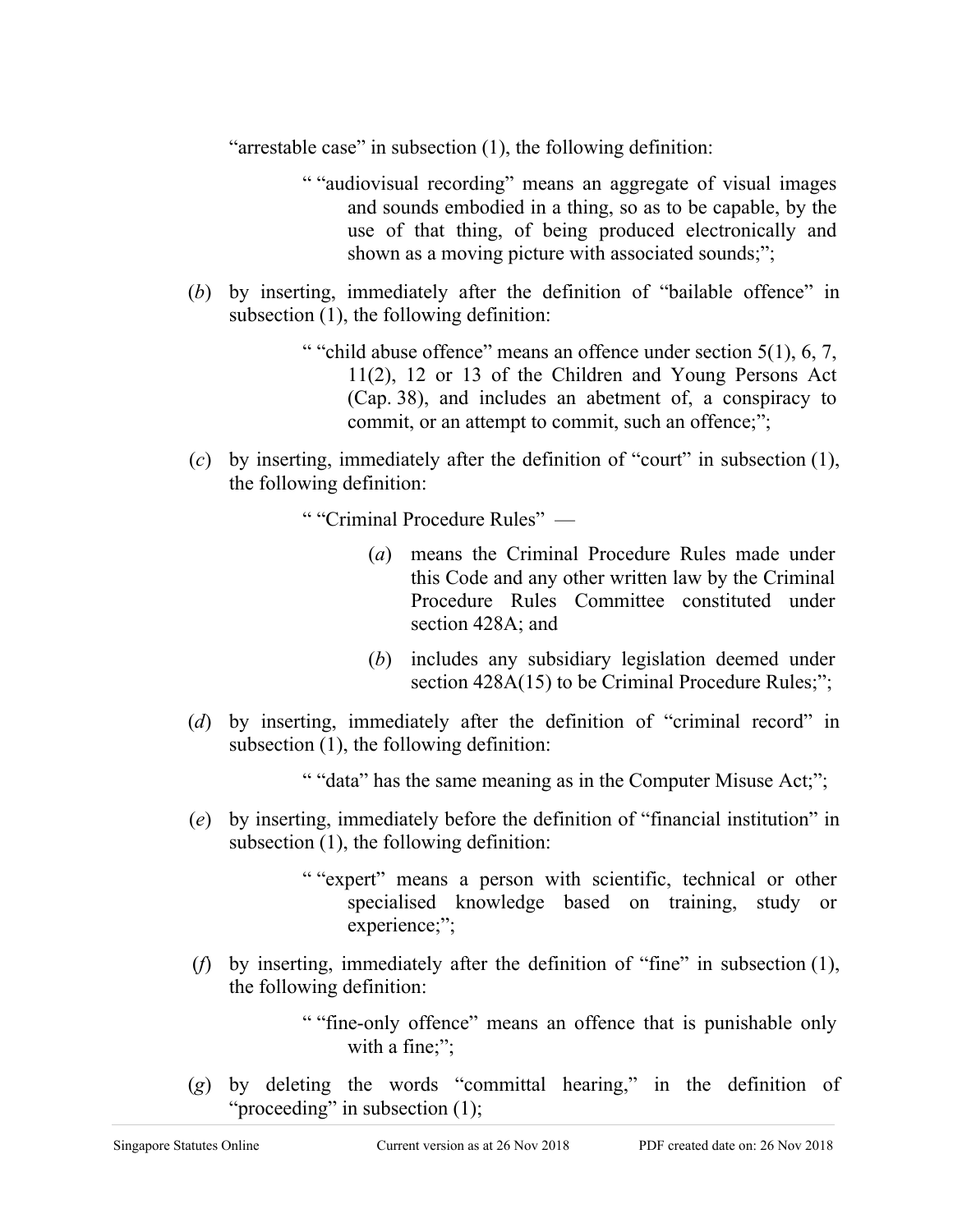"arrestable case" in subsection (1), the following definition:

> " "audiovisual recording" means an aggregate of visual images and sounds embodied in a thing, so as to be capable, by the use of that thing, of being produced electronically and shown as a moving picture with associated sounds;";

(*b*) by inserting, immediately after the definition of "bailable offence" in subsection (1), the following definition:

> " "child abuse offence" means an offence under section 5(1), 6, 7, 11(2), 12 or 13 of the Children and Young Persons Act (Cap. 38), and includes an abetment of, a conspiracy to commit, or an attempt to commit, such an offence;";

(*c*) by inserting, immediately after the definition of "court" in subsection (1), the following definition:

> " "Criminal Procedure Rules" —
>
> (*a*) means the Criminal Procedure Rules made under this Code and any other written law by the Criminal Procedure Rules Committee constituted under section 428A; and
>
> (*b*) includes any subsidiary legislation deemed under section 428A(15) to be Criminal Procedure Rules;";

(*d*) by inserting, immediately after the definition of "criminal record" in subsection (1), the following definition:

> " "data" has the same meaning as in the Computer Misuse Act;";

(*e*) by inserting, immediately before the definition of "financial institution" in subsection (1), the following definition:

> " "expert" means a person with scientific, technical or other specialised knowledge based on training, study or experience;";

(*f*) by inserting, immediately after the definition of "fine" in subsection (1), the following definition:

> " "fine-only offence" means an offence that is punishable only with a fine;";

(*g*) by deleting the words "committal hearing," in the definition of "proceeding" in subsection (1);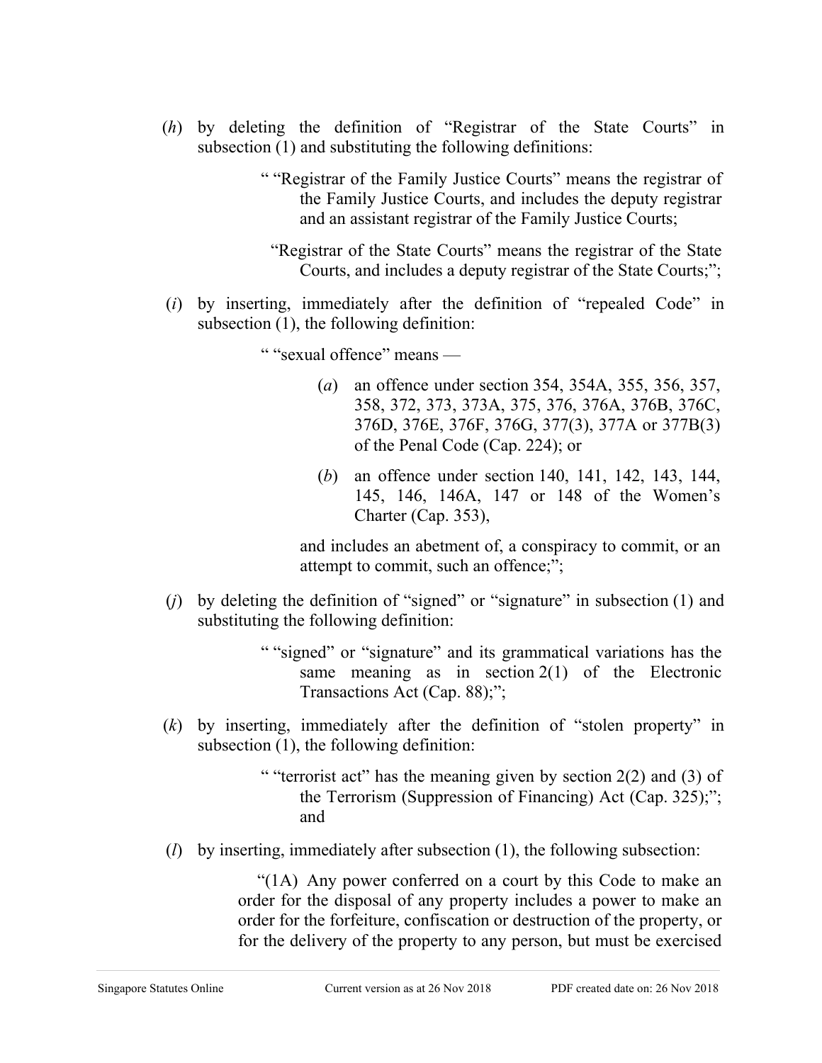(*h*) by deleting the definition of "Registrar of the State Courts" in subsection (1) and substituting the following definitions:

> " "Registrar of the Family Justice Courts" means the registrar of the Family Justice Courts, and includes the deputy registrar and an assistant registrar of the Family Justice Courts;
>
> "Registrar of the State Courts" means the registrar of the State Courts, and includes a deputy registrar of the State Courts;";

(*i*) by inserting, immediately after the definition of "repealed Code" in subsection (1), the following definition:

> " "sexual offence" means —
>
> (*a*) an offence under section 354, 354A, 355, 356, 357, 358, 372, 373, 373A, 375, 376, 376A, 376B, 376C, 376D, 376E, 376F, 376G, 377(3), 377A or 377B(3) of the Penal Code (Cap. 224); or
>
> (*b*) an offence under section 140, 141, 142, 143, 144, 145, 146, 146A, 147 or 148 of the Women's Charter (Cap. 353),
>
> and includes an abetment of, a conspiracy to commit, or an attempt to commit, such an offence;";

(*j*) by deleting the definition of "signed" or "signature" in subsection (1) and substituting the following definition:

> " "signed" or "signature" and its grammatical variations has the same meaning as in section 2(1) of the Electronic Transactions Act (Cap. 88);";

(*k*) by inserting, immediately after the definition of "stolen property" in subsection (1), the following definition:

> " "terrorist act" has the meaning given by section 2(2) and (3) of the Terrorism (Suppression of Financing) Act (Cap. 325);"; and

(*l*) by inserting, immediately after subsection (1), the following subsection:

> "(1A) Any power conferred on a court by this Code to make an order for the disposal of any property includes a power to make an order for the forfeiture, confiscation or destruction of the property, or for the delivery of the property to any person, but must be exercised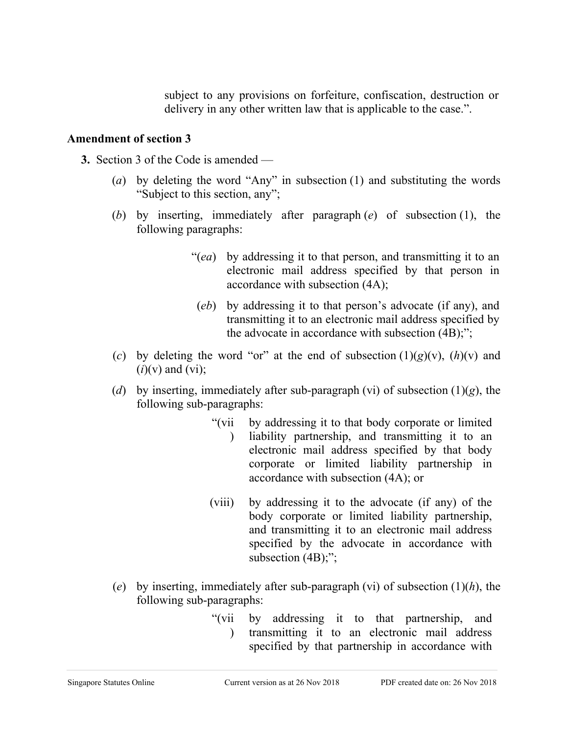subject to any provisions on forfeiture, confiscation, destruction or delivery in any other written law that is applicable to the case.”.

**Amendment of section 3**

**3.** Section 3 of the Code is amended —

(*a*) by deleting the word “Any” in subsection (1) and substituting the words “Subject to this section, any”;

(*b*) by inserting, immediately after paragraph (*e*) of subsection (1), the following paragraphs:

> “(*ea*) by addressing it to that person, and transmitting it to an electronic mail address specified by that person in accordance with subsection (4A);
>
> (*eb*) by addressing it to that person’s advocate (if any), and transmitting it to an electronic mail address specified by the advocate in accordance with subsection (4B);”;

(*c*) by deleting the word “or” at the end of subsection (1)(*g*)(v), (*h*)(v) and (*i*)(v) and (vi);

(*d*) by inserting, immediately after sub-paragraph (vi) of subsection (1)(*g*), the following sub-paragraphs:

> “(vii) by addressing it to that body corporate or limited liability partnership, and transmitting it to an electronic mail address specified by that body corporate or limited liability partnership in accordance with subsection (4A); or
>
> (viii) by addressing it to the advocate (if any) of the body corporate or limited liability partnership, and transmitting it to an electronic mail address specified by the advocate in accordance with subsection (4B);”;

(*e*) by inserting, immediately after sub-paragraph (vi) of subsection (1)(*h*), the following sub-paragraphs:

> “(vii) by addressing it to that partnership, and transmitting it to an electronic mail address specified by that partnership in accordance with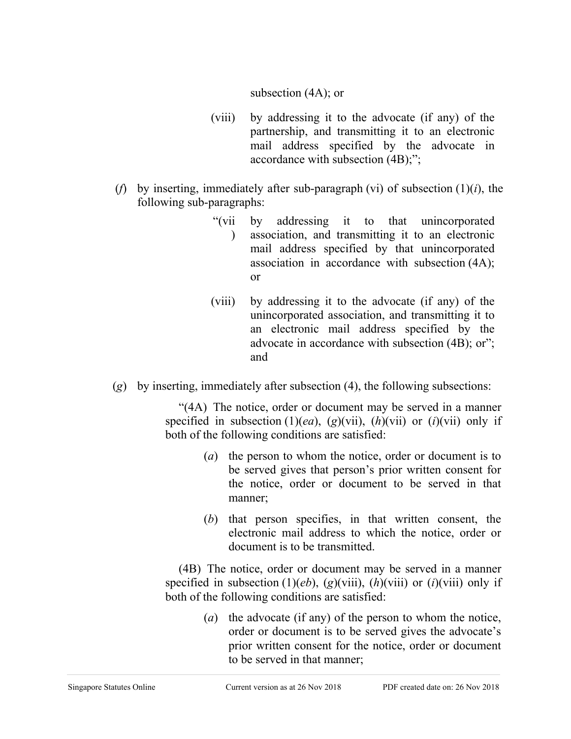subsection (4A); or

(viii) by addressing it to the advocate (if any) of the partnership, and transmitting it to an electronic mail address specified by the advocate in accordance with subsection (4B);";

(*f*) by inserting, immediately after sub-paragraph (vi) of subsection (1)(*i*), the following sub-paragraphs:

"(vii) by addressing it to that unincorporated association, and transmitting it to an electronic mail address specified by that unincorporated association in accordance with subsection (4A); or

(viii) by addressing it to the advocate (if any) of the unincorporated association, and transmitting it to an electronic mail address specified by the advocate in accordance with subsection (4B); or"; and

(*g*) by inserting, immediately after subsection (4), the following subsections:

"(4A) The notice, order or document may be served in a manner specified in subsection (1)(*ea*), (*g*)(vii), (*h*)(vii) or (*i*)(vii) only if both of the following conditions are satisfied:

(*a*) the person to whom the notice, order or document is to be served gives that person's prior written consent for the notice, order or document to be served in that manner;

(*b*) that person specifies, in that written consent, the electronic mail address to which the notice, order or document is to be transmitted.

(4B) The notice, order or document may be served in a manner specified in subsection (1)(*eb*), (*g*)(viii), (*h*)(viii) or (*i*)(viii) only if both of the following conditions are satisfied:

(*a*) the advocate (if any) of the person to whom the notice, order or document is to be served gives the advocate's prior written consent for the notice, order or document to be served in that manner;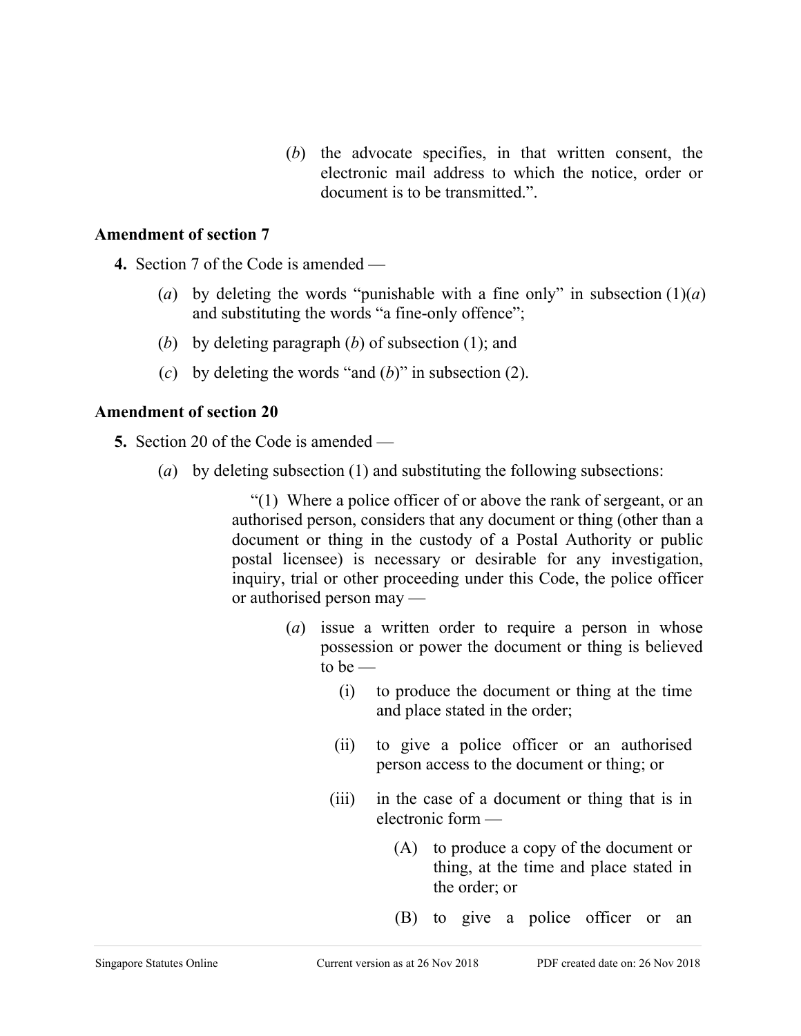(*b*) the advocate specifies, in that written consent, the electronic mail address to which the notice, order or document is to be transmitted.”.

**Amendment of section 7**

**4.** Section 7 of the Code is amended —

(*a*) by deleting the words “punishable with a fine only” in subsection (1)(*a*) and substituting the words “a fine-only offence”;

(*b*) by deleting paragraph (*b*) of subsection (1); and

(*c*) by deleting the words “and (*b*)” in subsection (2).

**Amendment of section 20**

**5.** Section 20 of the Code is amended —

(*a*) by deleting subsection (1) and substituting the following subsections:

“(1) Where a police officer of or above the rank of sergeant, or an authorised person, considers that any document or thing (other than a document or thing in the custody of a Postal Authority or public postal licensee) is necessary or desirable for any investigation, inquiry, trial or other proceeding under this Code, the police officer or authorised person may —

(*a*) issue a written order to require a person in whose possession or power the document or thing is believed to be —

(i) to produce the document or thing at the time and place stated in the order;

(ii) to give a police officer or an authorised person access to the document or thing; or

(iii) in the case of a document or thing that is in electronic form —

(A) to produce a copy of the document or thing, at the time and place stated in the order; or

(B) to give a police officer or an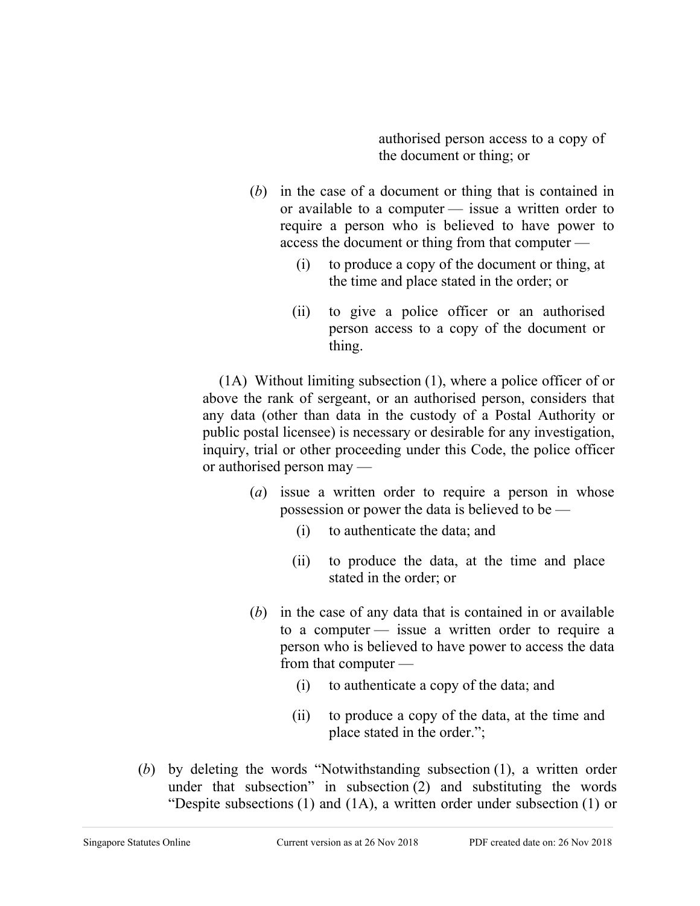authorised person access to a copy of the document or thing; or

(*b*) in the case of a document or thing that is contained in or available to a computer — issue a written order to require a person who is believed to have power to access the document or thing from that computer —

(i) to produce a copy of the document or thing, at the time and place stated in the order; or

(ii) to give a police officer or an authorised person access to a copy of the document or thing.

(1A) Without limiting subsection (1), where a police officer of or above the rank of sergeant, or an authorised person, considers that any data (other than data in the custody of a Postal Authority or public postal licensee) is necessary or desirable for any investigation, inquiry, trial or other proceeding under this Code, the police officer or authorised person may —

(*a*) issue a written order to require a person in whose possession or power the data is believed to be —

(i) to authenticate the data; and

(ii) to produce the data, at the time and place stated in the order; or

(*b*) in the case of any data that is contained in or available to a computer — issue a written order to require a person who is believed to have power to access the data from that computer —

(i) to authenticate a copy of the data; and

(ii) to produce a copy of the data, at the time and place stated in the order.";

(*b*) by deleting the words "Notwithstanding subsection (1), a written order under that subsection" in subsection (2) and substituting the words "Despite subsections (1) and (1A), a written order under subsection (1) or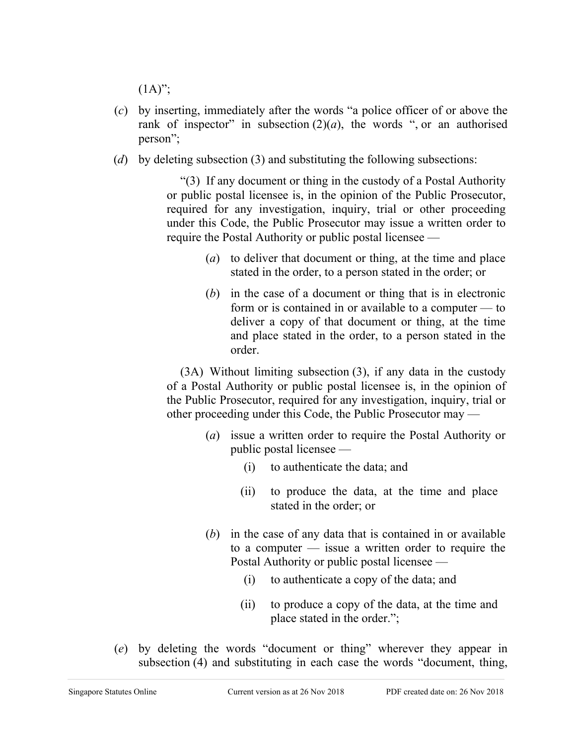(1A)”;

(*c*) by inserting, immediately after the words “a police officer of or above the rank of inspector” in subsection (2)(*a*), the words “, or an authorised person”;

(*d*) by deleting subsection (3) and substituting the following subsections:

> “(3) If any document or thing in the custody of a Postal Authority or public postal licensee is, in the opinion of the Public Prosecutor, required for any investigation, inquiry, trial or other proceeding under this Code, the Public Prosecutor may issue a written order to require the Postal Authority or public postal licensee —
>
> (*a*) to deliver that document or thing, at the time and place stated in the order, to a person stated in the order; or
>
> (*b*) in the case of a document or thing that is in electronic form or is contained in or available to a computer — to deliver a copy of that document or thing, at the time and place stated in the order, to a person stated in the order.
>
> (3A) Without limiting subsection (3), if any data in the custody of a Postal Authority or public postal licensee is, in the opinion of the Public Prosecutor, required for any investigation, inquiry, trial or other proceeding under this Code, the Public Prosecutor may —
>
> (*a*) issue a written order to require the Postal Authority or public postal licensee —
>
> (i) to authenticate the data; and
>
> (ii) to produce the data, at the time and place stated in the order; or
>
> (*b*) in the case of any data that is contained in or available to a computer — issue a written order to require the Postal Authority or public postal licensee —
>
> (i) to authenticate a copy of the data; and
>
> (ii) to produce a copy of the data, at the time and place stated in the order.”;

(*e*) by deleting the words “document or thing” wherever they appear in subsection (4) and substituting in each case the words “document, thing,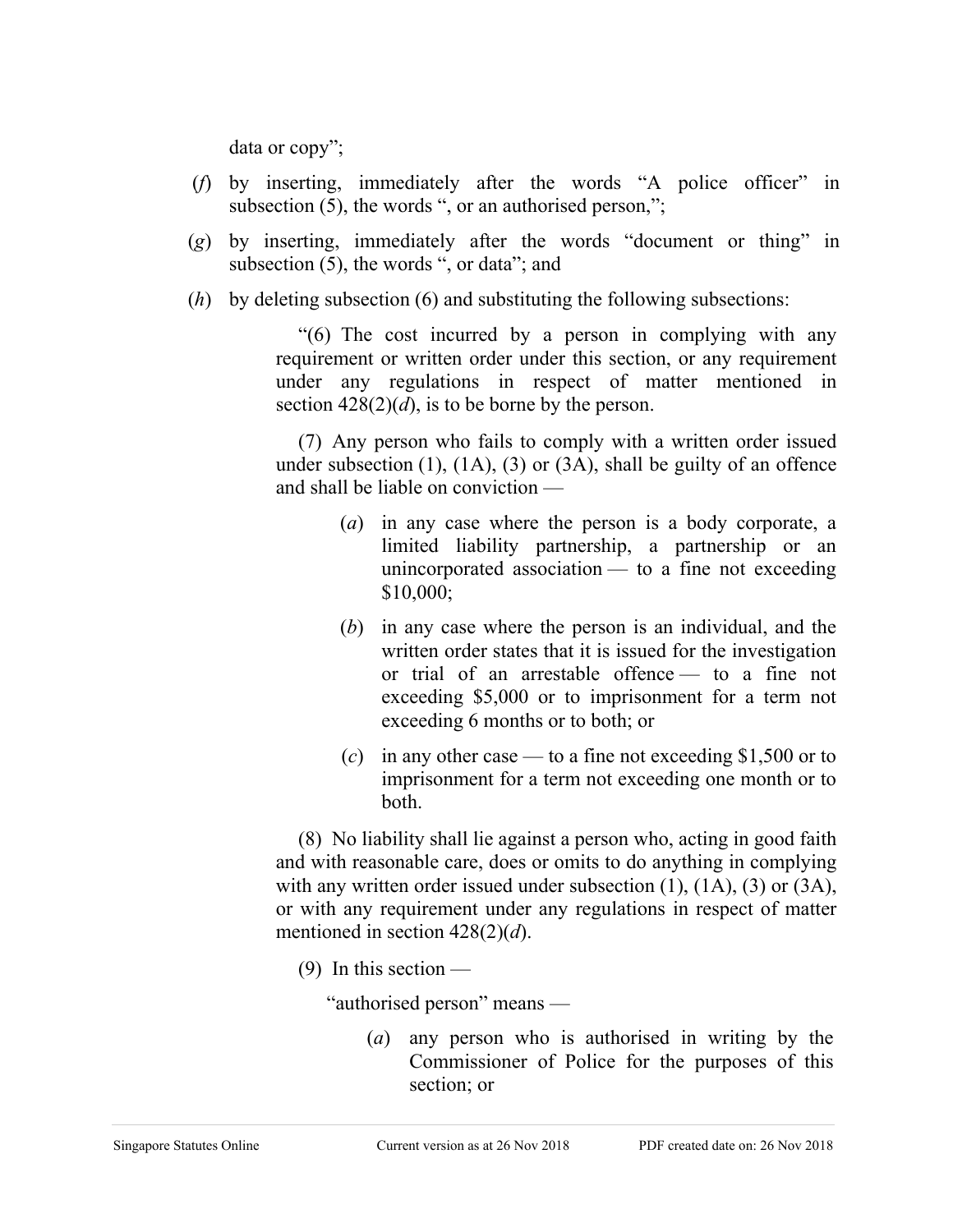data or copy";

(*f*) by inserting, immediately after the words "A police officer" in subsection (5), the words ", or an authorised person,";

(*g*) by inserting, immediately after the words "document or thing" in subsection (5), the words ", or data"; and

(*h*) by deleting subsection (6) and substituting the following subsections:

> "(6) The cost incurred by a person in complying with any requirement or written order under this section, or any requirement under any regulations in respect of matter mentioned in section 428(2)(*d*), is to be borne by the person.
>
> (7) Any person who fails to comply with a written order issued under subsection (1), (1A), (3) or (3A), shall be guilty of an offence and shall be liable on conviction —
>
> (*a*) in any case where the person is a body corporate, a limited liability partnership, a partnership or an unincorporated association — to a fine not exceeding $10,000;
>
> (*b*) in any case where the person is an individual, and the written order states that it is issued for the investigation or trial of an arrestable offence — to a fine not exceeding $5,000 or to imprisonment for a term not exceeding 6 months or to both; or
>
> (*c*) in any other case — to a fine not exceeding $1,500 or to imprisonment for a term not exceeding one month or to both.
>
> (8) No liability shall lie against a person who, acting in good faith and with reasonable care, does or omits to do anything in complying with any written order issued under subsection (1), (1A), (3) or (3A), or with any requirement under any regulations in respect of matter mentioned in section 428(2)(*d*).
>
> (9) In this section —
>
> "authorised person" means —
>
> (*a*) any person who is authorised in writing by the Commissioner of Police for the purposes of this section; or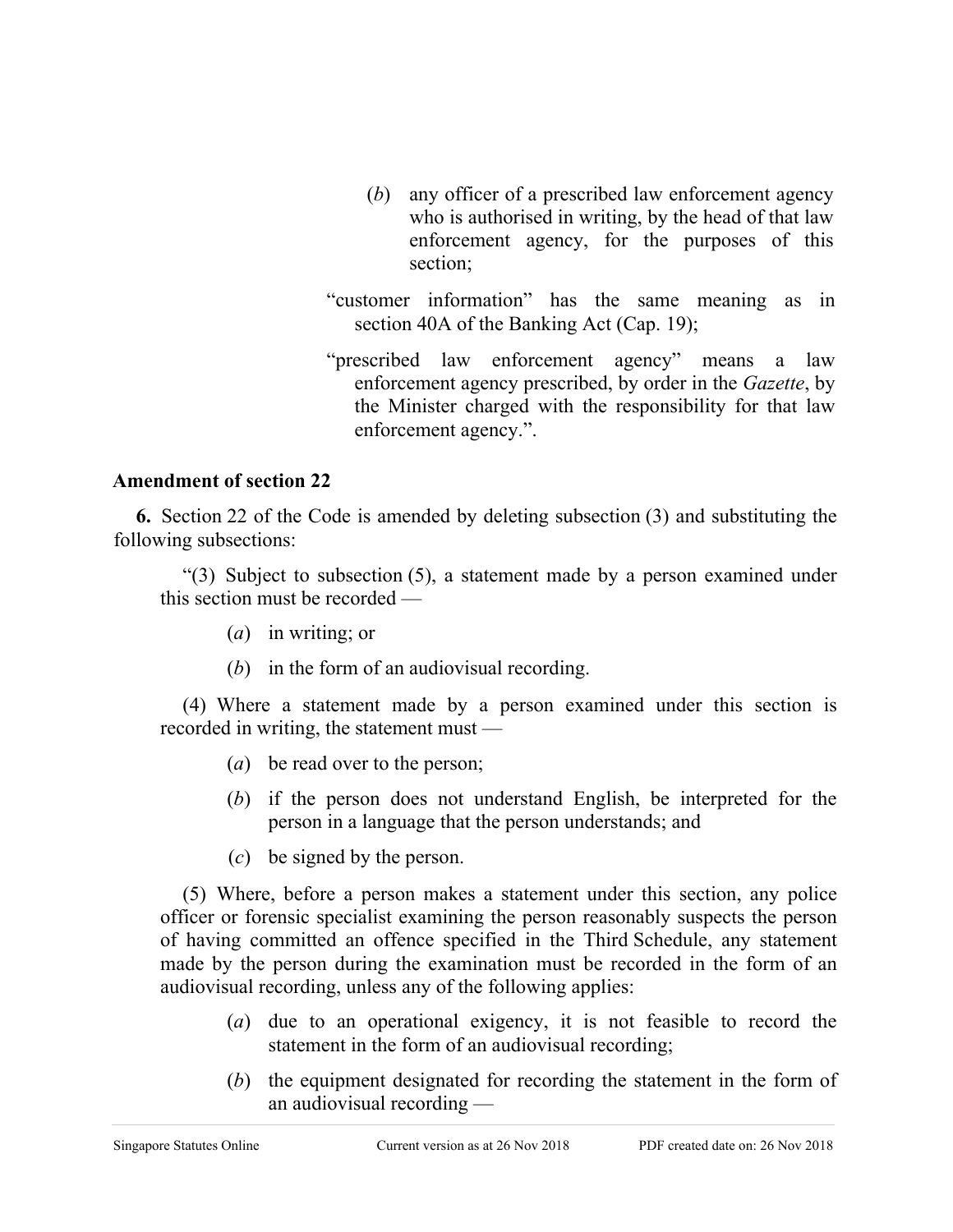(*b*) any officer of a prescribed law enforcement agency who is authorised in writing, by the head of that law enforcement agency, for the purposes of this section;

"customer information" has the same meaning as in section 40A of the Banking Act (Cap. 19);

"prescribed law enforcement agency" means a law enforcement agency prescribed, by order in the *Gazette*, by the Minister charged with the responsibility for that law enforcement agency.".

**Amendment of section 22**

**6.** Section 22 of the Code is amended by deleting subsection (3) and substituting the following subsections:

"(3) Subject to subsection (5), a statement made by a person examined under this section must be recorded —

(*a*) in writing; or

(*b*) in the form of an audiovisual recording.

(4) Where a statement made by a person examined under this section is recorded in writing, the statement must —

(*a*) be read over to the person;

(*b*) if the person does not understand English, be interpreted for the person in a language that the person understands; and

(*c*) be signed by the person.

(5) Where, before a person makes a statement under this section, any police officer or forensic specialist examining the person reasonably suspects the person of having committed an offence specified in the Third Schedule, any statement made by the person during the examination must be recorded in the form of an audiovisual recording, unless any of the following applies:

(*a*) due to an operational exigency, it is not feasible to record the statement in the form of an audiovisual recording;

(*b*) the equipment designated for recording the statement in the form of an audiovisual recording —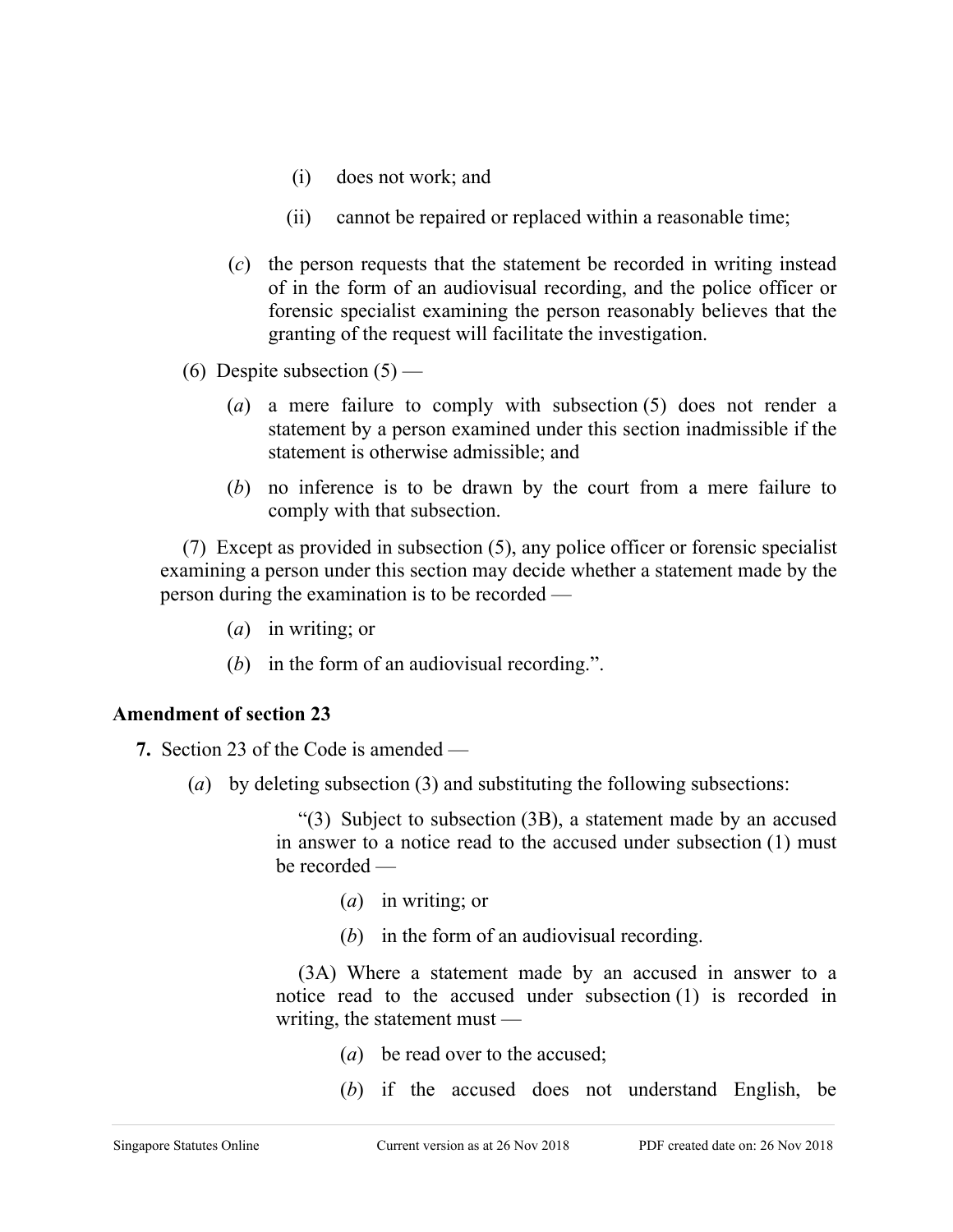(i) does not work; and

(ii) cannot be repaired or replaced within a reasonable time;

(*c*) the person requests that the statement be recorded in writing instead of in the form of an audiovisual recording, and the police officer or forensic specialist examining the person reasonably believes that the granting of the request will facilitate the investigation.

(6) Despite subsection (5) —

(*a*) a mere failure to comply with subsection (5) does not render a statement by a person examined under this section inadmissible if the statement is otherwise admissible; and

(*b*) no inference is to be drawn by the court from a mere failure to comply with that subsection.

(7) Except as provided in subsection (5), any police officer or forensic specialist examining a person under this section may decide whether a statement made by the person during the examination is to be recorded —

(*a*) in writing; or

(*b*) in the form of an audiovisual recording.”.

**Amendment of section 23**

**7.** Section 23 of the Code is amended —

(*a*) by deleting subsection (3) and substituting the following subsections:

“(3) Subject to subsection (3B), a statement made by an accused in answer to a notice read to the accused under subsection (1) must be recorded —

(*a*) in writing; or

(*b*) in the form of an audiovisual recording.

(3A) Where a statement made by an accused in answer to a notice read to the accused under subsection (1) is recorded in writing, the statement must —

(*a*) be read over to the accused;

(*b*) if the accused does not understand English, be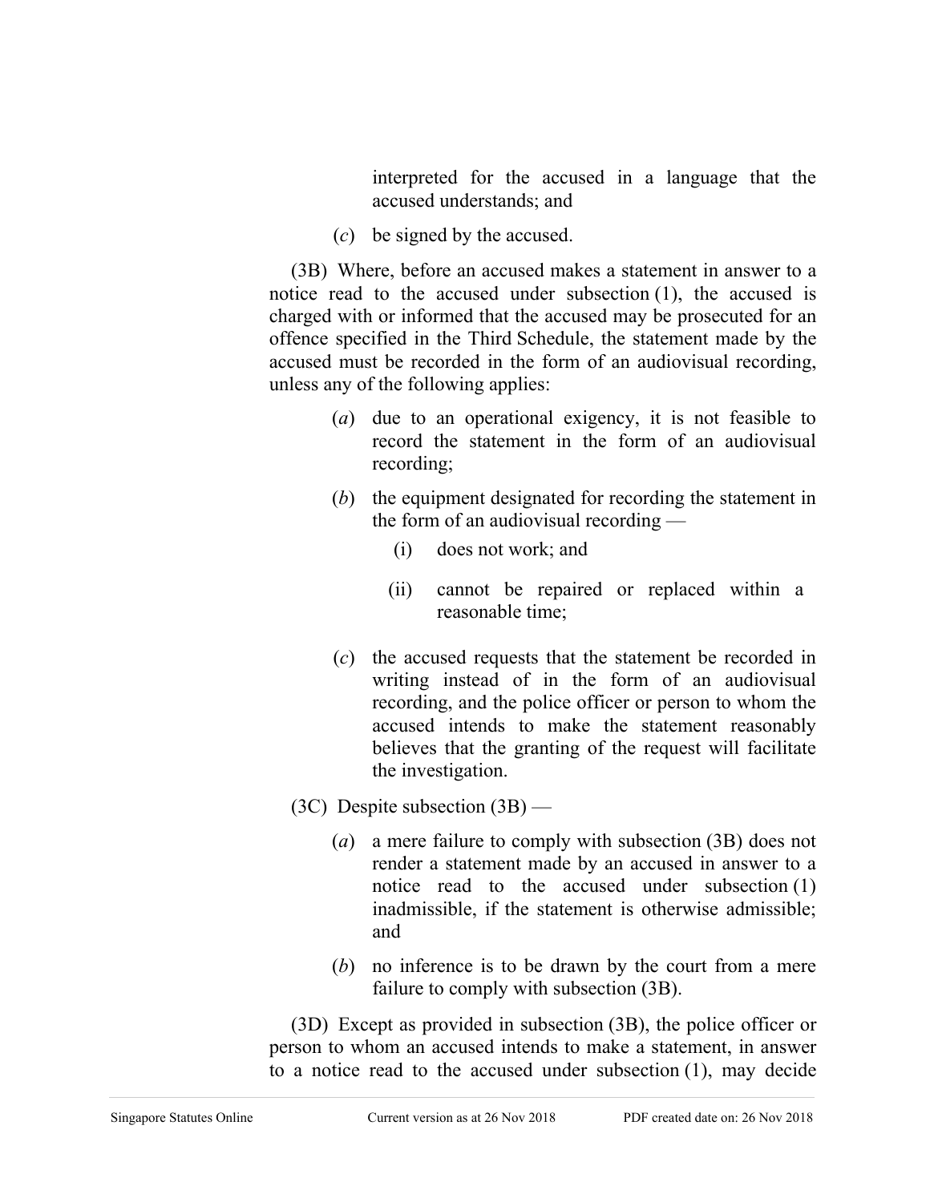interpreted for the accused in a language that the accused understands; and

(*c*) be signed by the accused.

(3B) Where, before an accused makes a statement in answer to a notice read to the accused under subsection (1), the accused is charged with or informed that the accused may be prosecuted for an offence specified in the Third Schedule, the statement made by the accused must be recorded in the form of an audiovisual recording, unless any of the following applies:

(*a*) due to an operational exigency, it is not feasible to record the statement in the form of an audiovisual recording;

(*b*) the equipment designated for recording the statement in the form of an audiovisual recording —

(i) does not work; and

(ii) cannot be repaired or replaced within a reasonable time;

(*c*) the accused requests that the statement be recorded in writing instead of in the form of an audiovisual recording, and the police officer or person to whom the accused intends to make the statement reasonably believes that the granting of the request will facilitate the investigation.

(3C) Despite subsection (3B) —

(*a*) a mere failure to comply with subsection (3B) does not render a statement made by an accused in answer to a notice read to the accused under subsection (1) inadmissible, if the statement is otherwise admissible; and

(*b*) no inference is to be drawn by the court from a mere failure to comply with subsection (3B).

(3D) Except as provided in subsection (3B), the police officer or person to whom an accused intends to make a statement, in answer to a notice read to the accused under subsection (1), may decide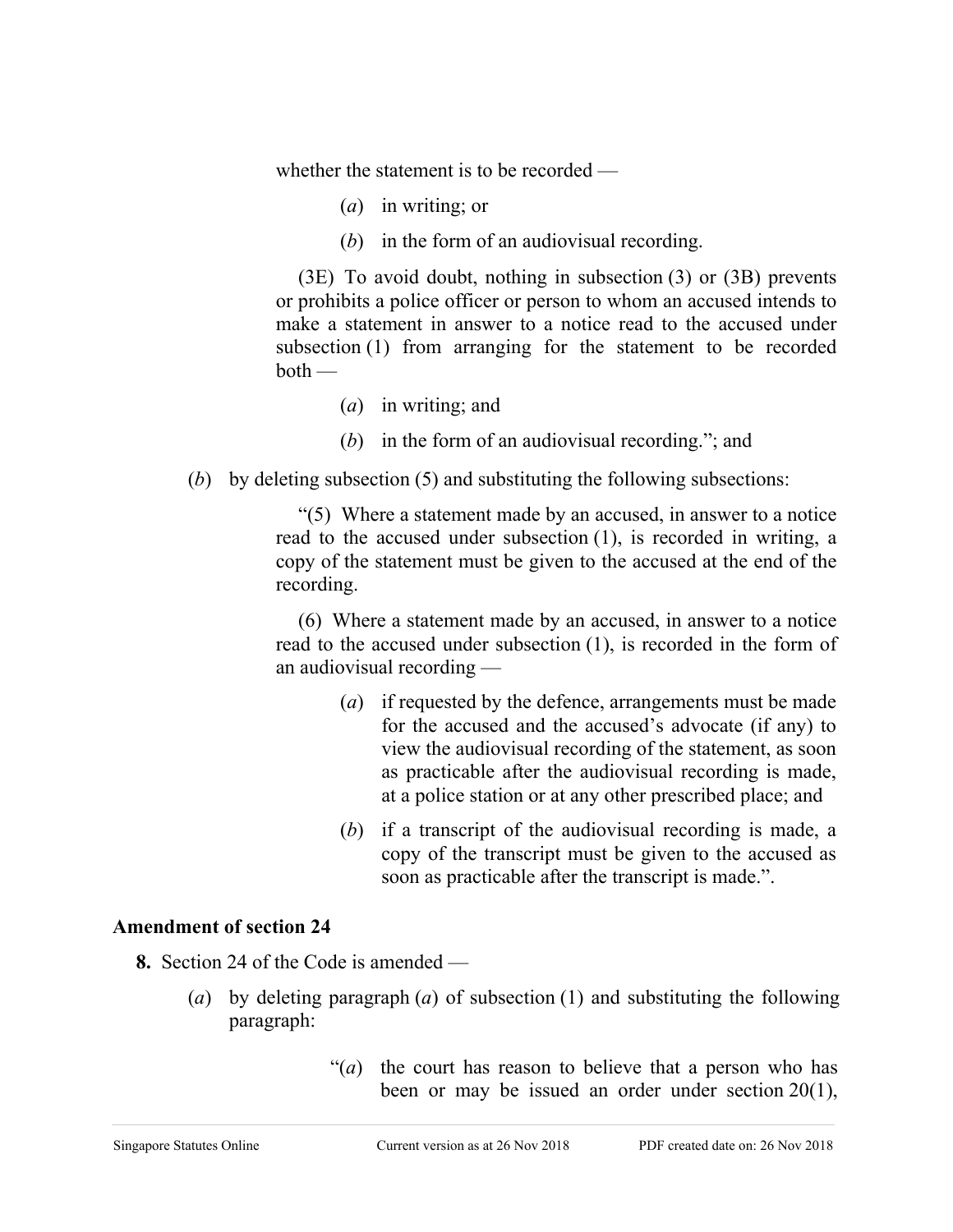whether the statement is to be recorded —

(*a*) in writing; or

(*b*) in the form of an audiovisual recording.

(3E) To avoid doubt, nothing in subsection (3) or (3B) prevents or prohibits a police officer or person to whom an accused intends to make a statement in answer to a notice read to the accused under subsection (1) from arranging for the statement to be recorded both —

(*a*) in writing; and

(*b*) in the form of an audiovisual recording."; and

(*b*) by deleting subsection (5) and substituting the following subsections:

"(5) Where a statement made by an accused, in answer to a notice read to the accused under subsection (1), is recorded in writing, a copy of the statement must be given to the accused at the end of the recording.

(6) Where a statement made by an accused, in answer to a notice read to the accused under subsection (1), is recorded in the form of an audiovisual recording —

(*a*) if requested by the defence, arrangements must be made for the accused and the accused's advocate (if any) to view the audiovisual recording of the statement, as soon as practicable after the audiovisual recording is made, at a police station or at any other prescribed place; and

(*b*) if a transcript of the audiovisual recording is made, a copy of the transcript must be given to the accused as soon as practicable after the transcript is made.".

**Amendment of section 24**

**8.** Section 24 of the Code is amended —

(*a*) by deleting paragraph (*a*) of subsection (1) and substituting the following paragraph:

"(*a*) the court has reason to believe that a person who has been or may be issued an order under section 20(1),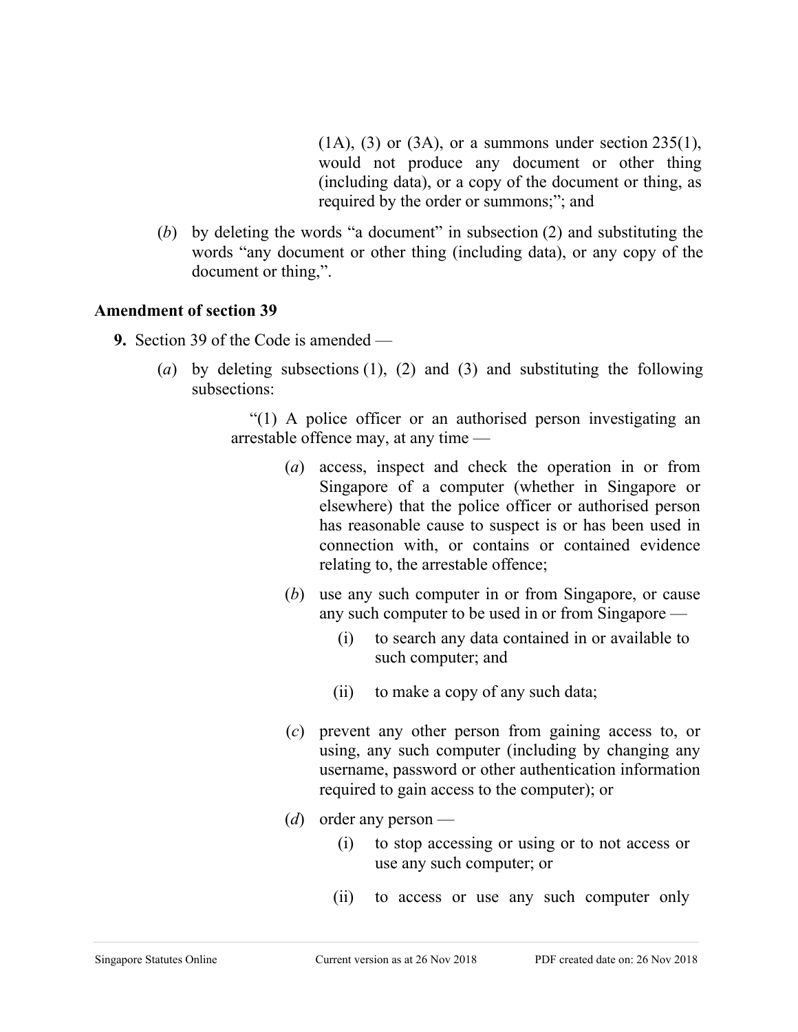(1A), (3) or (3A), or a summons under section 235(1), would not produce any document or other thing (including data), or a copy of the document or thing, as required by the order or summons;"; and

(*b*) by deleting the words "a document" in subsection (2) and substituting the words "any document or other thing (including data), or any copy of the document or thing,".

**Amendment of section 39**

**9.** Section 39 of the Code is amended —

(*a*) by deleting subsections (1), (2) and (3) and substituting the following subsections:

"(1) A police officer or an authorised person investigating an arrestable offence may, at any time —

(*a*) access, inspect and check the operation in or from Singapore of a computer (whether in Singapore or elsewhere) that the police officer or authorised person has reasonable cause to suspect is or has been used in connection with, or contains or contained evidence relating to, the arrestable offence;

(*b*) use any such computer in or from Singapore, or cause any such computer to be used in or from Singapore —

(i) to search any data contained in or available to such computer; and

(ii) to make a copy of any such data;

(*c*) prevent any other person from gaining access to, or using, any such computer (including by changing any username, password or other authentication information required to gain access to the computer); or

(*d*) order any person —

(i) to stop accessing or using or to not access or use any such computer; or

(ii) to access or use any such computer only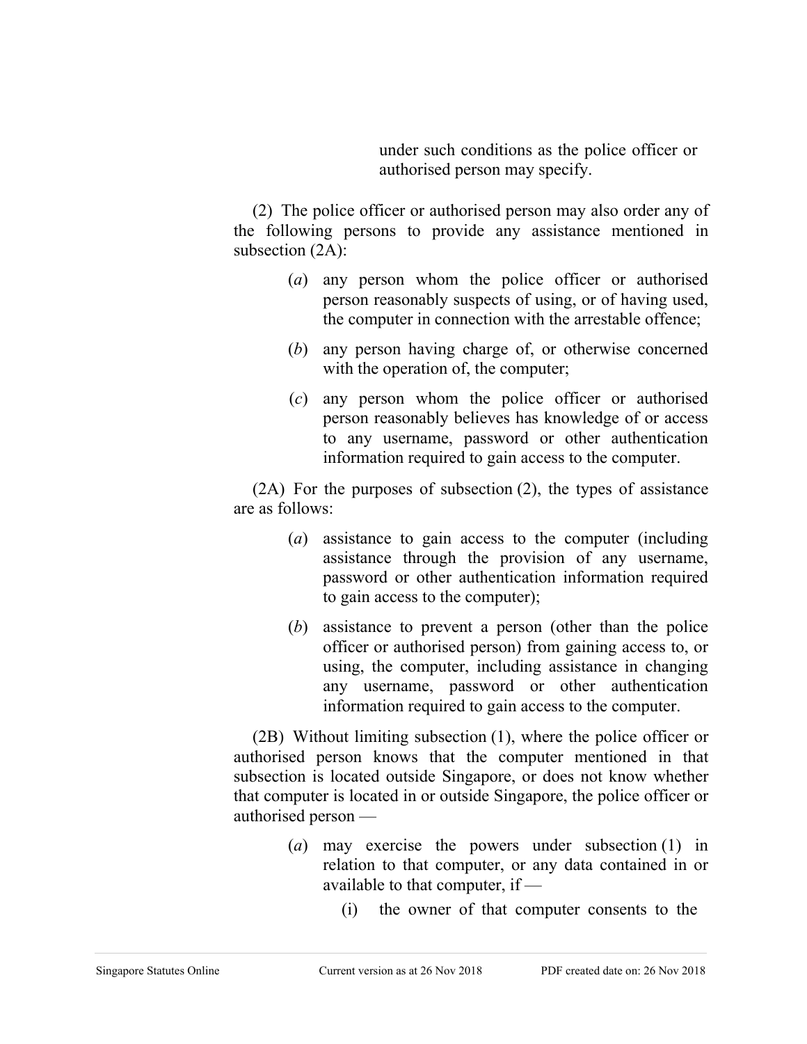under such conditions as the police officer or authorised person may specify.

(2) The police officer or authorised person may also order any of the following persons to provide any assistance mentioned in subsection (2A):

(*a*) any person whom the police officer or authorised person reasonably suspects of using, or of having used, the computer in connection with the arrestable offence;

(*b*) any person having charge of, or otherwise concerned with the operation of, the computer;

(*c*) any person whom the police officer or authorised person reasonably believes has knowledge of or access to any username, password or other authentication information required to gain access to the computer.

(2A) For the purposes of subsection (2), the types of assistance are as follows:

(*a*) assistance to gain access to the computer (including assistance through the provision of any username, password or other authentication information required to gain access to the computer);

(*b*) assistance to prevent a person (other than the police officer or authorised person) from gaining access to, or using, the computer, including assistance in changing any username, password or other authentication information required to gain access to the computer.

(2B) Without limiting subsection (1), where the police officer or authorised person knows that the computer mentioned in that subsection is located outside Singapore, or does not know whether that computer is located in or outside Singapore, the police officer or authorised person —

(*a*) may exercise the powers under subsection (1) in relation to that computer, or any data contained in or available to that computer, if —

(i) the owner of that computer consents to the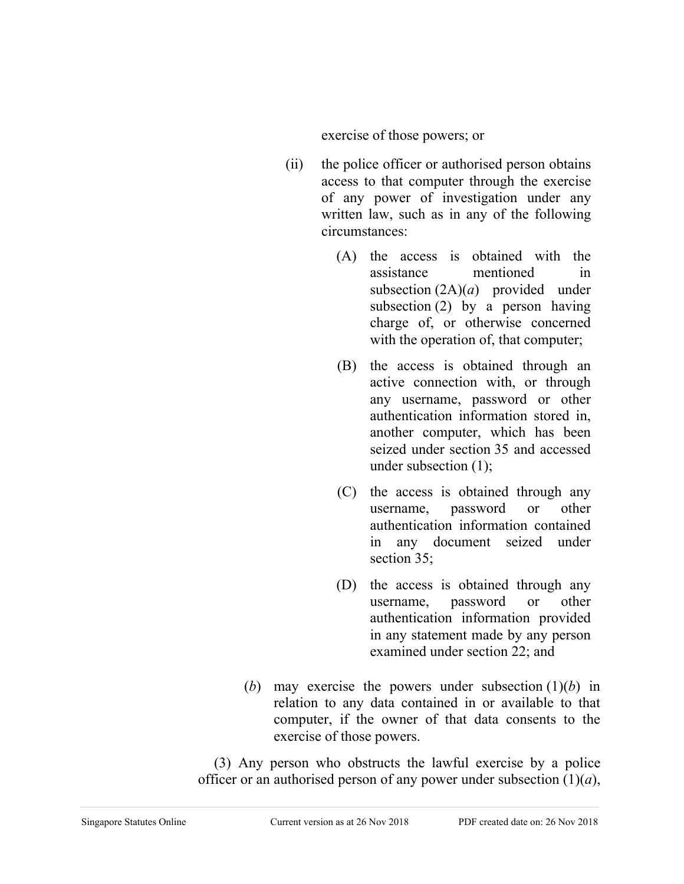exercise of those powers; or

(ii) the police officer or authorised person obtains access to that computer through the exercise of any power of investigation under any written law, such as in any of the following circumstances:

(A) the access is obtained with the assistance mentioned in subsection (2A)(*a*) provided under subsection (2) by a person having charge of, or otherwise concerned with the operation of, that computer;

(B) the access is obtained through an active connection with, or through any username, password or other authentication information stored in, another computer, which has been seized under section 35 and accessed under subsection (1);

(C) the access is obtained through any username, password or other authentication information contained in any document seized under section 35;

(D) the access is obtained through any username, password or other authentication information provided in any statement made by any person examined under section 22; and

(*b*) may exercise the powers under subsection (1)(*b*) in relation to any data contained in or available to that computer, if the owner of that data consents to the exercise of those powers.

(3) Any person who obstructs the lawful exercise by a police officer or an authorised person of any power under subsection (1)(*a*),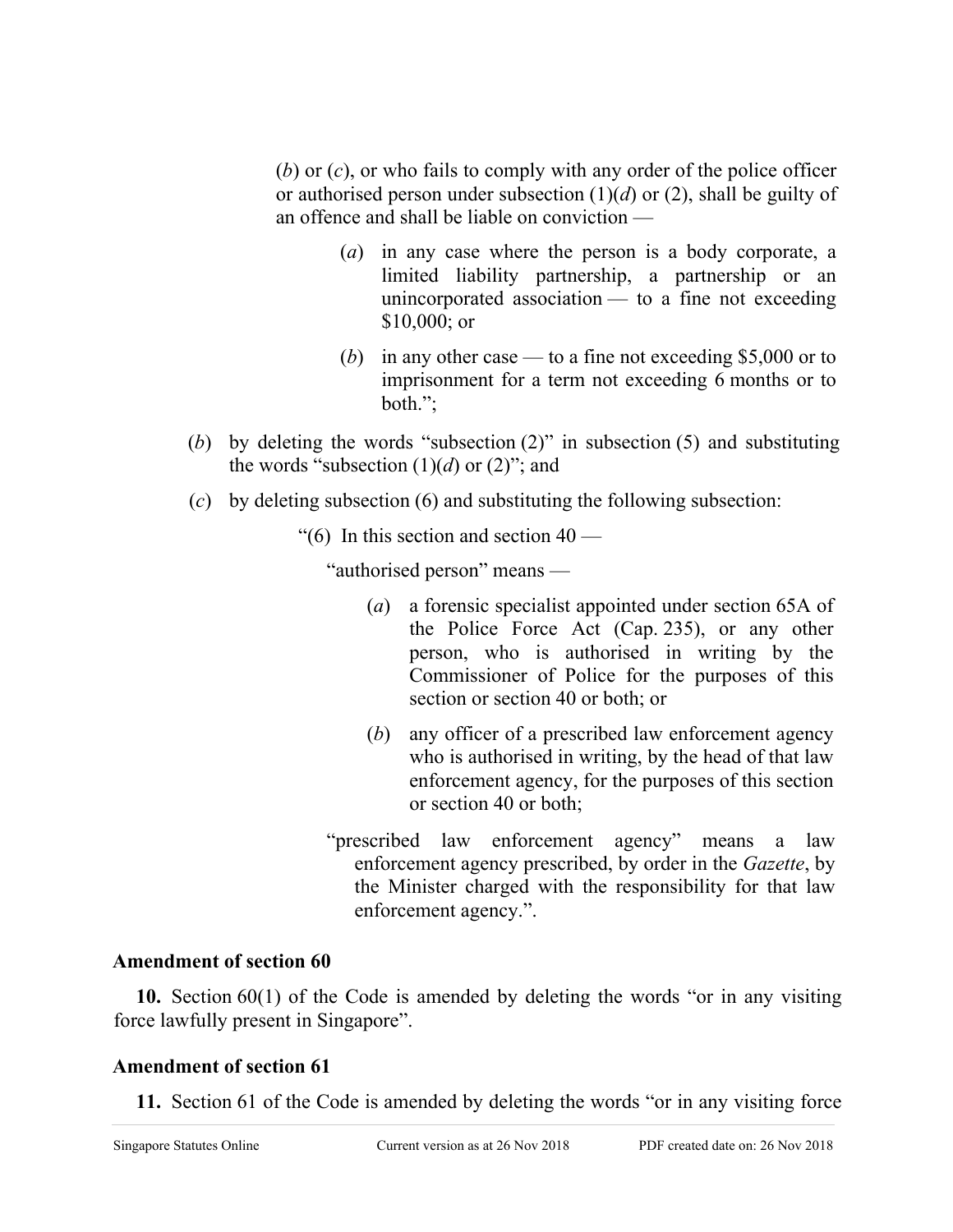(*b*) or (*c*), or who fails to comply with any order of the police officer or authorised person under subsection (1)(*d*) or (2), shall be guilty of an offence and shall be liable on conviction —

(*a*) in any case where the person is a body corporate, a limited liability partnership, a partnership or an unincorporated association — to a fine not exceeding $10,000; or

(*b*) in any other case — to a fine not exceeding $5,000 or to imprisonment for a term not exceeding 6 months or to both.";

(*b*) by deleting the words "subsection (2)" in subsection (5) and substituting the words "subsection (1)(*d*) or (2)"; and

(*c*) by deleting subsection (6) and substituting the following subsection:

"(6) In this section and section 40 —

"authorised person" means —

(*a*) a forensic specialist appointed under section 65A of the Police Force Act (Cap. 235), or any other person, who is authorised in writing by the Commissioner of Police for the purposes of this section or section 40 or both; or

(*b*) any officer of a prescribed law enforcement agency who is authorised in writing, by the head of that law enforcement agency, for the purposes of this section or section 40 or both;

"prescribed law enforcement agency" means a law enforcement agency prescribed, by order in the *Gazette*, by the Minister charged with the responsibility for that law enforcement agency.".

**Amendment of section 60**

**10.** Section 60(1) of the Code is amended by deleting the words "or in any visiting force lawfully present in Singapore".

**Amendment of section 61**

**11.** Section 61 of the Code is amended by deleting the words "or in any visiting force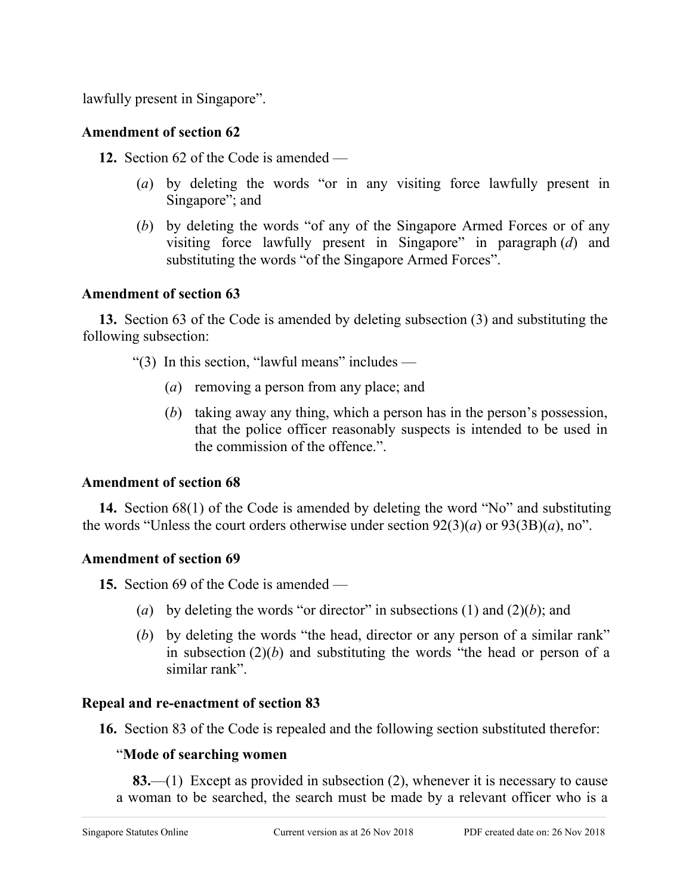lawfully present in Singapore".

### Amendment of section 62

**12.** Section 62 of the Code is amended —

(*a*) by deleting the words "or in any visiting force lawfully present in Singapore"; and

(*b*) by deleting the words "of any of the Singapore Armed Forces or of any visiting force lawfully present in Singapore" in paragraph (*d*) and substituting the words "of the Singapore Armed Forces".

### Amendment of section 63

**13.** Section 63 of the Code is amended by deleting subsection (3) and substituting the following subsection:

"(3) In this section, "lawful means" includes —

(*a*) removing a person from any place; and

(*b*) taking away any thing, which a person has in the person's possession, that the police officer reasonably suspects is intended to be used in the commission of the offence.".

### Amendment of section 68

**14.** Section 68(1) of the Code is amended by deleting the word "No" and substituting the words "Unless the court orders otherwise under section 92(3)(*a*) or 93(3B)(*a*), no".

### Amendment of section 69

**15.** Section 69 of the Code is amended —

(*a*) by deleting the words "or director" in subsections (1) and (2)(*b*); and

(*b*) by deleting the words "the head, director or any person of a similar rank" in subsection (2)(*b*) and substituting the words "the head or person of a similar rank".

### Repeal and re-enactment of section 83

**16.** Section 83 of the Code is repealed and the following section substituted therefor:

"**Mode of searching women**

**83.**—(1) Except as provided in subsection (2), whenever it is necessary to cause a woman to be searched, the search must be made by a relevant officer who is a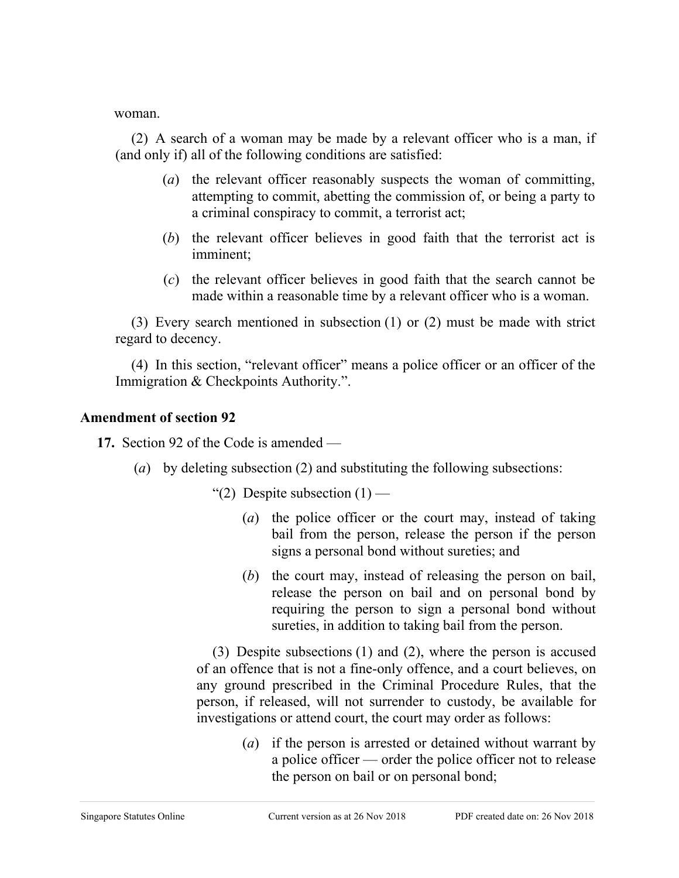woman.

(2) A search of a woman may be made by a relevant officer who is a man, if (and only if) all of the following conditions are satisfied:

(*a*) the relevant officer reasonably suspects the woman of committing, attempting to commit, abetting the commission of, or being a party to a criminal conspiracy to commit, a terrorist act;

(*b*) the relevant officer believes in good faith that the terrorist act is imminent;

(*c*) the relevant officer believes in good faith that the search cannot be made within a reasonable time by a relevant officer who is a woman.

(3) Every search mentioned in subsection (1) or (2) must be made with strict regard to decency.

(4) In this section, "relevant officer" means a police officer or an officer of the Immigration & Checkpoints Authority.".

### Amendment of section 92

**17.** Section 92 of the Code is amended —

(*a*) by deleting subsection (2) and substituting the following subsections:

"(2) Despite subsection (1) —

(*a*) the police officer or the court may, instead of taking bail from the person, release the person if the person signs a personal bond without sureties; and

(*b*) the court may, instead of releasing the person on bail, release the person on bail and on personal bond by requiring the person to sign a personal bond without sureties, in addition to taking bail from the person.

(3) Despite subsections (1) and (2), where the person is accused of an offence that is not a fine-only offence, and a court believes, on any ground prescribed in the Criminal Procedure Rules, that the person, if released, will not surrender to custody, be available for investigations or attend court, the court may order as follows:

(*a*) if the person is arrested or detained without warrant by a police officer — order the police officer not to release the person on bail or on personal bond;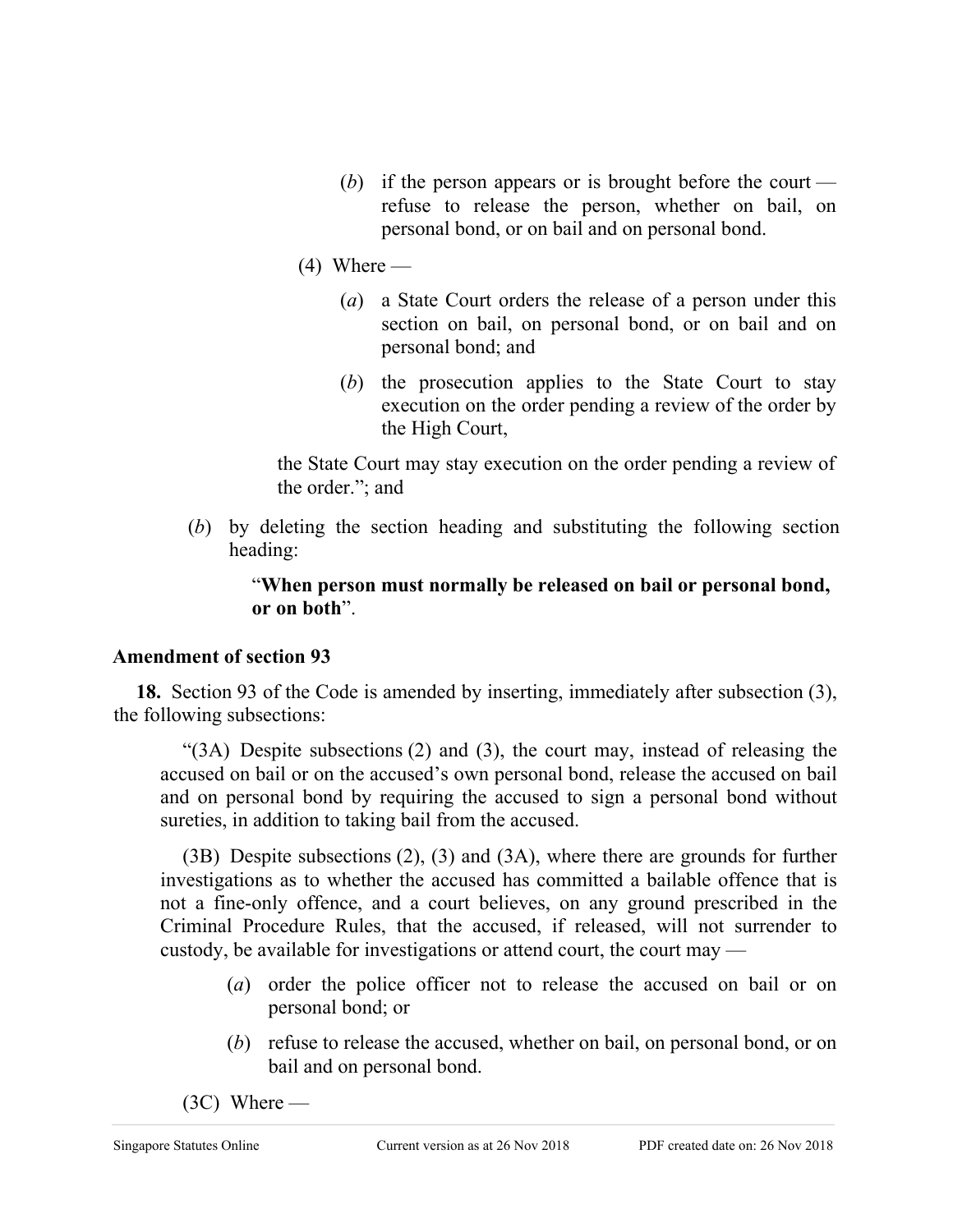(*b*) if the person appears or is brought before the court — refuse to release the person, whether on bail, on personal bond, or on bail and on personal bond.

(4) Where —

(*a*) a State Court orders the release of a person under this section on bail, on personal bond, or on bail and on personal bond; and

(*b*) the prosecution applies to the State Court to stay execution on the order pending a review of the order by the High Court,

the State Court may stay execution on the order pending a review of the order."; and

(*b*) by deleting the section heading and substituting the following section heading:

"**When person must normally be released on bail or personal bond, or on both**".

**Amendment of section 93**

**18.** Section 93 of the Code is amended by inserting, immediately after subsection (3), the following subsections:

"(3A) Despite subsections (2) and (3), the court may, instead of releasing the accused on bail or on the accused's own personal bond, release the accused on bail and on personal bond by requiring the accused to sign a personal bond without sureties, in addition to taking bail from the accused.

(3B) Despite subsections (2), (3) and (3A), where there are grounds for further investigations as to whether the accused has committed a bailable offence that is not a fine-only offence, and a court believes, on any ground prescribed in the Criminal Procedure Rules, that the accused, if released, will not surrender to custody, be available for investigations or attend court, the court may —

(*a*) order the police officer not to release the accused on bail or on personal bond; or

(*b*) refuse to release the accused, whether on bail, on personal bond, or on bail and on personal bond.

(3C) Where —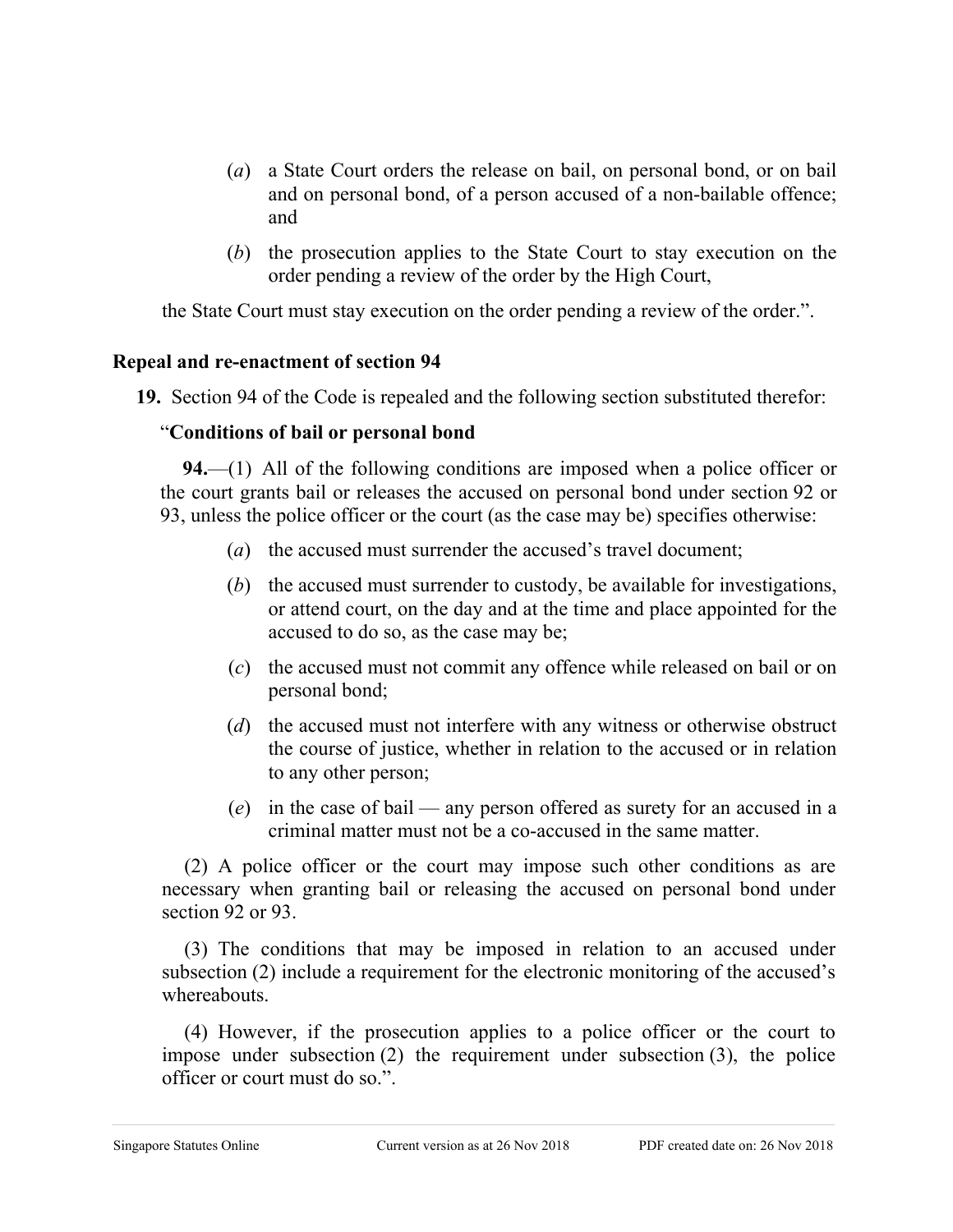(*a*) a State Court orders the release on bail, on personal bond, or on bail and on personal bond, of a person accused of a non-bailable offence; and

(*b*) the prosecution applies to the State Court to stay execution on the order pending a review of the order by the High Court,

the State Court must stay execution on the order pending a review of the order.".

**Repeal and re-enactment of section 94**

**19.** Section 94 of the Code is repealed and the following section substituted therefor:

"**Conditions of bail or personal bond**

**94.**—(1) All of the following conditions are imposed when a police officer or the court grants bail or releases the accused on personal bond under section 92 or 93, unless the police officer or the court (as the case may be) specifies otherwise:

(*a*) the accused must surrender the accused's travel document;

(*b*) the accused must surrender to custody, be available for investigations, or attend court, on the day and at the time and place appointed for the accused to do so, as the case may be;

(*c*) the accused must not commit any offence while released on bail or on personal bond;

(*d*) the accused must not interfere with any witness or otherwise obstruct the course of justice, whether in relation to the accused or in relation to any other person;

(*e*) in the case of bail — any person offered as surety for an accused in a criminal matter must not be a co-accused in the same matter.

(2) A police officer or the court may impose such other conditions as are necessary when granting bail or releasing the accused on personal bond under section 92 or 93.

(3) The conditions that may be imposed in relation to an accused under subsection (2) include a requirement for the electronic monitoring of the accused's whereabouts.

(4) However, if the prosecution applies to a police officer or the court to impose under subsection (2) the requirement under subsection (3), the police officer or court must do so.".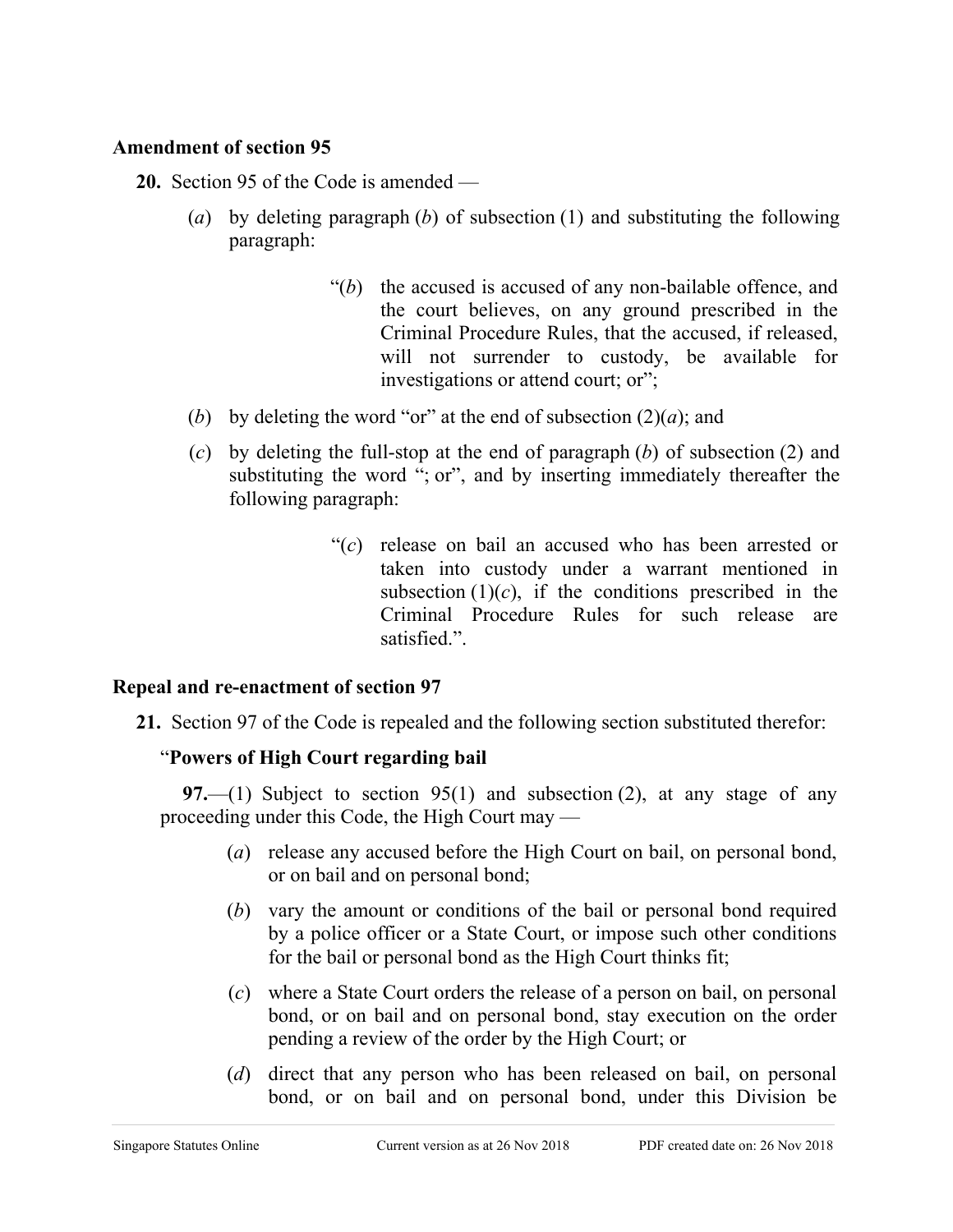**Amendment of section 95**

**20.** Section 95 of the Code is amended —

(*a*) by deleting paragraph (*b*) of subsection (1) and substituting the following paragraph:

> "(*b*) the accused is accused of any non-bailable offence, and the court believes, on any ground prescribed in the Criminal Procedure Rules, that the accused, if released, will not surrender to custody, be available for investigations or attend court; or";

(*b*) by deleting the word "or" at the end of subsection (2)(*a*); and

(*c*) by deleting the full-stop at the end of paragraph (*b*) of subsection (2) and substituting the word "; or", and by inserting immediately thereafter the following paragraph:

> "(*c*) release on bail an accused who has been arrested or taken into custody under a warrant mentioned in subsection (1)(*c*), if the conditions prescribed in the Criminal Procedure Rules for such release are satisfied.".

**Repeal and re-enactment of section 97**

**21.** Section 97 of the Code is repealed and the following section substituted therefor:

"**Powers of High Court regarding bail**

**97.**—(1) Subject to section 95(1) and subsection (2), at any stage of any proceeding under this Code, the High Court may —

(*a*) release any accused before the High Court on bail, on personal bond, or on bail and on personal bond;

(*b*) vary the amount or conditions of the bail or personal bond required by a police officer or a State Court, or impose such other conditions for the bail or personal bond as the High Court thinks fit;

(*c*) where a State Court orders the release of a person on bail, on personal bond, or on bail and on personal bond, stay execution on the order pending a review of the order by the High Court; or

(*d*) direct that any person who has been released on bail, on personal bond, or on bail and on personal bond, under this Division be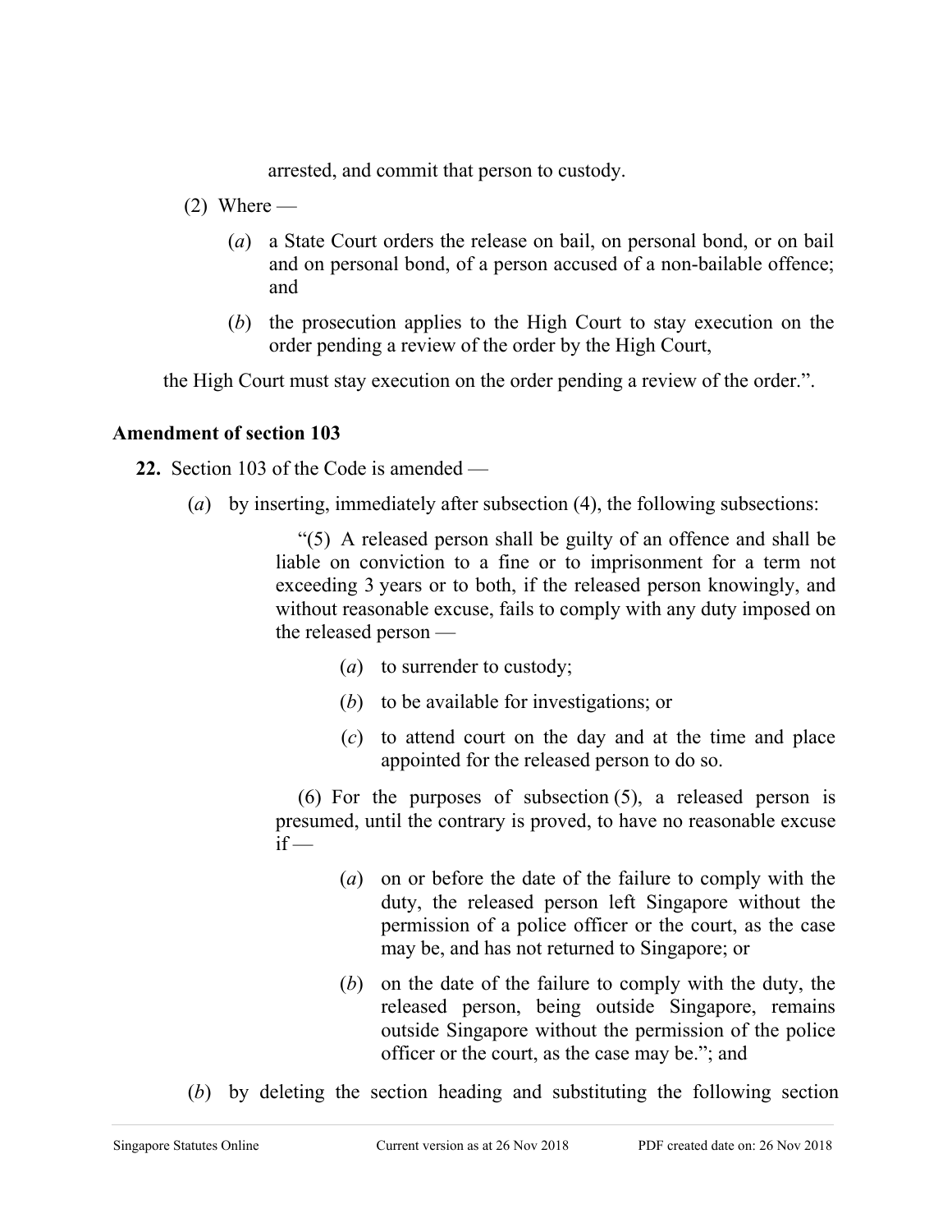arrested, and commit that person to custody.

(2) Where —

(*a*) a State Court orders the release on bail, on personal bond, or on bail and on personal bond, of a person accused of a non-bailable offence; and

(*b*) the prosecution applies to the High Court to stay execution on the order pending a review of the order by the High Court,

the High Court must stay execution on the order pending a review of the order.”.

**Amendment of section 103**

**22.** Section 103 of the Code is amended —

(*a*) by inserting, immediately after subsection (4), the following subsections:

“(5) A released person shall be guilty of an offence and shall be liable on conviction to a fine or to imprisonment for a term not exceeding 3 years or to both, if the released person knowingly, and without reasonable excuse, fails to comply with any duty imposed on the released person —

(*a*) to surrender to custody;

(*b*) to be available for investigations; or

(*c*) to attend court on the day and at the time and place appointed for the released person to do so.

(6) For the purposes of subsection (5), a released person is presumed, until the contrary is proved, to have no reasonable excuse if —

(*a*) on or before the date of the failure to comply with the duty, the released person left Singapore without the permission of a police officer or the court, as the case may be, and has not returned to Singapore; or

(*b*) on the date of the failure to comply with the duty, the released person, being outside Singapore, remains outside Singapore without the permission of the police officer or the court, as the case may be.”; and

(*b*) by deleting the section heading and substituting the following section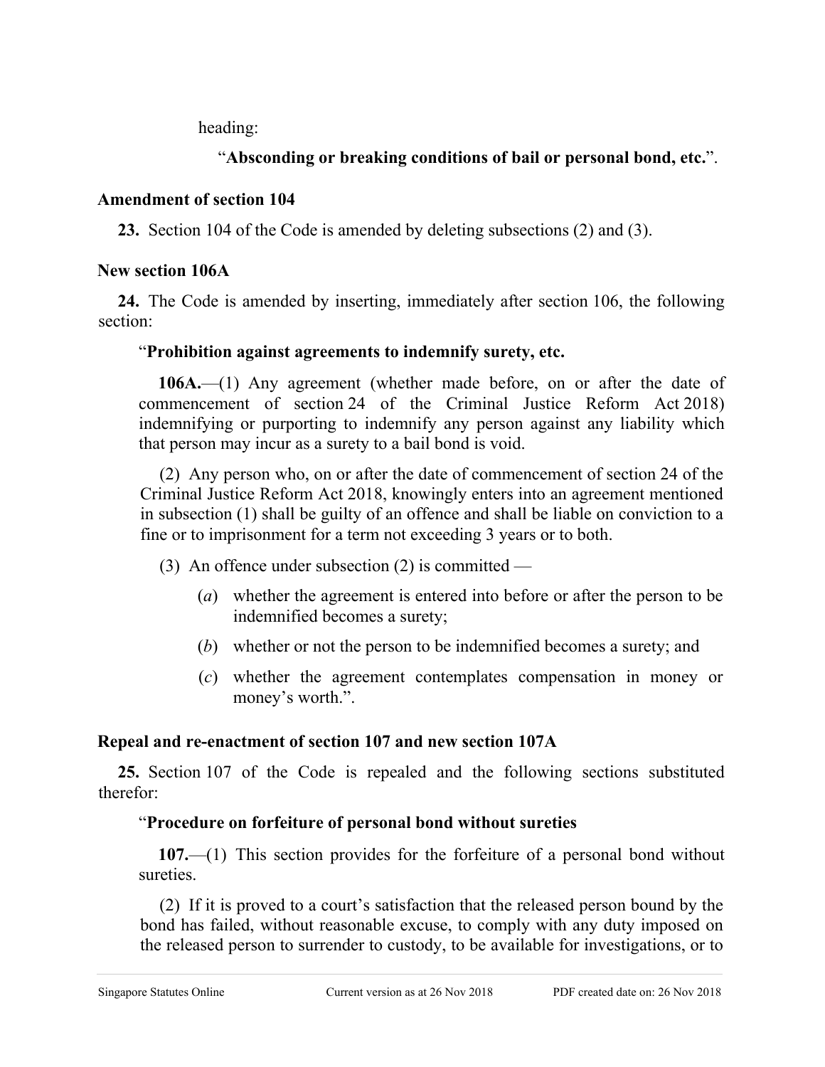heading:

"**Absconding or breaking conditions of bail or personal bond, etc.**".

**Amendment of section 104**

**23.** Section 104 of the Code is amended by deleting subsections (2) and (3).

**New section 106A**

**24.** The Code is amended by inserting, immediately after section 106, the following section:

"**Prohibition against agreements to indemnify surety, etc.**

**106A.**—(1) Any agreement (whether made before, on or after the date of commencement of section 24 of the Criminal Justice Reform Act 2018) indemnifying or purporting to indemnify any person against any liability which that person may incur as a surety to a bail bond is void.

(2) Any person who, on or after the date of commencement of section 24 of the Criminal Justice Reform Act 2018, knowingly enters into an agreement mentioned in subsection (1) shall be guilty of an offence and shall be liable on conviction to a fine or to imprisonment for a term not exceeding 3 years or to both.

(3) An offence under subsection (2) is committed —

(*a*) whether the agreement is entered into before or after the person to be indemnified becomes a surety;

(*b*) whether or not the person to be indemnified becomes a surety; and

(*c*) whether the agreement contemplates compensation in money or money's worth.".

**Repeal and re-enactment of section 107 and new section 107A**

**25.** Section 107 of the Code is repealed and the following sections substituted therefor:

"**Procedure on forfeiture of personal bond without sureties**

**107.**—(1) This section provides for the forfeiture of a personal bond without sureties.

(2) If it is proved to a court's satisfaction that the released person bound by the bond has failed, without reasonable excuse, to comply with any duty imposed on the released person to surrender to custody, to be available for investigations, or to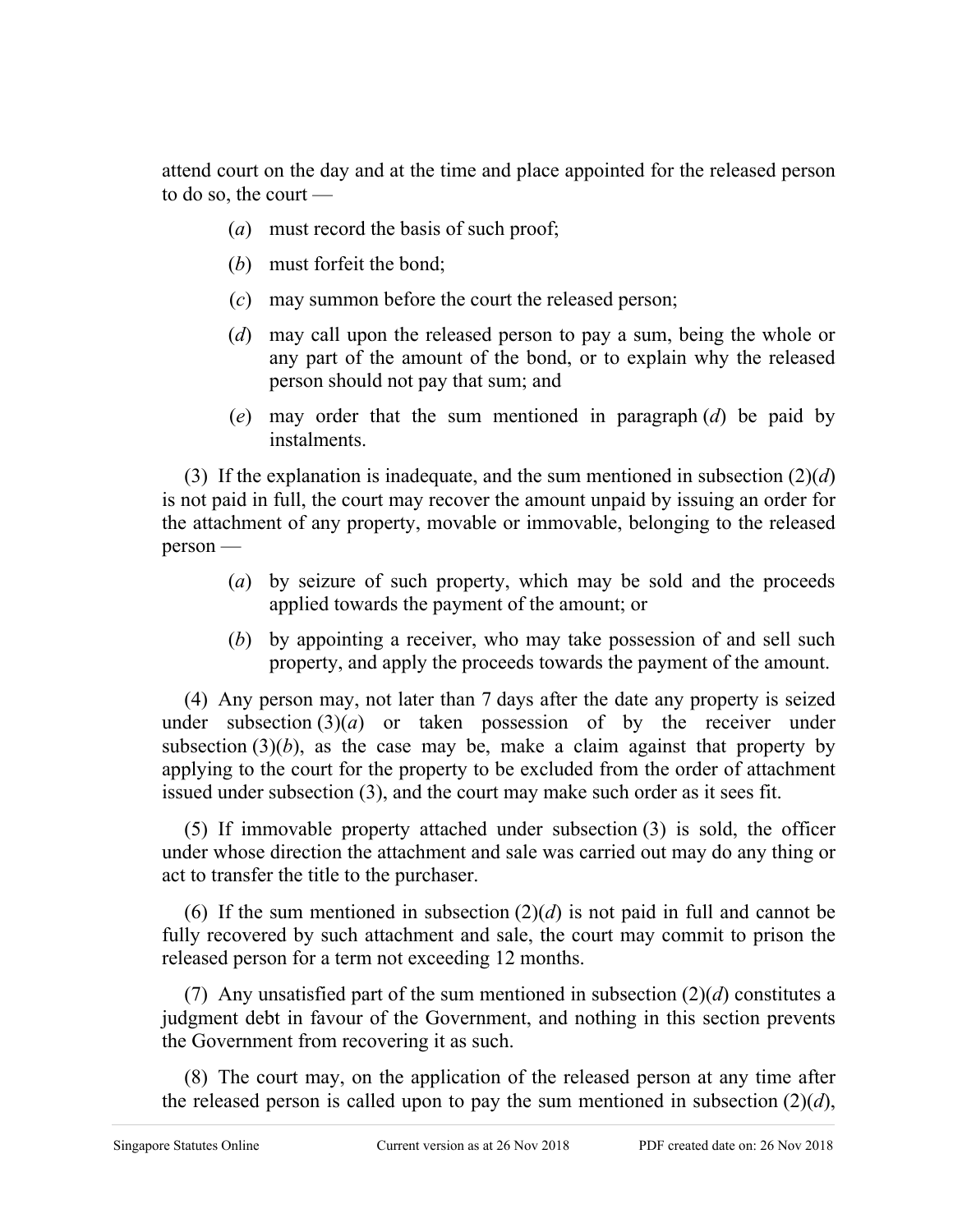attend court on the day and at the time and place appointed for the released person to do so, the court —

(*a*) must record the basis of such proof;

(*b*) must forfeit the bond;

(*c*) may summon before the court the released person;

(*d*) may call upon the released person to pay a sum, being the whole or any part of the amount of the bond, or to explain why the released person should not pay that sum; and

(*e*) may order that the sum mentioned in paragraph (*d*) be paid by instalments.

(3) If the explanation is inadequate, and the sum mentioned in subsection (2)(*d*) is not paid in full, the court may recover the amount unpaid by issuing an order for the attachment of any property, movable or immovable, belonging to the released person —

(*a*) by seizure of such property, which may be sold and the proceeds applied towards the payment of the amount; or

(*b*) by appointing a receiver, who may take possession of and sell such property, and apply the proceeds towards the payment of the amount.

(4) Any person may, not later than 7 days after the date any property is seized under subsection (3)(*a*) or taken possession of by the receiver under subsection (3)(*b*), as the case may be, make a claim against that property by applying to the court for the property to be excluded from the order of attachment issued under subsection (3), and the court may make such order as it sees fit.

(5) If immovable property attached under subsection (3) is sold, the officer under whose direction the attachment and sale was carried out may do any thing or act to transfer the title to the purchaser.

(6) If the sum mentioned in subsection (2)(*d*) is not paid in full and cannot be fully recovered by such attachment and sale, the court may commit to prison the released person for a term not exceeding 12 months.

(7) Any unsatisfied part of the sum mentioned in subsection (2)(*d*) constitutes a judgment debt in favour of the Government, and nothing in this section prevents the Government from recovering it as such.

(8) The court may, on the application of the released person at any time after the released person is called upon to pay the sum mentioned in subsection (2)(*d*),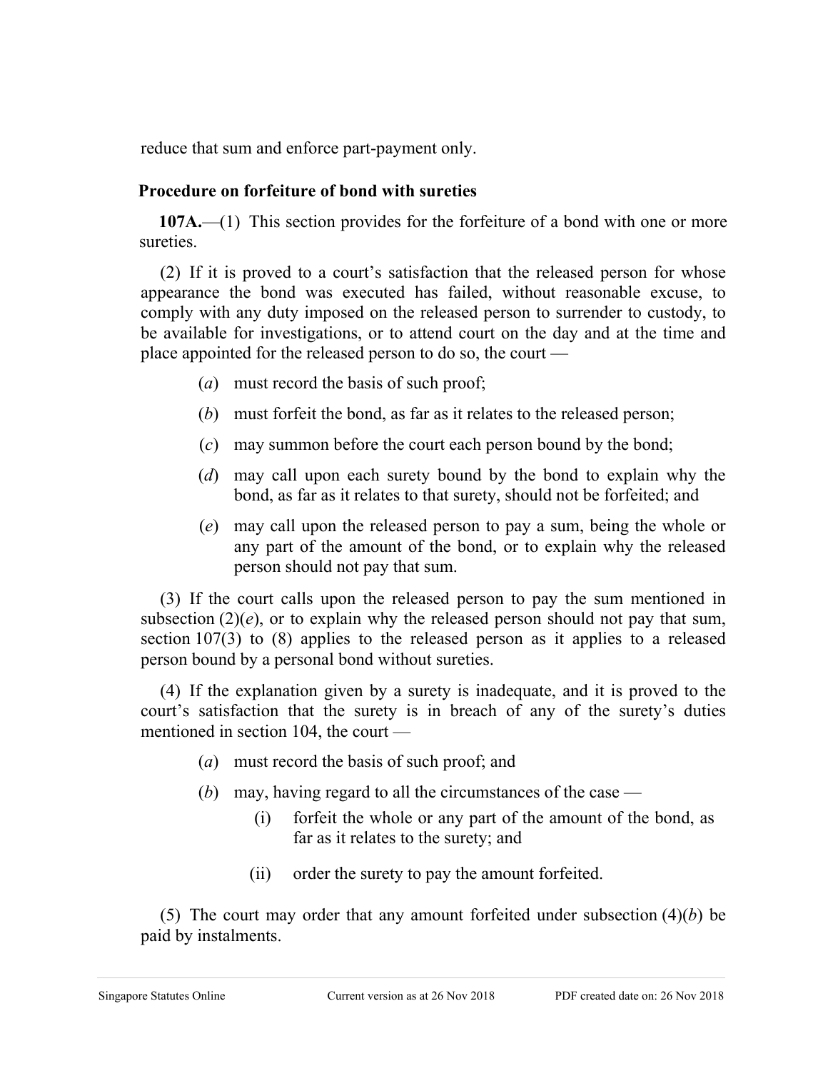reduce that sum and enforce part-payment only.

**Procedure on forfeiture of bond with sureties**

**107A.**—(1) This section provides for the forfeiture of a bond with one or more sureties.

(2) If it is proved to a court's satisfaction that the released person for whose appearance the bond was executed has failed, without reasonable excuse, to comply with any duty imposed on the released person to surrender to custody, to be available for investigations, or to attend court on the day and at the time and place appointed for the released person to do so, the court —

- (*a*) must record the basis of such proof;
- (*b*) must forfeit the bond, as far as it relates to the released person;
- (*c*) may summon before the court each person bound by the bond;
- (*d*) may call upon each surety bound by the bond to explain why the bond, as far as it relates to that surety, should not be forfeited; and
- (*e*) may call upon the released person to pay a sum, being the whole or any part of the amount of the bond, or to explain why the released person should not pay that sum.

(3) If the court calls upon the released person to pay the sum mentioned in subsection (2)(*e*), or to explain why the released person should not pay that sum, section 107(3) to (8) applies to the released person as it applies to a released person bound by a personal bond without sureties.

(4) If the explanation given by a surety is inadequate, and it is proved to the court's satisfaction that the surety is in breach of any of the surety's duties mentioned in section 104, the court —

- (*a*) must record the basis of such proof; and
- (*b*) may, having regard to all the circumstances of the case —
  - (i) forfeit the whole or any part of the amount of the bond, as far as it relates to the surety; and
  - (ii) order the surety to pay the amount forfeited.

(5) The court may order that any amount forfeited under subsection (4)(*b*) be paid by instalments.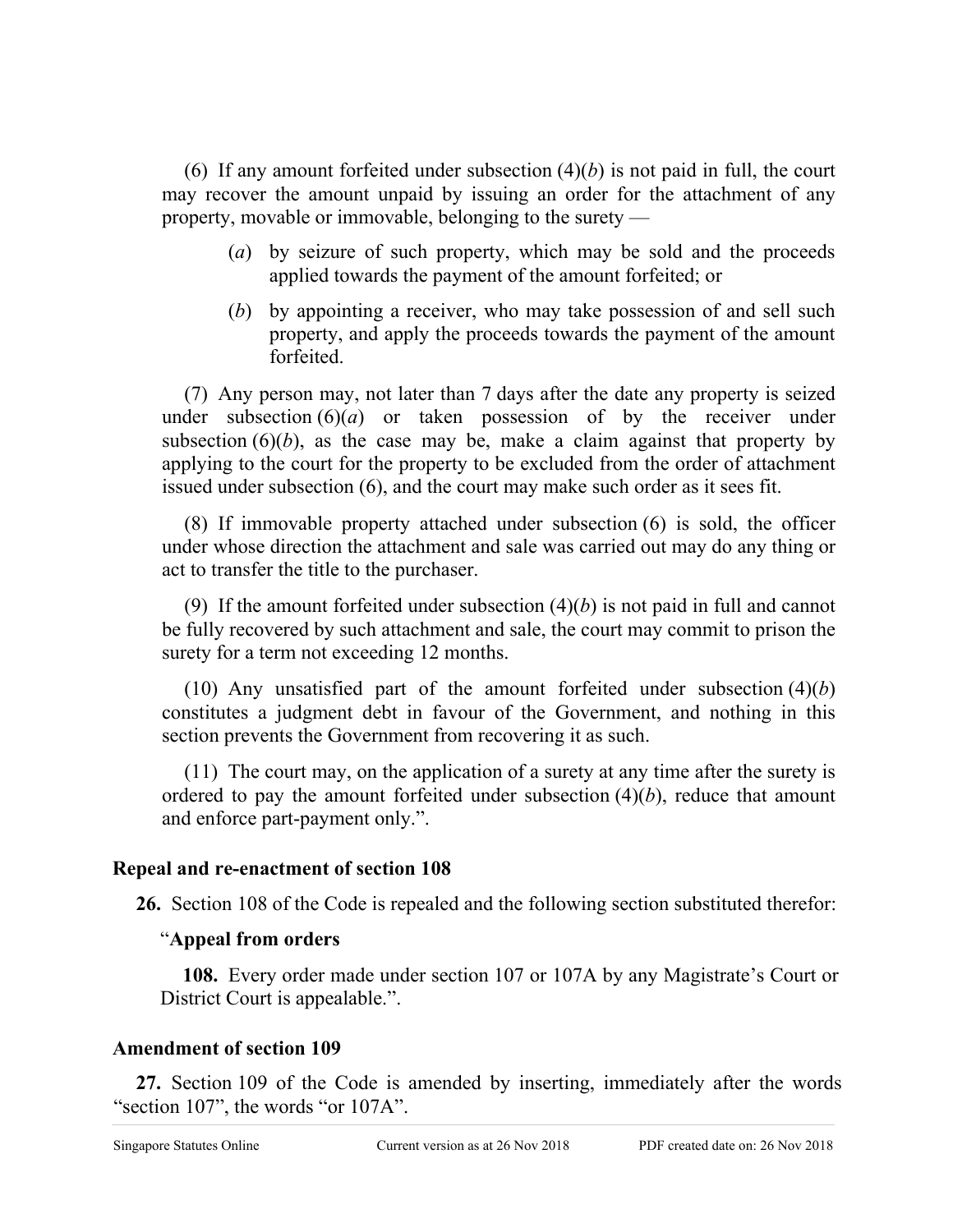(6) If any amount forfeited under subsection (4)(*b*) is not paid in full, the court may recover the amount unpaid by issuing an order for the attachment of any property, movable or immovable, belonging to the surety —

> (*a*) by seizure of such property, which may be sold and the proceeds applied towards the payment of the amount forfeited; or
>
> (*b*) by appointing a receiver, who may take possession of and sell such property, and apply the proceeds towards the payment of the amount forfeited.

(7) Any person may, not later than 7 days after the date any property is seized under subsection (6)(*a*) or taken possession of by the receiver under subsection (6)(*b*), as the case may be, make a claim against that property by applying to the court for the property to be excluded from the order of attachment issued under subsection (6), and the court may make such order as it sees fit.

(8) If immovable property attached under subsection (6) is sold, the officer under whose direction the attachment and sale was carried out may do any thing or act to transfer the title to the purchaser.

(9) If the amount forfeited under subsection (4)(*b*) is not paid in full and cannot be fully recovered by such attachment and sale, the court may commit to prison the surety for a term not exceeding 12 months.

(10) Any unsatisfied part of the amount forfeited under subsection (4)(*b*) constitutes a judgment debt in favour of the Government, and nothing in this section prevents the Government from recovering it as such.

(11) The court may, on the application of a surety at any time after the surety is ordered to pay the amount forfeited under subsection (4)(*b*), reduce that amount and enforce part-payment only.".

### Repeal and re-enactment of section 108

**26.** Section 108 of the Code is repealed and the following section substituted therefor:

"**Appeal from orders**

**108.** Every order made under section 107 or 107A by any Magistrate's Court or District Court is appealable.".

### Amendment of section 109

**27.** Section 109 of the Code is amended by inserting, immediately after the words "section 107", the words "or 107A".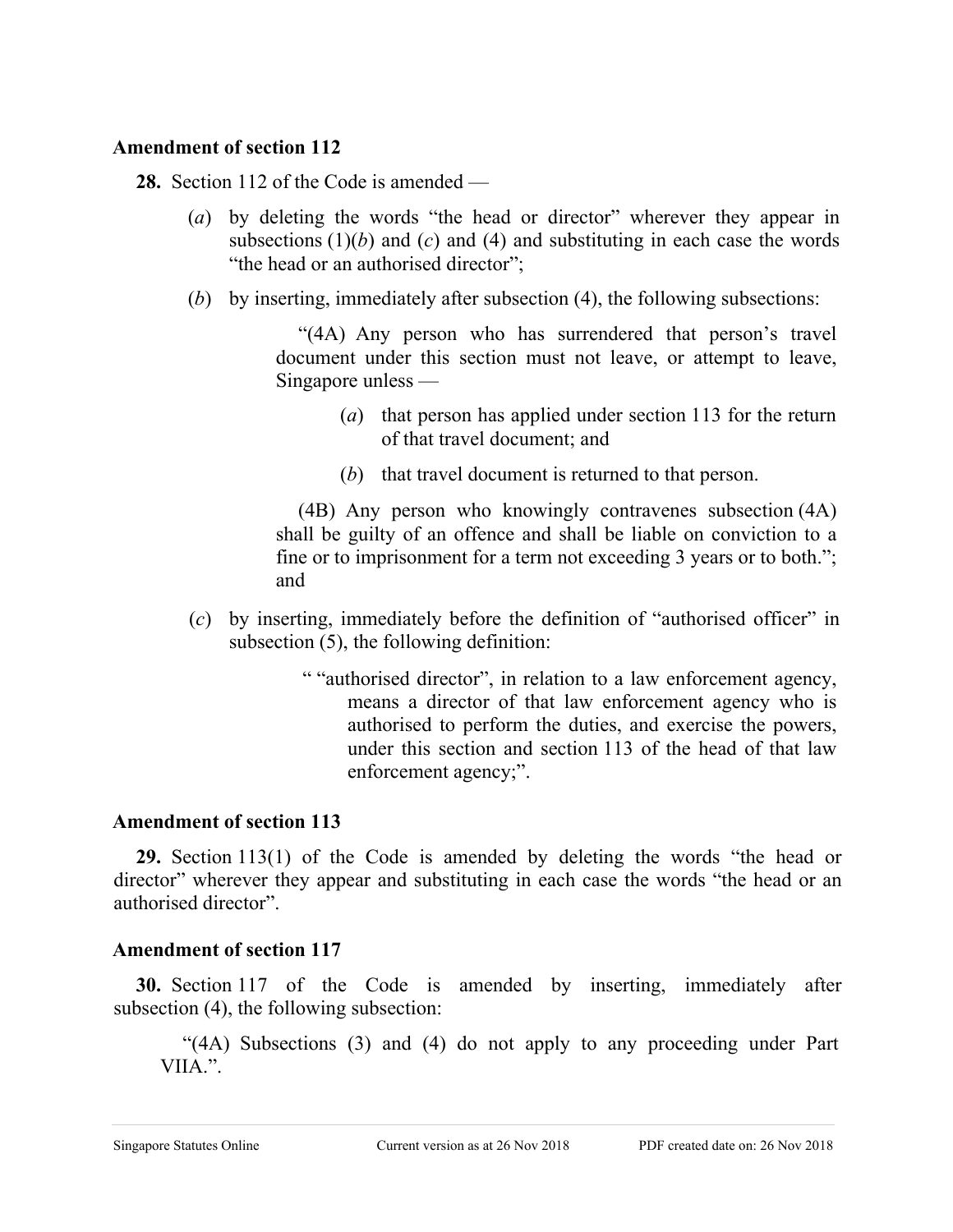**Amendment of section 112**

**28.** Section 112 of the Code is amended —

(*a*) by deleting the words "the head or director" wherever they appear in subsections (1)(*b*) and (*c*) and (4) and substituting in each case the words "the head or an authorised director";

(*b*) by inserting, immediately after subsection (4), the following subsections:

> "(4A) Any person who has surrendered that person's travel document under this section must not leave, or attempt to leave, Singapore unless —
>
> (*a*) that person has applied under section 113 for the return of that travel document; and
>
> (*b*) that travel document is returned to that person.
>
> (4B) Any person who knowingly contravenes subsection (4A) shall be guilty of an offence and shall be liable on conviction to a fine or to imprisonment for a term not exceeding 3 years or to both."; and

(*c*) by inserting, immediately before the definition of "authorised officer" in subsection (5), the following definition:

> " "authorised director", in relation to a law enforcement agency, means a director of that law enforcement agency who is authorised to perform the duties, and exercise the powers, under this section and section 113 of the head of that law enforcement agency;".

**Amendment of section 113**

**29.** Section 113(1) of the Code is amended by deleting the words "the head or director" wherever they appear and substituting in each case the words "the head or an authorised director".

**Amendment of section 117**

**30.** Section 117 of the Code is amended by inserting, immediately after subsection (4), the following subsection:

> "(4A) Subsections (3) and (4) do not apply to any proceeding under Part VIIA.".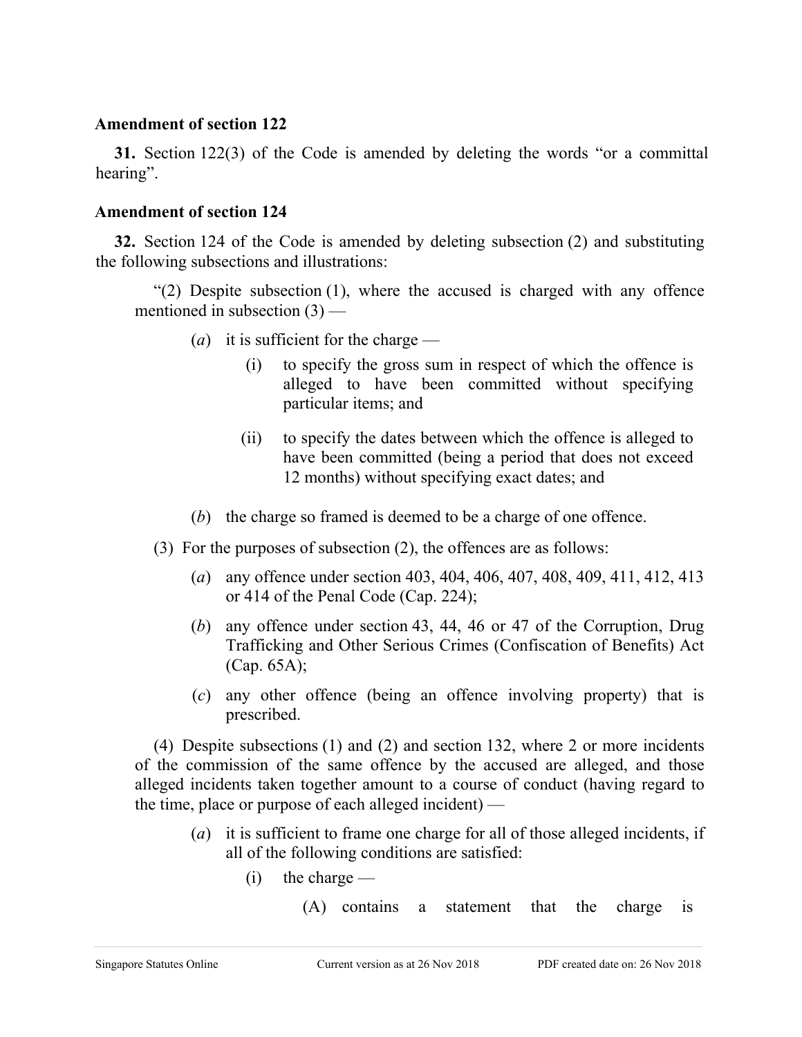**Amendment of section 122**

**31.** Section 122(3) of the Code is amended by deleting the words "or a committal hearing".

**Amendment of section 124**

**32.** Section 124 of the Code is amended by deleting subsection (2) and substituting the following subsections and illustrations:

"(2) Despite subsection (1), where the accused is charged with any offence mentioned in subsection (3) —

(*a*) it is sufficient for the charge —

(i) to specify the gross sum in respect of which the offence is alleged to have been committed without specifying particular items; and

(ii) to specify the dates between which the offence is alleged to have been committed (being a period that does not exceed 12 months) without specifying exact dates; and

(*b*) the charge so framed is deemed to be a charge of one offence.

(3) For the purposes of subsection (2), the offences are as follows:

(*a*) any offence under section 403, 404, 406, 407, 408, 409, 411, 412, 413 or 414 of the Penal Code (Cap. 224);

(*b*) any offence under section 43, 44, 46 or 47 of the Corruption, Drug Trafficking and Other Serious Crimes (Confiscation of Benefits) Act (Cap. 65A);

(*c*) any other offence (being an offence involving property) that is prescribed.

(4) Despite subsections (1) and (2) and section 132, where 2 or more incidents of the commission of the same offence by the accused are alleged, and those alleged incidents taken together amount to a course of conduct (having regard to the time, place or purpose of each alleged incident) —

(*a*) it is sufficient to frame one charge for all of those alleged incidents, if all of the following conditions are satisfied:

(i) the charge —

(A) contains a statement that the charge is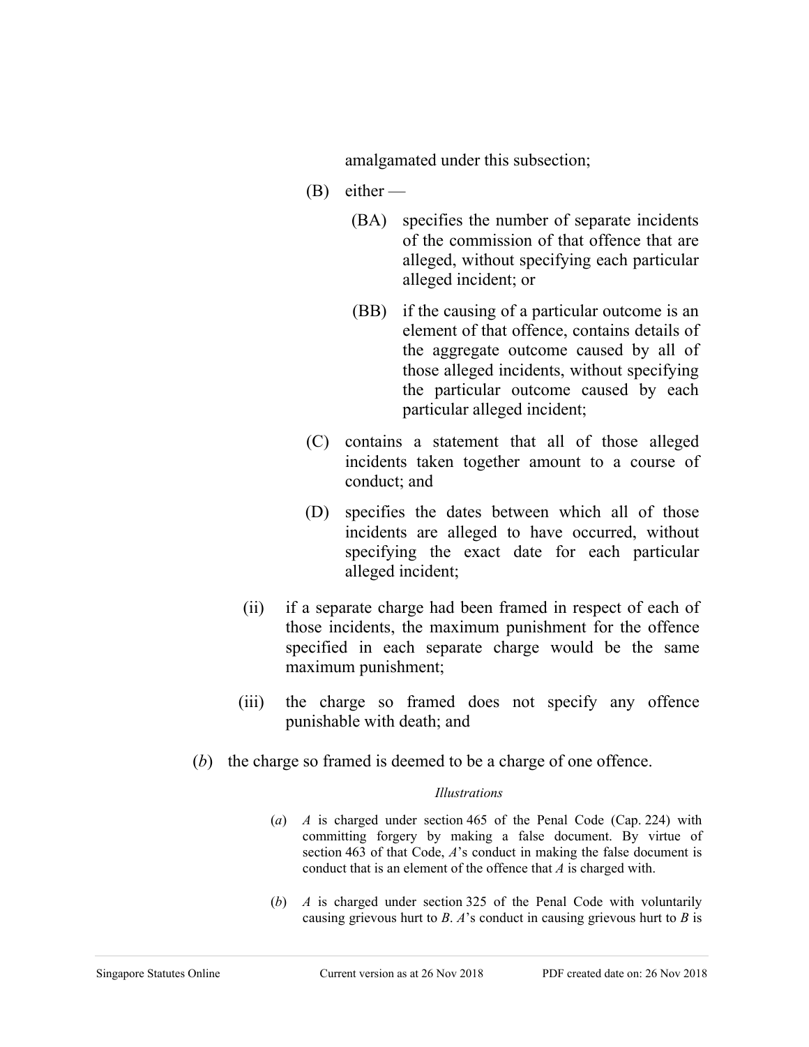amalgamated under this subsection;

(B) either —

(BA) specifies the number of separate incidents of the commission of that offence that are alleged, without specifying each particular alleged incident; or

(BB) if the causing of a particular outcome is an element of that offence, contains details of the aggregate outcome caused by all of those alleged incidents, without specifying the particular outcome caused by each particular alleged incident;

(C) contains a statement that all of those alleged incidents taken together amount to a course of conduct; and

(D) specifies the dates between which all of those incidents are alleged to have occurred, without specifying the exact date for each particular alleged incident;

(ii) if a separate charge had been framed in respect of each of those incidents, the maximum punishment for the offence specified in each separate charge would be the same maximum punishment;

(iii) the charge so framed does not specify any offence punishable with death; and

(*b*) the charge so framed is deemed to be a charge of one offence.

*Illustrations*

(*a*) *A* is charged under section 465 of the Penal Code (Cap. 224) with committing forgery by making a false document. By virtue of section 463 of that Code, *A*'s conduct in making the false document is conduct that is an element of the offence that *A* is charged with.

(*b*) *A* is charged under section 325 of the Penal Code with voluntarily causing grievous hurt to *B*. *A*'s conduct in causing grievous hurt to *B* is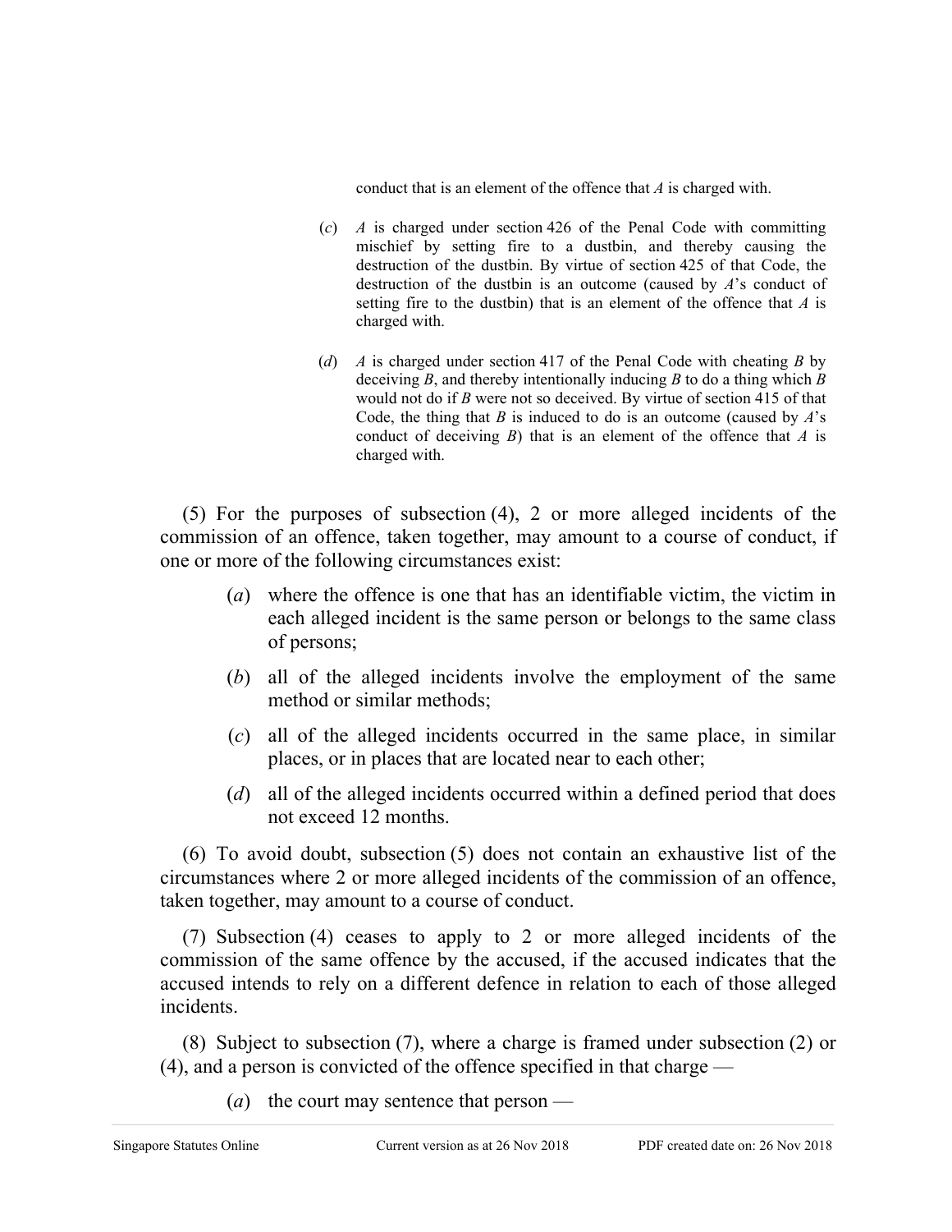conduct that is an element of the offence that *A* is charged with.

(*c*) *A* is charged under section 426 of the Penal Code with committing mischief by setting fire to a dustbin, and thereby causing the destruction of the dustbin. By virtue of section 425 of that Code, the destruction of the dustbin is an outcome (caused by *A*'s conduct of setting fire to the dustbin) that is an element of the offence that *A* is charged with.

(*d*) *A* is charged under section 417 of the Penal Code with cheating *B* by deceiving *B*, and thereby intentionally inducing *B* to do a thing which *B* would not do if *B* were not so deceived. By virtue of section 415 of that Code, the thing that *B* is induced to do is an outcome (caused by *A*'s conduct of deceiving *B*) that is an element of the offence that *A* is charged with.

(5) For the purposes of subsection (4), 2 or more alleged incidents of the commission of an offence, taken together, may amount to a course of conduct, if one or more of the following circumstances exist:

(*a*) where the offence is one that has an identifiable victim, the victim in each alleged incident is the same person or belongs to the same class of persons;

(*b*) all of the alleged incidents involve the employment of the same method or similar methods;

(*c*) all of the alleged incidents occurred in the same place, in similar places, or in places that are located near to each other;

(*d*) all of the alleged incidents occurred within a defined period that does not exceed 12 months.

(6) To avoid doubt, subsection (5) does not contain an exhaustive list of the circumstances where 2 or more alleged incidents of the commission of an offence, taken together, may amount to a course of conduct.

(7) Subsection (4) ceases to apply to 2 or more alleged incidents of the commission of the same offence by the accused, if the accused indicates that the accused intends to rely on a different defence in relation to each of those alleged incidents.

(8) Subject to subsection (7), where a charge is framed under subsection (2) or (4), and a person is convicted of the offence specified in that charge —

(*a*) the court may sentence that person —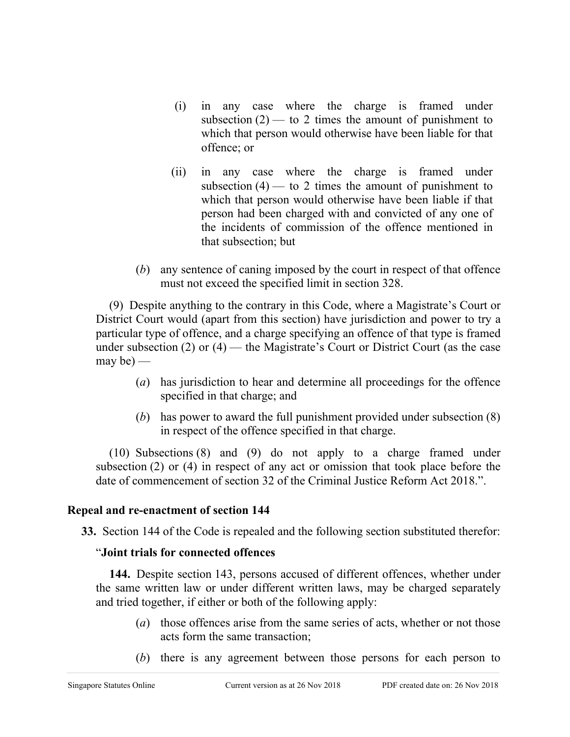(i) in any case where the charge is framed under subsection (2) — to 2 times the amount of punishment to which that person would otherwise have been liable for that offence; or

(ii) in any case where the charge is framed under subsection (4) — to 2 times the amount of punishment to which that person would otherwise have been liable if that person had been charged with and convicted of any one of the incidents of commission of the offence mentioned in that subsection; but

(*b*) any sentence of caning imposed by the court in respect of that offence must not exceed the specified limit in section 328.

(9) Despite anything to the contrary in this Code, where a Magistrate's Court or District Court would (apart from this section) have jurisdiction and power to try a particular type of offence, and a charge specifying an offence of that type is framed under subsection (2) or (4) — the Magistrate's Court or District Court (as the case may be) —

(*a*) has jurisdiction to hear and determine all proceedings for the offence specified in that charge; and

(*b*) has power to award the full punishment provided under subsection (8) in respect of the offence specified in that charge.

(10) Subsections (8) and (9) do not apply to a charge framed under subsection (2) or (4) in respect of any act or omission that took place before the date of commencement of section 32 of the Criminal Justice Reform Act 2018.".

**Repeal and re-enactment of section 144**

**33.** Section 144 of the Code is repealed and the following section substituted therefor:

"**Joint trials for connected offences**

**144.** Despite section 143, persons accused of different offences, whether under the same written law or under different written laws, may be charged separately and tried together, if either or both of the following apply:

(*a*) those offences arise from the same series of acts, whether or not those acts form the same transaction;

(*b*) there is any agreement between those persons for each person to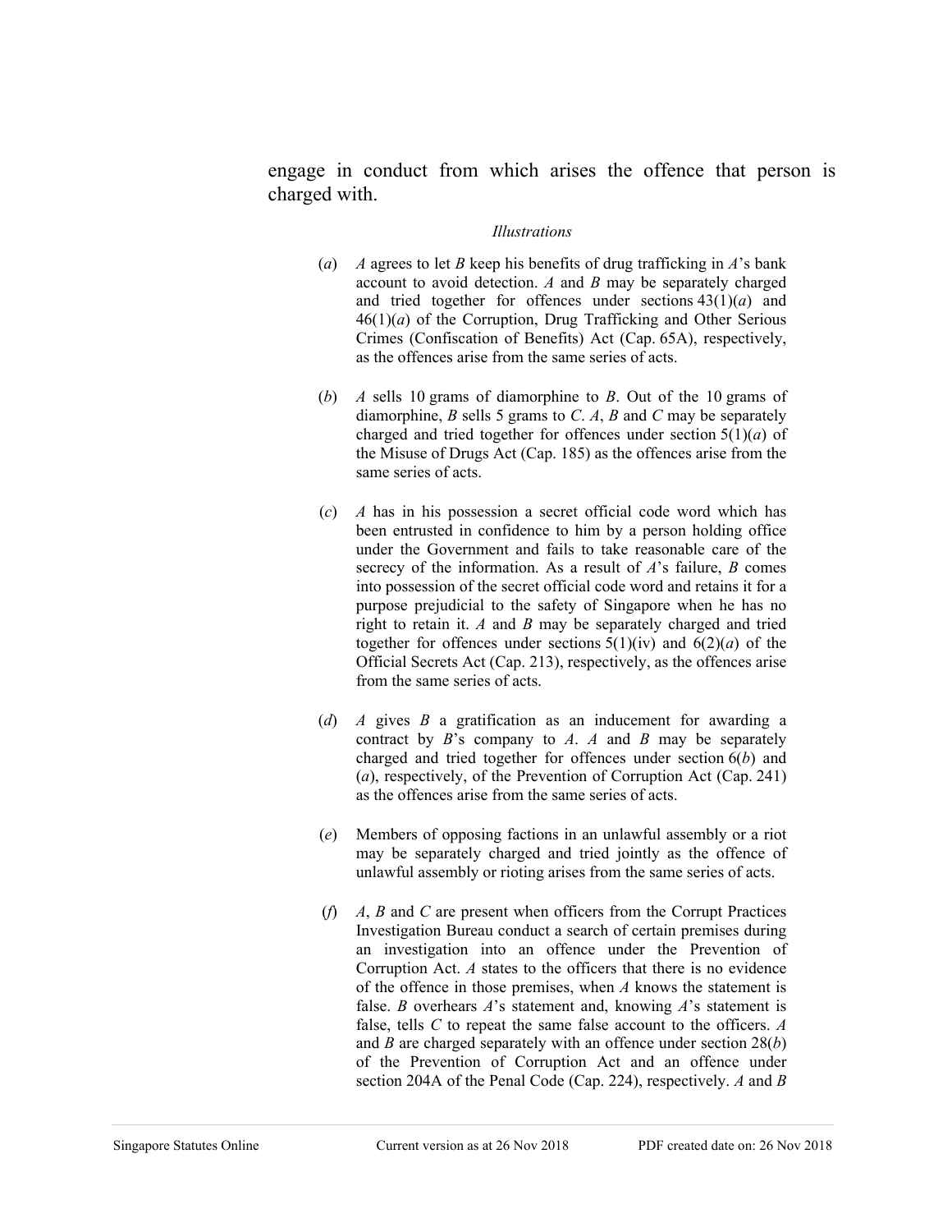engage in conduct from which arises the offence that person is charged with.

*Illustrations*

(*a*) *A* agrees to let *B* keep his benefits of drug trafficking in *A*'s bank account to avoid detection. *A* and *B* may be separately charged and tried together for offences under sections 43(1)(*a*) and 46(1)(*a*) of the Corruption, Drug Trafficking and Other Serious Crimes (Confiscation of Benefits) Act (Cap. 65A), respectively, as the offences arise from the same series of acts.

(*b*) *A* sells 10 grams of diamorphine to *B*. Out of the 10 grams of diamorphine, *B* sells 5 grams to *C*. *A*, *B* and *C* may be separately charged and tried together for offences under section 5(1)(*a*) of the Misuse of Drugs Act (Cap. 185) as the offences arise from the same series of acts.

(*c*) *A* has in his possession a secret official code word which has been entrusted in confidence to him by a person holding office under the Government and fails to take reasonable care of the secrecy of the information. As a result of *A*'s failure, *B* comes into possession of the secret official code word and retains it for a purpose prejudicial to the safety of Singapore when he has no right to retain it. *A* and *B* may be separately charged and tried together for offences under sections 5(1)(iv) and 6(2)(*a*) of the Official Secrets Act (Cap. 213), respectively, as the offences arise from the same series of acts.

(*d*) *A* gives *B* a gratification as an inducement for awarding a contract by *B*'s company to *A*. *A* and *B* may be separately charged and tried together for offences under section 6(*b*) and (*a*), respectively, of the Prevention of Corruption Act (Cap. 241) as the offences arise from the same series of acts.

(*e*) Members of opposing factions in an unlawful assembly or a riot may be separately charged and tried jointly as the offence of unlawful assembly or rioting arises from the same series of acts.

(*f*) *A*, *B* and *C* are present when officers from the Corrupt Practices Investigation Bureau conduct a search of certain premises during an investigation into an offence under the Prevention of Corruption Act. *A* states to the officers that there is no evidence of the offence in those premises, when *A* knows the statement is false. *B* overhears *A*'s statement and, knowing *A*'s statement is false, tells *C* to repeat the same false account to the officers. *A* and *B* are charged separately with an offence under section 28(*b*) of the Prevention of Corruption Act and an offence under section 204A of the Penal Code (Cap. 224), respectively. *A* and *B*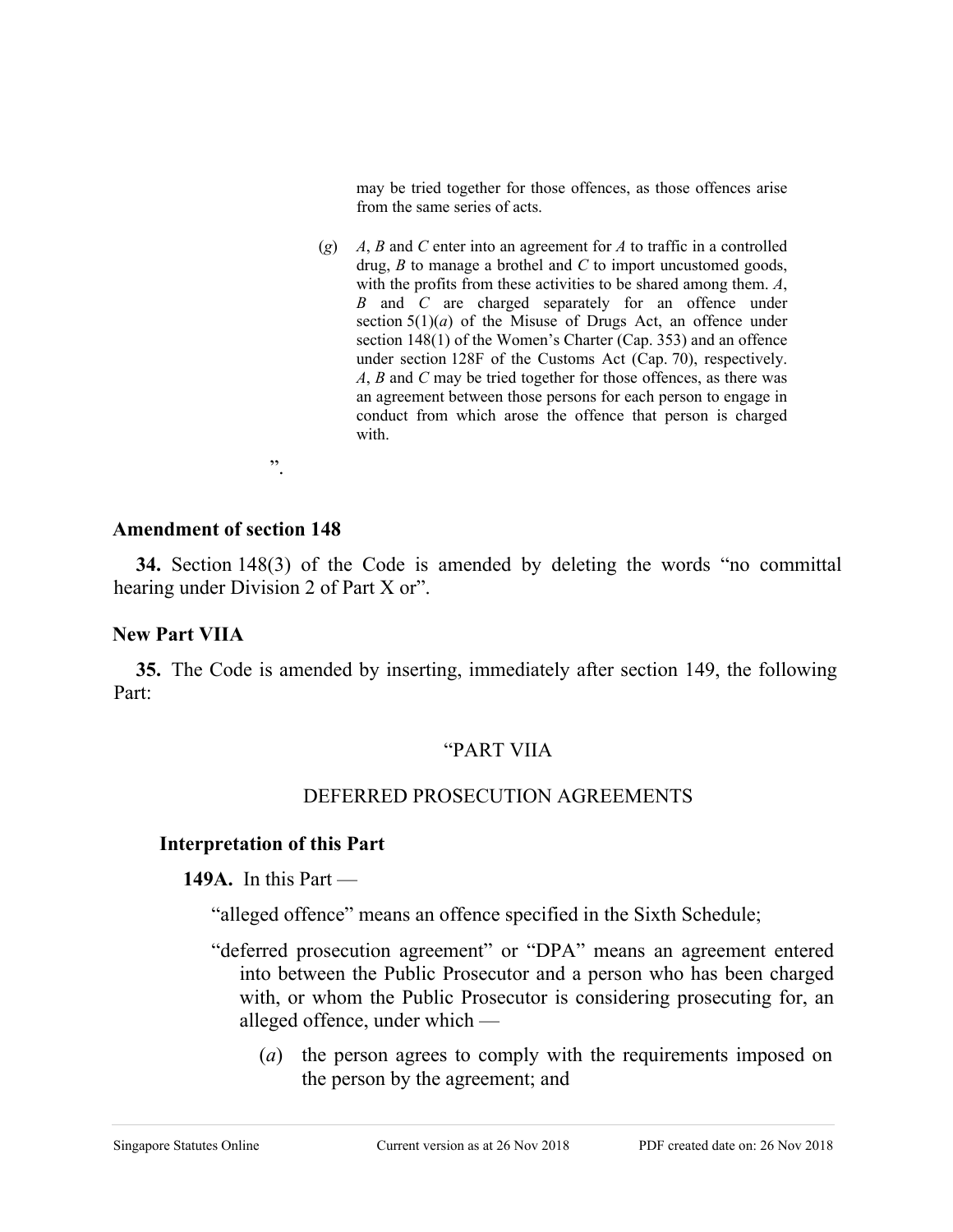may be tried together for those offences, as those offences arise from the same series of acts.

(*g*) *A*, *B* and *C* enter into an agreement for *A* to traffic in a controlled drug, *B* to manage a brothel and *C* to import uncustomed goods, with the profits from these activities to be shared among them. *A*, *B* and *C* are charged separately for an offence under section 5(1)(*a*) of the Misuse of Drugs Act, an offence under section 148(1) of the Women's Charter (Cap. 353) and an offence under section 128F of the Customs Act (Cap. 70), respectively. *A*, *B* and *C* may be tried together for those offences, as there was an agreement between those persons for each person to engage in conduct from which arose the offence that person is charged with.

".

**Amendment of section 148**

**34.** Section 148(3) of the Code is amended by deleting the words "no committal hearing under Division 2 of Part X or".

**New Part VIIA**

**35.** The Code is amended by inserting, immediately after section 149, the following Part:

"PART VIIA

DEFERRED PROSECUTION AGREEMENTS

**Interpretation of this Part**

**149A.** In this Part —

"alleged offence" means an offence specified in the Sixth Schedule;

"deferred prosecution agreement" or "DPA" means an agreement entered into between the Public Prosecutor and a person who has been charged with, or whom the Public Prosecutor is considering prosecuting for, an alleged offence, under which —

(*a*) the person agrees to comply with the requirements imposed on the person by the agreement; and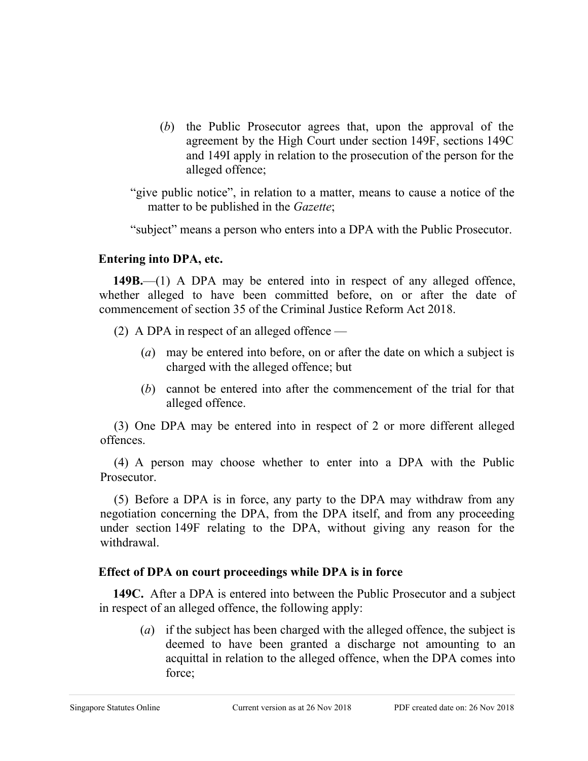(*b*) the Public Prosecutor agrees that, upon the approval of the agreement by the High Court under section 149F, sections 149C and 149I apply in relation to the prosecution of the person for the alleged offence;

"give public notice", in relation to a matter, means to cause a notice of the matter to be published in the *Gazette*;

"subject" means a person who enters into a DPA with the Public Prosecutor.

**Entering into DPA, etc.**

**149B.**—(1) A DPA may be entered into in respect of any alleged offence, whether alleged to have been committed before, on or after the date of commencement of section 35 of the Criminal Justice Reform Act 2018.

(2) A DPA in respect of an alleged offence —

(*a*) may be entered into before, on or after the date on which a subject is charged with the alleged offence; but

(*b*) cannot be entered into after the commencement of the trial for that alleged offence.

(3) One DPA may be entered into in respect of 2 or more different alleged offences.

(4) A person may choose whether to enter into a DPA with the Public Prosecutor.

(5) Before a DPA is in force, any party to the DPA may withdraw from any negotiation concerning the DPA, from the DPA itself, and from any proceeding under section 149F relating to the DPA, without giving any reason for the withdrawal.

**Effect of DPA on court proceedings while DPA is in force**

**149C.** After a DPA is entered into between the Public Prosecutor and a subject in respect of an alleged offence, the following apply:

(*a*) if the subject has been charged with the alleged offence, the subject is deemed to have been granted a discharge not amounting to an acquittal in relation to the alleged offence, when the DPA comes into force;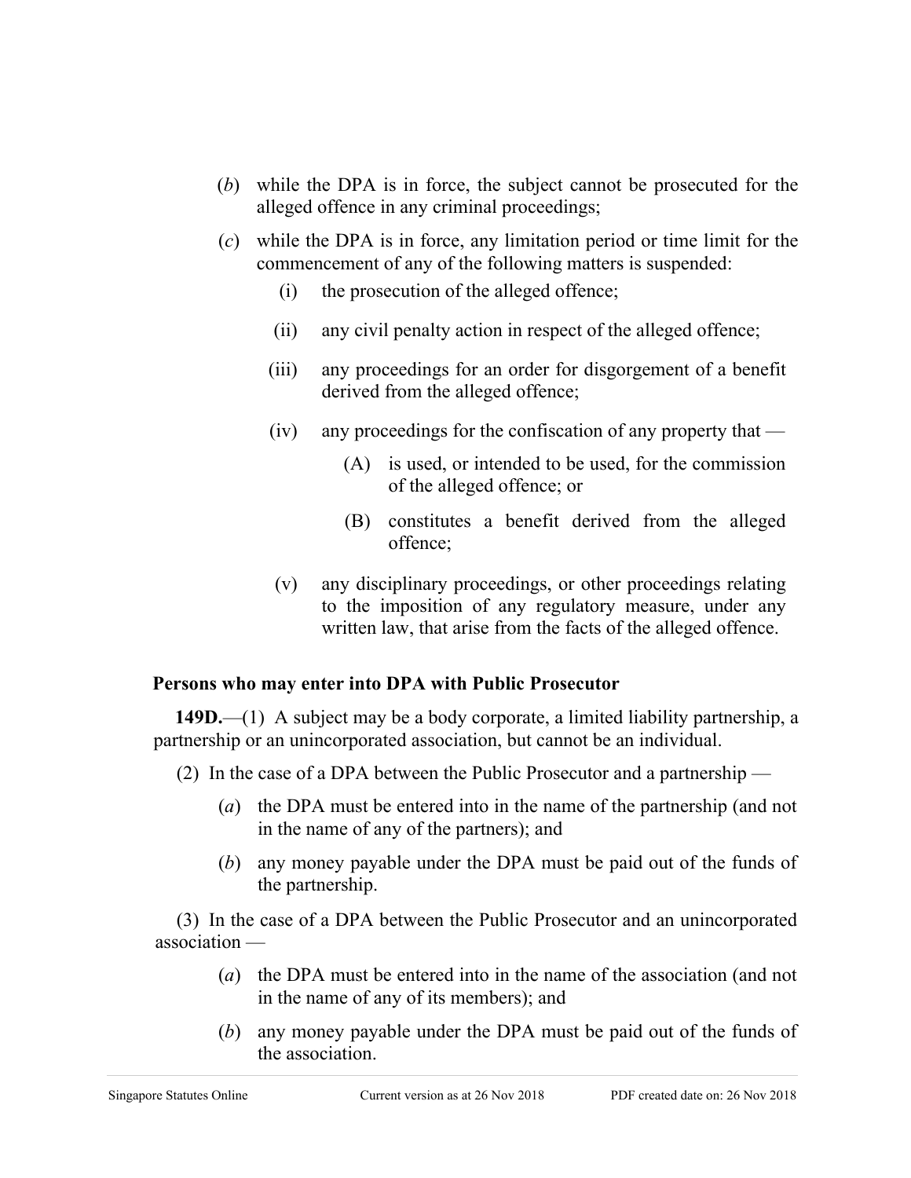(*b*) while the DPA is in force, the subject cannot be prosecuted for the alleged offence in any criminal proceedings;

(*c*) while the DPA is in force, any limitation period or time limit for the commencement of any of the following matters is suspended:

(i) the prosecution of the alleged offence;

(ii) any civil penalty action in respect of the alleged offence;

(iii) any proceedings for an order for disgorgement of a benefit derived from the alleged offence;

(iv) any proceedings for the confiscation of any property that —

(A) is used, or intended to be used, for the commission of the alleged offence; or

(B) constitutes a benefit derived from the alleged offence;

(v) any disciplinary proceedings, or other proceedings relating to the imposition of any regulatory measure, under any written law, that arise from the facts of the alleged offence.

**Persons who may enter into DPA with Public Prosecutor**

**149D.**—(1) A subject may be a body corporate, a limited liability partnership, a partnership or an unincorporated association, but cannot be an individual.

(2) In the case of a DPA between the Public Prosecutor and a partnership —

(*a*) the DPA must be entered into in the name of the partnership (and not in the name of any of the partners); and

(*b*) any money payable under the DPA must be paid out of the funds of the partnership.

(3) In the case of a DPA between the Public Prosecutor and an unincorporated association —

(*a*) the DPA must be entered into in the name of the association (and not in the name of any of its members); and

(*b*) any money payable under the DPA must be paid out of the funds of the association.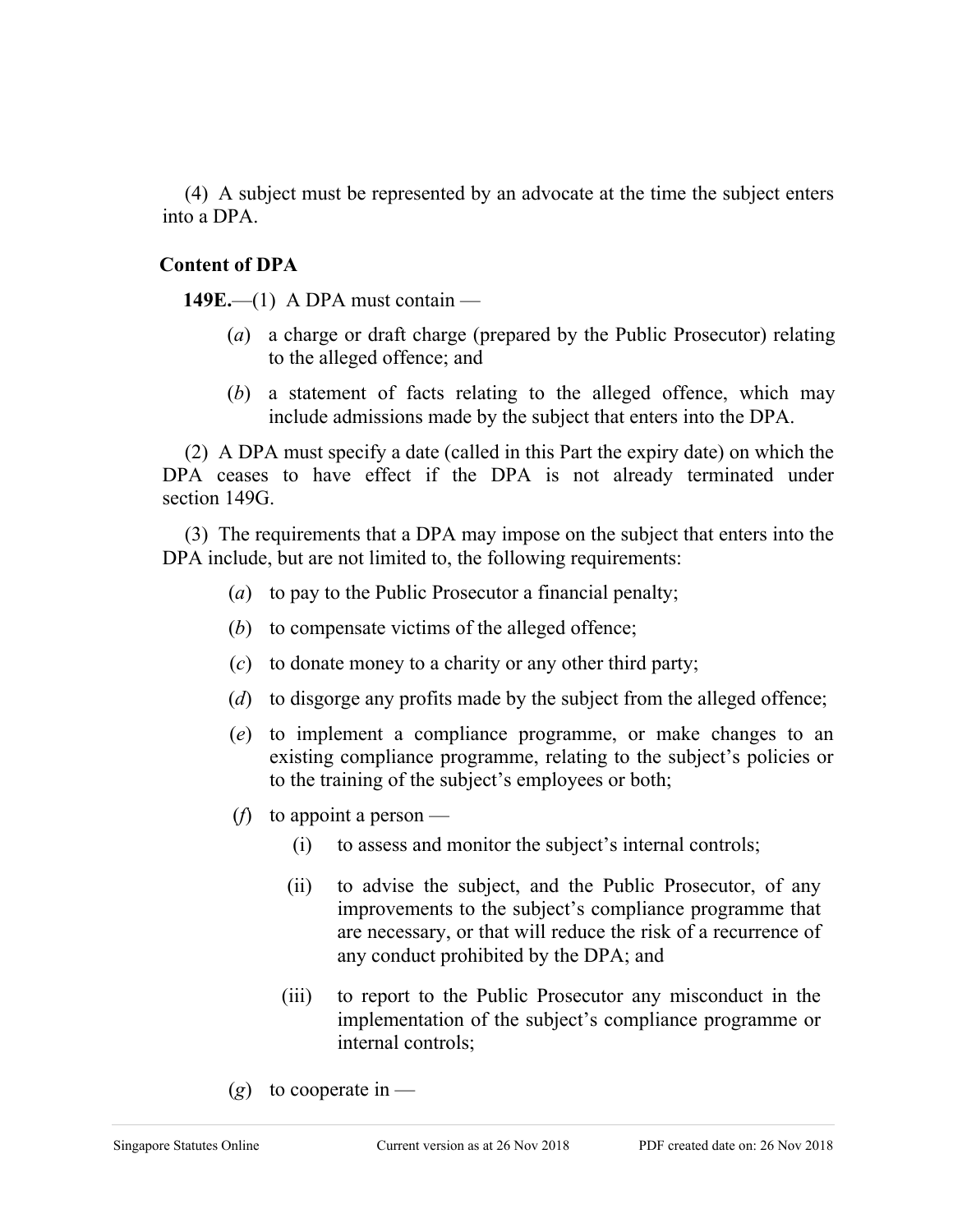(4) A subject must be represented by an advocate at the time the subject enters into a DPA.

**Content of DPA**

**149E.**—(1) A DPA must contain —

(*a*) a charge or draft charge (prepared by the Public Prosecutor) relating to the alleged offence; and

(*b*) a statement of facts relating to the alleged offence, which may include admissions made by the subject that enters into the DPA.

(2) A DPA must specify a date (called in this Part the expiry date) on which the DPA ceases to have effect if the DPA is not already terminated under section 149G.

(3) The requirements that a DPA may impose on the subject that enters into the DPA include, but are not limited to, the following requirements:

(*a*) to pay to the Public Prosecutor a financial penalty;

(*b*) to compensate victims of the alleged offence;

(*c*) to donate money to a charity or any other third party;

(*d*) to disgorge any profits made by the subject from the alleged offence;

(*e*) to implement a compliance programme, or make changes to an existing compliance programme, relating to the subject's policies or to the training of the subject's employees or both;

(*f*) to appoint a person —

(i) to assess and monitor the subject's internal controls;

(ii) to advise the subject, and the Public Prosecutor, of any improvements to the subject's compliance programme that are necessary, or that will reduce the risk of a recurrence of any conduct prohibited by the DPA; and

(iii) to report to the Public Prosecutor any misconduct in the implementation of the subject's compliance programme or internal controls;

(*g*) to cooperate in —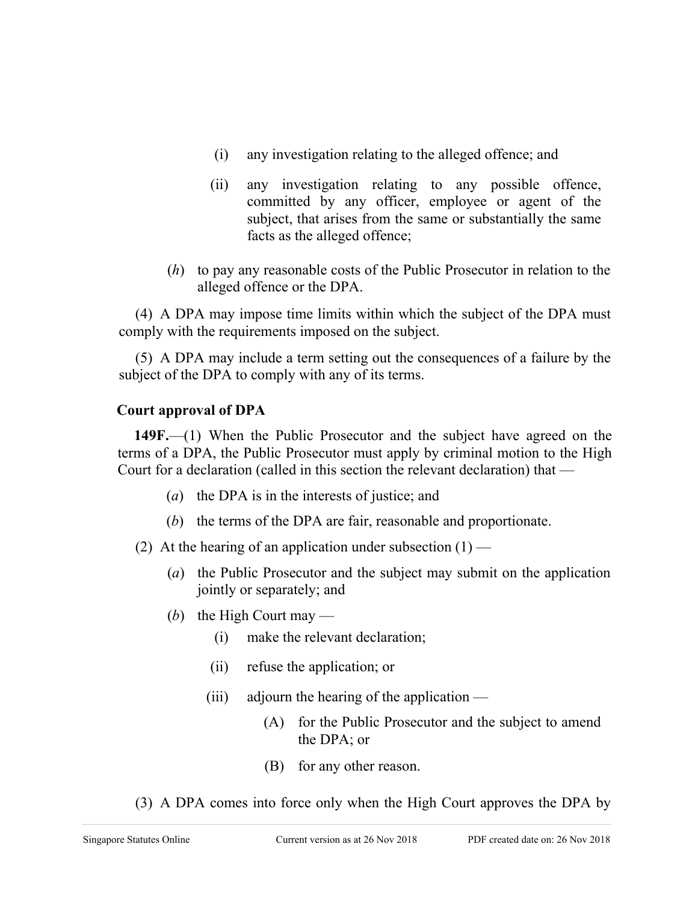(i) any investigation relating to the alleged offence; and

(ii) any investigation relating to any possible offence, committed by any officer, employee or agent of the subject, that arises from the same or substantially the same facts as the alleged offence;

(*h*) to pay any reasonable costs of the Public Prosecutor in relation to the alleged offence or the DPA.

(4) A DPA may impose time limits within which the subject of the DPA must comply with the requirements imposed on the subject.

(5) A DPA may include a term setting out the consequences of a failure by the subject of the DPA to comply with any of its terms.

**Court approval of DPA**

**149F.**—(1) When the Public Prosecutor and the subject have agreed on the terms of a DPA, the Public Prosecutor must apply by criminal motion to the High Court for a declaration (called in this section the relevant declaration) that —

(*a*) the DPA is in the interests of justice; and

(*b*) the terms of the DPA are fair, reasonable and proportionate.

(2) At the hearing of an application under subsection (1) —

(*a*) the Public Prosecutor and the subject may submit on the application jointly or separately; and

(*b*) the High Court may —

(i) make the relevant declaration;

(ii) refuse the application; or

(iii) adjourn the hearing of the application —

(A) for the Public Prosecutor and the subject to amend the DPA; or

(B) for any other reason.

(3) A DPA comes into force only when the High Court approves the DPA by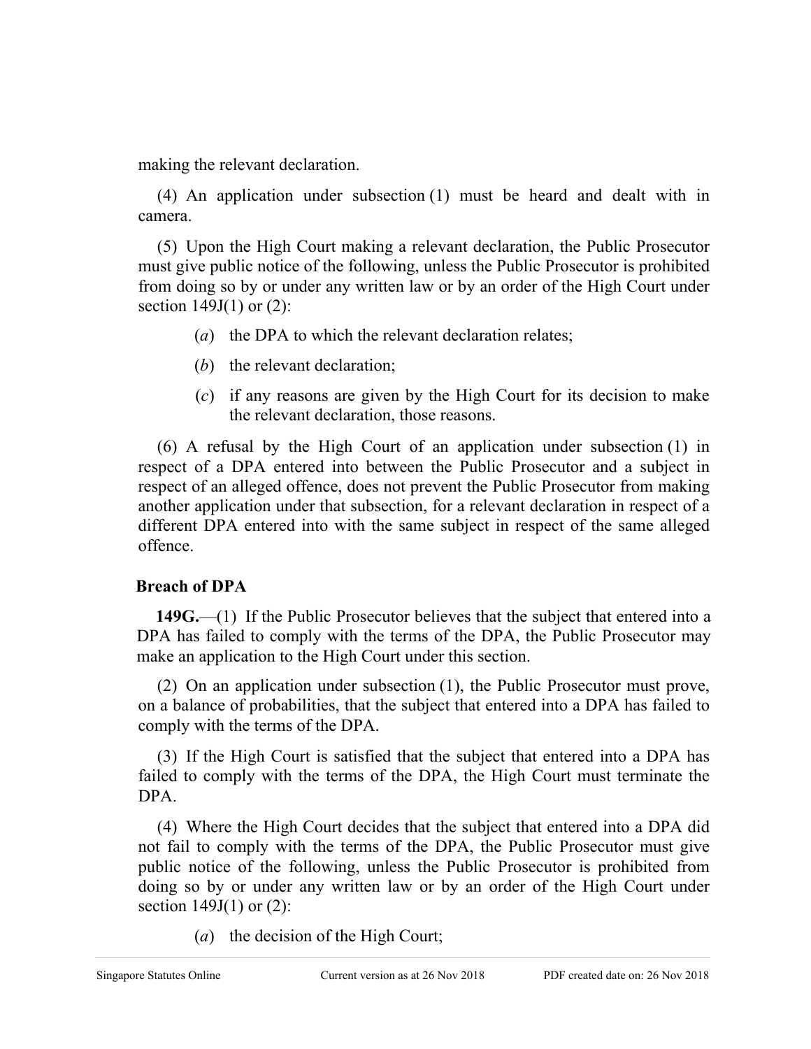making the relevant declaration.

(4) An application under subsection (1) must be heard and dealt with in camera.

(5) Upon the High Court making a relevant declaration, the Public Prosecutor must give public notice of the following, unless the Public Prosecutor is prohibited from doing so by or under any written law or by an order of the High Court under section 149J(1) or (2):

(*a*) the DPA to which the relevant declaration relates;

(*b*) the relevant declaration;

(*c*) if any reasons are given by the High Court for its decision to make the relevant declaration, those reasons.

(6) A refusal by the High Court of an application under subsection (1) in respect of a DPA entered into between the Public Prosecutor and a subject in respect of an alleged offence, does not prevent the Public Prosecutor from making another application under that subsection, for a relevant declaration in respect of a different DPA entered into with the same subject in respect of the same alleged offence.

**Breach of DPA**

**149G.**—(1) If the Public Prosecutor believes that the subject that entered into a DPA has failed to comply with the terms of the DPA, the Public Prosecutor may make an application to the High Court under this section.

(2) On an application under subsection (1), the Public Prosecutor must prove, on a balance of probabilities, that the subject that entered into a DPA has failed to comply with the terms of the DPA.

(3) If the High Court is satisfied that the subject that entered into a DPA has failed to comply with the terms of the DPA, the High Court must terminate the DPA.

(4) Where the High Court decides that the subject that entered into a DPA did not fail to comply with the terms of the DPA, the Public Prosecutor must give public notice of the following, unless the Public Prosecutor is prohibited from doing so by or under any written law or by an order of the High Court under section 149J(1) or (2):

(*a*) the decision of the High Court;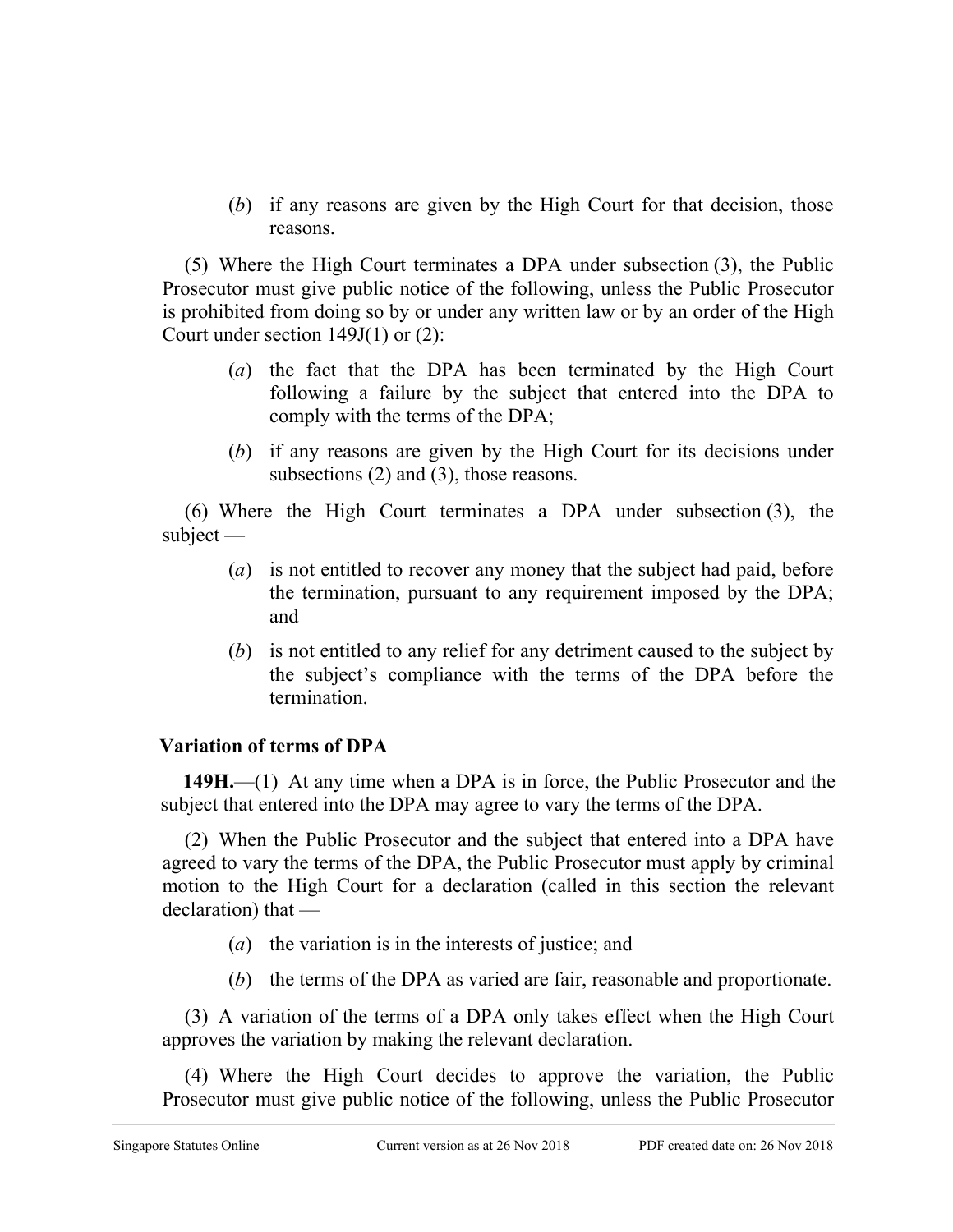(*b*) if any reasons are given by the High Court for that decision, those reasons.

(5) Where the High Court terminates a DPA under subsection (3), the Public Prosecutor must give public notice of the following, unless the Public Prosecutor is prohibited from doing so by or under any written law or by an order of the High Court under section 149J(1) or (2):

(*a*) the fact that the DPA has been terminated by the High Court following a failure by the subject that entered into the DPA to comply with the terms of the DPA;

(*b*) if any reasons are given by the High Court for its decisions under subsections (2) and (3), those reasons.

(6) Where the High Court terminates a DPA under subsection (3), the subject —

(*a*) is not entitled to recover any money that the subject had paid, before the termination, pursuant to any requirement imposed by the DPA; and

(*b*) is not entitled to any relief for any detriment caused to the subject by the subject's compliance with the terms of the DPA before the termination.

**Variation of terms of DPA**

**149H.**—(1) At any time when a DPA is in force, the Public Prosecutor and the subject that entered into the DPA may agree to vary the terms of the DPA.

(2) When the Public Prosecutor and the subject that entered into a DPA have agreed to vary the terms of the DPA, the Public Prosecutor must apply by criminal motion to the High Court for a declaration (called in this section the relevant declaration) that —

(*a*) the variation is in the interests of justice; and

(*b*) the terms of the DPA as varied are fair, reasonable and proportionate.

(3) A variation of the terms of a DPA only takes effect when the High Court approves the variation by making the relevant declaration.

(4) Where the High Court decides to approve the variation, the Public Prosecutor must give public notice of the following, unless the Public Prosecutor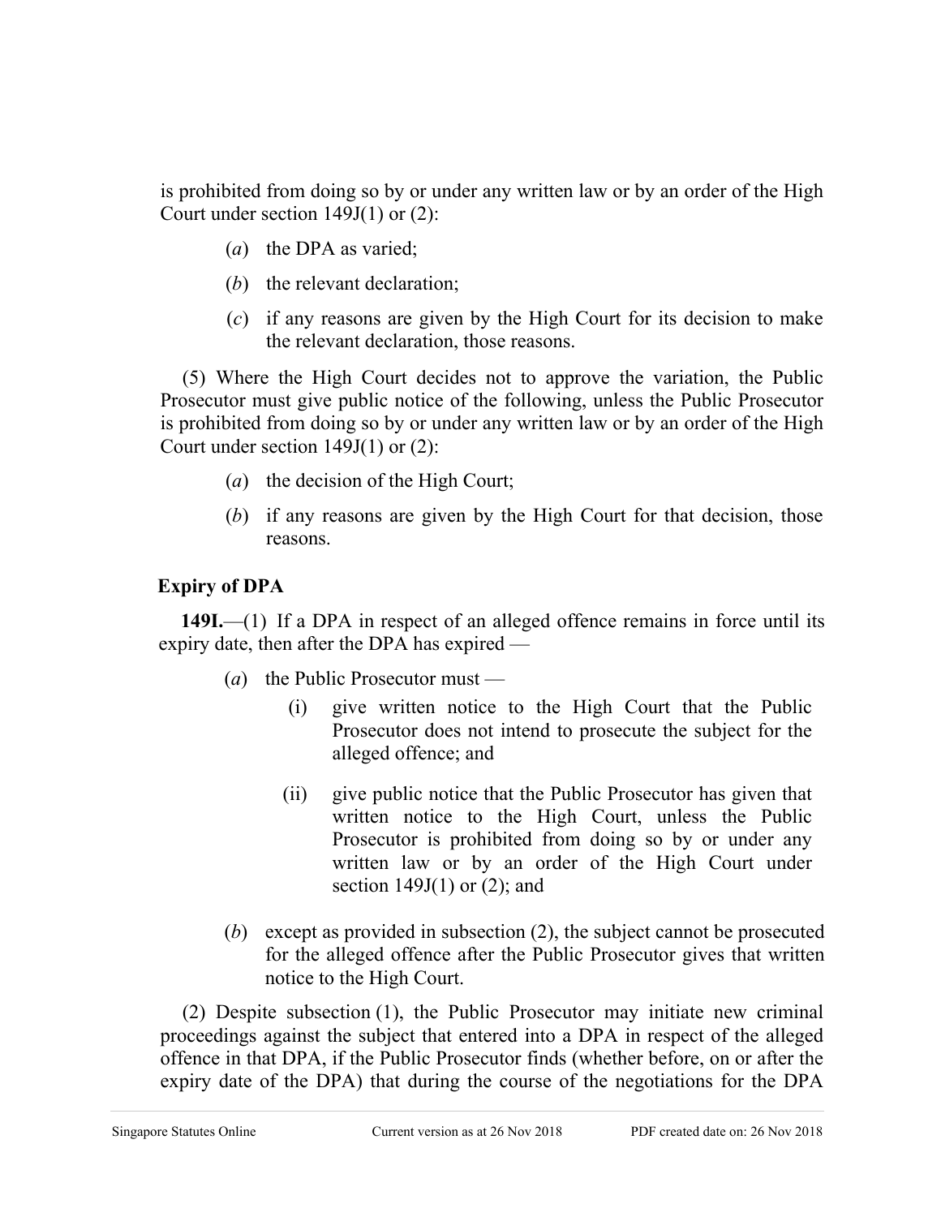is prohibited from doing so by or under any written law or by an order of the High Court under section 149J(1) or (2):

- (*a*) the DPA as varied;
- (*b*) the relevant declaration;
- (*c*) if any reasons are given by the High Court for its decision to make the relevant declaration, those reasons.

(5) Where the High Court decides not to approve the variation, the Public Prosecutor must give public notice of the following, unless the Public Prosecutor is prohibited from doing so by or under any written law or by an order of the High Court under section 149J(1) or (2):

- (*a*) the decision of the High Court;
- (*b*) if any reasons are given by the High Court for that decision, those reasons.

### Expiry of DPA

**149I.**—(1) If a DPA in respect of an alleged offence remains in force until its expiry date, then after the DPA has expired —

- (*a*) the Public Prosecutor must —
  - (i) give written notice to the High Court that the Public Prosecutor does not intend to prosecute the subject for the alleged offence; and
  - (ii) give public notice that the Public Prosecutor has given that written notice to the High Court, unless the Public Prosecutor is prohibited from doing so by or under any written law or by an order of the High Court under section 149J(1) or (2); and
- (*b*) except as provided in subsection (2), the subject cannot be prosecuted for the alleged offence after the Public Prosecutor gives that written notice to the High Court.

(2) Despite subsection (1), the Public Prosecutor may initiate new criminal proceedings against the subject that entered into a DPA in respect of the alleged offence in that DPA, if the Public Prosecutor finds (whether before, on or after the expiry date of the DPA) that during the course of the negotiations for the DPA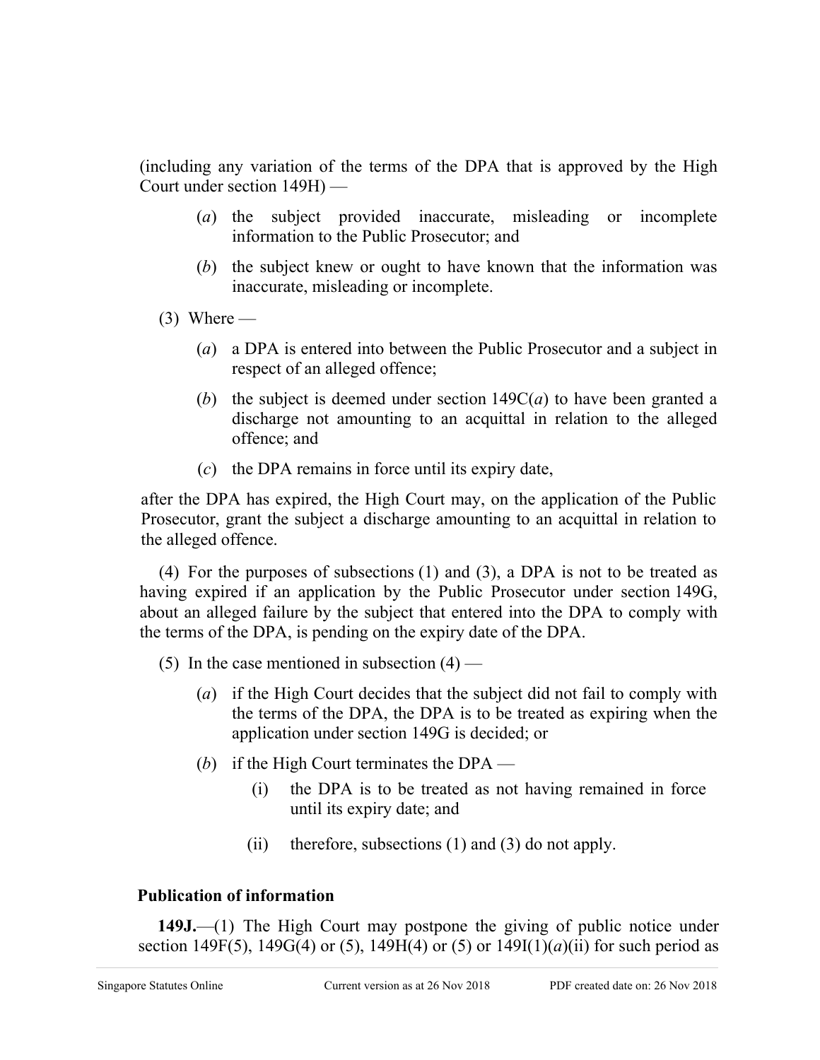(including any variation of the terms of the DPA that is approved by the High Court under section 149H) —

(*a*) the subject provided inaccurate, misleading or incomplete information to the Public Prosecutor; and

(*b*) the subject knew or ought to have known that the information was inaccurate, misleading or incomplete.

(3) Where —

(*a*) a DPA is entered into between the Public Prosecutor and a subject in respect of an alleged offence;

(*b*) the subject is deemed under section 149C(*a*) to have been granted a discharge not amounting to an acquittal in relation to the alleged offence; and

(*c*) the DPA remains in force until its expiry date,

after the DPA has expired, the High Court may, on the application of the Public Prosecutor, grant the subject a discharge amounting to an acquittal in relation to the alleged offence.

(4) For the purposes of subsections (1) and (3), a DPA is not to be treated as having expired if an application by the Public Prosecutor under section 149G, about an alleged failure by the subject that entered into the DPA to comply with the terms of the DPA, is pending on the expiry date of the DPA.

(5) In the case mentioned in subsection (4) —

(*a*) if the High Court decides that the subject did not fail to comply with the terms of the DPA, the DPA is to be treated as expiring when the application under section 149G is decided; or

(*b*) if the High Court terminates the DPA —

(i) the DPA is to be treated as not having remained in force until its expiry date; and

(ii) therefore, subsections (1) and (3) do not apply.

**Publication of information**

**149J.**—(1) The High Court may postpone the giving of public notice under section 149F(5), 149G(4) or (5), 149H(4) or (5) or 149I(1)(*a*)(ii) for such period as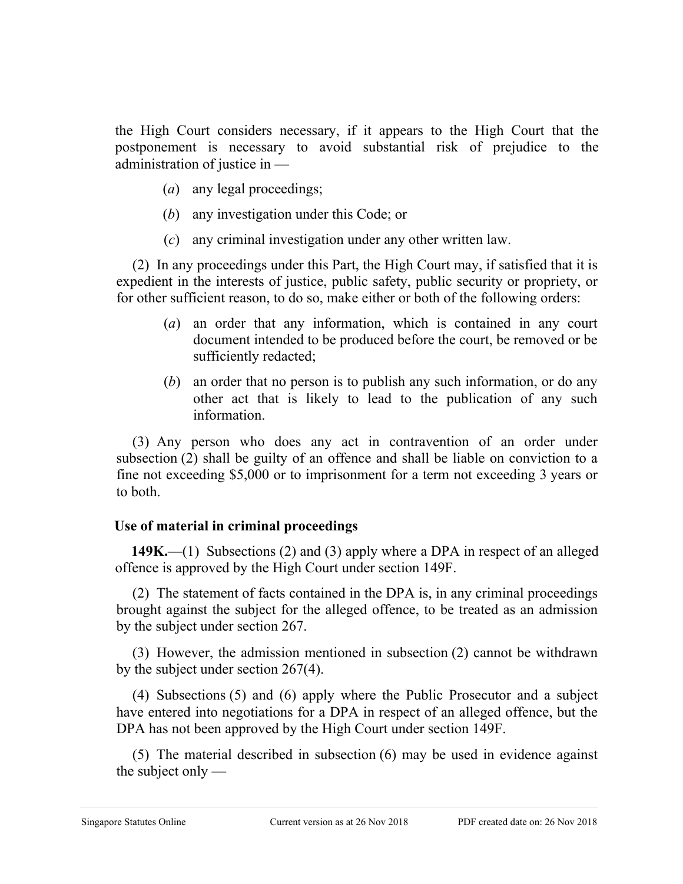the High Court considers necessary, if it appears to the High Court that the postponement is necessary to avoid substantial risk of prejudice to the administration of justice in —

(*a*) any legal proceedings;

(*b*) any investigation under this Code; or

(*c*) any criminal investigation under any other written law.

(2) In any proceedings under this Part, the High Court may, if satisfied that it is expedient in the interests of justice, public safety, public security or propriety, or for other sufficient reason, to do so, make either or both of the following orders:

(*a*) an order that any information, which is contained in any court document intended to be produced before the court, be removed or be sufficiently redacted;

(*b*) an order that no person is to publish any such information, or do any other act that is likely to lead to the publication of any such information.

(3) Any person who does any act in contravention of an order under subsection (2) shall be guilty of an offence and shall be liable on conviction to a fine not exceeding $5,000 or to imprisonment for a term not exceeding 3 years or to both.

**Use of material in criminal proceedings**

**149K.**—(1) Subsections (2) and (3) apply where a DPA in respect of an alleged offence is approved by the High Court under section 149F.

(2) The statement of facts contained in the DPA is, in any criminal proceedings brought against the subject for the alleged offence, to be treated as an admission by the subject under section 267.

(3) However, the admission mentioned in subsection (2) cannot be withdrawn by the subject under section 267(4).

(4) Subsections (5) and (6) apply where the Public Prosecutor and a subject have entered into negotiations for a DPA in respect of an alleged offence, but the DPA has not been approved by the High Court under section 149F.

(5) The material described in subsection (6) may be used in evidence against the subject only —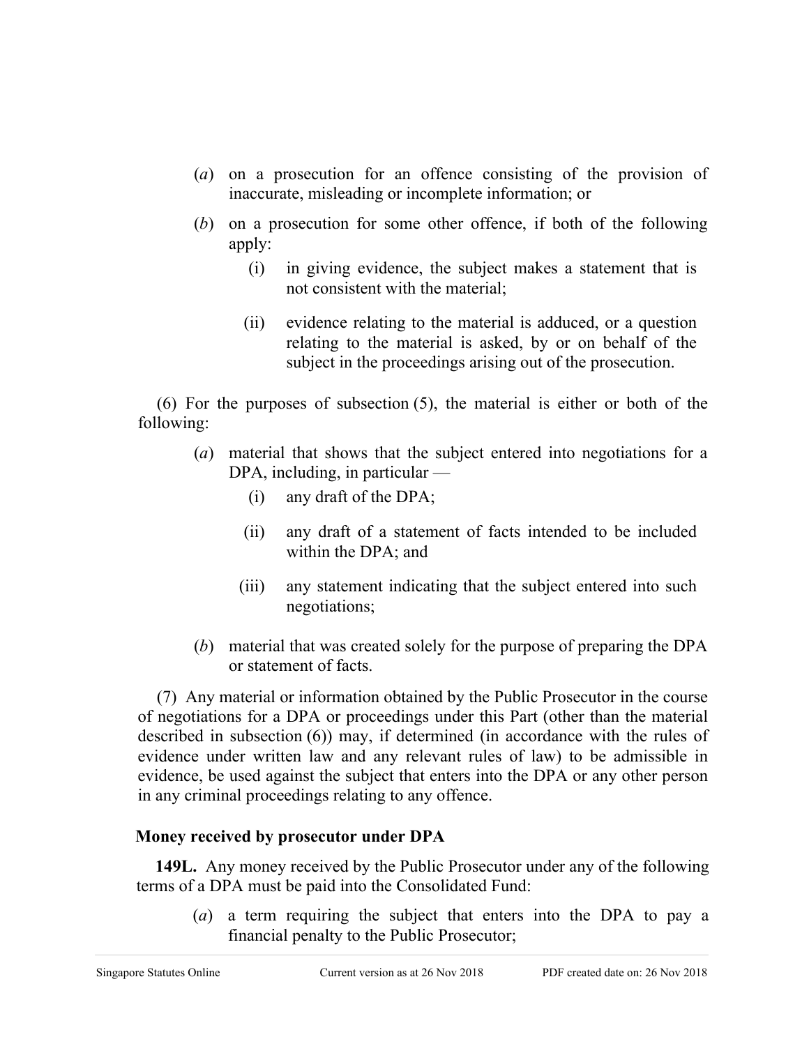(*a*) on a prosecution for an offence consisting of the provision of inaccurate, misleading or incomplete information; or

(*b*) on a prosecution for some other offence, if both of the following apply:

  (i) in giving evidence, the subject makes a statement that is not consistent with the material;

  (ii) evidence relating to the material is adduced, or a question relating to the material is asked, by or on behalf of the subject in the proceedings arising out of the prosecution.

(6) For the purposes of subsection (5), the material is either or both of the following:

(*a*) material that shows that the subject entered into negotiations for a DPA, including, in particular —

  (i) any draft of the DPA;

  (ii) any draft of a statement of facts intended to be included within the DPA; and

  (iii) any statement indicating that the subject entered into such negotiations;

(*b*) material that was created solely for the purpose of preparing the DPA or statement of facts.

(7) Any material or information obtained by the Public Prosecutor in the course of negotiations for a DPA or proceedings under this Part (other than the material described in subsection (6)) may, if determined (in accordance with the rules of evidence under written law and any relevant rules of law) to be admissible in evidence, be used against the subject that enters into the DPA or any other person in any criminal proceedings relating to any offence.

**Money received by prosecutor under DPA**

**149L.** Any money received by the Public Prosecutor under any of the following terms of a DPA must be paid into the Consolidated Fund:

(*a*) a term requiring the subject that enters into the DPA to pay a financial penalty to the Public Prosecutor;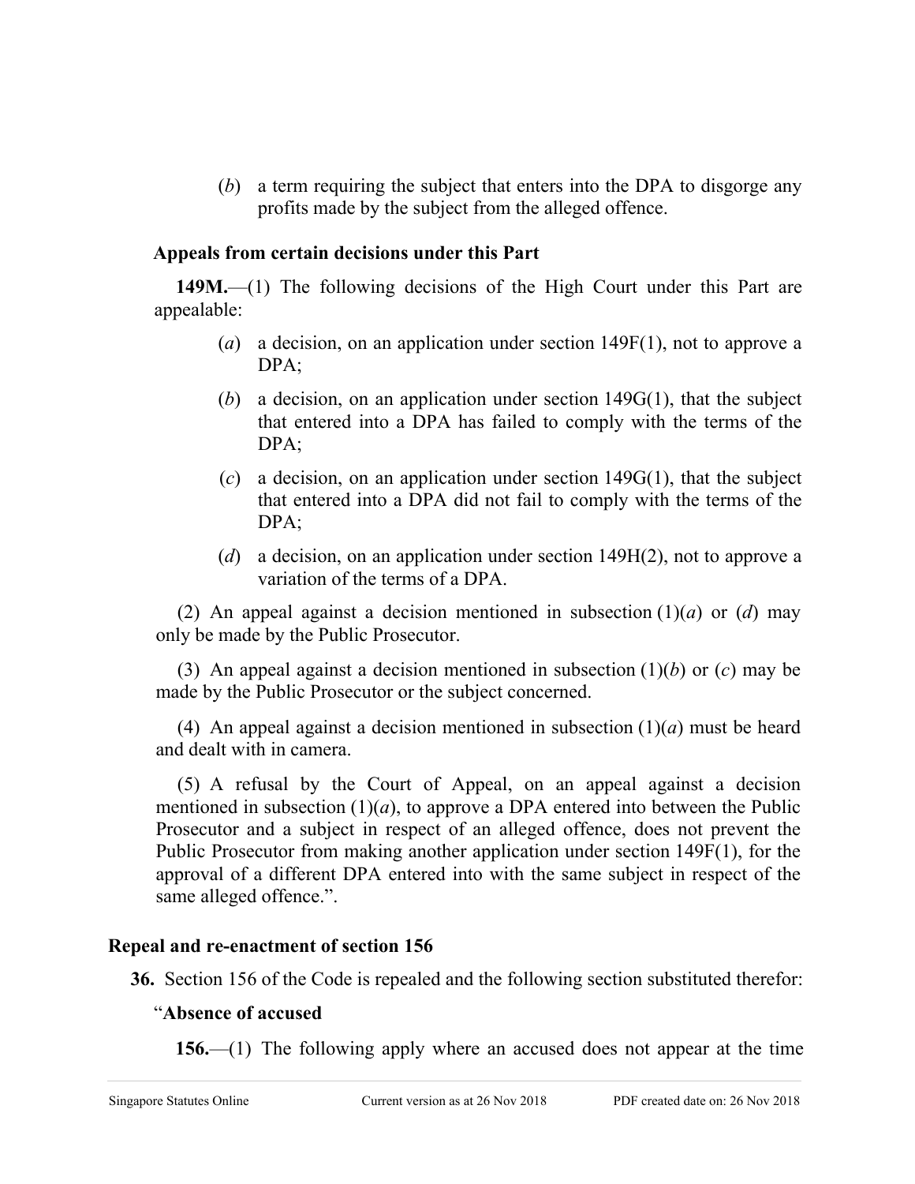(*b*) a term requiring the subject that enters into the DPA to disgorge any profits made by the subject from the alleged offence.

**Appeals from certain decisions under this Part**

**149M.**—(1) The following decisions of the High Court under this Part are appealable:

(*a*) a decision, on an application under section 149F(1), not to approve a DPA;

(*b*) a decision, on an application under section 149G(1), that the subject that entered into a DPA has failed to comply with the terms of the DPA;

(*c*) a decision, on an application under section 149G(1), that the subject that entered into a DPA did not fail to comply with the terms of the DPA;

(*d*) a decision, on an application under section 149H(2), not to approve a variation of the terms of a DPA.

(2) An appeal against a decision mentioned in subsection (1)(*a*) or (*d*) may only be made by the Public Prosecutor.

(3) An appeal against a decision mentioned in subsection (1)(*b*) or (*c*) may be made by the Public Prosecutor or the subject concerned.

(4) An appeal against a decision mentioned in subsection (1)(*a*) must be heard and dealt with in camera.

(5) A refusal by the Court of Appeal, on an appeal against a decision mentioned in subsection (1)(*a*), to approve a DPA entered into between the Public Prosecutor and a subject in respect of an alleged offence, does not prevent the Public Prosecutor from making another application under section 149F(1), for the approval of a different DPA entered into with the same subject in respect of the same alleged offence.".

**Repeal and re-enactment of section 156**

**36.** Section 156 of the Code is repealed and the following section substituted therefor:

"**Absence of accused**

**156.**—(1) The following apply where an accused does not appear at the time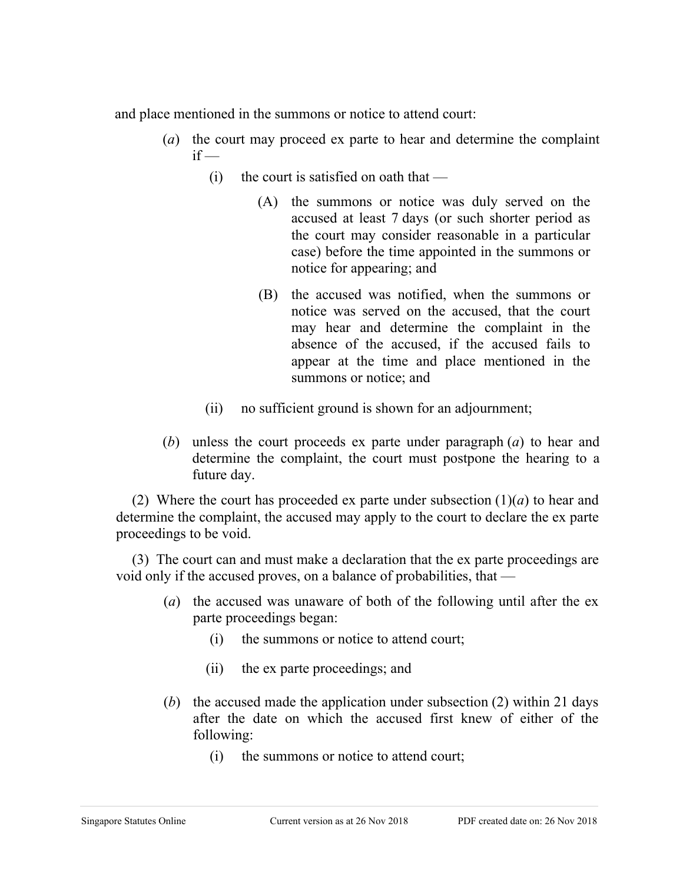and place mentioned in the summons or notice to attend court:

(*a*) the court may proceed ex parte to hear and determine the complaint if —

(i) the court is satisfied on oath that —

(A) the summons or notice was duly served on the accused at least 7 days (or such shorter period as the court may consider reasonable in a particular case) before the time appointed in the summons or notice for appearing; and

(B) the accused was notified, when the summons or notice was served on the accused, that the court may hear and determine the complaint in the absence of the accused, if the accused fails to appear at the time and place mentioned in the summons or notice; and

(ii) no sufficient ground is shown for an adjournment;

(*b*) unless the court proceeds ex parte under paragraph (*a*) to hear and determine the complaint, the court must postpone the hearing to a future day.

(2) Where the court has proceeded ex parte under subsection (1)(*a*) to hear and determine the complaint, the accused may apply to the court to declare the ex parte proceedings to be void.

(3) The court can and must make a declaration that the ex parte proceedings are void only if the accused proves, on a balance of probabilities, that —

(*a*) the accused was unaware of both of the following until after the ex parte proceedings began:

(i) the summons or notice to attend court;

(ii) the ex parte proceedings; and

(*b*) the accused made the application under subsection (2) within 21 days after the date on which the accused first knew of either of the following:

(i) the summons or notice to attend court;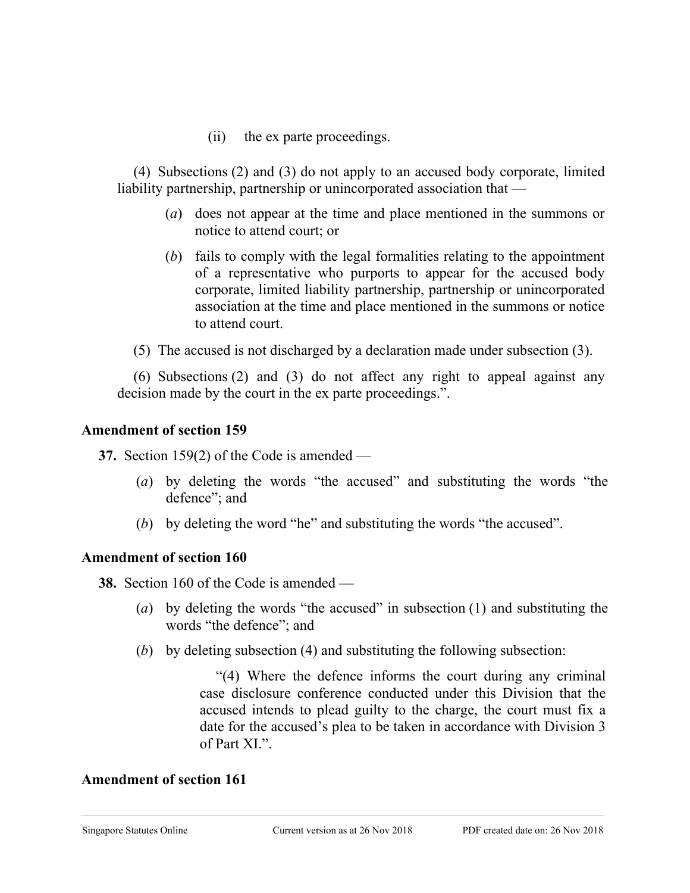(ii) the ex parte proceedings.

(4) Subsections (2) and (3) do not apply to an accused body corporate, limited liability partnership, partnership or unincorporated association that —

(*a*) does not appear at the time and place mentioned in the summons or notice to attend court; or

(*b*) fails to comply with the legal formalities relating to the appointment of a representative who purports to appear for the accused body corporate, limited liability partnership, partnership or unincorporated association at the time and place mentioned in the summons or notice to attend court.

(5) The accused is not discharged by a declaration made under subsection (3).

(6) Subsections (2) and (3) do not affect any right to appeal against any decision made by the court in the ex parte proceedings.".

**Amendment of section 159**

**37.** Section 159(2) of the Code is amended —

(*a*) by deleting the words "the accused" and substituting the words "the defence"; and

(*b*) by deleting the word "he" and substituting the words "the accused".

**Amendment of section 160**

**38.** Section 160 of the Code is amended —

(*a*) by deleting the words "the accused" in subsection (1) and substituting the words "the defence"; and

(*b*) by deleting subsection (4) and substituting the following subsection:

"(4) Where the defence informs the court during any criminal case disclosure conference conducted under this Division that the accused intends to plead guilty to the charge, the court must fix a date for the accused's plea to be taken in accordance with Division 3 of Part XI.".

**Amendment of section 161**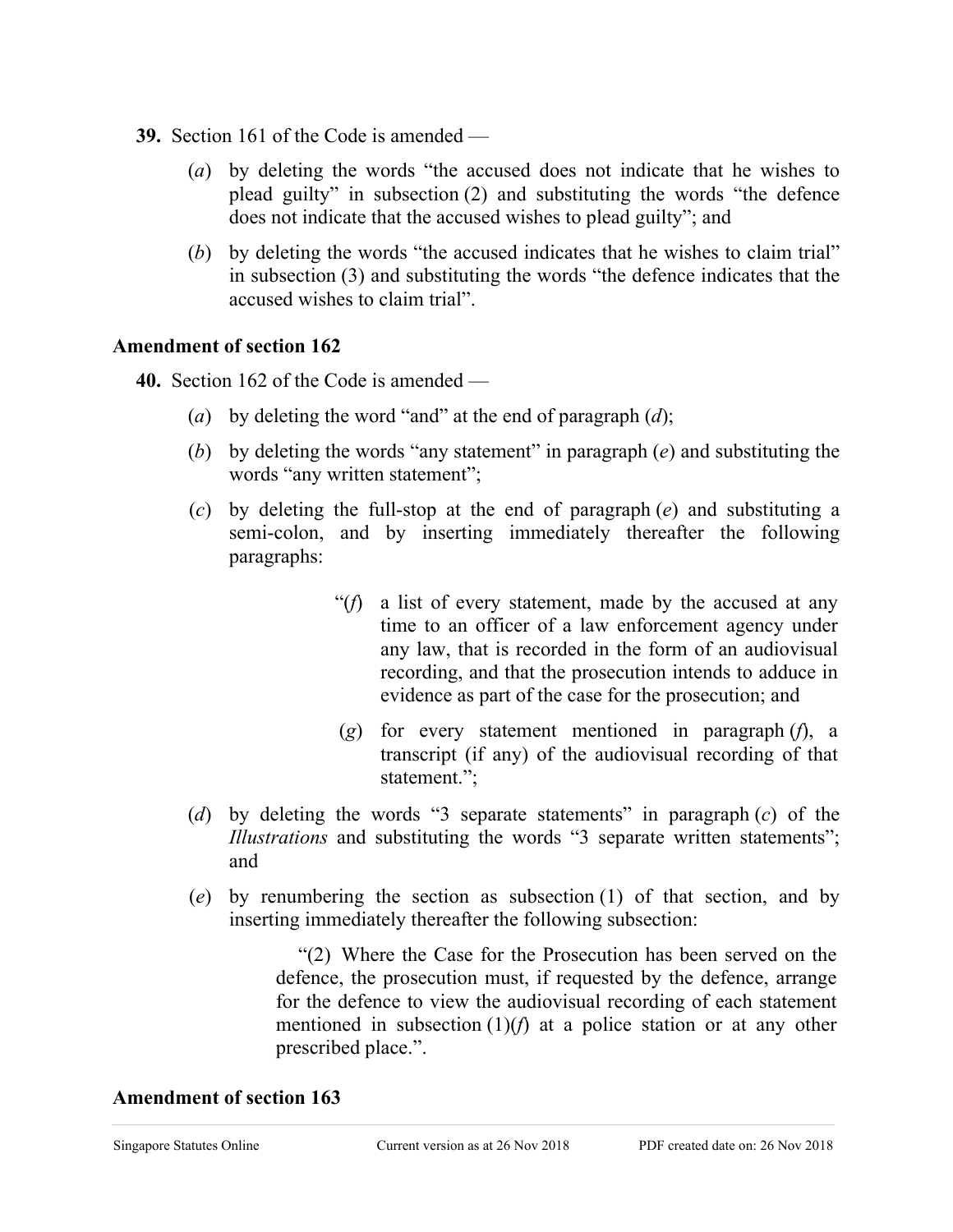**39.** Section 161 of the Code is amended —

(*a*) by deleting the words "the accused does not indicate that he wishes to plead guilty" in subsection (2) and substituting the words "the defence does not indicate that the accused wishes to plead guilty"; and

(*b*) by deleting the words "the accused indicates that he wishes to claim trial" in subsection (3) and substituting the words "the defence indicates that the accused wishes to claim trial".

**Amendment of section 162**

**40.** Section 162 of the Code is amended —

(*a*) by deleting the word "and" at the end of paragraph (*d*);

(*b*) by deleting the words "any statement" in paragraph (*e*) and substituting the words "any written statement";

(*c*) by deleting the full-stop at the end of paragraph (*e*) and substituting a semi-colon, and by inserting immediately thereafter the following paragraphs:

> "(*f*) a list of every statement, made by the accused at any time to an officer of a law enforcement agency under any law, that is recorded in the form of an audiovisual recording, and that the prosecution intends to adduce in evidence as part of the case for the prosecution; and
>
> (*g*) for every statement mentioned in paragraph (*f*), a transcript (if any) of the audiovisual recording of that statement.";

(*d*) by deleting the words "3 separate statements" in paragraph (*c*) of the *Illustrations* and substituting the words "3 separate written statements"; and

(*e*) by renumbering the section as subsection (1) of that section, and by inserting immediately thereafter the following subsection:

> "(2) Where the Case for the Prosecution has been served on the defence, the prosecution must, if requested by the defence, arrange for the defence to view the audiovisual recording of each statement mentioned in subsection (1)(*f*) at a police station or at any other prescribed place.".

**Amendment of section 163**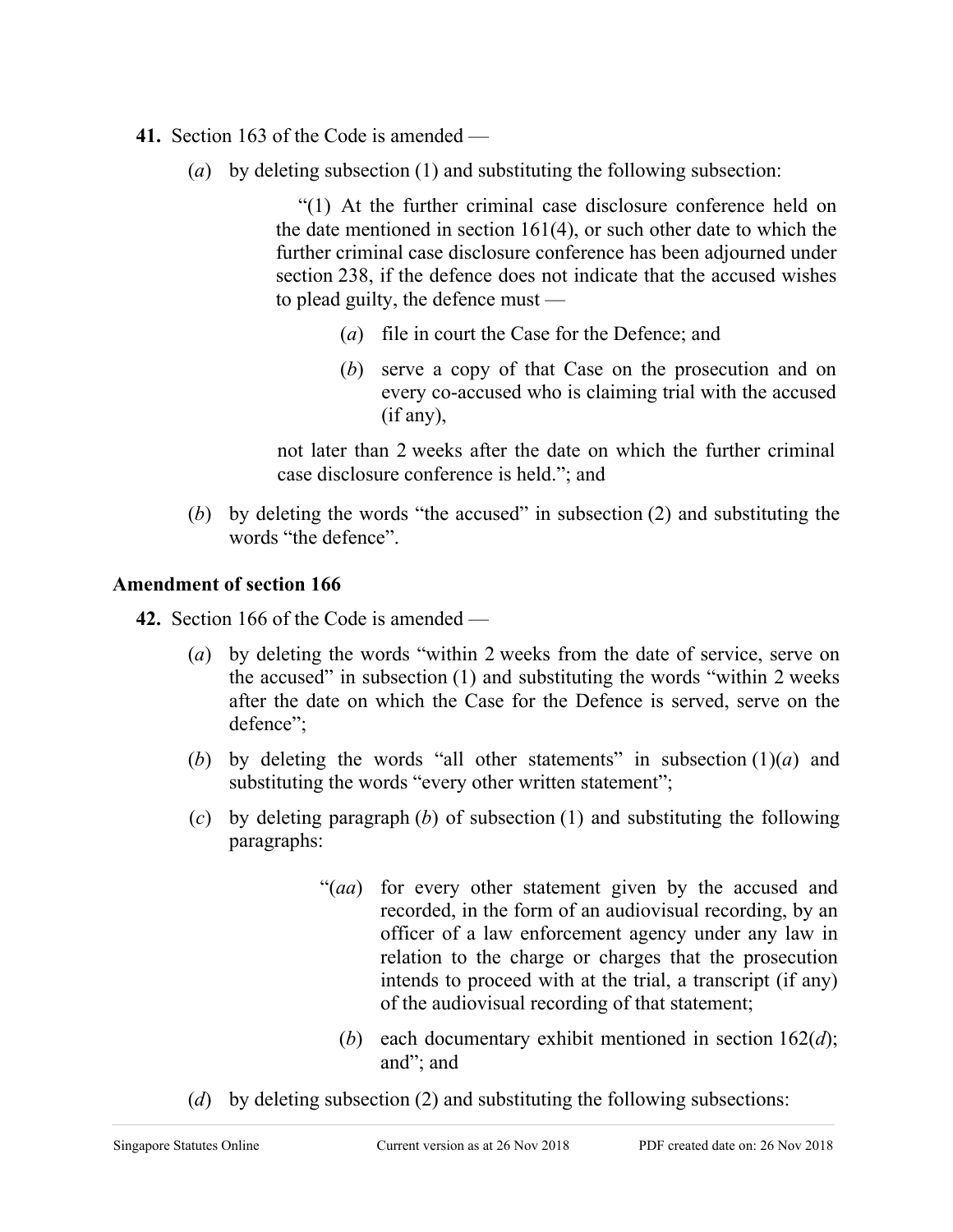**41.** Section 163 of the Code is amended —

(*a*) by deleting subsection (1) and substituting the following subsection:

> "(1) At the further criminal case disclosure conference held on the date mentioned in section 161(4), or such other date to which the further criminal case disclosure conference has been adjourned under section 238, if the defence does not indicate that the accused wishes to plead guilty, the defence must —
>
> (*a*) file in court the Case for the Defence; and
>
> (*b*) serve a copy of that Case on the prosecution and on every co-accused who is claiming trial with the accused (if any),
>
> not later than 2 weeks after the date on which the further criminal case disclosure conference is held."; and

(*b*) by deleting the words "the accused" in subsection (2) and substituting the words "the defence".

**Amendment of section 166**

**42.** Section 166 of the Code is amended —

(*a*) by deleting the words "within 2 weeks from the date of service, serve on the accused" in subsection (1) and substituting the words "within 2 weeks after the date on which the Case for the Defence is served, serve on the defence";

(*b*) by deleting the words "all other statements" in subsection (1)(*a*) and substituting the words "every other written statement";

(*c*) by deleting paragraph (*b*) of subsection (1) and substituting the following paragraphs:

> "(*aa*) for every other statement given by the accused and recorded, in the form of an audiovisual recording, by an officer of a law enforcement agency under any law in relation to the charge or charges that the prosecution intends to proceed with at the trial, a transcript (if any) of the audiovisual recording of that statement;
>
> (*b*) each documentary exhibit mentioned in section 162(*d*); and"; and

(*d*) by deleting subsection (2) and substituting the following subsections: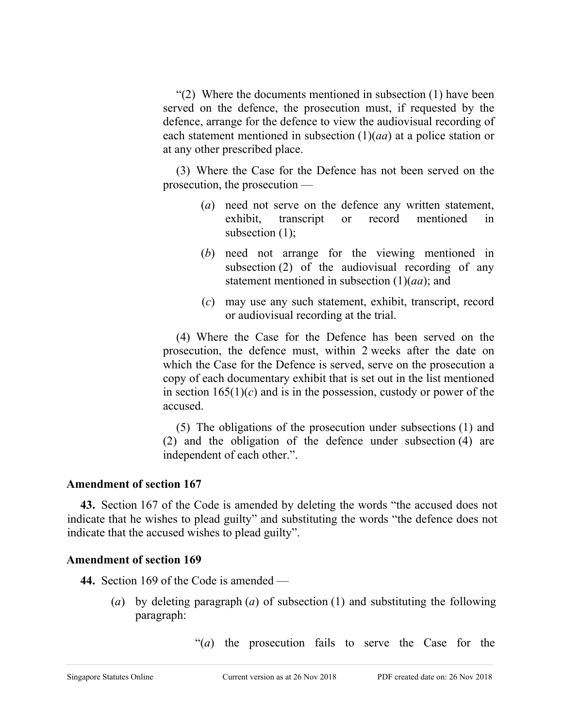"(2) Where the documents mentioned in subsection (1) have been served on the defence, the prosecution must, if requested by the defence, arrange for the defence to view the audiovisual recording of each statement mentioned in subsection (1)(*aa*) at a police station or at any other prescribed place.

(3) Where the Case for the Defence has not been served on the prosecution, the prosecution —

(*a*) need not serve on the defence any written statement, exhibit, transcript or record mentioned in subsection (1);

(*b*) need not arrange for the viewing mentioned in subsection (2) of the audiovisual recording of any statement mentioned in subsection (1)(*aa*); and

(*c*) may use any such statement, exhibit, transcript, record or audiovisual recording at the trial.

(4) Where the Case for the Defence has been served on the prosecution, the defence must, within 2 weeks after the date on which the Case for the Defence is served, serve on the prosecution a copy of each documentary exhibit that is set out in the list mentioned in section 165(1)(*c*) and is in the possession, custody or power of the accused.

(5) The obligations of the prosecution under subsections (1) and (2) and the obligation of the defence under subsection (4) are independent of each other.".

**Amendment of section 167**

**43.** Section 167 of the Code is amended by deleting the words "the accused does not indicate that he wishes to plead guilty" and substituting the words "the defence does not indicate that the accused wishes to plead guilty".

**Amendment of section 169**

**44.** Section 169 of the Code is amended —

(*a*) by deleting paragraph (*a*) of subsection (1) and substituting the following paragraph:

"(*a*) the prosecution fails to serve the Case for the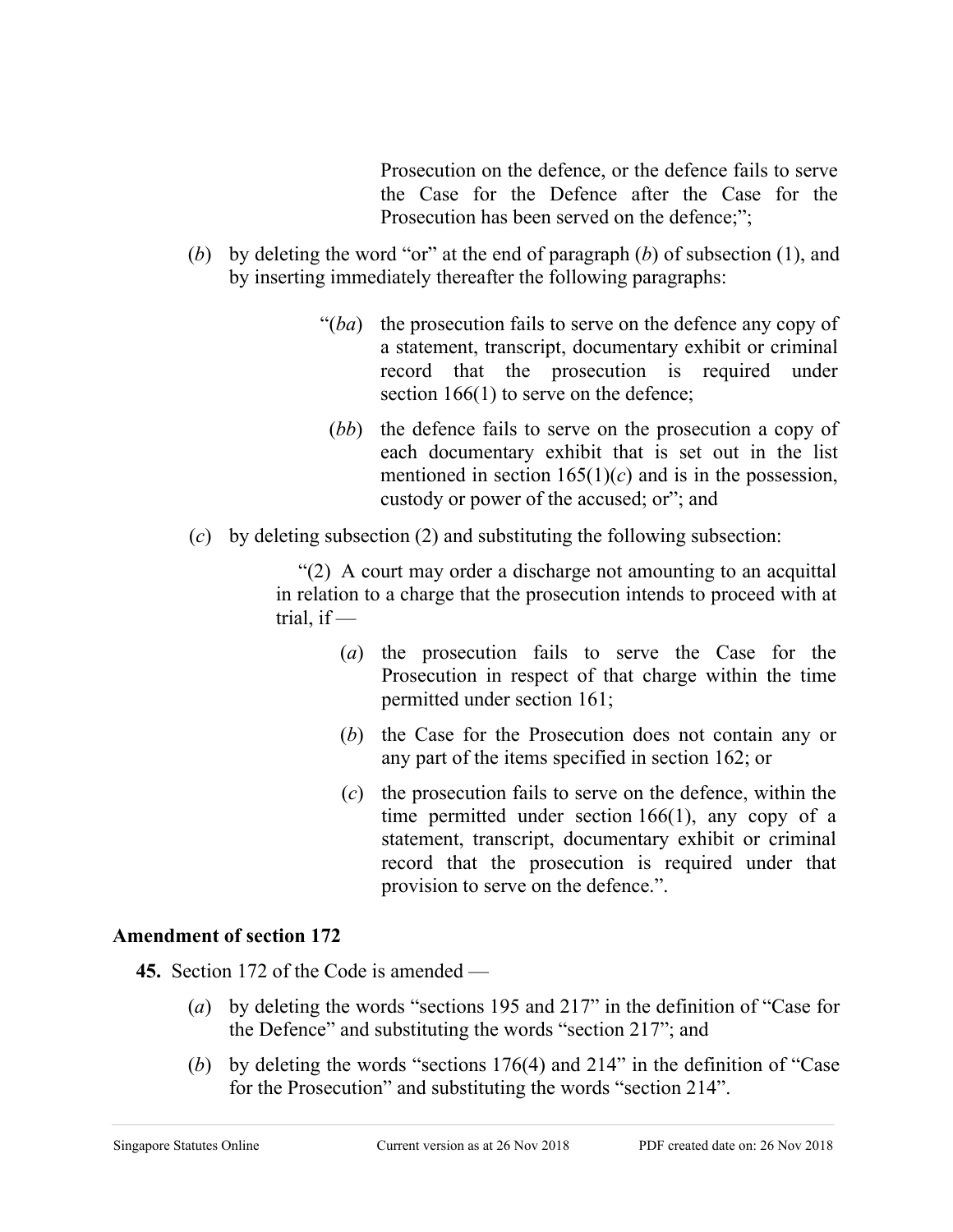Prosecution on the defence, or the defence fails to serve the Case for the Defence after the Case for the Prosecution has been served on the defence;";

(*b*) by deleting the word "or" at the end of paragraph (*b*) of subsection (1), and by inserting immediately thereafter the following paragraphs:

> "(*ba*) the prosecution fails to serve on the defence any copy of a statement, transcript, documentary exhibit or criminal record that the prosecution is required under section 166(1) to serve on the defence;
>
> (*bb*) the defence fails to serve on the prosecution a copy of each documentary exhibit that is set out in the list mentioned in section 165(1)(*c*) and is in the possession, custody or power of the accused; or"; and

(*c*) by deleting subsection (2) and substituting the following subsection:

> "(2) A court may order a discharge not amounting to an acquittal in relation to a charge that the prosecution intends to proceed with at trial, if —
>
> (*a*) the prosecution fails to serve the Case for the Prosecution in respect of that charge within the time permitted under section 161;
>
> (*b*) the Case for the Prosecution does not contain any or any part of the items specified in section 162; or
>
> (*c*) the prosecution fails to serve on the defence, within the time permitted under section 166(1), any copy of a statement, transcript, documentary exhibit or criminal record that the prosecution is required under that provision to serve on the defence.".

**Amendment of section 172**

**45.** Section 172 of the Code is amended —

(*a*) by deleting the words "sections 195 and 217" in the definition of "Case for the Defence" and substituting the words "section 217"; and

(*b*) by deleting the words "sections 176(4) and 214" in the definition of "Case for the Prosecution" and substituting the words "section 214".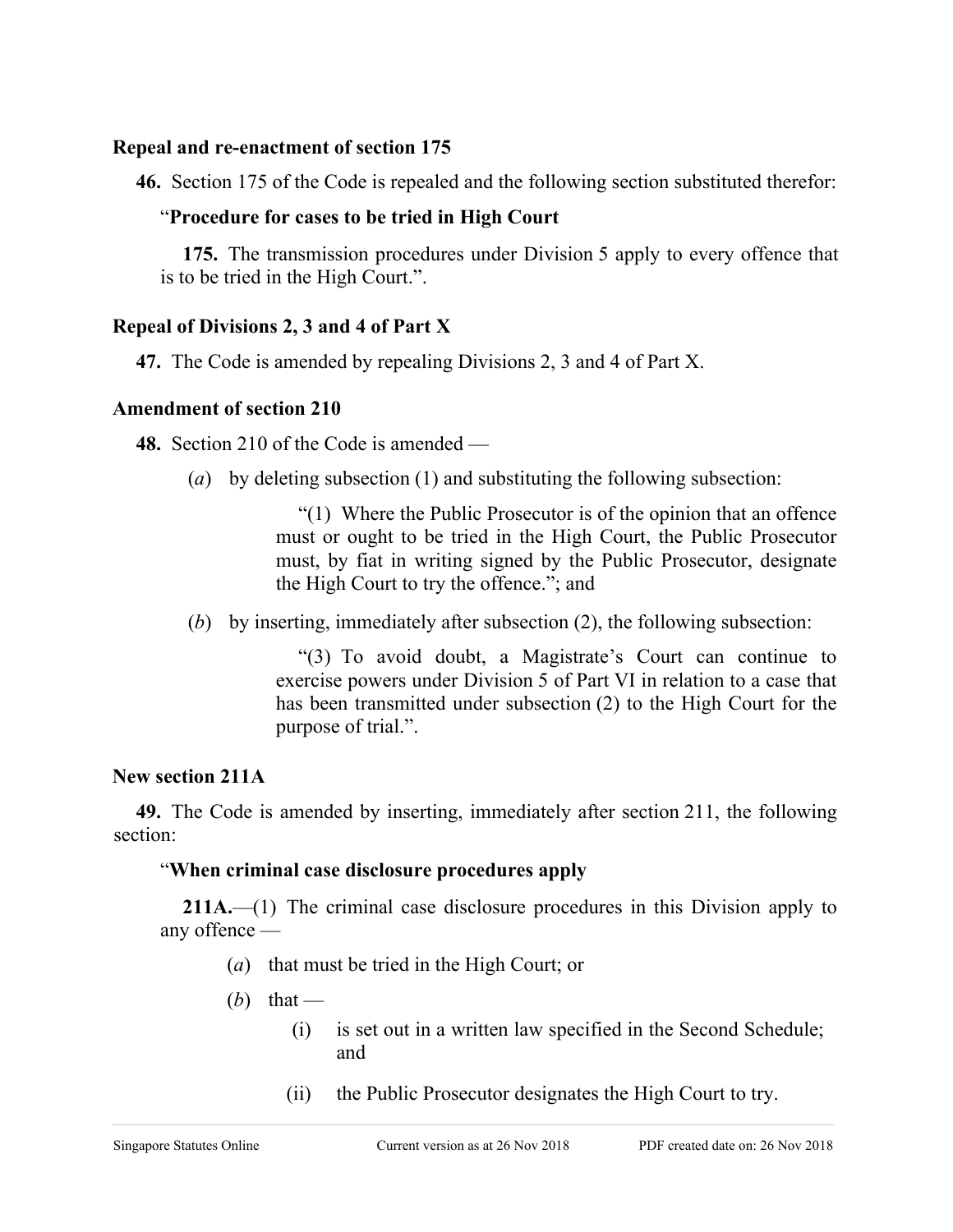**Repeal and re-enactment of section 175**

**46.** Section 175 of the Code is repealed and the following section substituted therefor:

> "**Procedure for cases to be tried in High Court**
>
> **175.** The transmission procedures under Division 5 apply to every offence that is to be tried in the High Court.".

**Repeal of Divisions 2, 3 and 4 of Part X**

**47.** The Code is amended by repealing Divisions 2, 3 and 4 of Part X.

**Amendment of section 210**

**48.** Section 210 of the Code is amended —

(*a*) by deleting subsection (1) and substituting the following subsection:

> "(1) Where the Public Prosecutor is of the opinion that an offence must or ought to be tried in the High Court, the Public Prosecutor must, by fiat in writing signed by the Public Prosecutor, designate the High Court to try the offence."; and

(*b*) by inserting, immediately after subsection (2), the following subsection:

> "(3) To avoid doubt, a Magistrate's Court can continue to exercise powers under Division 5 of Part VI in relation to a case that has been transmitted under subsection (2) to the High Court for the purpose of trial.".

**New section 211A**

**49.** The Code is amended by inserting, immediately after section 211, the following section:

> "**When criminal case disclosure procedures apply**
>
> **211A.**—(1) The criminal case disclosure procedures in this Division apply to any offence —
>
> (*a*) that must be tried in the High Court; or
>
> (*b*) that —
>
> (i) is set out in a written law specified in the Second Schedule; and
>
> (ii) the Public Prosecutor designates the High Court to try.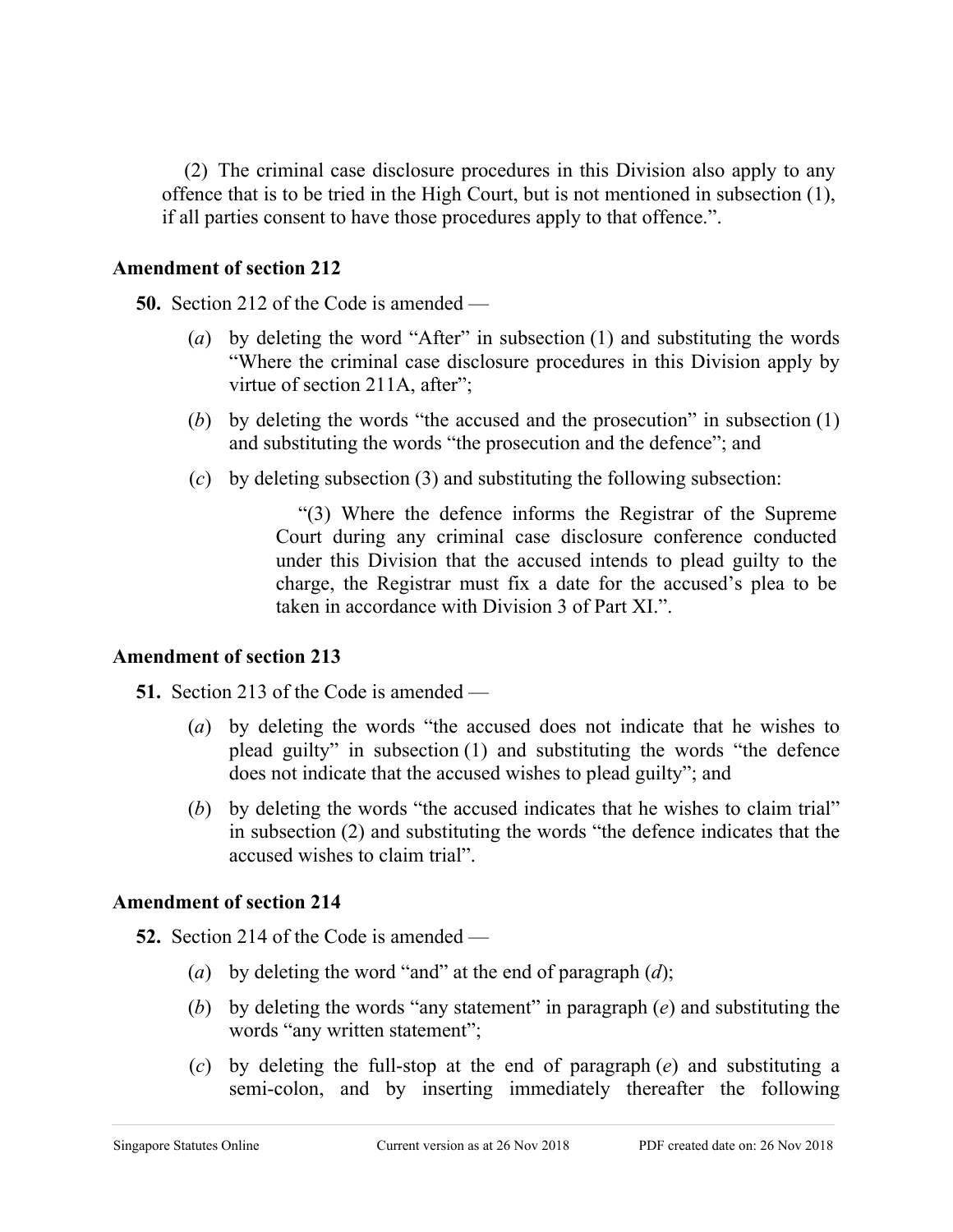(2) The criminal case disclosure procedures in this Division also apply to any offence that is to be tried in the High Court, but is not mentioned in subsection (1), if all parties consent to have those procedures apply to that offence.".

**Amendment of section 212**

**50.** Section 212 of the Code is amended —

(*a*) by deleting the word "After" in subsection (1) and substituting the words "Where the criminal case disclosure procedures in this Division apply by virtue of section 211A, after";

(*b*) by deleting the words "the accused and the prosecution" in subsection (1) and substituting the words "the prosecution and the defence"; and

(*c*) by deleting subsection (3) and substituting the following subsection:

> "(3) Where the defence informs the Registrar of the Supreme Court during any criminal case disclosure conference conducted under this Division that the accused intends to plead guilty to the charge, the Registrar must fix a date for the accused's plea to be taken in accordance with Division 3 of Part XI.".

**Amendment of section 213**

**51.** Section 213 of the Code is amended —

(*a*) by deleting the words "the accused does not indicate that he wishes to plead guilty" in subsection (1) and substituting the words "the defence does not indicate that the accused wishes to plead guilty"; and

(*b*) by deleting the words "the accused indicates that he wishes to claim trial" in subsection (2) and substituting the words "the defence indicates that the accused wishes to claim trial".

**Amendment of section 214**

**52.** Section 214 of the Code is amended —

(*a*) by deleting the word "and" at the end of paragraph (*d*);

(*b*) by deleting the words "any statement" in paragraph (*e*) and substituting the words "any written statement";

(*c*) by deleting the full-stop at the end of paragraph (*e*) and substituting a semi-colon, and by inserting immediately thereafter the following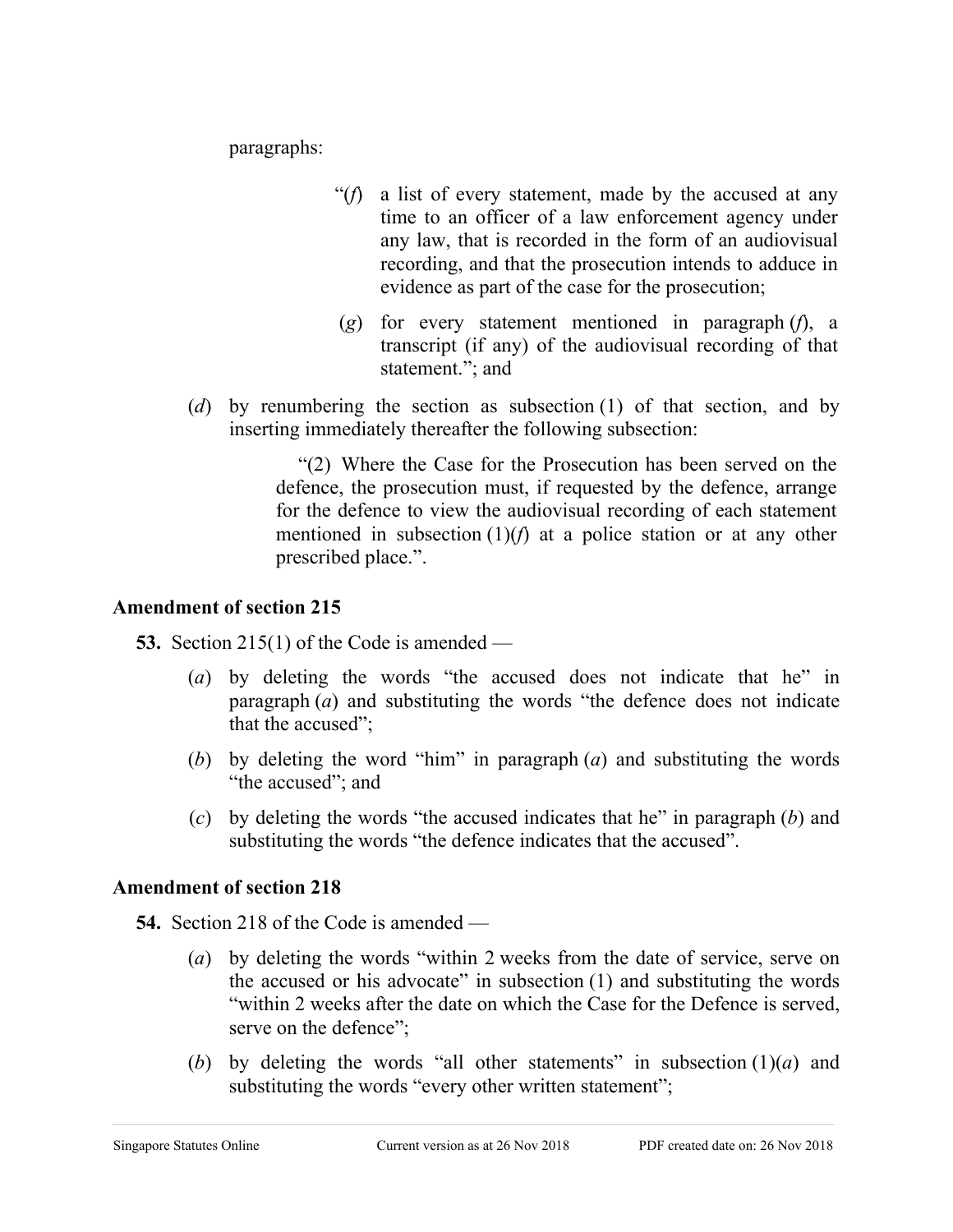paragraphs:

> "(*f*) a list of every statement, made by the accused at any time to an officer of a law enforcement agency under any law, that is recorded in the form of an audiovisual recording, and that the prosecution intends to adduce in evidence as part of the case for the prosecution;
>
> (*g*) for every statement mentioned in paragraph (*f*), a transcript (if any) of the audiovisual recording of that statement."; and

(*d*) by renumbering the section as subsection (1) of that section, and by inserting immediately thereafter the following subsection:

> "(2) Where the Case for the Prosecution has been served on the defence, the prosecution must, if requested by the defence, arrange for the defence to view the audiovisual recording of each statement mentioned in subsection (1)(*f*) at a police station or at any other prescribed place.".

### Amendment of section 215

**53.** Section 215(1) of the Code is amended —

(*a*) by deleting the words "the accused does not indicate that he" in paragraph (*a*) and substituting the words "the defence does not indicate that the accused";

(*b*) by deleting the word "him" in paragraph (*a*) and substituting the words "the accused"; and

(*c*) by deleting the words "the accused indicates that he" in paragraph (*b*) and substituting the words "the defence indicates that the accused".

### Amendment of section 218

**54.** Section 218 of the Code is amended —

(*a*) by deleting the words "within 2 weeks from the date of service, serve on the accused or his advocate" in subsection (1) and substituting the words "within 2 weeks after the date on which the Case for the Defence is served, serve on the defence";

(*b*) by deleting the words "all other statements" in subsection (1)(*a*) and substituting the words "every other written statement";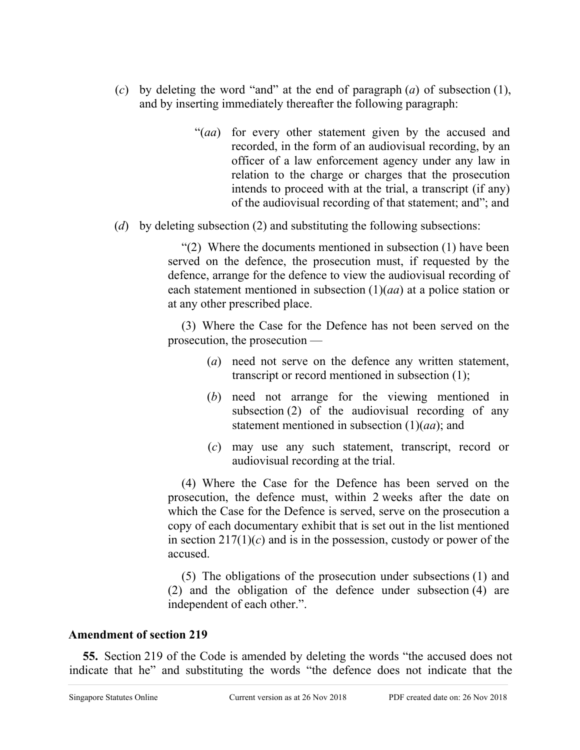(*c*) by deleting the word "and" at the end of paragraph (*a*) of subsection (1), and by inserting immediately thereafter the following paragraph:

> "(*aa*) for every other statement given by the accused and recorded, in the form of an audiovisual recording, by an officer of a law enforcement agency under any law in relation to the charge or charges that the prosecution intends to proceed with at the trial, a transcript (if any) of the audiovisual recording of that statement; and"; and

(*d*) by deleting subsection (2) and substituting the following subsections:

> "(2) Where the documents mentioned in subsection (1) have been served on the defence, the prosecution must, if requested by the defence, arrange for the defence to view the audiovisual recording of each statement mentioned in subsection (1)(*aa*) at a police station or at any other prescribed place.
>
> (3) Where the Case for the Defence has not been served on the prosecution, the prosecution —
>
> (*a*) need not serve on the defence any written statement, transcript or record mentioned in subsection (1);
>
> (*b*) need not arrange for the viewing mentioned in subsection (2) of the audiovisual recording of any statement mentioned in subsection (1)(*aa*); and
>
> (*c*) may use any such statement, transcript, record or audiovisual recording at the trial.
>
> (4) Where the Case for the Defence has been served on the prosecution, the defence must, within 2 weeks after the date on which the Case for the Defence is served, serve on the prosecution a copy of each documentary exhibit that is set out in the list mentioned in section 217(1)(*c*) and is in the possession, custody or power of the accused.
>
> (5) The obligations of the prosecution under subsections (1) and (2) and the obligation of the defence under subsection (4) are independent of each other.".

**Amendment of section 219**

**55.** Section 219 of the Code is amended by deleting the words "the accused does not indicate that he" and substituting the words "the defence does not indicate that the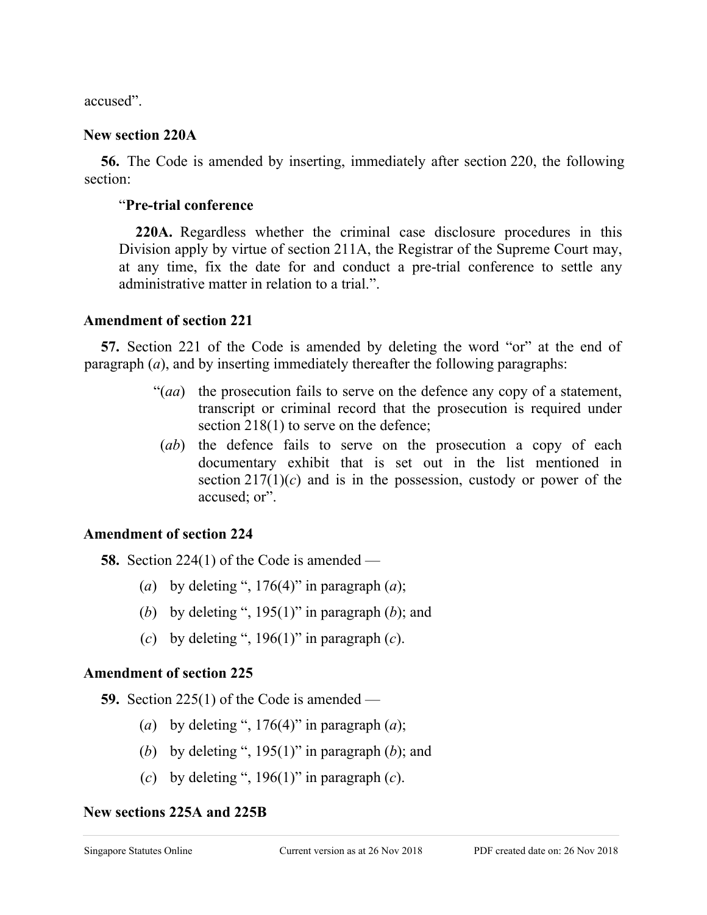accused”.

**New section 220A**

**56.** The Code is amended by inserting, immediately after section 220, the following section:

> “**Pre-trial conference**
>
> **220A.** Regardless whether the criminal case disclosure procedures in this Division apply by virtue of section 211A, the Registrar of the Supreme Court may, at any time, fix the date for and conduct a pre-trial conference to settle any administrative matter in relation to a trial.”.

**Amendment of section 221**

**57.** Section 221 of the Code is amended by deleting the word “or” at the end of paragraph (*a*), and by inserting immediately thereafter the following paragraphs:

> “(*aa*) the prosecution fails to serve on the defence any copy of a statement, transcript or criminal record that the prosecution is required under section 218(1) to serve on the defence;
>
> (*ab*) the defence fails to serve on the prosecution a copy of each documentary exhibit that is set out in the list mentioned in section 217(1)(*c*) and is in the possession, custody or power of the accused; or”.

**Amendment of section 224**

**58.** Section 224(1) of the Code is amended —

(*a*) by deleting “, 176(4)” in paragraph (*a*);

(*b*) by deleting “, 195(1)” in paragraph (*b*); and

(*c*) by deleting “, 196(1)” in paragraph (*c*).

**Amendment of section 225**

**59.** Section 225(1) of the Code is amended —

(*a*) by deleting “, 176(4)” in paragraph (*a*);

(*b*) by deleting “, 195(1)” in paragraph (*b*); and

(*c*) by deleting “, 196(1)” in paragraph (*c*).

**New sections 225A and 225B**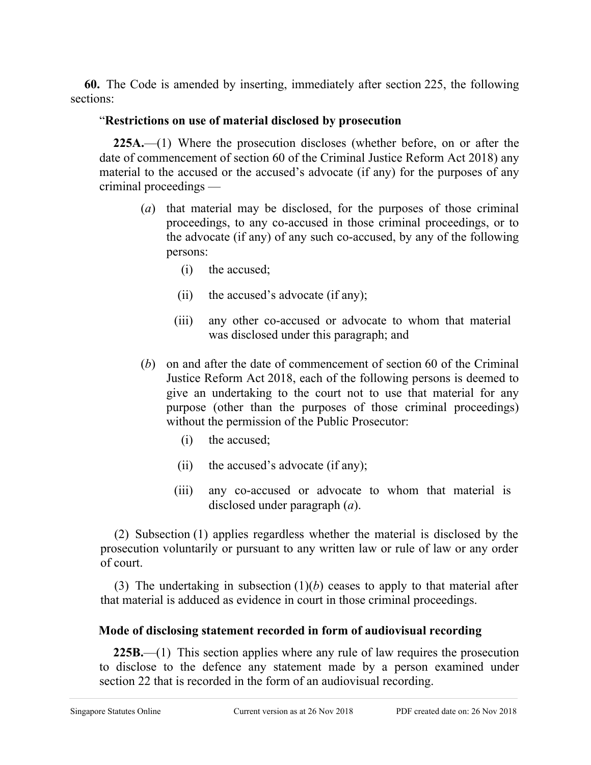**60.** The Code is amended by inserting, immediately after section 225, the following sections:

"**Restrictions on use of material disclosed by prosecution**

**225A.**—(1) Where the prosecution discloses (whether before, on or after the date of commencement of section 60 of the Criminal Justice Reform Act 2018) any material to the accused or the accused's advocate (if any) for the purposes of any criminal proceedings —

(*a*) that material may be disclosed, for the purposes of those criminal proceedings, to any co-accused in those criminal proceedings, or to the advocate (if any) of any such co-accused, by any of the following persons:

(i) the accused;

(ii) the accused's advocate (if any);

(iii) any other co-accused or advocate to whom that material was disclosed under this paragraph; and

(*b*) on and after the date of commencement of section 60 of the Criminal Justice Reform Act 2018, each of the following persons is deemed to give an undertaking to the court not to use that material for any purpose (other than the purposes of those criminal proceedings) without the permission of the Public Prosecutor:

(i) the accused;

(ii) the accused's advocate (if any);

(iii) any co-accused or advocate to whom that material is disclosed under paragraph (*a*).

(2) Subsection (1) applies regardless whether the material is disclosed by the prosecution voluntarily or pursuant to any written law or rule of law or any order of court.

(3) The undertaking in subsection (1)(*b*) ceases to apply to that material after that material is adduced as evidence in court in those criminal proceedings.

**Mode of disclosing statement recorded in form of audiovisual recording**

**225B.**—(1) This section applies where any rule of law requires the prosecution to disclose to the defence any statement made by a person examined under section 22 that is recorded in the form of an audiovisual recording.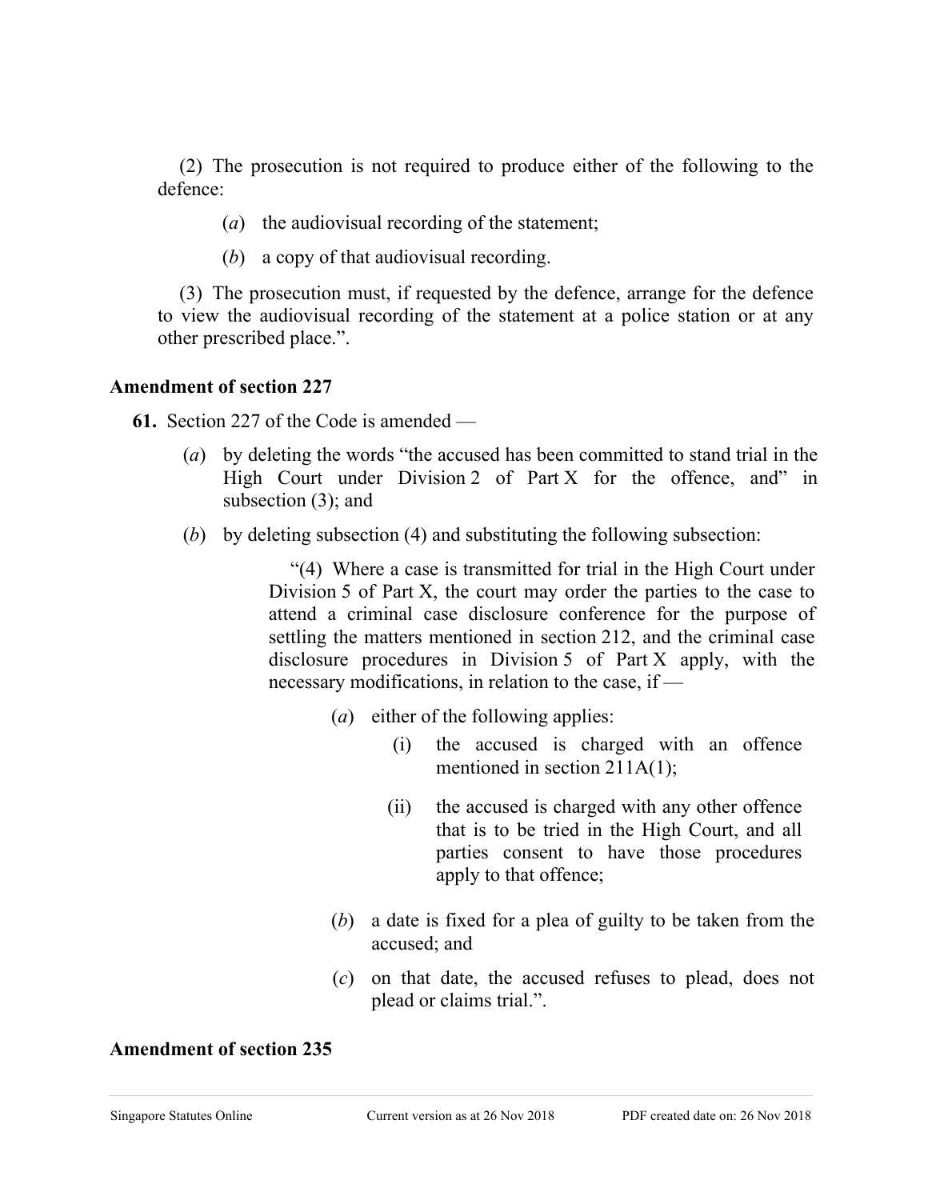(2) The prosecution is not required to produce either of the following to the defence:

(*a*) the audiovisual recording of the statement;

(*b*) a copy of that audiovisual recording.

(3) The prosecution must, if requested by the defence, arrange for the defence to view the audiovisual recording of the statement at a police station or at any other prescribed place.”.

**Amendment of section 227**

**61.** Section 227 of the Code is amended —

(*a*) by deleting the words “the accused has been committed to stand trial in the High Court under Division 2 of Part X for the offence, and” in subsection (3); and

(*b*) by deleting subsection (4) and substituting the following subsection:

> “(4) Where a case is transmitted for trial in the High Court under Division 5 of Part X, the court may order the parties to the case to attend a criminal case disclosure conference for the purpose of settling the matters mentioned in section 212, and the criminal case disclosure procedures in Division 5 of Part X apply, with the necessary modifications, in relation to the case, if —
>
> (*a*) either of the following applies:
>
> (i) the accused is charged with an offence mentioned in section 211A(1);
>
> (ii) the accused is charged with any other offence that is to be tried in the High Court, and all parties consent to have those procedures apply to that offence;
>
> (*b*) a date is fixed for a plea of guilty to be taken from the accused; and
>
> (*c*) on that date, the accused refuses to plead, does not plead or claims trial.”.

**Amendment of section 235**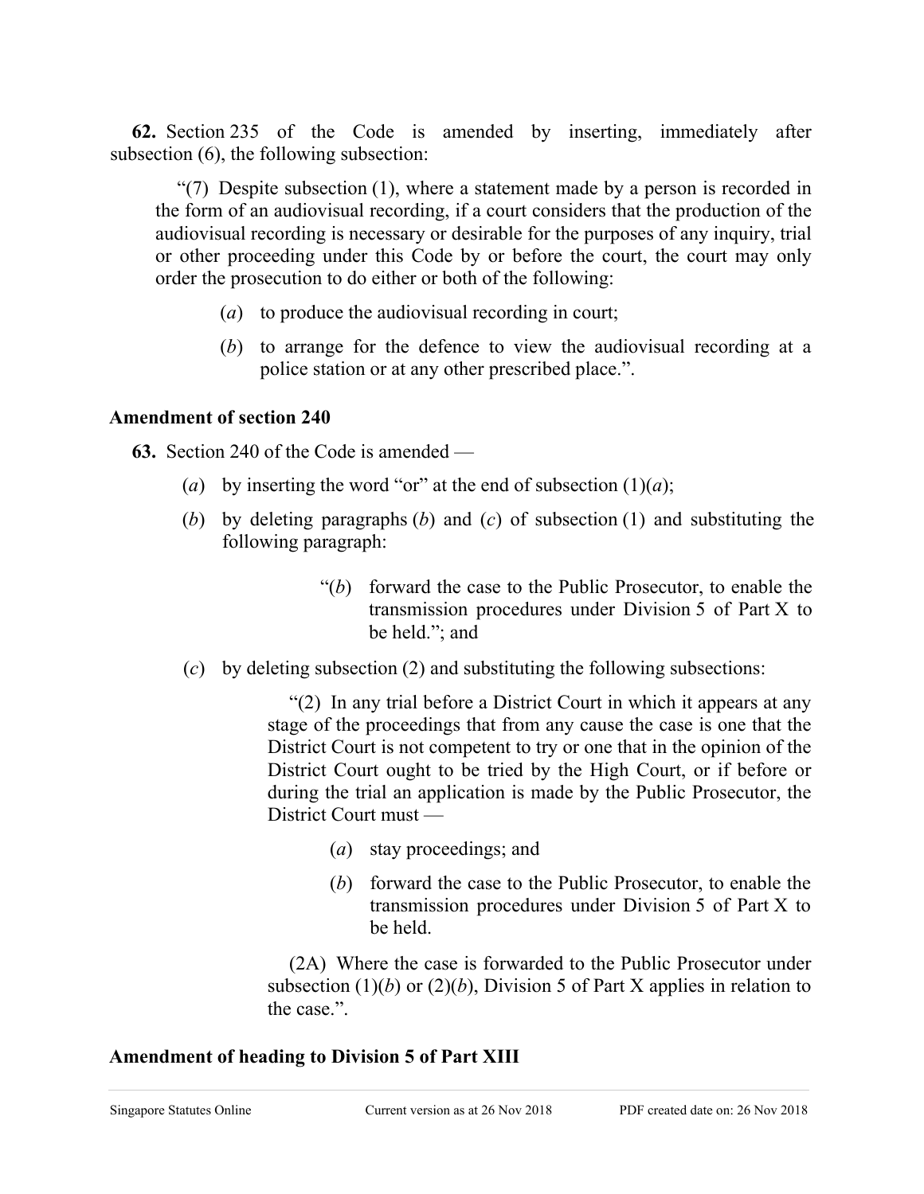**62.** Section 235 of the Code is amended by inserting, immediately after subsection (6), the following subsection:

> "(7) Despite subsection (1), where a statement made by a person is recorded in the form of an audiovisual recording, if a court considers that the production of the audiovisual recording is necessary or desirable for the purposes of any inquiry, trial or other proceeding under this Code by or before the court, the court may only order the prosecution to do either or both of the following:
>
> (*a*) to produce the audiovisual recording in court;
>
> (*b*) to arrange for the defence to view the audiovisual recording at a police station or at any other prescribed place.".

### Amendment of section 240

**63.** Section 240 of the Code is amended —

(*a*) by inserting the word "or" at the end of subsection (1)(*a*);

(*b*) by deleting paragraphs (*b*) and (*c*) of subsection (1) and substituting the following paragraph:

> "(*b*) forward the case to the Public Prosecutor, to enable the transmission procedures under Division 5 of Part X to be held."; and

(*c*) by deleting subsection (2) and substituting the following subsections:

> "(2) In any trial before a District Court in which it appears at any stage of the proceedings that from any cause the case is one that the District Court is not competent to try or one that in the opinion of the District Court ought to be tried by the High Court, or if before or during the trial an application is made by the Public Prosecutor, the District Court must —
>
> (*a*) stay proceedings; and
>
> (*b*) forward the case to the Public Prosecutor, to enable the transmission procedures under Division 5 of Part X to be held.
>
> (2A) Where the case is forwarded to the Public Prosecutor under subsection (1)(*b*) or (2)(*b*), Division 5 of Part X applies in relation to the case.".

### Amendment of heading to Division 5 of Part XIII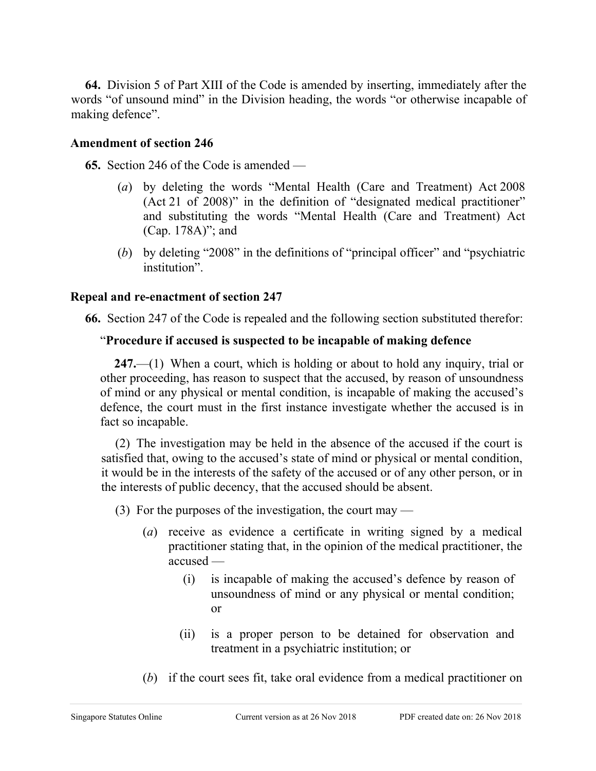**64.** Division 5 of Part XIII of the Code is amended by inserting, immediately after the words "of unsound mind" in the Division heading, the words "or otherwise incapable of making defence".

### Amendment of section 246

**65.** Section 246 of the Code is amended —

(*a*) by deleting the words "Mental Health (Care and Treatment) Act 2008 (Act 21 of 2008)" in the definition of "designated medical practitioner" and substituting the words "Mental Health (Care and Treatment) Act (Cap. 178A)"; and

(*b*) by deleting "2008" in the definitions of "principal officer" and "psychiatric institution".

### Repeal and re-enactment of section 247

**66.** Section 247 of the Code is repealed and the following section substituted therefor:

"**Procedure if accused is suspected to be incapable of making defence**

**247.**—(1) When a court, which is holding or about to hold any inquiry, trial or other proceeding, has reason to suspect that the accused, by reason of unsoundness of mind or any physical or mental condition, is incapable of making the accused's defence, the court must in the first instance investigate whether the accused is in fact so incapable.

(2) The investigation may be held in the absence of the accused if the court is satisfied that, owing to the accused's state of mind or physical or mental condition, it would be in the interests of the safety of the accused or of any other person, or in the interests of public decency, that the accused should be absent.

(3) For the purposes of the investigation, the court may —

(*a*) receive as evidence a certificate in writing signed by a medical practitioner stating that, in the opinion of the medical practitioner, the accused —

(i) is incapable of making the accused's defence by reason of unsoundness of mind or any physical or mental condition; or

(ii) is a proper person to be detained for observation and treatment in a psychiatric institution; or

(*b*) if the court sees fit, take oral evidence from a medical practitioner on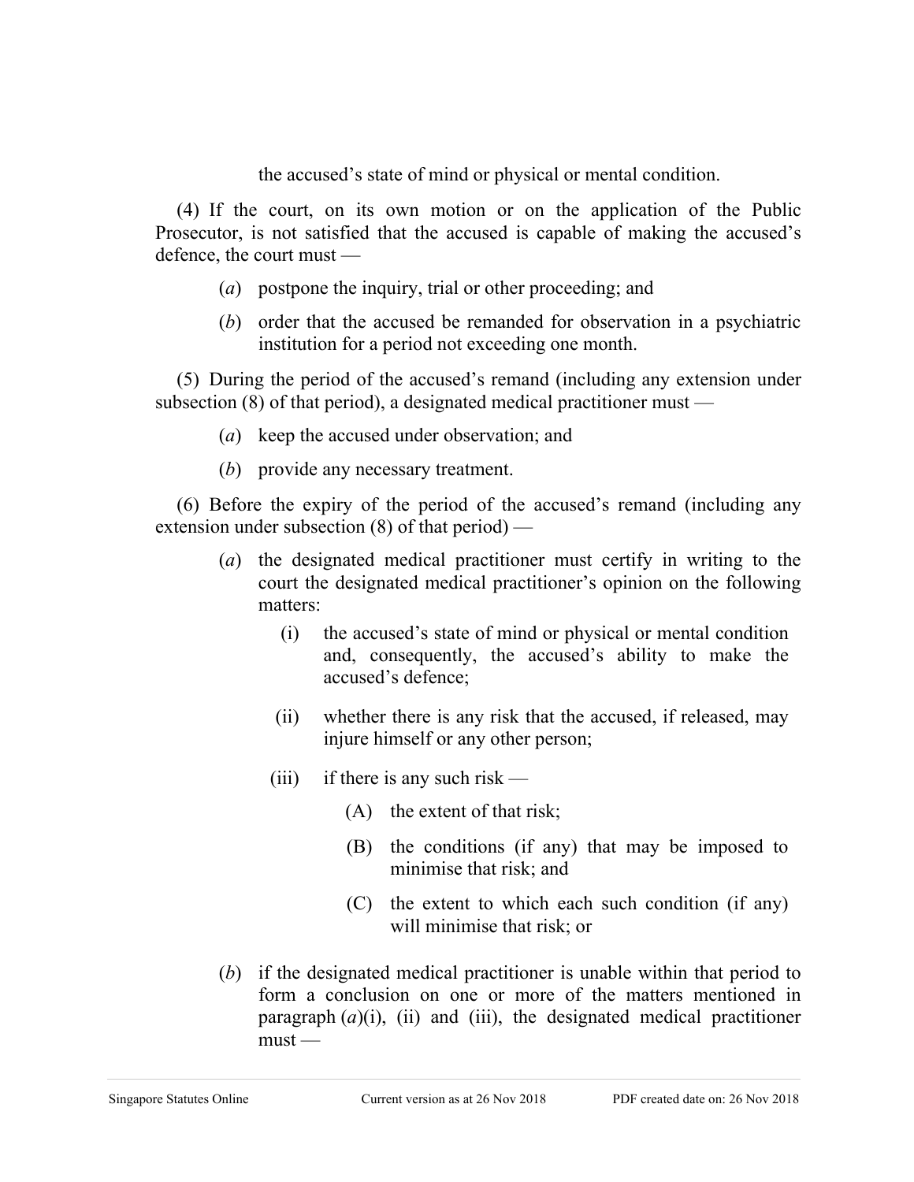the accused's state of mind or physical or mental condition.

(4) If the court, on its own motion or on the application of the Public Prosecutor, is not satisfied that the accused is capable of making the accused's defence, the court must —

(*a*) postpone the inquiry, trial or other proceeding; and

(*b*) order that the accused be remanded for observation in a psychiatric institution for a period not exceeding one month.

(5) During the period of the accused's remand (including any extension under subsection (8) of that period), a designated medical practitioner must —

(*a*) keep the accused under observation; and

(*b*) provide any necessary treatment.

(6) Before the expiry of the period of the accused's remand (including any extension under subsection (8) of that period) —

(*a*) the designated medical practitioner must certify in writing to the court the designated medical practitioner's opinion on the following matters:

  (i) the accused's state of mind or physical or mental condition and, consequently, the accused's ability to make the accused's defence;

  (ii) whether there is any risk that the accused, if released, may injure himself or any other person;

  (iii) if there is any such risk —

    (A) the extent of that risk;

    (B) the conditions (if any) that may be imposed to minimise that risk; and

    (C) the extent to which each such condition (if any) will minimise that risk; or

(*b*) if the designated medical practitioner is unable within that period to form a conclusion on one or more of the matters mentioned in paragraph (*a*)(i), (ii) and (iii), the designated medical practitioner must —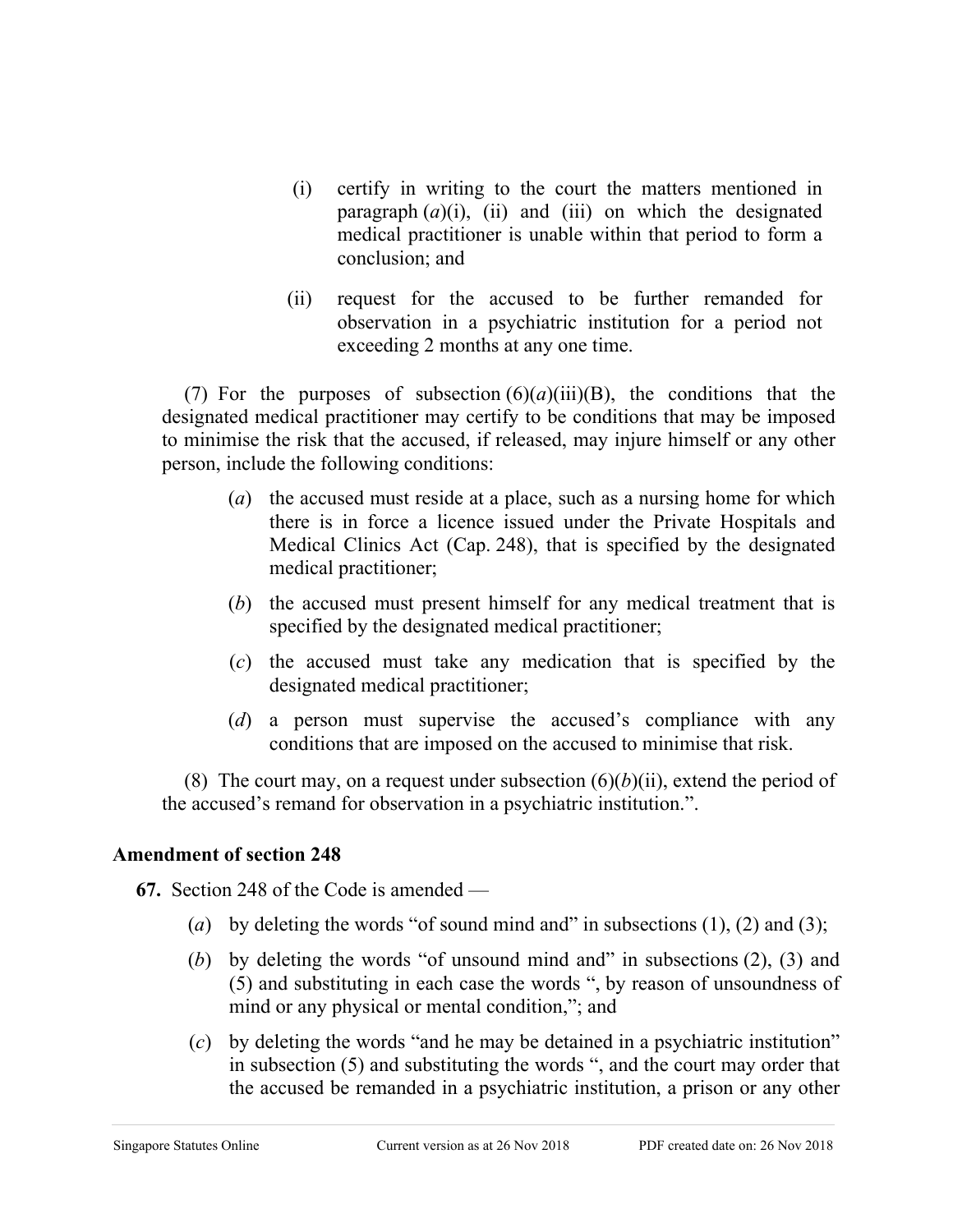(i) certify in writing to the court the matters mentioned in paragraph (*a*)(i), (ii) and (iii) on which the designated medical practitioner is unable within that period to form a conclusion; and

(ii) request for the accused to be further remanded for observation in a psychiatric institution for a period not exceeding 2 months at any one time.

(7) For the purposes of subsection (6)(*a*)(iii)(B), the conditions that the designated medical practitioner may certify to be conditions that may be imposed to minimise the risk that the accused, if released, may injure himself or any other person, include the following conditions:

(*a*) the accused must reside at a place, such as a nursing home for which there is in force a licence issued under the Private Hospitals and Medical Clinics Act (Cap. 248), that is specified by the designated medical practitioner;

(*b*) the accused must present himself for any medical treatment that is specified by the designated medical practitioner;

(*c*) the accused must take any medication that is specified by the designated medical practitioner;

(*d*) a person must supervise the accused's compliance with any conditions that are imposed on the accused to minimise that risk.

(8) The court may, on a request under subsection (6)(*b*)(ii), extend the period of the accused's remand for observation in a psychiatric institution.".

**Amendment of section 248**

**67.** Section 248 of the Code is amended —

(*a*) by deleting the words "of sound mind and" in subsections (1), (2) and (3);

(*b*) by deleting the words "of unsound mind and" in subsections (2), (3) and (5) and substituting in each case the words ", by reason of unsoundness of mind or any physical or mental condition,"; and

(*c*) by deleting the words "and he may be detained in a psychiatric institution" in subsection (5) and substituting the words ", and the court may order that the accused be remanded in a psychiatric institution, a prison or any other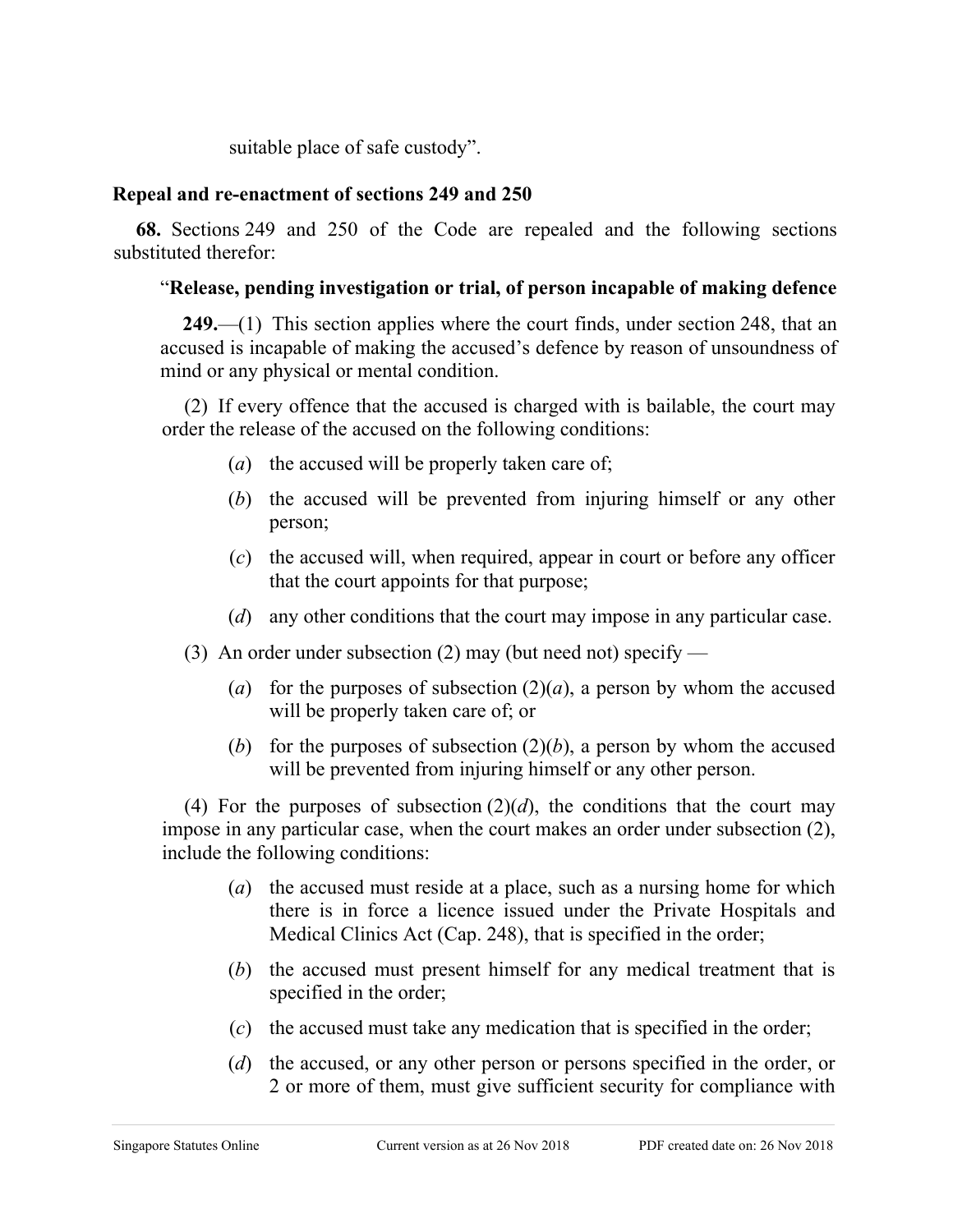suitable place of safe custody”.

**Repeal and re-enactment of sections 249 and 250**

**68.** Sections 249 and 250 of the Code are repealed and the following sections substituted therefor:

“**Release, pending investigation or trial, of person incapable of making defence**

**249.**—(1) This section applies where the court finds, under section 248, that an accused is incapable of making the accused’s defence by reason of unsoundness of mind or any physical or mental condition.

(2) If every offence that the accused is charged with is bailable, the court may order the release of the accused on the following conditions:

(*a*) the accused will be properly taken care of;

(*b*) the accused will be prevented from injuring himself or any other person;

(*c*) the accused will, when required, appear in court or before any officer that the court appoints for that purpose;

(*d*) any other conditions that the court may impose in any particular case.

(3) An order under subsection (2) may (but need not) specify —

(*a*) for the purposes of subsection (2)(*a*), a person by whom the accused will be properly taken care of; or

(*b*) for the purposes of subsection (2)(*b*), a person by whom the accused will be prevented from injuring himself or any other person.

(4) For the purposes of subsection (2)(*d*), the conditions that the court may impose in any particular case, when the court makes an order under subsection (2), include the following conditions:

(*a*) the accused must reside at a place, such as a nursing home for which there is in force a licence issued under the Private Hospitals and Medical Clinics Act (Cap. 248), that is specified in the order;

(*b*) the accused must present himself for any medical treatment that is specified in the order;

(*c*) the accused must take any medication that is specified in the order;

(*d*) the accused, or any other person or persons specified in the order, or 2 or more of them, must give sufficient security for compliance with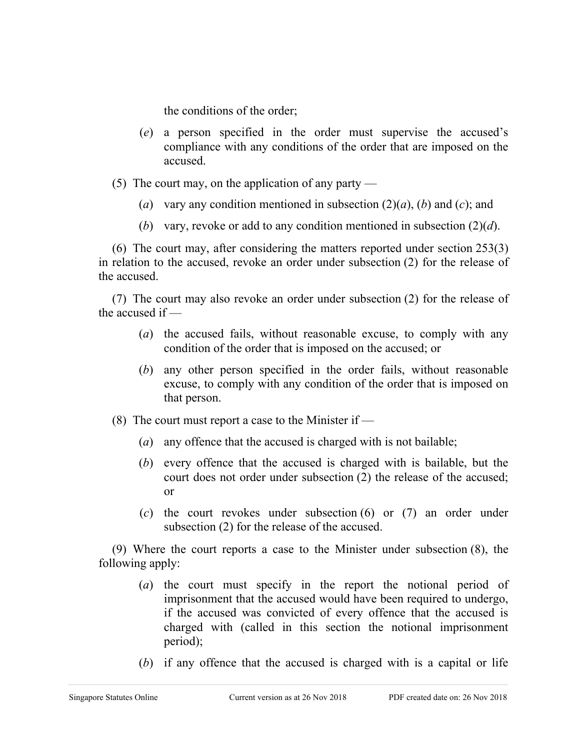the conditions of the order;

(*e*) a person specified in the order must supervise the accused's compliance with any conditions of the order that are imposed on the accused.

(5) The court may, on the application of any party —

(*a*) vary any condition mentioned in subsection (2)(*a*), (*b*) and (*c*); and

(*b*) vary, revoke or add to any condition mentioned in subsection (2)(*d*).

(6) The court may, after considering the matters reported under section 253(3) in relation to the accused, revoke an order under subsection (2) for the release of the accused.

(7) The court may also revoke an order under subsection (2) for the release of the accused if —

(*a*) the accused fails, without reasonable excuse, to comply with any condition of the order that is imposed on the accused; or

(*b*) any other person specified in the order fails, without reasonable excuse, to comply with any condition of the order that is imposed on that person.

(8) The court must report a case to the Minister if —

(*a*) any offence that the accused is charged with is not bailable;

(*b*) every offence that the accused is charged with is bailable, but the court does not order under subsection (2) the release of the accused; or

(*c*) the court revokes under subsection (6) or (7) an order under subsection (2) for the release of the accused.

(9) Where the court reports a case to the Minister under subsection (8), the following apply:

(*a*) the court must specify in the report the notional period of imprisonment that the accused would have been required to undergo, if the accused was convicted of every offence that the accused is charged with (called in this section the notional imprisonment period);

(*b*) if any offence that the accused is charged with is a capital or life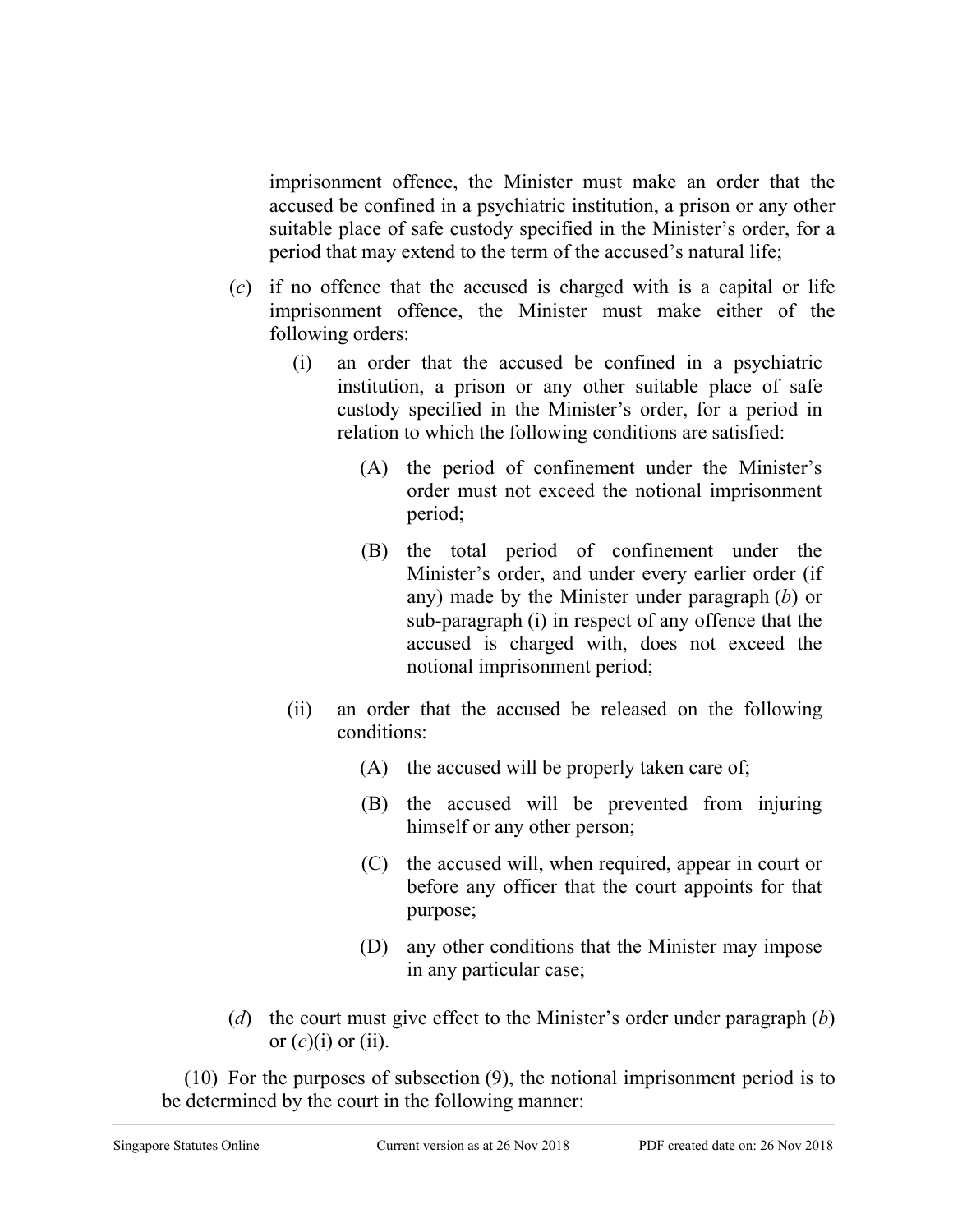imprisonment offence, the Minister must make an order that the accused be confined in a psychiatric institution, a prison or any other suitable place of safe custody specified in the Minister's order, for a period that may extend to the term of the accused's natural life;

(*c*) if no offence that the accused is charged with is a capital or life imprisonment offence, the Minister must make either of the following orders:

(i) an order that the accused be confined in a psychiatric institution, a prison or any other suitable place of safe custody specified in the Minister's order, for a period in relation to which the following conditions are satisfied:

(A) the period of confinement under the Minister's order must not exceed the notional imprisonment period;

(B) the total period of confinement under the Minister's order, and under every earlier order (if any) made by the Minister under paragraph (*b*) or sub-paragraph (i) in respect of any offence that the accused is charged with, does not exceed the notional imprisonment period;

(ii) an order that the accused be released on the following conditions:

(A) the accused will be properly taken care of;

(B) the accused will be prevented from injuring himself or any other person;

(C) the accused will, when required, appear in court or before any officer that the court appoints for that purpose;

(D) any other conditions that the Minister may impose in any particular case;

(*d*) the court must give effect to the Minister's order under paragraph (*b*) or (*c*)(i) or (ii).

(10) For the purposes of subsection (9), the notional imprisonment period is to be determined by the court in the following manner: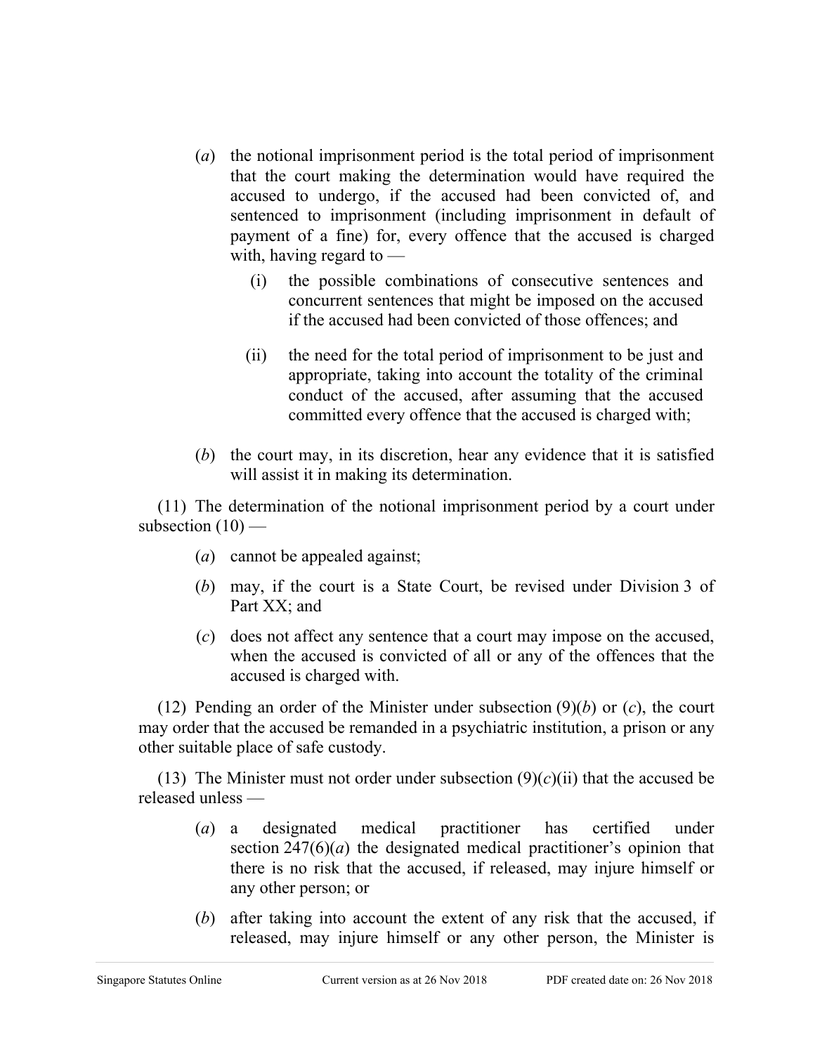(*a*) the notional imprisonment period is the total period of imprisonment that the court making the determination would have required the accused to undergo, if the accused had been convicted of, and sentenced to imprisonment (including imprisonment in default of payment of a fine) for, every offence that the accused is charged with, having regard to —

  (i) the possible combinations of consecutive sentences and concurrent sentences that might be imposed on the accused if the accused had been convicted of those offences; and

  (ii) the need for the total period of imprisonment to be just and appropriate, taking into account the totality of the criminal conduct of the accused, after assuming that the accused committed every offence that the accused is charged with;

(*b*) the court may, in its discretion, hear any evidence that it is satisfied will assist it in making its determination.

(11) The determination of the notional imprisonment period by a court under subsection (10) —

(*a*) cannot be appealed against;

(*b*) may, if the court is a State Court, be revised under Division 3 of Part XX; and

(*c*) does not affect any sentence that a court may impose on the accused, when the accused is convicted of all or any of the offences that the accused is charged with.

(12) Pending an order of the Minister under subsection (9)(*b*) or (*c*), the court may order that the accused be remanded in a psychiatric institution, a prison or any other suitable place of safe custody.

(13) The Minister must not order under subsection (9)(*c*)(ii) that the accused be released unless —

(*a*) a designated medical practitioner has certified under section 247(6)(*a*) the designated medical practitioner's opinion that there is no risk that the accused, if released, may injure himself or any other person; or

(*b*) after taking into account the extent of any risk that the accused, if released, may injure himself or any other person, the Minister is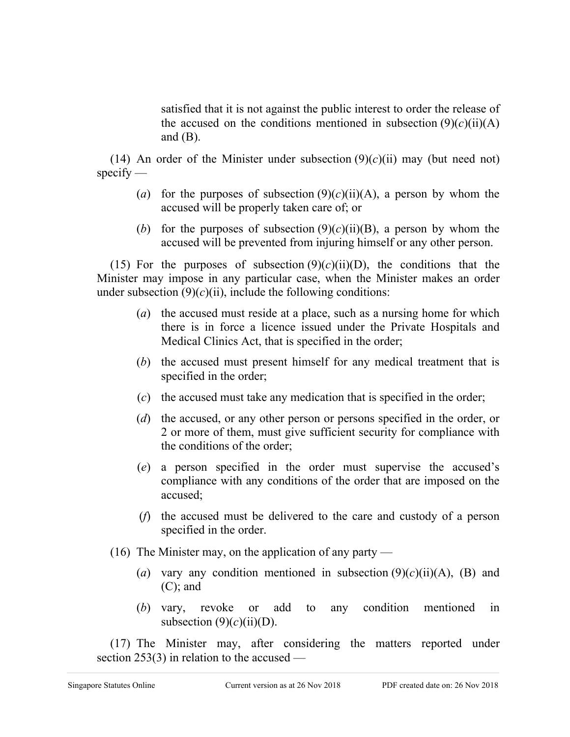satisfied that it is not against the public interest to order the release of the accused on the conditions mentioned in subsection (9)(*c*)(ii)(A) and (B).

(14) An order of the Minister under subsection (9)(*c*)(ii) may (but need not) specify —

(*a*) for the purposes of subsection (9)(*c*)(ii)(A), a person by whom the accused will be properly taken care of; or

(*b*) for the purposes of subsection (9)(*c*)(ii)(B), a person by whom the accused will be prevented from injuring himself or any other person.

(15) For the purposes of subsection (9)(*c*)(ii)(D), the conditions that the Minister may impose in any particular case, when the Minister makes an order under subsection (9)(*c*)(ii), include the following conditions:

(*a*) the accused must reside at a place, such as a nursing home for which there is in force a licence issued under the Private Hospitals and Medical Clinics Act, that is specified in the order;

(*b*) the accused must present himself for any medical treatment that is specified in the order;

(*c*) the accused must take any medication that is specified in the order;

(*d*) the accused, or any other person or persons specified in the order, or 2 or more of them, must give sufficient security for compliance with the conditions of the order;

(*e*) a person specified in the order must supervise the accused's compliance with any conditions of the order that are imposed on the accused;

(*f*) the accused must be delivered to the care and custody of a person specified in the order.

(16) The Minister may, on the application of any party —

(*a*) vary any condition mentioned in subsection (9)(*c*)(ii)(A), (B) and (C); and

(*b*) vary, revoke or add to any condition mentioned in subsection (9)(*c*)(ii)(D).

(17) The Minister may, after considering the matters reported under section 253(3) in relation to the accused —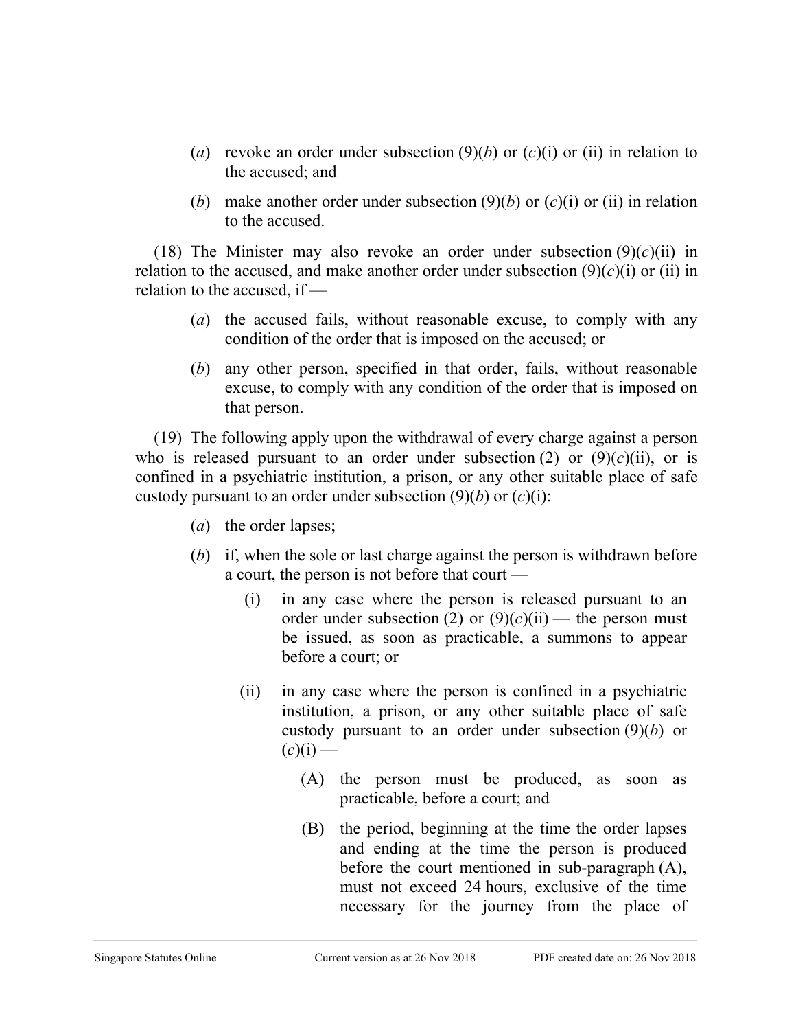(*a*) revoke an order under subsection (9)(*b*) or (*c*)(i) or (ii) in relation to the accused; and

(*b*) make another order under subsection (9)(*b*) or (*c*)(i) or (ii) in relation to the accused.

(18) The Minister may also revoke an order under subsection (9)(*c*)(ii) in relation to the accused, and make another order under subsection (9)(*c*)(i) or (ii) in relation to the accused, if —

(*a*) the accused fails, without reasonable excuse, to comply with any condition of the order that is imposed on the accused; or

(*b*) any other person, specified in that order, fails, without reasonable excuse, to comply with any condition of the order that is imposed on that person.

(19) The following apply upon the withdrawal of every charge against a person who is released pursuant to an order under subsection (2) or (9)(*c*)(ii), or is confined in a psychiatric institution, a prison, or any other suitable place of safe custody pursuant to an order under subsection (9)(*b*) or (*c*)(i):

(*a*) the order lapses;

(*b*) if, when the sole or last charge against the person is withdrawn before a court, the person is not before that court —

(i) in any case where the person is released pursuant to an order under subsection (2) or (9)(*c*)(ii) — the person must be issued, as soon as practicable, a summons to appear before a court; or

(ii) in any case where the person is confined in a psychiatric institution, a prison, or any other suitable place of safe custody pursuant to an order under subsection (9)(*b*) or (*c*)(i) —

(A) the person must be produced, as soon as practicable, before a court; and

(B) the period, beginning at the time the order lapses and ending at the time the person is produced before the court mentioned in sub-paragraph (A), must not exceed 24 hours, exclusive of the time necessary for the journey from the place of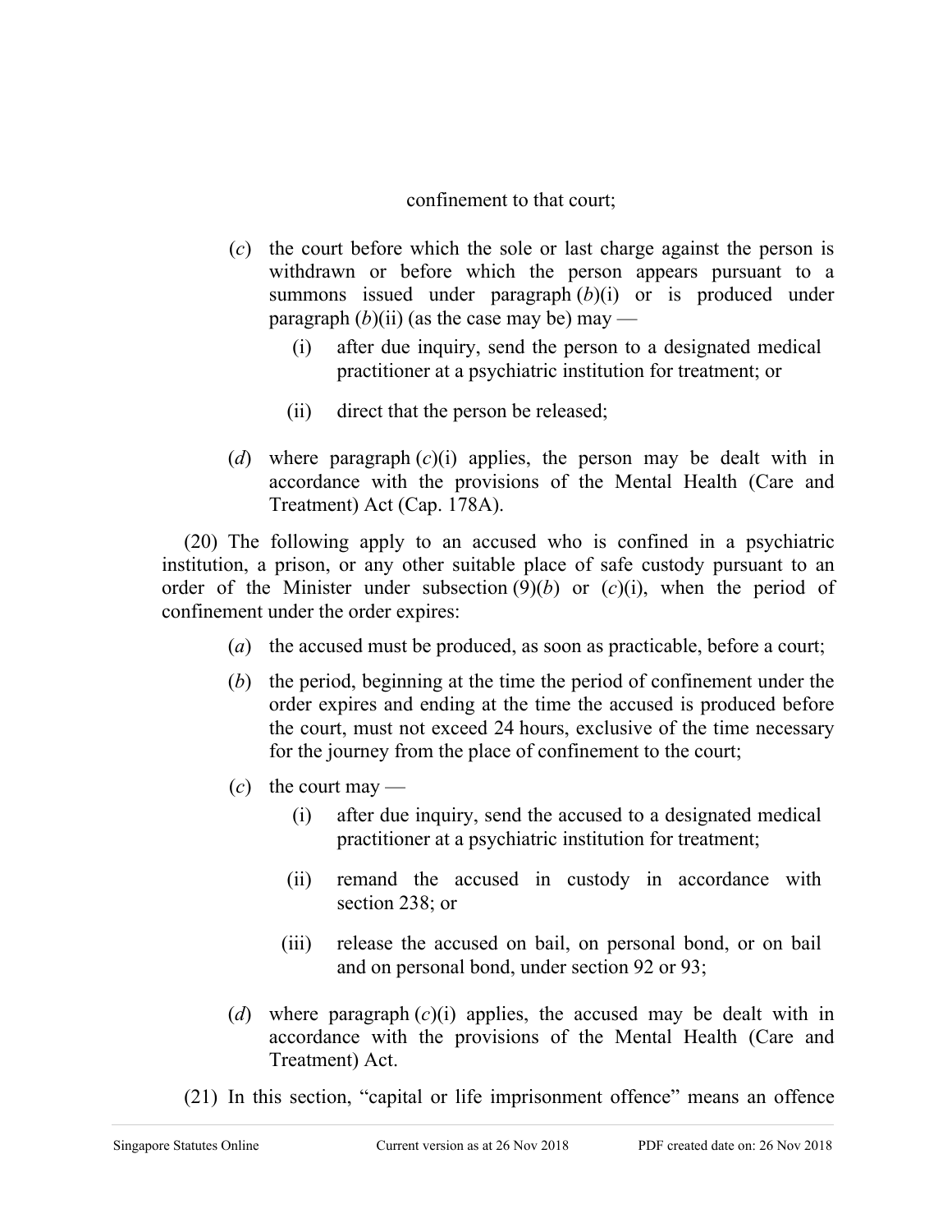confinement to that court;

(*c*) the court before which the sole or last charge against the person is withdrawn or before which the person appears pursuant to a summons issued under paragraph (*b*)(i) or is produced under paragraph (*b*)(ii) (as the case may be) may —

(i) after due inquiry, send the person to a designated medical practitioner at a psychiatric institution for treatment; or

(ii) direct that the person be released;

(*d*) where paragraph (*c*)(i) applies, the person may be dealt with in accordance with the provisions of the Mental Health (Care and Treatment) Act (Cap. 178A).

(20) The following apply to an accused who is confined in a psychiatric institution, a prison, or any other suitable place of safe custody pursuant to an order of the Minister under subsection (9)(*b*) or (*c*)(i), when the period of confinement under the order expires:

(*a*) the accused must be produced, as soon as practicable, before a court;

(*b*) the period, beginning at the time the period of confinement under the order expires and ending at the time the accused is produced before the court, must not exceed 24 hours, exclusive of the time necessary for the journey from the place of confinement to the court;

(*c*) the court may —

(i) after due inquiry, send the accused to a designated medical practitioner at a psychiatric institution for treatment;

(ii) remand the accused in custody in accordance with section 238; or

(iii) release the accused on bail, on personal bond, or on bail and on personal bond, under section 92 or 93;

(*d*) where paragraph (*c*)(i) applies, the accused may be dealt with in accordance with the provisions of the Mental Health (Care and Treatment) Act.

(21) In this section, "capital or life imprisonment offence" means an offence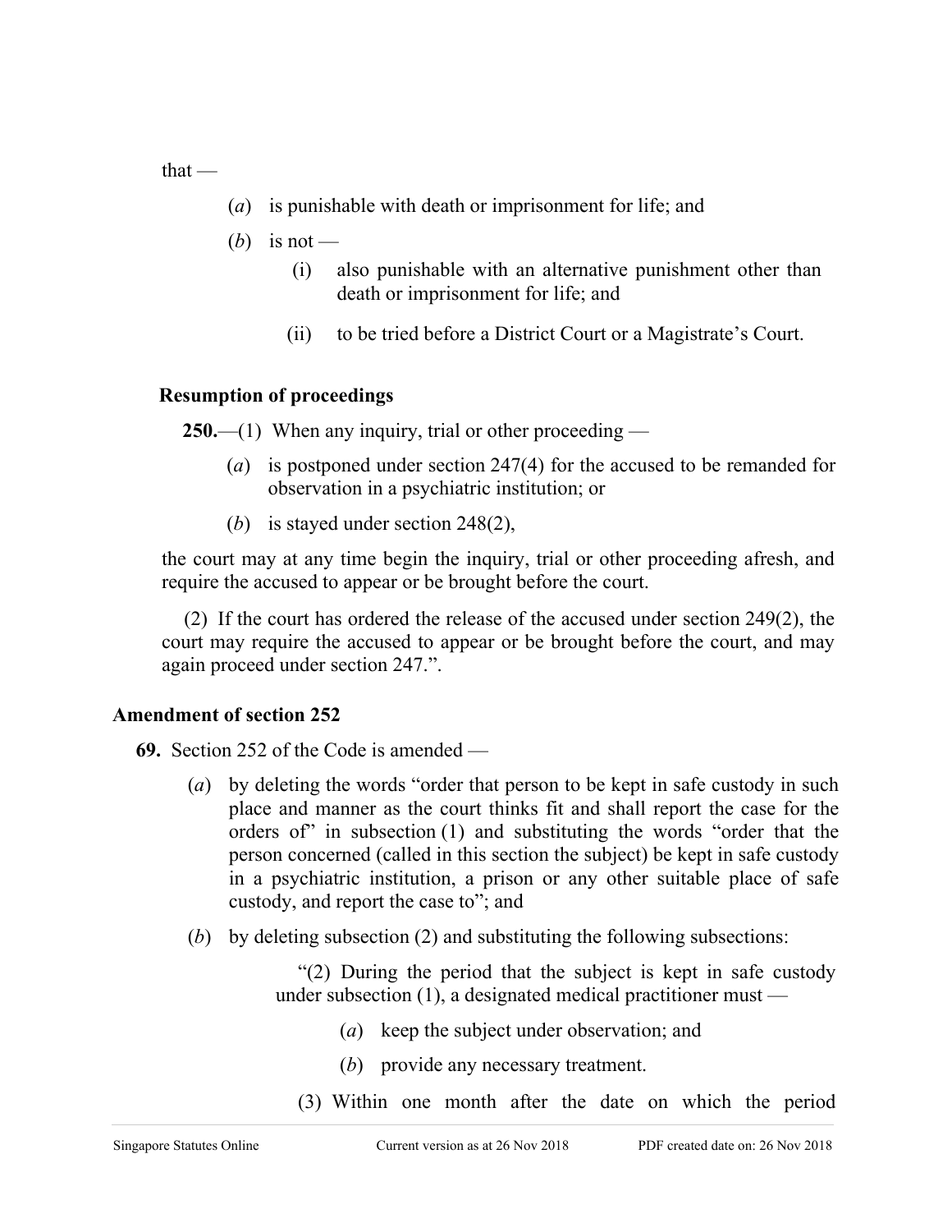that —

(*a*) is punishable with death or imprisonment for life; and

(*b*) is not —

(i) also punishable with an alternative punishment other than death or imprisonment for life; and

(ii) to be tried before a District Court or a Magistrate's Court.

**Resumption of proceedings**

**250.**—(1) When any inquiry, trial or other proceeding —

(*a*) is postponed under section 247(4) for the accused to be remanded for observation in a psychiatric institution; or

(*b*) is stayed under section 248(2),

the court may at any time begin the inquiry, trial or other proceeding afresh, and require the accused to appear or be brought before the court.

(2) If the court has ordered the release of the accused under section 249(2), the court may require the accused to appear or be brought before the court, and may again proceed under section 247.".

## Amendment of section 252

**69.** Section 252 of the Code is amended —

(*a*) by deleting the words "order that person to be kept in safe custody in such place and manner as the court thinks fit and shall report the case for the orders of" in subsection (1) and substituting the words "order that the person concerned (called in this section the subject) be kept in safe custody in a psychiatric institution, a prison or any other suitable place of safe custody, and report the case to"; and

(*b*) by deleting subsection (2) and substituting the following subsections:

"(2) During the period that the subject is kept in safe custody under subsection (1), a designated medical practitioner must —

(*a*) keep the subject under observation; and

(*b*) provide any necessary treatment.

(3) Within one month after the date on which the period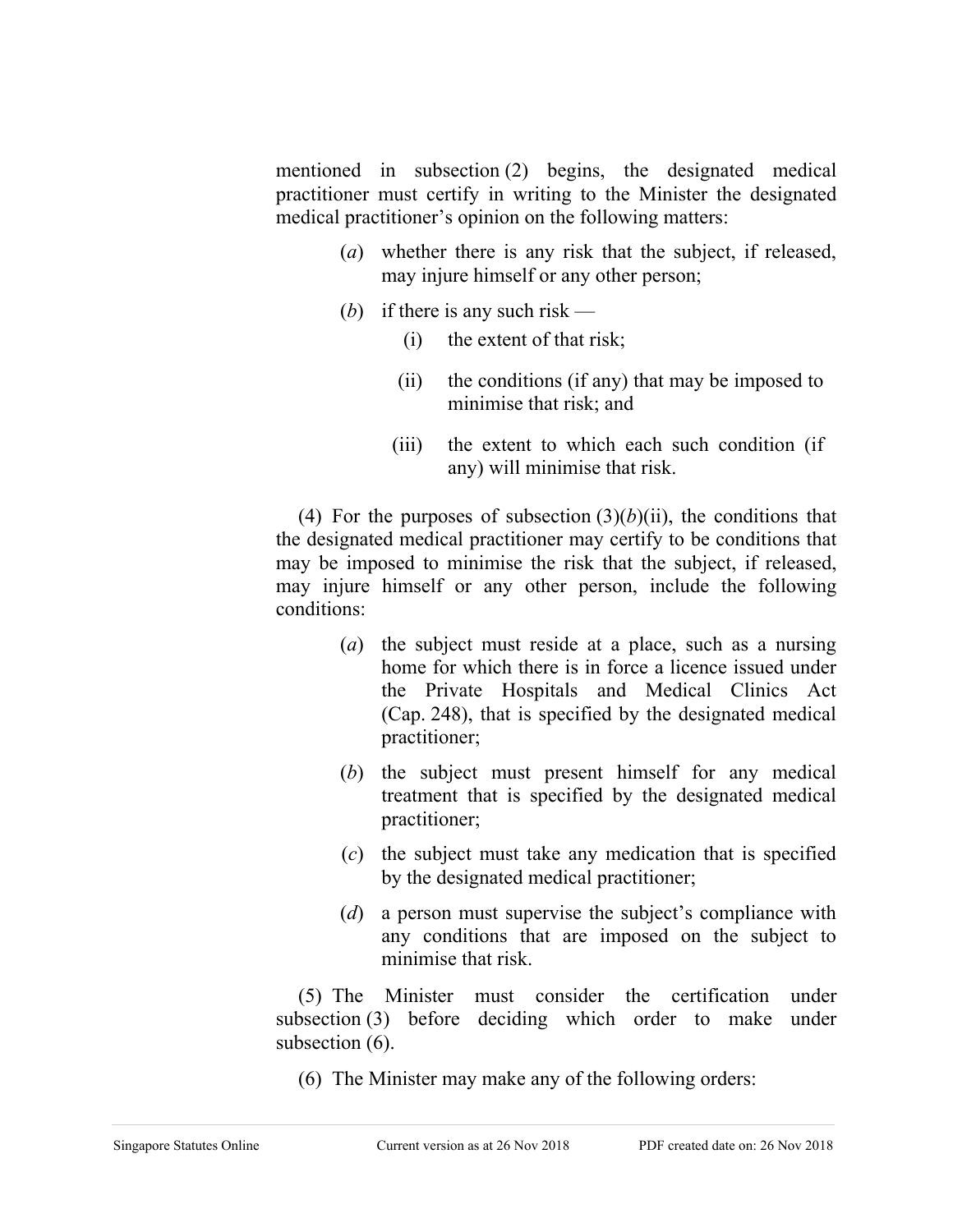mentioned in subsection (2) begins, the designated medical practitioner must certify in writing to the Minister the designated medical practitioner's opinion on the following matters:

(*a*) whether there is any risk that the subject, if released, may injure himself or any other person;

(*b*) if there is any such risk —

(i) the extent of that risk;

(ii) the conditions (if any) that may be imposed to minimise that risk; and

(iii) the extent to which each such condition (if any) will minimise that risk.

(4) For the purposes of subsection (3)(*b*)(ii), the conditions that the designated medical practitioner may certify to be conditions that may be imposed to minimise the risk that the subject, if released, may injure himself or any other person, include the following conditions:

(*a*) the subject must reside at a place, such as a nursing home for which there is in force a licence issued under the Private Hospitals and Medical Clinics Act (Cap. 248), that is specified by the designated medical practitioner;

(*b*) the subject must present himself for any medical treatment that is specified by the designated medical practitioner;

(*c*) the subject must take any medication that is specified by the designated medical practitioner;

(*d*) a person must supervise the subject's compliance with any conditions that are imposed on the subject to minimise that risk.

(5) The Minister must consider the certification under subsection (3) before deciding which order to make under subsection (6).

(6) The Minister may make any of the following orders: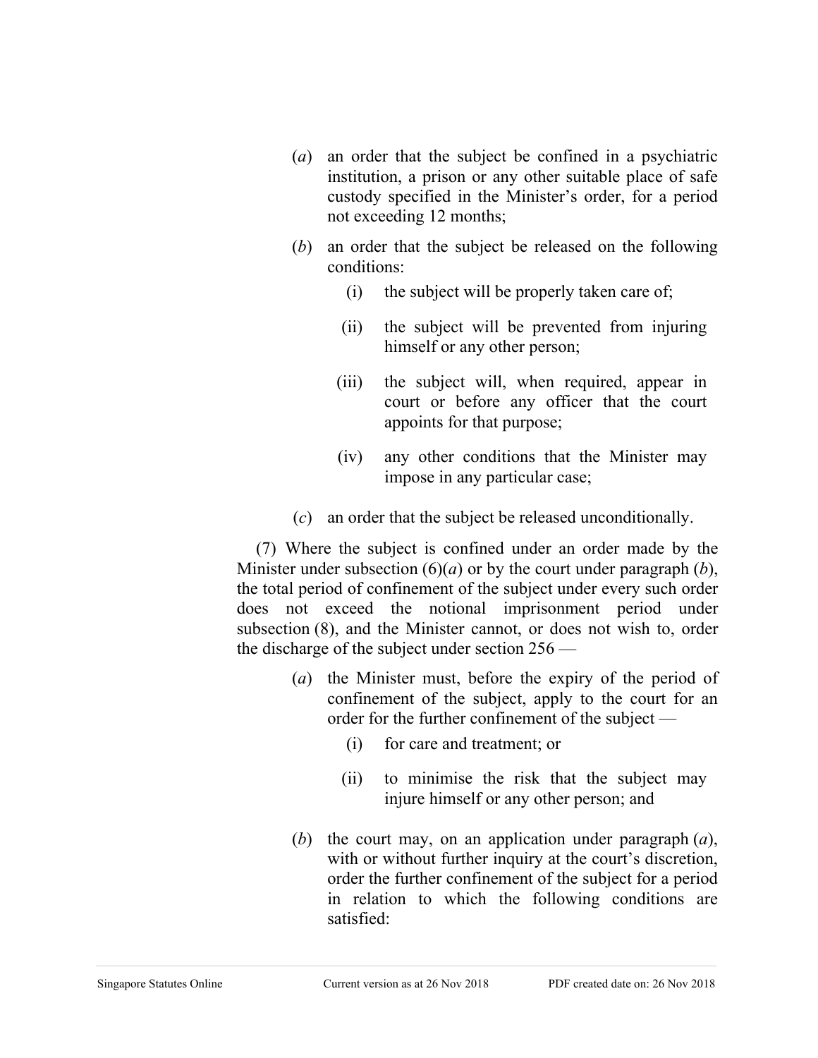(*a*) an order that the subject be confined in a psychiatric institution, a prison or any other suitable place of safe custody specified in the Minister's order, for a period not exceeding 12 months;

(*b*) an order that the subject be released on the following conditions:

(i) the subject will be properly taken care of;

(ii) the subject will be prevented from injuring himself or any other person;

(iii) the subject will, when required, appear in court or before any officer that the court appoints for that purpose;

(iv) any other conditions that the Minister may impose in any particular case;

(*c*) an order that the subject be released unconditionally.

(7) Where the subject is confined under an order made by the Minister under subsection (6)(*a*) or by the court under paragraph (*b*), the total period of confinement of the subject under every such order does not exceed the notional imprisonment period under subsection (8), and the Minister cannot, or does not wish to, order the discharge of the subject under section 256 —

(*a*) the Minister must, before the expiry of the period of confinement of the subject, apply to the court for an order for the further confinement of the subject —

(i) for care and treatment; or

(ii) to minimise the risk that the subject may injure himself or any other person; and

(*b*) the court may, on an application under paragraph (*a*), with or without further inquiry at the court's discretion, order the further confinement of the subject for a period in relation to which the following conditions are satisfied: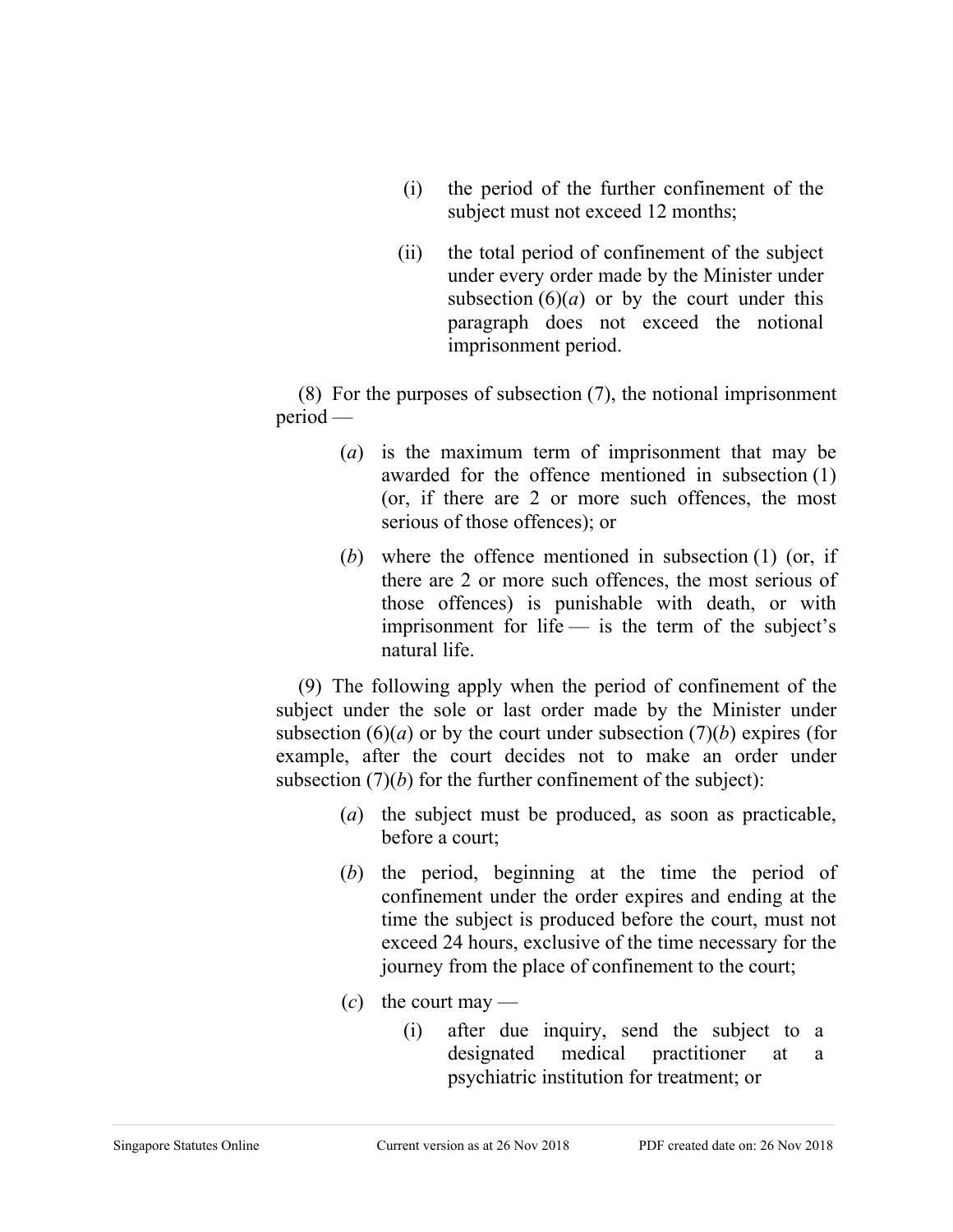(i) the period of the further confinement of the subject must not exceed 12 months;

(ii) the total period of confinement of the subject under every order made by the Minister under subsection (6)(*a*) or by the court under this paragraph does not exceed the notional imprisonment period.

(8) For the purposes of subsection (7), the notional imprisonment period —

(*a*) is the maximum term of imprisonment that may be awarded for the offence mentioned in subsection (1) (or, if there are 2 or more such offences, the most serious of those offences); or

(*b*) where the offence mentioned in subsection (1) (or, if there are 2 or more such offences, the most serious of those offences) is punishable with death, or with imprisonment for life — is the term of the subject's natural life.

(9) The following apply when the period of confinement of the subject under the sole or last order made by the Minister under subsection (6)(*a*) or by the court under subsection (7)(*b*) expires (for example, after the court decides not to make an order under subsection (7)(*b*) for the further confinement of the subject):

(*a*) the subject must be produced, as soon as practicable, before a court;

(*b*) the period, beginning at the time the period of confinement under the order expires and ending at the time the subject is produced before the court, must not exceed 24 hours, exclusive of the time necessary for the journey from the place of confinement to the court;

(*c*) the court may —

(i) after due inquiry, send the subject to a designated medical practitioner at a psychiatric institution for treatment; or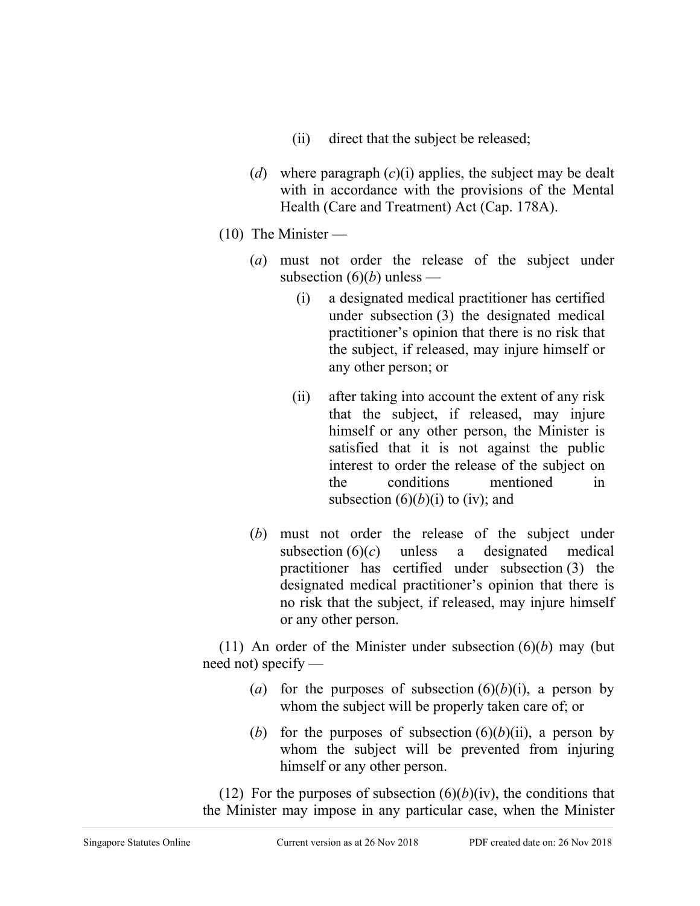(ii) direct that the subject be released;

(*d*) where paragraph (*c*)(i) applies, the subject may be dealt with in accordance with the provisions of the Mental Health (Care and Treatment) Act (Cap. 178A).

(10) The Minister —

(*a*) must not order the release of the subject under subsection (6)(*b*) unless —

(i) a designated medical practitioner has certified under subsection (3) the designated medical practitioner's opinion that there is no risk that the subject, if released, may injure himself or any other person; or

(ii) after taking into account the extent of any risk that the subject, if released, may injure himself or any other person, the Minister is satisfied that it is not against the public interest to order the release of the subject on the conditions mentioned in subsection (6)(*b*)(i) to (iv); and

(*b*) must not order the release of the subject under subsection (6)(*c*) unless a designated medical practitioner has certified under subsection (3) the designated medical practitioner's opinion that there is no risk that the subject, if released, may injure himself or any other person.

(11) An order of the Minister under subsection (6)(*b*) may (but need not) specify —

(*a*) for the purposes of subsection (6)(*b*)(i), a person by whom the subject will be properly taken care of; or

(*b*) for the purposes of subsection (6)(*b*)(ii), a person by whom the subject will be prevented from injuring himself or any other person.

(12) For the purposes of subsection (6)(*b*)(iv), the conditions that the Minister may impose in any particular case, when the Minister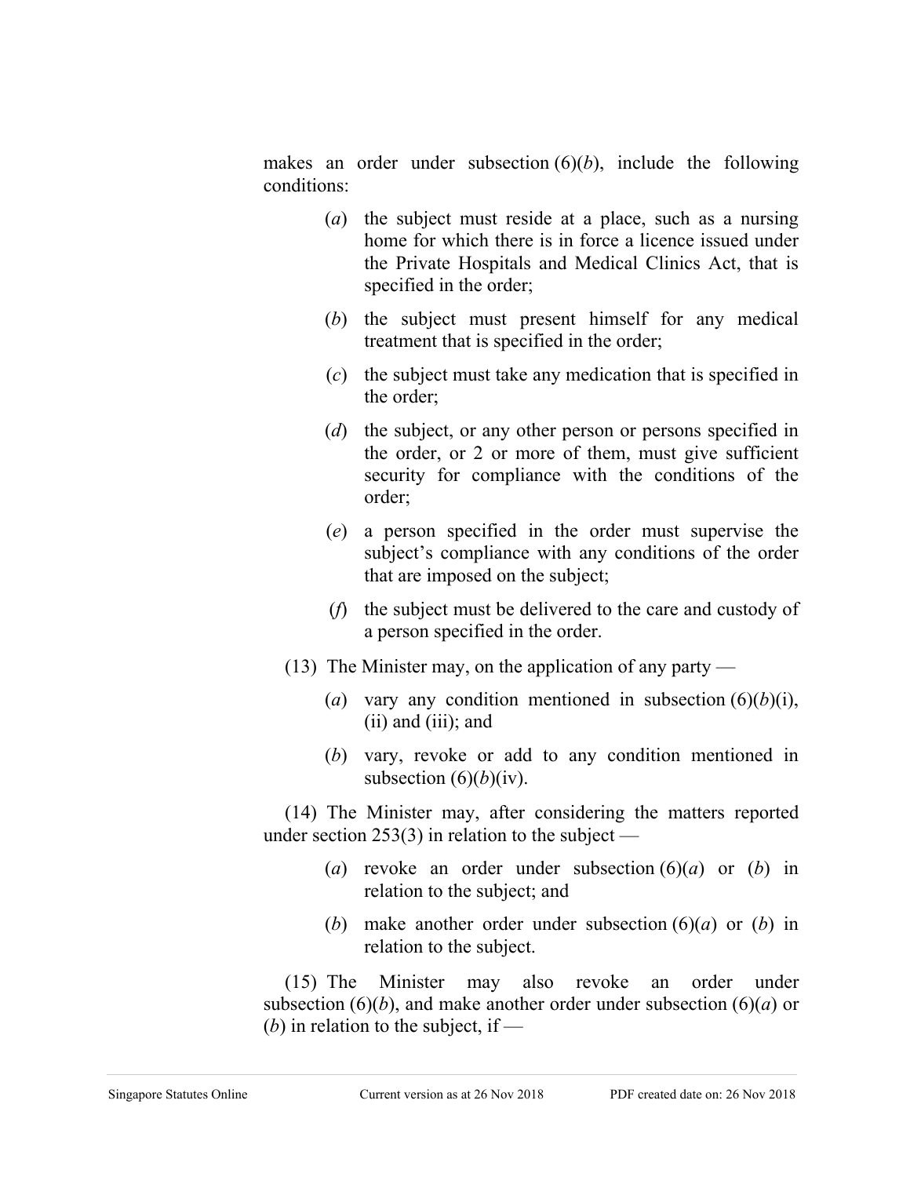makes an order under subsection (6)(*b*), include the following conditions:

(*a*) the subject must reside at a place, such as a nursing home for which there is in force a licence issued under the Private Hospitals and Medical Clinics Act, that is specified in the order;

(*b*) the subject must present himself for any medical treatment that is specified in the order;

(*c*) the subject must take any medication that is specified in the order;

(*d*) the subject, or any other person or persons specified in the order, or 2 or more of them, must give sufficient security for compliance with the conditions of the order;

(*e*) a person specified in the order must supervise the subject's compliance with any conditions of the order that are imposed on the subject;

(*f*) the subject must be delivered to the care and custody of a person specified in the order.

(13) The Minister may, on the application of any party —

(*a*) vary any condition mentioned in subsection (6)(*b*)(i), (ii) and (iii); and

(*b*) vary, revoke or add to any condition mentioned in subsection (6)(*b*)(iv).

(14) The Minister may, after considering the matters reported under section 253(3) in relation to the subject —

(*a*) revoke an order under subsection (6)(*a*) or (*b*) in relation to the subject; and

(*b*) make another order under subsection (6)(*a*) or (*b*) in relation to the subject.

(15) The Minister may also revoke an order under subsection (6)(*b*), and make another order under subsection (6)(*a*) or (*b*) in relation to the subject, if —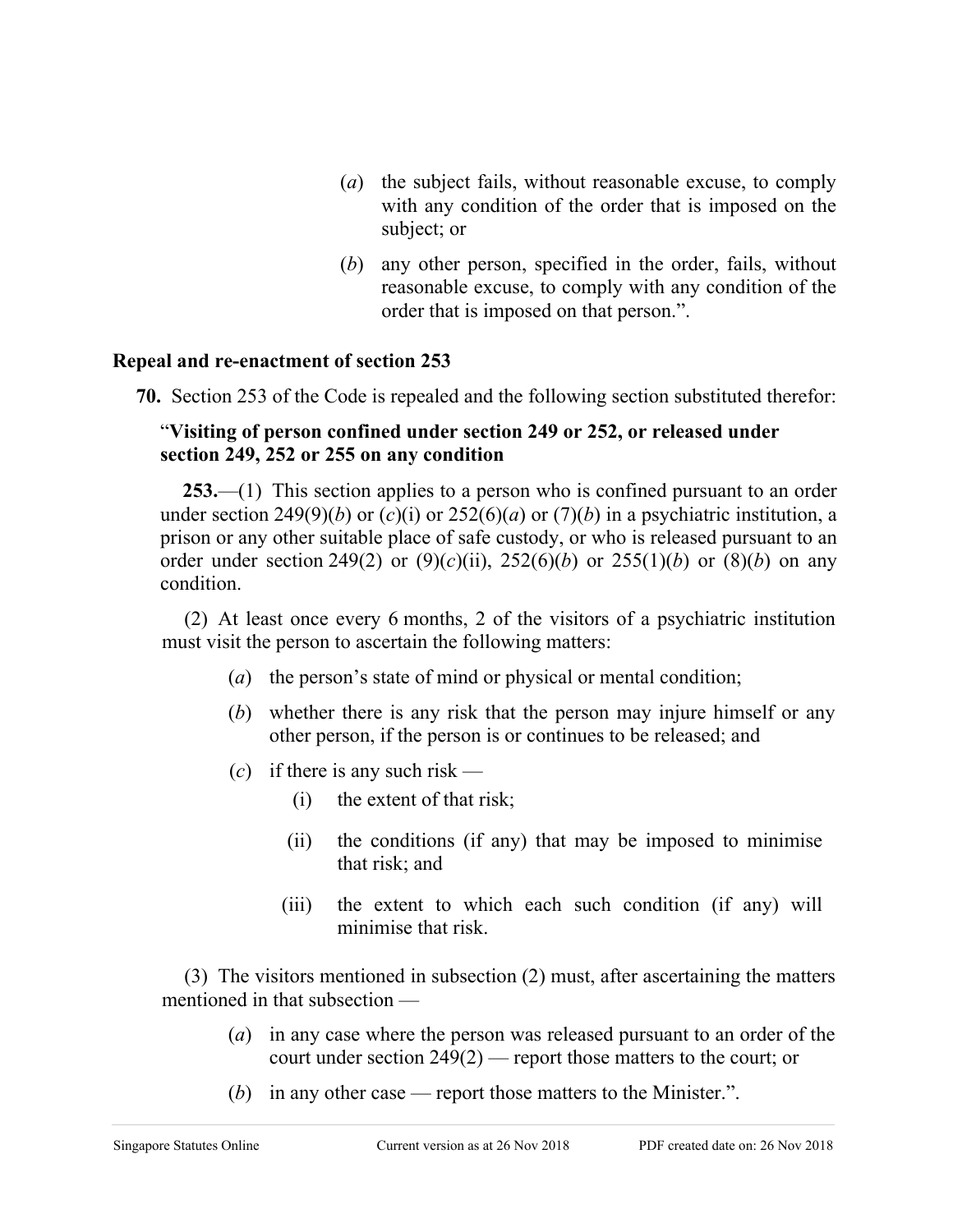(*a*) the subject fails, without reasonable excuse, to comply with any condition of the order that is imposed on the subject; or

(*b*) any other person, specified in the order, fails, without reasonable excuse, to comply with any condition of the order that is imposed on that person.”.

**Repeal and re-enactment of section 253**

**70.** Section 253 of the Code is repealed and the following section substituted therefor:

“**Visiting of person confined under section 249 or 252, or released under section 249, 252 or 255 on any condition**

**253.**—(1) This section applies to a person who is confined pursuant to an order under section 249(9)(*b*) or (*c*)(i) or 252(6)(*a*) or (7)(*b*) in a psychiatric institution, a prison or any other suitable place of safe custody, or who is released pursuant to an order under section 249(2) or (9)(*c*)(ii), 252(6)(*b*) or 255(1)(*b*) or (8)(*b*) on any condition.

(2) At least once every 6 months, 2 of the visitors of a psychiatric institution must visit the person to ascertain the following matters:

(*a*) the person’s state of mind or physical or mental condition;

(*b*) whether there is any risk that the person may injure himself or any other person, if the person is or continues to be released; and

(*c*) if there is any such risk —

(i) the extent of that risk;

(ii) the conditions (if any) that may be imposed to minimise that risk; and

(iii) the extent to which each such condition (if any) will minimise that risk.

(3) The visitors mentioned in subsection (2) must, after ascertaining the matters mentioned in that subsection —

(*a*) in any case where the person was released pursuant to an order of the court under section 249(2) — report those matters to the court; or

(*b*) in any other case — report those matters to the Minister.”.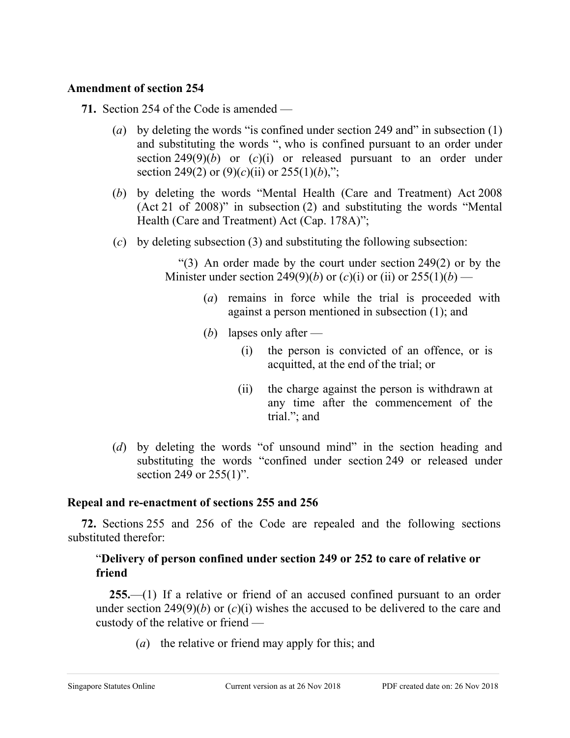**Amendment of section 254**

**71.** Section 254 of the Code is amended —

(*a*) by deleting the words "is confined under section 249 and" in subsection (1) and substituting the words ", who is confined pursuant to an order under section 249(9)(*b*) or (*c*)(i) or released pursuant to an order under section 249(2) or (9)(*c*)(ii) or 255(1)(*b*),";

(*b*) by deleting the words "Mental Health (Care and Treatment) Act 2008 (Act 21 of 2008)" in subsection (2) and substituting the words "Mental Health (Care and Treatment) Act (Cap. 178A)";

(*c*) by deleting subsection (3) and substituting the following subsection:

> "(3) An order made by the court under section 249(2) or by the Minister under section 249(9)(*b*) or (*c*)(i) or (ii) or 255(1)(*b*) —
>
> (*a*) remains in force while the trial is proceeded with against a person mentioned in subsection (1); and
>
> (*b*) lapses only after —
>
> (i) the person is convicted of an offence, or is acquitted, at the end of the trial; or
>
> (ii) the charge against the person is withdrawn at any time after the commencement of the trial."; and

(*d*) by deleting the words "of unsound mind" in the section heading and substituting the words "confined under section 249 or released under section 249 or 255(1)".

**Repeal and re-enactment of sections 255 and 256**

**72.** Sections 255 and 256 of the Code are repealed and the following sections substituted therefor:

> "**Delivery of person confined under section 249 or 252 to care of relative or friend**
>
> **255.**—(1) If a relative or friend of an accused confined pursuant to an order under section 249(9)(*b*) or (*c*)(i) wishes the accused to be delivered to the care and custody of the relative or friend —
>
> (*a*) the relative or friend may apply for this; and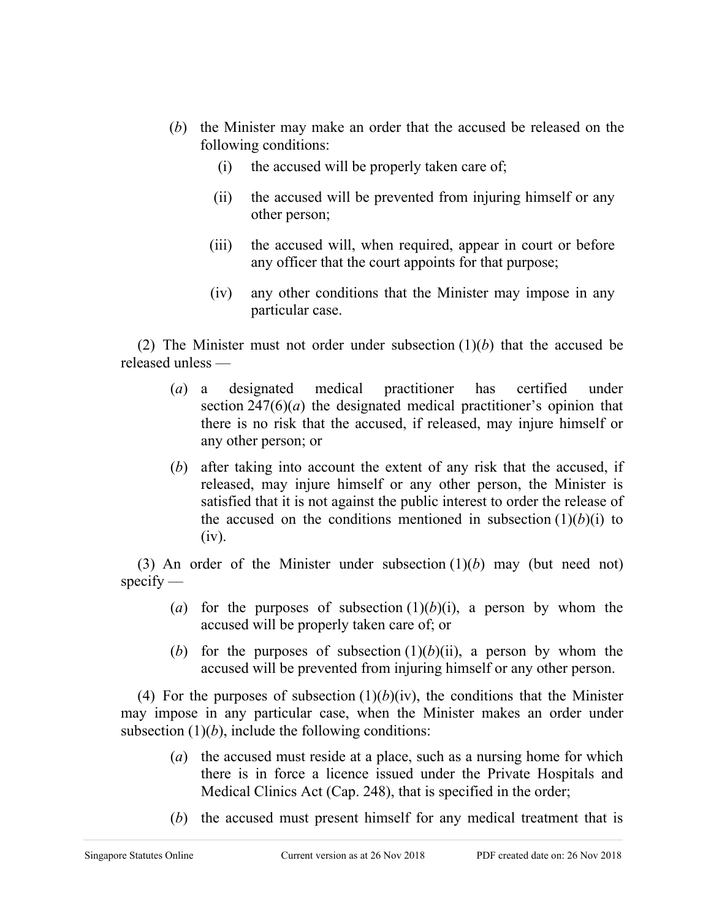(*b*) the Minister may make an order that the accused be released on the following conditions:

(i) the accused will be properly taken care of;

(ii) the accused will be prevented from injuring himself or any other person;

(iii) the accused will, when required, appear in court or before any officer that the court appoints for that purpose;

(iv) any other conditions that the Minister may impose in any particular case.

(2) The Minister must not order under subsection (1)(*b*) that the accused be released unless —

(*a*) a designated medical practitioner has certified under section 247(6)(*a*) the designated medical practitioner's opinion that there is no risk that the accused, if released, may injure himself or any other person; or

(*b*) after taking into account the extent of any risk that the accused, if released, may injure himself or any other person, the Minister is satisfied that it is not against the public interest to order the release of the accused on the conditions mentioned in subsection (1)(*b*)(i) to (iv).

(3) An order of the Minister under subsection (1)(*b*) may (but need not) specify —

(*a*) for the purposes of subsection (1)(*b*)(i), a person by whom the accused will be properly taken care of; or

(*b*) for the purposes of subsection (1)(*b*)(ii), a person by whom the accused will be prevented from injuring himself or any other person.

(4) For the purposes of subsection (1)(*b*)(iv), the conditions that the Minister may impose in any particular case, when the Minister makes an order under subsection (1)(*b*), include the following conditions:

(*a*) the accused must reside at a place, such as a nursing home for which there is in force a licence issued under the Private Hospitals and Medical Clinics Act (Cap. 248), that is specified in the order;

(*b*) the accused must present himself for any medical treatment that is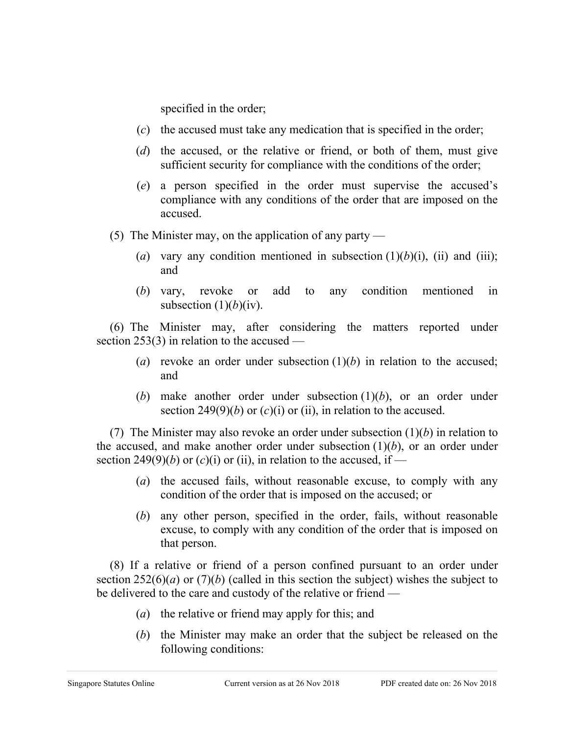specified in the order;

(*c*) the accused must take any medication that is specified in the order;

(*d*) the accused, or the relative or friend, or both of them, must give sufficient security for compliance with the conditions of the order;

(*e*) a person specified in the order must supervise the accused's compliance with any conditions of the order that are imposed on the accused.

(5) The Minister may, on the application of any party —

(*a*) vary any condition mentioned in subsection (1)(*b*)(i), (ii) and (iii); and

(*b*) vary, revoke or add to any condition mentioned in subsection (1)(*b*)(iv).

(6) The Minister may, after considering the matters reported under section 253(3) in relation to the accused —

(*a*) revoke an order under subsection (1)(*b*) in relation to the accused; and

(*b*) make another order under subsection (1)(*b*), or an order under section 249(9)(*b*) or (*c*)(i) or (ii), in relation to the accused.

(7) The Minister may also revoke an order under subsection (1)(*b*) in relation to the accused, and make another order under subsection (1)(*b*), or an order under section 249(9)(*b*) or (*c*)(i) or (ii), in relation to the accused, if —

(*a*) the accused fails, without reasonable excuse, to comply with any condition of the order that is imposed on the accused; or

(*b*) any other person, specified in the order, fails, without reasonable excuse, to comply with any condition of the order that is imposed on that person.

(8) If a relative or friend of a person confined pursuant to an order under section 252(6)(*a*) or (7)(*b*) (called in this section the subject) wishes the subject to be delivered to the care and custody of the relative or friend —

(*a*) the relative or friend may apply for this; and

(*b*) the Minister may make an order that the subject be released on the following conditions: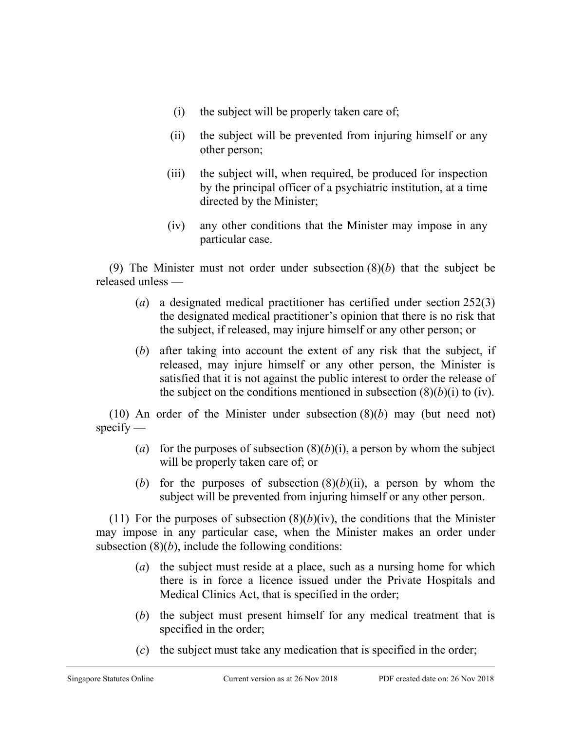(i) the subject will be properly taken care of;

(ii) the subject will be prevented from injuring himself or any other person;

(iii) the subject will, when required, be produced for inspection by the principal officer of a psychiatric institution, at a time directed by the Minister;

(iv) any other conditions that the Minister may impose in any particular case.

(9) The Minister must not order under subsection (8)(*b*) that the subject be released unless —

(*a*) a designated medical practitioner has certified under section 252(3) the designated medical practitioner's opinion that there is no risk that the subject, if released, may injure himself or any other person; or

(*b*) after taking into account the extent of any risk that the subject, if released, may injure himself or any other person, the Minister is satisfied that it is not against the public interest to order the release of the subject on the conditions mentioned in subsection (8)(*b*)(i) to (iv).

(10) An order of the Minister under subsection (8)(*b*) may (but need not) specify —

(*a*) for the purposes of subsection (8)(*b*)(i), a person by whom the subject will be properly taken care of; or

(*b*) for the purposes of subsection (8)(*b*)(ii), a person by whom the subject will be prevented from injuring himself or any other person.

(11) For the purposes of subsection (8)(*b*)(iv), the conditions that the Minister may impose in any particular case, when the Minister makes an order under subsection (8)(*b*), include the following conditions:

(*a*) the subject must reside at a place, such as a nursing home for which there is in force a licence issued under the Private Hospitals and Medical Clinics Act, that is specified in the order;

(*b*) the subject must present himself for any medical treatment that is specified in the order;

(*c*) the subject must take any medication that is specified in the order;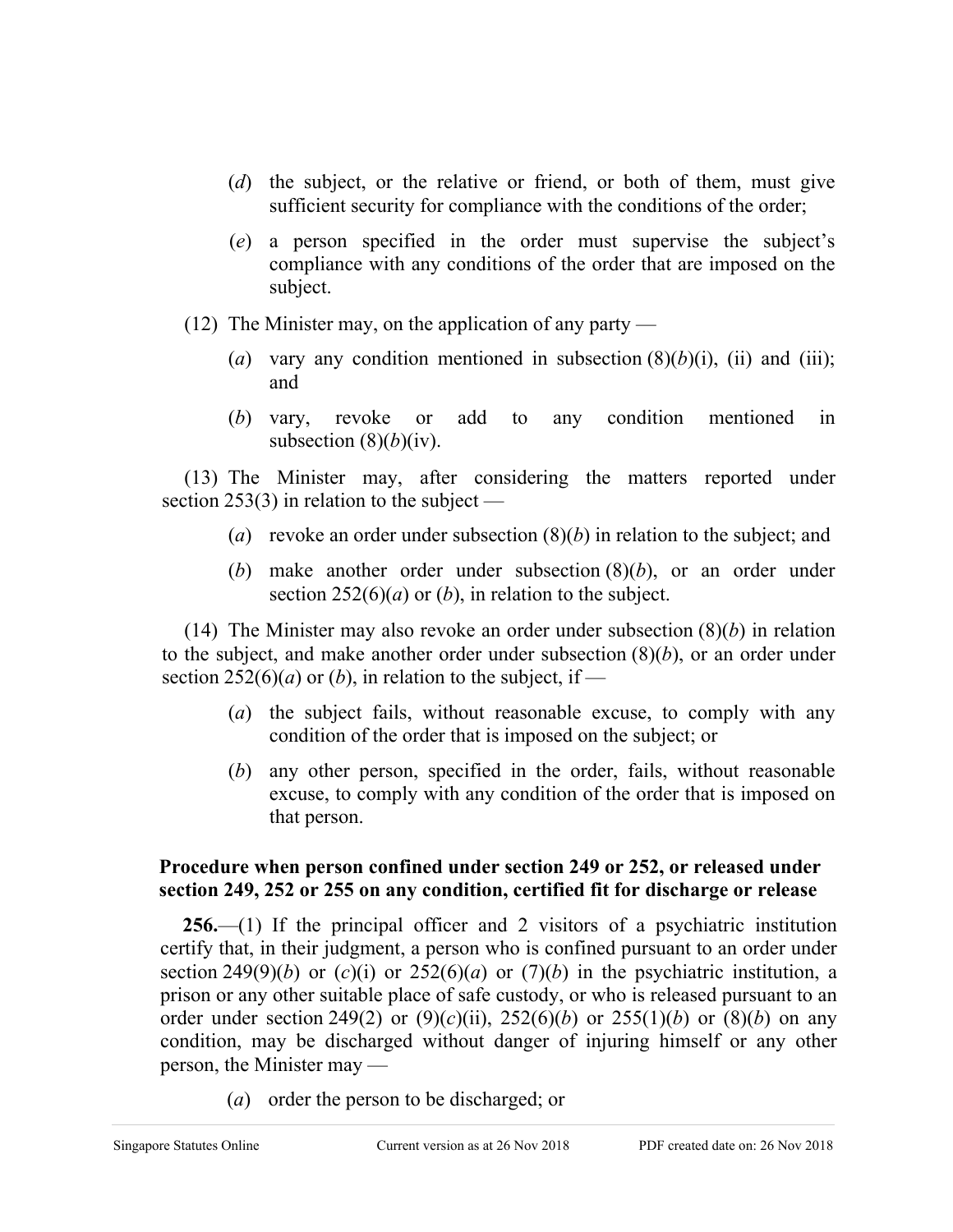(*d*) the subject, or the relative or friend, or both of them, must give sufficient security for compliance with the conditions of the order;

(*e*) a person specified in the order must supervise the subject's compliance with any conditions of the order that are imposed on the subject.

(12) The Minister may, on the application of any party —

(*a*) vary any condition mentioned in subsection (8)(*b*)(i), (ii) and (iii); and

(*b*) vary, revoke or add to any condition mentioned in subsection (8)(*b*)(iv).

(13) The Minister may, after considering the matters reported under section 253(3) in relation to the subject —

(*a*) revoke an order under subsection (8)(*b*) in relation to the subject; and

(*b*) make another order under subsection (8)(*b*), or an order under section 252(6)(*a*) or (*b*), in relation to the subject.

(14) The Minister may also revoke an order under subsection (8)(*b*) in relation to the subject, and make another order under subsection (8)(*b*), or an order under section 252(6)(*a*) or (*b*), in relation to the subject, if —

(*a*) the subject fails, without reasonable excuse, to comply with any condition of the order that is imposed on the subject; or

(*b*) any other person, specified in the order, fails, without reasonable excuse, to comply with any condition of the order that is imposed on that person.

**Procedure when person confined under section 249 or 252, or released under section 249, 252 or 255 on any condition, certified fit for discharge or release**

**256.**—(1) If the principal officer and 2 visitors of a psychiatric institution certify that, in their judgment, a person who is confined pursuant to an order under section 249(9)(*b*) or (*c*)(i) or 252(6)(*a*) or (7)(*b*) in the psychiatric institution, a prison or any other suitable place of safe custody, or who is released pursuant to an order under section 249(2) or (9)(*c*)(ii), 252(6)(*b*) or 255(1)(*b*) or (8)(*b*) on any condition, may be discharged without danger of injuring himself or any other person, the Minister may —

(*a*) order the person to be discharged; or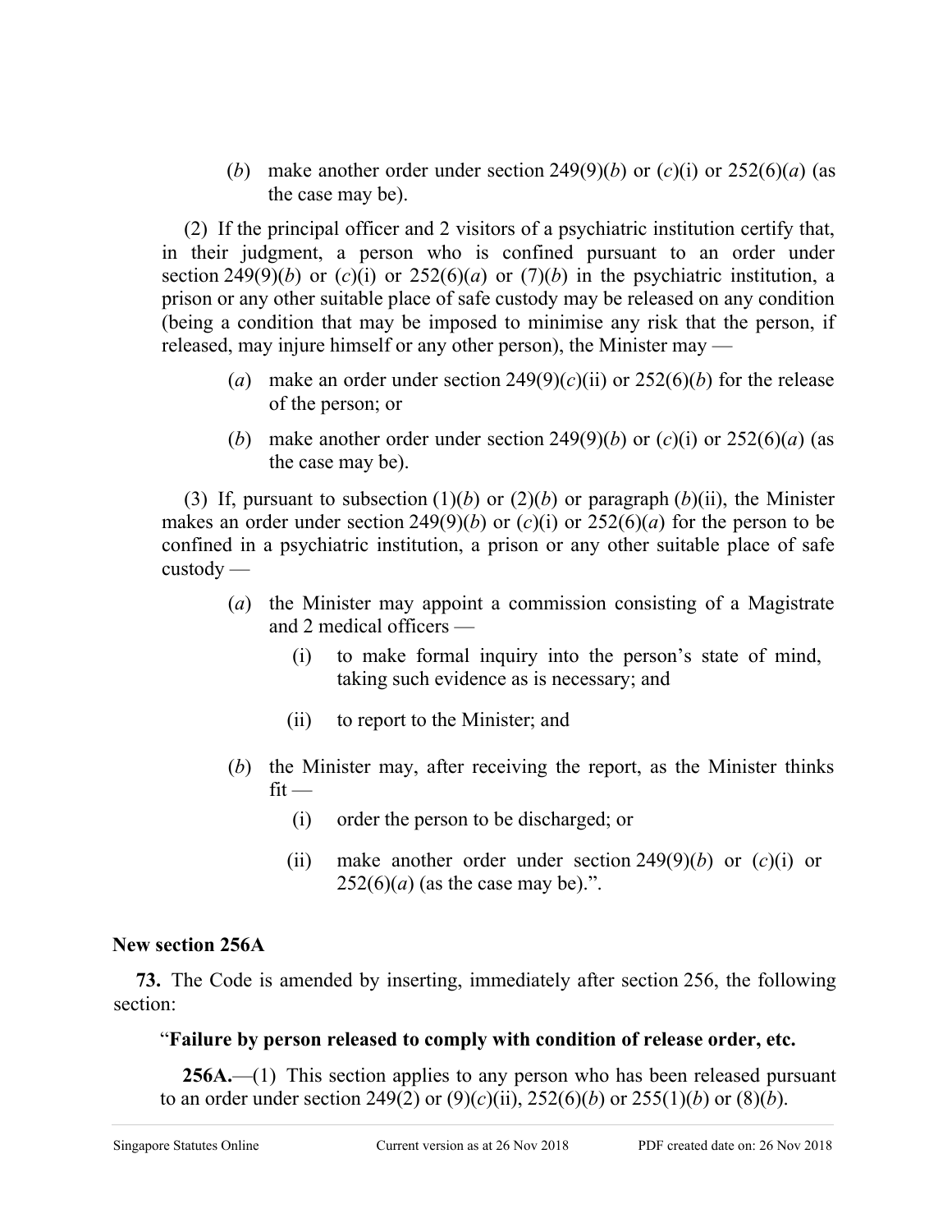(*b*) make another order under section 249(9)(*b*) or (*c*)(i) or 252(6)(*a*) (as the case may be).

(2) If the principal officer and 2 visitors of a psychiatric institution certify that, in their judgment, a person who is confined pursuant to an order under section 249(9)(*b*) or (*c*)(i) or 252(6)(*a*) or (7)(*b*) in the psychiatric institution, a prison or any other suitable place of safe custody may be released on any condition (being a condition that may be imposed to minimise any risk that the person, if released, may injure himself or any other person), the Minister may —

(*a*) make an order under section 249(9)(*c*)(ii) or 252(6)(*b*) for the release of the person; or

(*b*) make another order under section 249(9)(*b*) or (*c*)(i) or 252(6)(*a*) (as the case may be).

(3) If, pursuant to subsection (1)(*b*) or (2)(*b*) or paragraph (*b*)(ii), the Minister makes an order under section 249(9)(*b*) or (*c*)(i) or 252(6)(*a*) for the person to be confined in a psychiatric institution, a prison or any other suitable place of safe custody —

(*a*) the Minister may appoint a commission consisting of a Magistrate and 2 medical officers —

(i) to make formal inquiry into the person's state of mind, taking such evidence as is necessary; and

(ii) to report to the Minister; and

(*b*) the Minister may, after receiving the report, as the Minister thinks fit —

(i) order the person to be discharged; or

(ii) make another order under section 249(9)(*b*) or (*c*)(i) or 252(6)(*a*) (as the case may be).".

**New section 256A**

**73.** The Code is amended by inserting, immediately after section 256, the following section:

"**Failure by person released to comply with condition of release order, etc.**

**256A.**—(1) This section applies to any person who has been released pursuant to an order under section 249(2) or (9)(*c*)(ii), 252(6)(*b*) or 255(1)(*b*) or (8)(*b*).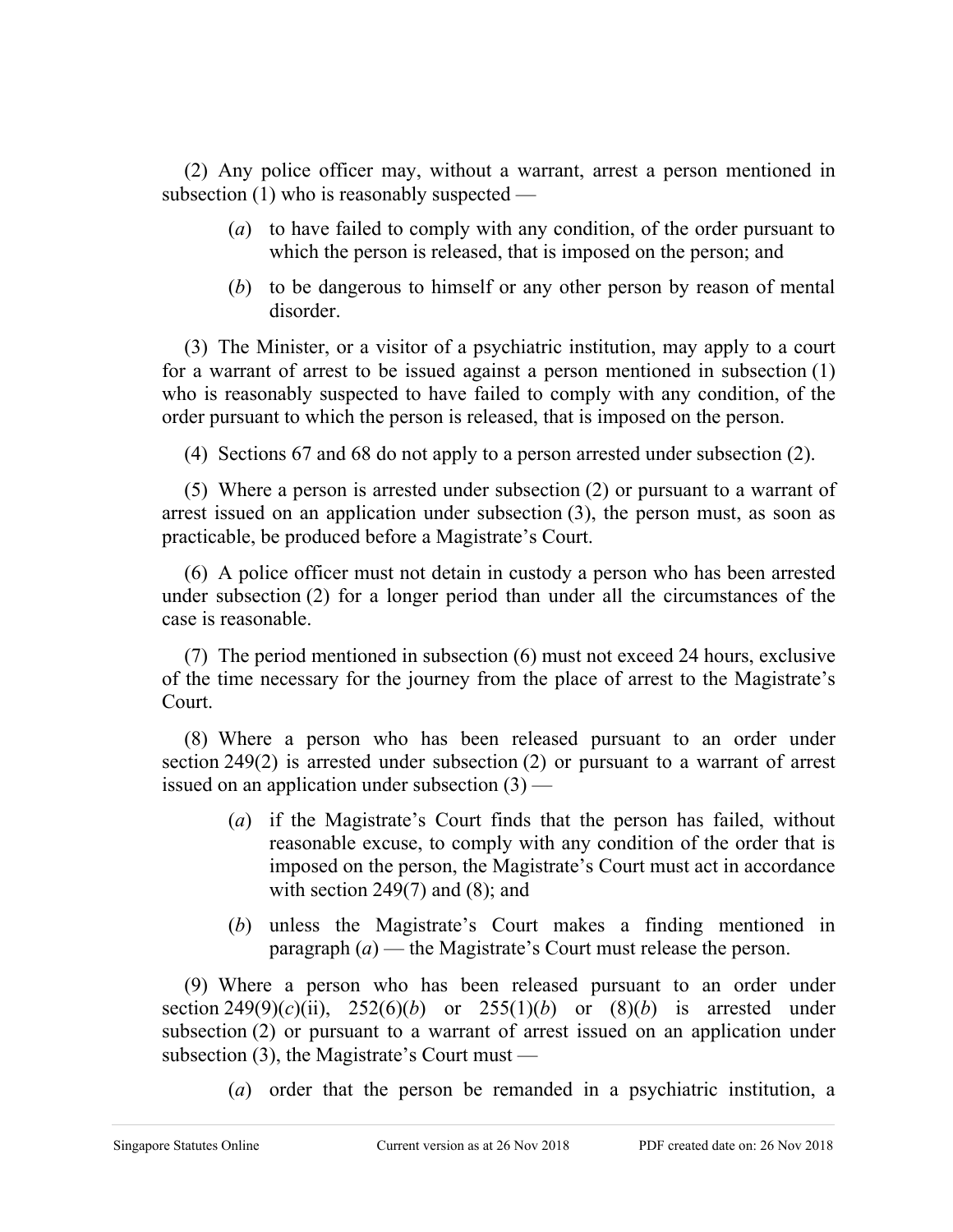(2) Any police officer may, without a warrant, arrest a person mentioned in subsection (1) who is reasonably suspected —

> (*a*) to have failed to comply with any condition, of the order pursuant to which the person is released, that is imposed on the person; and
>
> (*b*) to be dangerous to himself or any other person by reason of mental disorder.

(3) The Minister, or a visitor of a psychiatric institution, may apply to a court for a warrant of arrest to be issued against a person mentioned in subsection (1) who is reasonably suspected to have failed to comply with any condition, of the order pursuant to which the person is released, that is imposed on the person.

(4) Sections 67 and 68 do not apply to a person arrested under subsection (2).

(5) Where a person is arrested under subsection (2) or pursuant to a warrant of arrest issued on an application under subsection (3), the person must, as soon as practicable, be produced before a Magistrate's Court.

(6) A police officer must not detain in custody a person who has been arrested under subsection (2) for a longer period than under all the circumstances of the case is reasonable.

(7) The period mentioned in subsection (6) must not exceed 24 hours, exclusive of the time necessary for the journey from the place of arrest to the Magistrate's Court.

(8) Where a person who has been released pursuant to an order under section 249(2) is arrested under subsection (2) or pursuant to a warrant of arrest issued on an application under subsection (3) —

> (*a*) if the Magistrate's Court finds that the person has failed, without reasonable excuse, to comply with any condition of the order that is imposed on the person, the Magistrate's Court must act in accordance with section 249(7) and (8); and
>
> (*b*) unless the Magistrate's Court makes a finding mentioned in paragraph (*a*) — the Magistrate's Court must release the person.

(9) Where a person who has been released pursuant to an order under section 249(9)(*c*)(ii), 252(6)(*b*) or 255(1)(*b*) or (8)(*b*) is arrested under subsection (2) or pursuant to a warrant of arrest issued on an application under subsection (3), the Magistrate's Court must —

> (*a*) order that the person be remanded in a psychiatric institution, a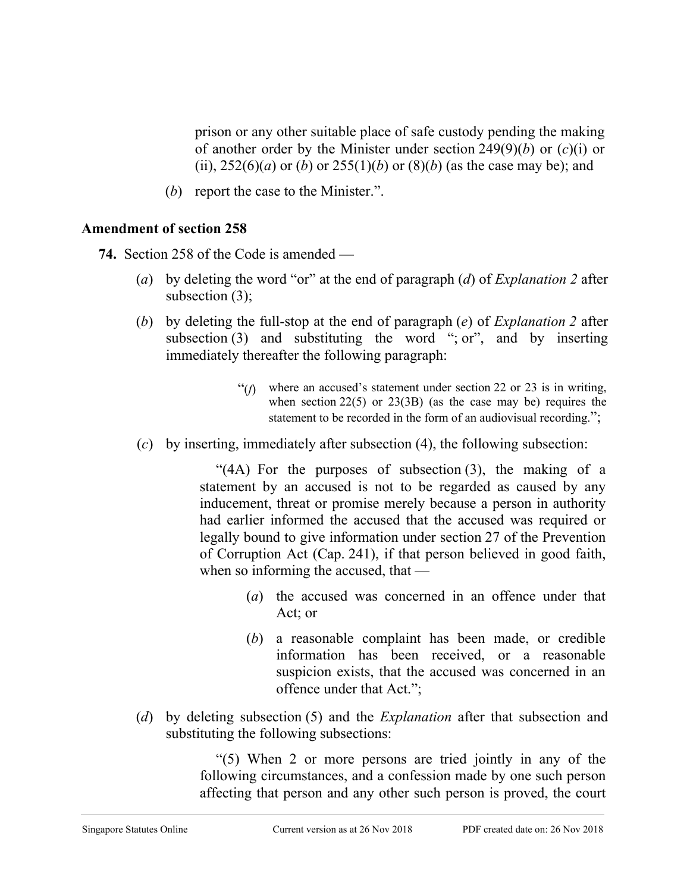prison or any other suitable place of safe custody pending the making of another order by the Minister under section 249(9)(*b*) or (*c*)(i) or (ii), 252(6)(*a*) or (*b*) or 255(1)(*b*) or (8)(*b*) (as the case may be); and

(*b*) report the case to the Minister.”.

**Amendment of section 258**

**74.** Section 258 of the Code is amended —

(*a*) by deleting the word “or” at the end of paragraph (*d*) of *Explanation 2* after subsection (3);

(*b*) by deleting the full-stop at the end of paragraph (*e*) of *Explanation 2* after subsection (3) and substituting the word “; or”, and by inserting immediately thereafter the following paragraph:

> “(*f*) where an accused’s statement under section 22 or 23 is in writing, when section 22(5) or 23(3B) (as the case may be) requires the statement to be recorded in the form of an audiovisual recording.”;

(*c*) by inserting, immediately after subsection (4), the following subsection:

> “(4A) For the purposes of subsection (3), the making of a statement by an accused is not to be regarded as caused by any inducement, threat or promise merely because a person in authority had earlier informed the accused that the accused was required or legally bound to give information under section 27 of the Prevention of Corruption Act (Cap. 241), if that person believed in good faith, when so informing the accused, that —
>
> (*a*) the accused was concerned in an offence under that Act; or
>
> (*b*) a reasonable complaint has been made, or credible information has been received, or a reasonable suspicion exists, that the accused was concerned in an offence under that Act.”;

(*d*) by deleting subsection (5) and the *Explanation* after that subsection and substituting the following subsections:

> “(5) When 2 or more persons are tried jointly in any of the following circumstances, and a confession made by one such person affecting that person and any other such person is proved, the court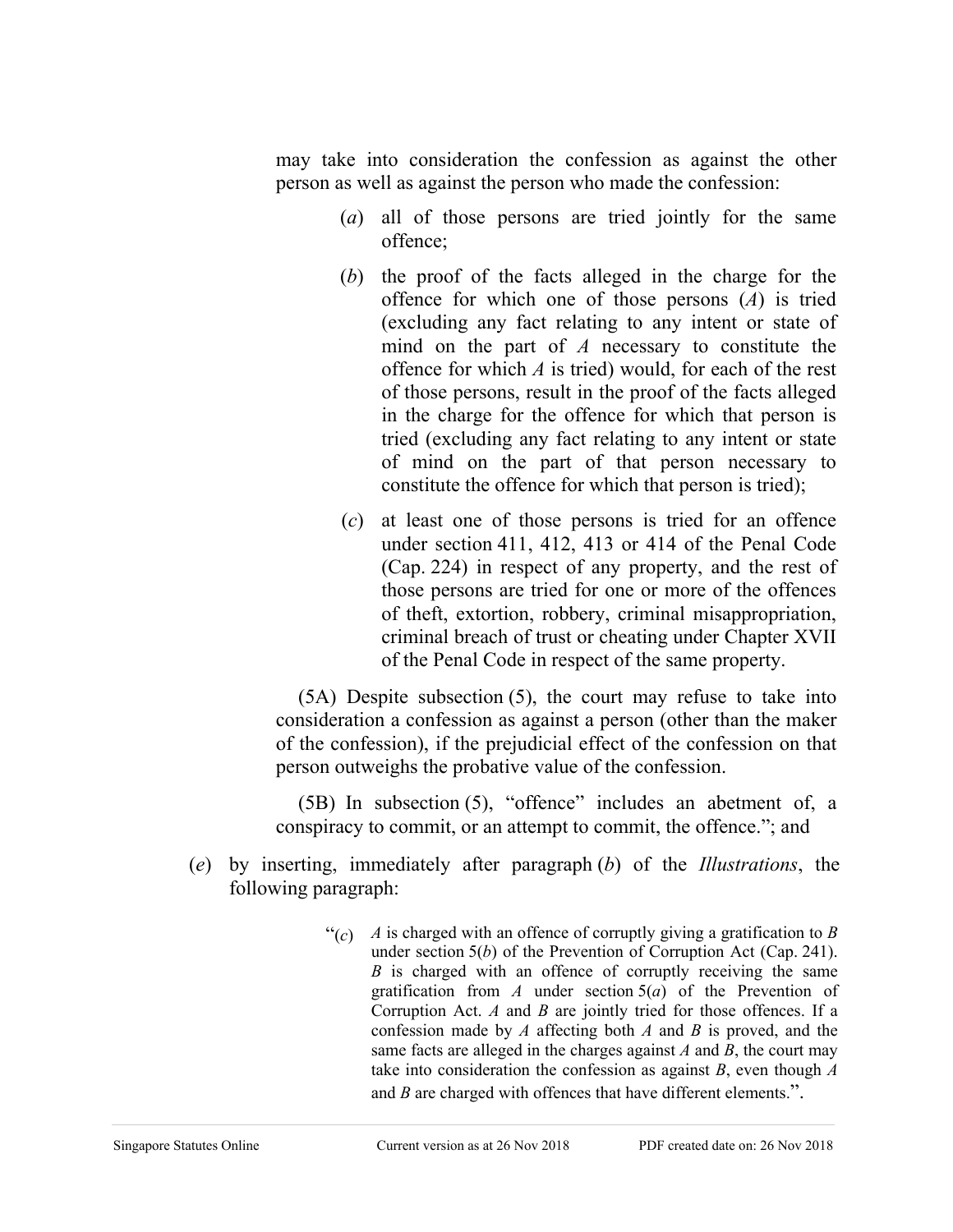may take into consideration the confession as against the other person as well as against the person who made the confession:

(*a*) all of those persons are tried jointly for the same offence;

(*b*) the proof of the facts alleged in the charge for the offence for which one of those persons (*A*) is tried (excluding any fact relating to any intent or state of mind on the part of *A* necessary to constitute the offence for which *A* is tried) would, for each of the rest of those persons, result in the proof of the facts alleged in the charge for the offence for which that person is tried (excluding any fact relating to any intent or state of mind on the part of that person necessary to constitute the offence for which that person is tried);

(*c*) at least one of those persons is tried for an offence under section 411, 412, 413 or 414 of the Penal Code (Cap. 224) in respect of any property, and the rest of those persons are tried for one or more of the offences of theft, extortion, robbery, criminal misappropriation, criminal breach of trust or cheating under Chapter XVII of the Penal Code in respect of the same property.

(5A) Despite subsection (5), the court may refuse to take into consideration a confession as against a person (other than the maker of the confession), if the prejudicial effect of the confession on that person outweighs the probative value of the confession.

(5B) In subsection (5), "offence" includes an abetment of, a conspiracy to commit, or an attempt to commit, the offence."; and

(*e*) by inserting, immediately after paragraph (*b*) of the *Illustrations*, the following paragraph:

"(*c*) *A* is charged with an offence of corruptly giving a gratification to *B* under section 5(*b*) of the Prevention of Corruption Act (Cap. 241). *B* is charged with an offence of corruptly receiving the same gratification from *A* under section 5(*a*) of the Prevention of Corruption Act. *A* and *B* are jointly tried for those offences. If a confession made by *A* affecting both *A* and *B* is proved, and the same facts are alleged in the charges against *A* and *B*, the court may take into consideration the confession as against *B*, even though *A* and *B* are charged with offences that have different elements.".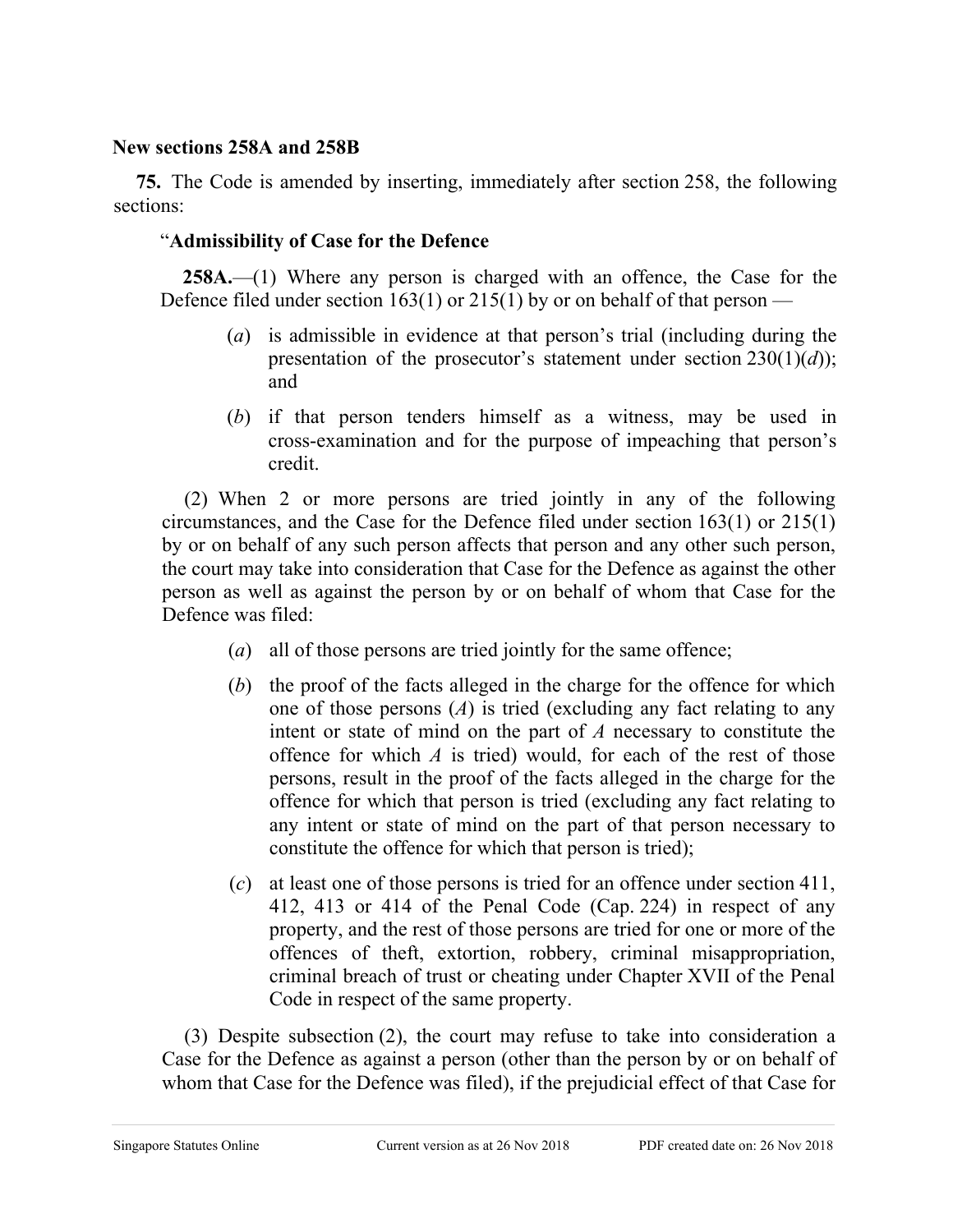**New sections 258A and 258B**

**75.** The Code is amended by inserting, immediately after section 258, the following sections:

"**Admissibility of Case for the Defence**

**258A.**—(1) Where any person is charged with an offence, the Case for the Defence filed under section 163(1) or 215(1) by or on behalf of that person —

(*a*) is admissible in evidence at that person's trial (including during the presentation of the prosecutor's statement under section 230(1)(*d*)); and

(*b*) if that person tenders himself as a witness, may be used in cross-examination and for the purpose of impeaching that person's credit.

(2) When 2 or more persons are tried jointly in any of the following circumstances, and the Case for the Defence filed under section 163(1) or 215(1) by or on behalf of any such person affects that person and any other such person, the court may take into consideration that Case for the Defence as against the other person as well as against the person by or on behalf of whom that Case for the Defence was filed:

(*a*) all of those persons are tried jointly for the same offence;

(*b*) the proof of the facts alleged in the charge for the offence for which one of those persons (*A*) is tried (excluding any fact relating to any intent or state of mind on the part of *A* necessary to constitute the offence for which *A* is tried) would, for each of the rest of those persons, result in the proof of the facts alleged in the charge for the offence for which that person is tried (excluding any fact relating to any intent or state of mind on the part of that person necessary to constitute the offence for which that person is tried);

(*c*) at least one of those persons is tried for an offence under section 411, 412, 413 or 414 of the Penal Code (Cap. 224) in respect of any property, and the rest of those persons are tried for one or more of the offences of theft, extortion, robbery, criminal misappropriation, criminal breach of trust or cheating under Chapter XVII of the Penal Code in respect of the same property.

(3) Despite subsection (2), the court may refuse to take into consideration a Case for the Defence as against a person (other than the person by or on behalf of whom that Case for the Defence was filed), if the prejudicial effect of that Case for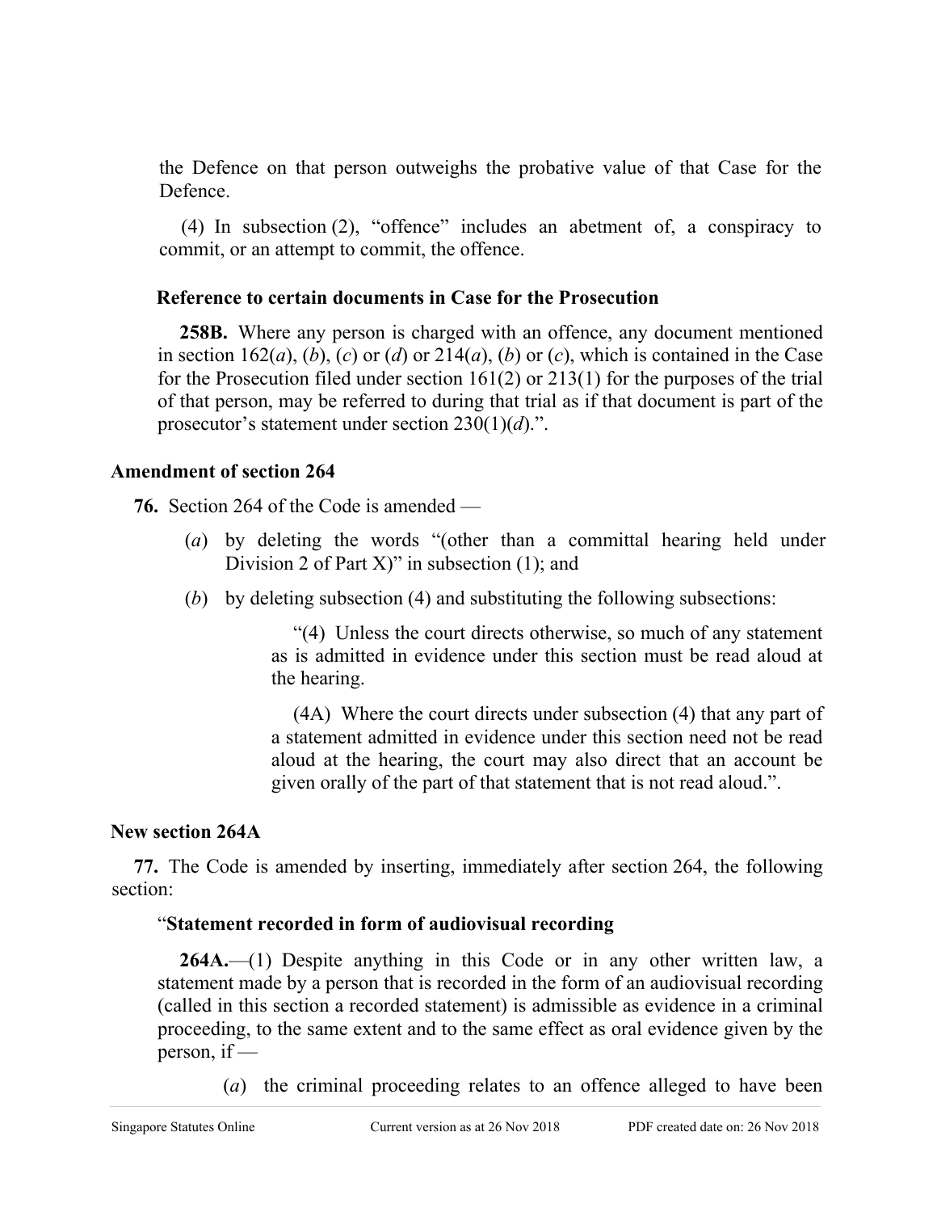the Defence on that person outweighs the probative value of that Case for the Defence.

(4) In subsection (2), "offence" includes an abetment of, a conspiracy to commit, or an attempt to commit, the offence.

**Reference to certain documents in Case for the Prosecution**

**258B.** Where any person is charged with an offence, any document mentioned in section 162(*a*), (*b*), (*c*) or (*d*) or 214(*a*), (*b*) or (*c*), which is contained in the Case for the Prosecution filed under section 161(2) or 213(1) for the purposes of the trial of that person, may be referred to during that trial as if that document is part of the prosecutor's statement under section 230(1)(*d*).".

**Amendment of section 264**

**76.** Section 264 of the Code is amended —

(*a*) by deleting the words "(other than a committal hearing held under Division 2 of Part X)" in subsection (1); and

(*b*) by deleting subsection (4) and substituting the following subsections:

"(4) Unless the court directs otherwise, so much of any statement as is admitted in evidence under this section must be read aloud at the hearing.

(4A) Where the court directs under subsection (4) that any part of a statement admitted in evidence under this section need not be read aloud at the hearing, the court may also direct that an account be given orally of the part of that statement that is not read aloud.".

**New section 264A**

**77.** The Code is amended by inserting, immediately after section 264, the following section:

"**Statement recorded in form of audiovisual recording**

**264A.**—(1) Despite anything in this Code or in any other written law, a statement made by a person that is recorded in the form of an audiovisual recording (called in this section a recorded statement) is admissible as evidence in a criminal proceeding, to the same extent and to the same effect as oral evidence given by the person, if —

(*a*) the criminal proceeding relates to an offence alleged to have been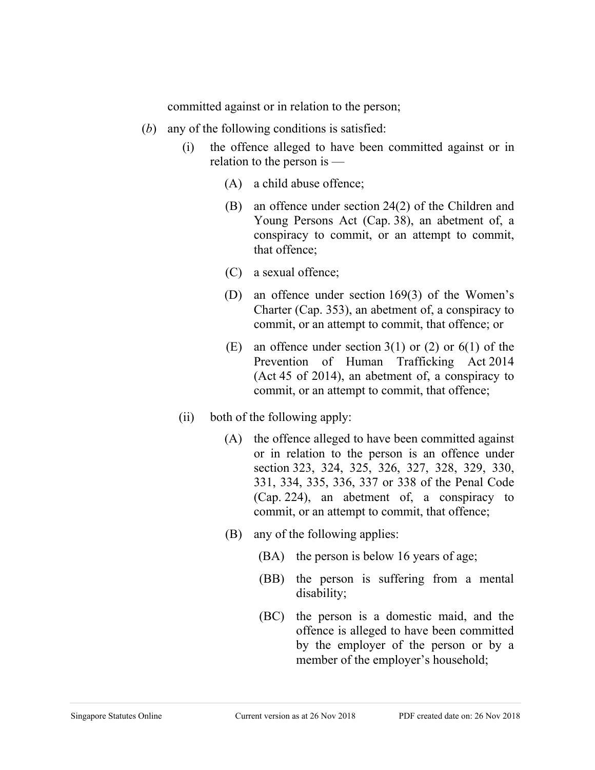committed against or in relation to the person;

(*b*) any of the following conditions is satisfied:

(i) the offence alleged to have been committed against or in relation to the person is —

(A) a child abuse offence;

(B) an offence under section 24(2) of the Children and Young Persons Act (Cap. 38), an abetment of, a conspiracy to commit, or an attempt to commit, that offence;

(C) a sexual offence;

(D) an offence under section 169(3) of the Women's Charter (Cap. 353), an abetment of, a conspiracy to commit, or an attempt to commit, that offence; or

(E) an offence under section 3(1) or (2) or 6(1) of the Prevention of Human Trafficking Act 2014 (Act 45 of 2014), an abetment of, a conspiracy to commit, or an attempt to commit, that offence;

(ii) both of the following apply:

(A) the offence alleged to have been committed against or in relation to the person is an offence under section 323, 324, 325, 326, 327, 328, 329, 330, 331, 334, 335, 336, 337 or 338 of the Penal Code (Cap. 224), an abetment of, a conspiracy to commit, or an attempt to commit, that offence;

(B) any of the following applies:

(BA) the person is below 16 years of age;

(BB) the person is suffering from a mental disability;

(BC) the person is a domestic maid, and the offence is alleged to have been committed by the employer of the person or by a member of the employer's household;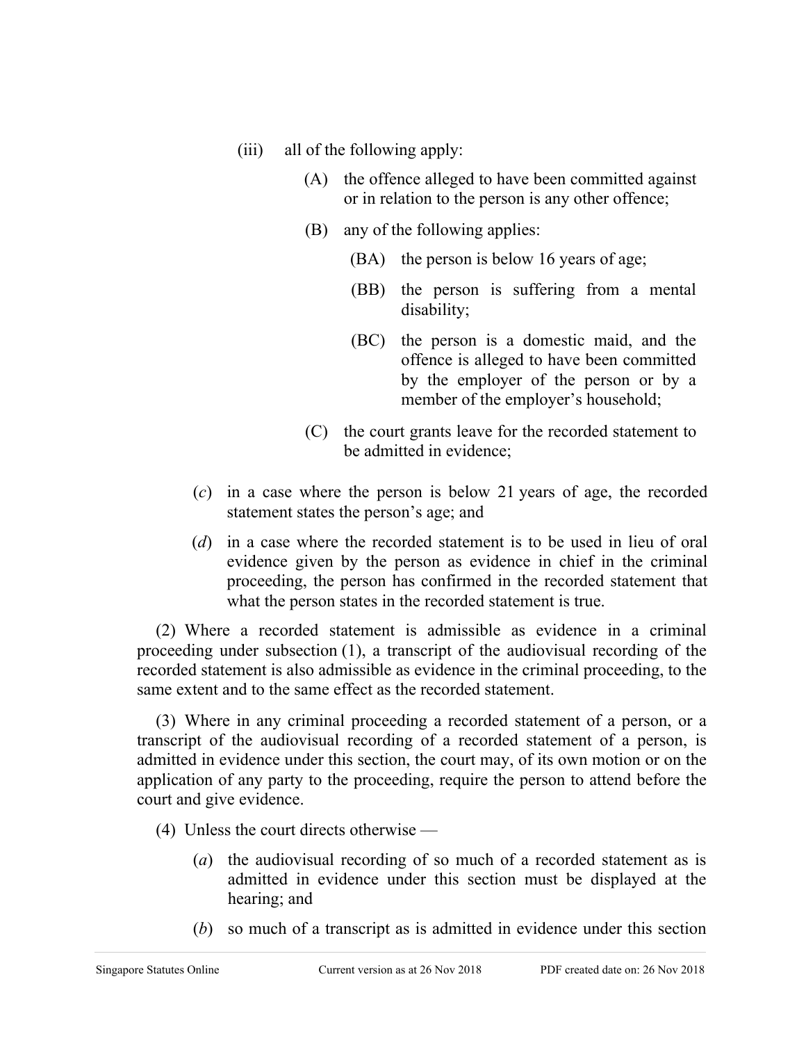(iii) all of the following apply:

(A) the offence alleged to have been committed against or in relation to the person is any other offence;

(B) any of the following applies:

(BA) the person is below 16 years of age;

(BB) the person is suffering from a mental disability;

(BC) the person is a domestic maid, and the offence is alleged to have been committed by the employer of the person or by a member of the employer's household;

(C) the court grants leave for the recorded statement to be admitted in evidence;

(*c*) in a case where the person is below 21 years of age, the recorded statement states the person's age; and

(*d*) in a case where the recorded statement is to be used in lieu of oral evidence given by the person as evidence in chief in the criminal proceeding, the person has confirmed in the recorded statement that what the person states in the recorded statement is true.

(2) Where a recorded statement is admissible as evidence in a criminal proceeding under subsection (1), a transcript of the audiovisual recording of the recorded statement is also admissible as evidence in the criminal proceeding, to the same extent and to the same effect as the recorded statement.

(3) Where in any criminal proceeding a recorded statement of a person, or a transcript of the audiovisual recording of a recorded statement of a person, is admitted in evidence under this section, the court may, of its own motion or on the application of any party to the proceeding, require the person to attend before the court and give evidence.

(4) Unless the court directs otherwise —

(*a*) the audiovisual recording of so much of a recorded statement as is admitted in evidence under this section must be displayed at the hearing; and

(*b*) so much of a transcript as is admitted in evidence under this section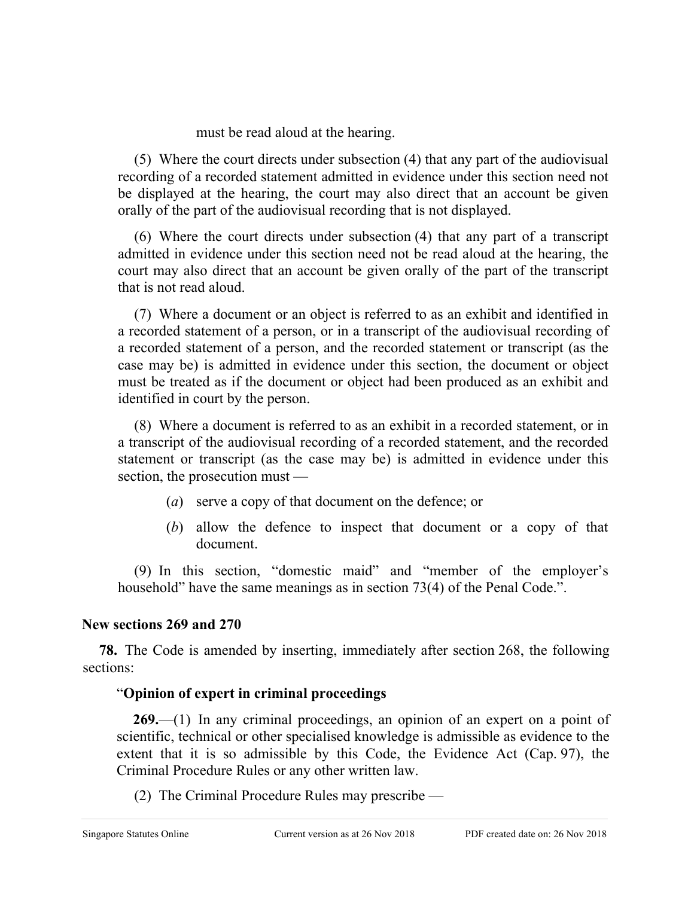must be read aloud at the hearing.

(5) Where the court directs under subsection (4) that any part of the audiovisual recording of a recorded statement admitted in evidence under this section need not be displayed at the hearing, the court may also direct that an account be given orally of the part of the audiovisual recording that is not displayed.

(6) Where the court directs under subsection (4) that any part of a transcript admitted in evidence under this section need not be read aloud at the hearing, the court may also direct that an account be given orally of the part of the transcript that is not read aloud.

(7) Where a document or an object is referred to as an exhibit and identified in a recorded statement of a person, or in a transcript of the audiovisual recording of a recorded statement of a person, and the recorded statement or transcript (as the case may be) is admitted in evidence under this section, the document or object must be treated as if the document or object had been produced as an exhibit and identified in court by the person.

(8) Where a document is referred to as an exhibit in a recorded statement, or in a transcript of the audiovisual recording of a recorded statement, and the recorded statement or transcript (as the case may be) is admitted in evidence under this section, the prosecution must —

(*a*) serve a copy of that document on the defence; or

(*b*) allow the defence to inspect that document or a copy of that document.

(9) In this section, "domestic maid" and "member of the employer's household" have the same meanings as in section 73(4) of the Penal Code.".

**New sections 269 and 270**

**78.** The Code is amended by inserting, immediately after section 268, the following sections:

"**Opinion of expert in criminal proceedings**

**269.**—(1) In any criminal proceedings, an opinion of an expert on a point of scientific, technical or other specialised knowledge is admissible as evidence to the extent that it is so admissible by this Code, the Evidence Act (Cap. 97), the Criminal Procedure Rules or any other written law.

(2) The Criminal Procedure Rules may prescribe —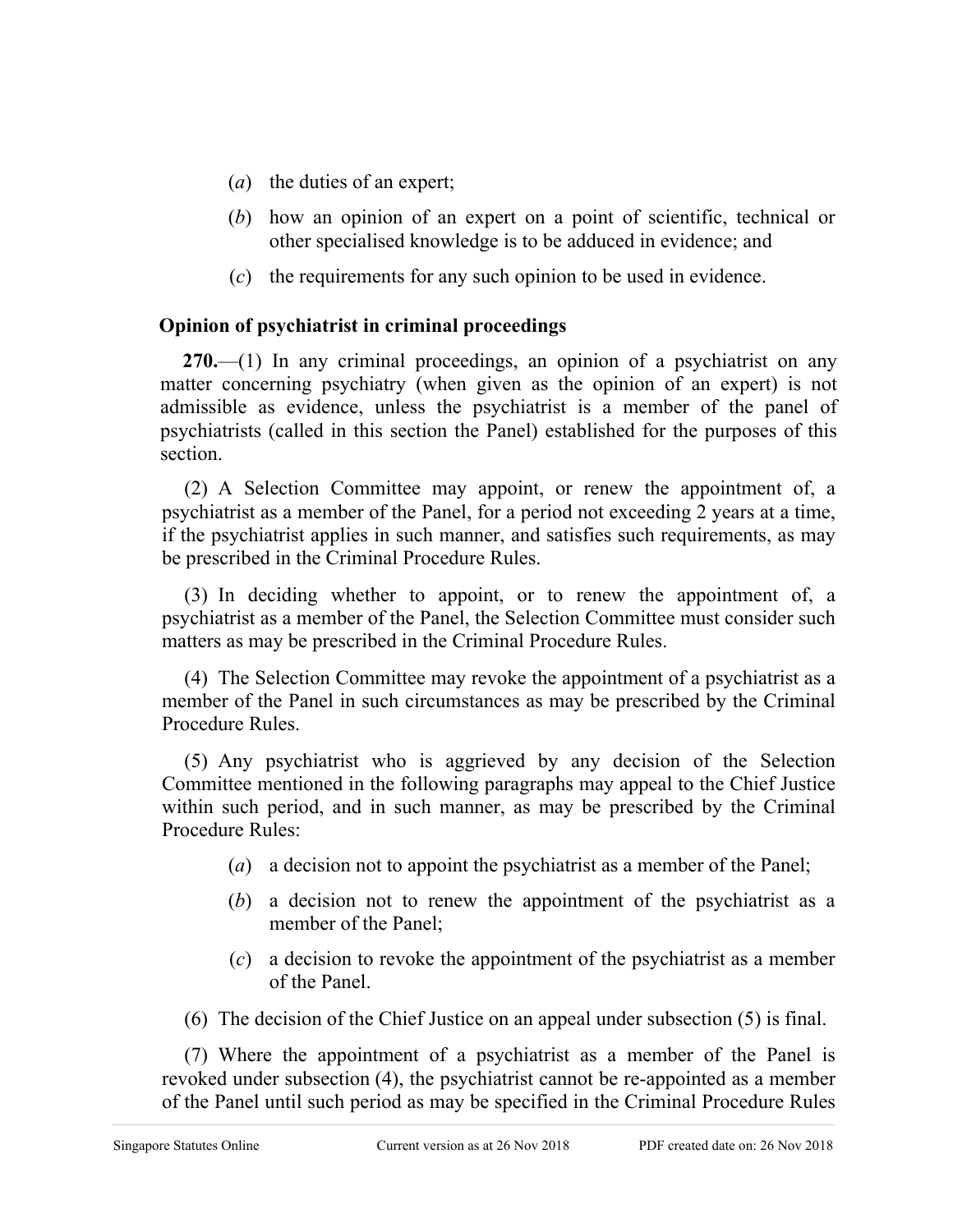(*a*) the duties of an expert;

(*b*) how an opinion of an expert on a point of scientific, technical or other specialised knowledge is to be adduced in evidence; and

(*c*) the requirements for any such opinion to be used in evidence.

**Opinion of psychiatrist in criminal proceedings**

**270.**—(1) In any criminal proceedings, an opinion of a psychiatrist on any matter concerning psychiatry (when given as the opinion of an expert) is not admissible as evidence, unless the psychiatrist is a member of the panel of psychiatrists (called in this section the Panel) established for the purposes of this section.

(2) A Selection Committee may appoint, or renew the appointment of, a psychiatrist as a member of the Panel, for a period not exceeding 2 years at a time, if the psychiatrist applies in such manner, and satisfies such requirements, as may be prescribed in the Criminal Procedure Rules.

(3) In deciding whether to appoint, or to renew the appointment of, a psychiatrist as a member of the Panel, the Selection Committee must consider such matters as may be prescribed in the Criminal Procedure Rules.

(4) The Selection Committee may revoke the appointment of a psychiatrist as a member of the Panel in such circumstances as may be prescribed by the Criminal Procedure Rules.

(5) Any psychiatrist who is aggrieved by any decision of the Selection Committee mentioned in the following paragraphs may appeal to the Chief Justice within such period, and in such manner, as may be prescribed by the Criminal Procedure Rules:

(*a*) a decision not to appoint the psychiatrist as a member of the Panel;

(*b*) a decision not to renew the appointment of the psychiatrist as a member of the Panel;

(*c*) a decision to revoke the appointment of the psychiatrist as a member of the Panel.

(6) The decision of the Chief Justice on an appeal under subsection (5) is final.

(7) Where the appointment of a psychiatrist as a member of the Panel is revoked under subsection (4), the psychiatrist cannot be re-appointed as a member of the Panel until such period as may be specified in the Criminal Procedure Rules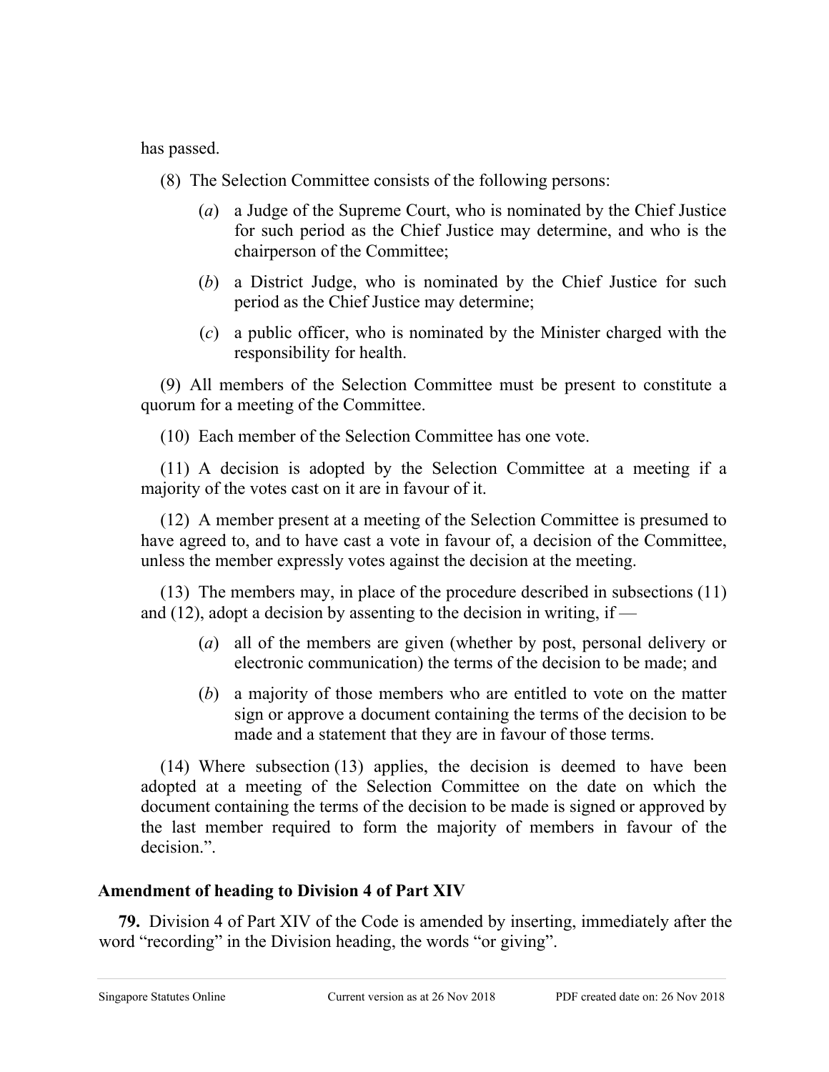has passed.

(8) The Selection Committee consists of the following persons:

(*a*) a Judge of the Supreme Court, who is nominated by the Chief Justice for such period as the Chief Justice may determine, and who is the chairperson of the Committee;

(*b*) a District Judge, who is nominated by the Chief Justice for such period as the Chief Justice may determine;

(*c*) a public officer, who is nominated by the Minister charged with the responsibility for health.

(9) All members of the Selection Committee must be present to constitute a quorum for a meeting of the Committee.

(10) Each member of the Selection Committee has one vote.

(11) A decision is adopted by the Selection Committee at a meeting if a majority of the votes cast on it are in favour of it.

(12) A member present at a meeting of the Selection Committee is presumed to have agreed to, and to have cast a vote in favour of, a decision of the Committee, unless the member expressly votes against the decision at the meeting.

(13) The members may, in place of the procedure described in subsections (11) and (12), adopt a decision by assenting to the decision in writing, if —

(*a*) all of the members are given (whether by post, personal delivery or electronic communication) the terms of the decision to be made; and

(*b*) a majority of those members who are entitled to vote on the matter sign or approve a document containing the terms of the decision to be made and a statement that they are in favour of those terms.

(14) Where subsection (13) applies, the decision is deemed to have been adopted at a meeting of the Selection Committee on the date on which the document containing the terms of the decision to be made is signed or approved by the last member required to form the majority of members in favour of the decision.".

### Amendment of heading to Division 4 of Part XIV

**79.** Division 4 of Part XIV of the Code is amended by inserting, immediately after the word "recording" in the Division heading, the words "or giving".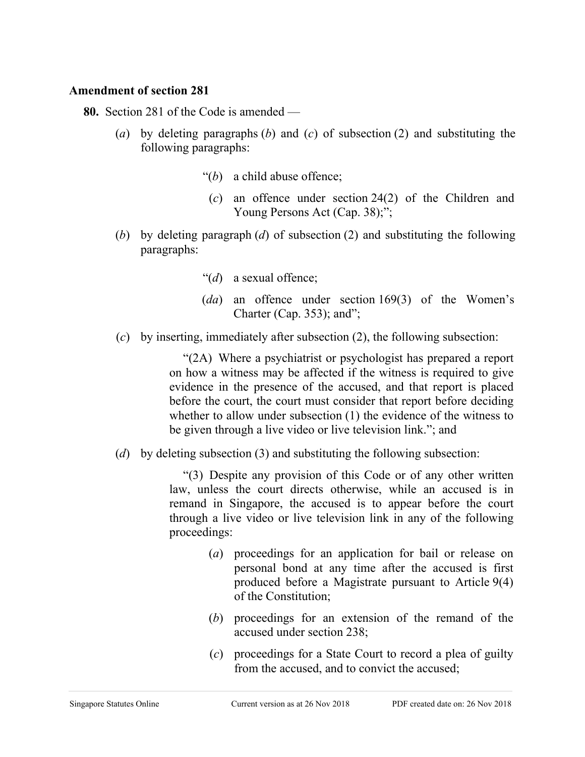**Amendment of section 281**

**80.** Section 281 of the Code is amended —

(*a*) by deleting paragraphs (*b*) and (*c*) of subsection (2) and substituting the following paragraphs:

> "(*b*) a child abuse offence;
>
> (*c*) an offence under section 24(2) of the Children and Young Persons Act (Cap. 38);";

(*b*) by deleting paragraph (*d*) of subsection (2) and substituting the following paragraphs:

> "(*d*) a sexual offence;
>
> (*da*) an offence under section 169(3) of the Women's Charter (Cap. 353); and";

(*c*) by inserting, immediately after subsection (2), the following subsection:

> "(2A) Where a psychiatrist or psychologist has prepared a report on how a witness may be affected if the witness is required to give evidence in the presence of the accused, and that report is placed before the court, the court must consider that report before deciding whether to allow under subsection (1) the evidence of the witness to be given through a live video or live television link."; and

(*d*) by deleting subsection (3) and substituting the following subsection:

> "(3) Despite any provision of this Code or of any other written law, unless the court directs otherwise, while an accused is in remand in Singapore, the accused is to appear before the court through a live video or live television link in any of the following proceedings:
>
> (*a*) proceedings for an application for bail or release on personal bond at any time after the accused is first produced before a Magistrate pursuant to Article 9(4) of the Constitution;
>
> (*b*) proceedings for an extension of the remand of the accused under section 238;
>
> (*c*) proceedings for a State Court to record a plea of guilty from the accused, and to convict the accused;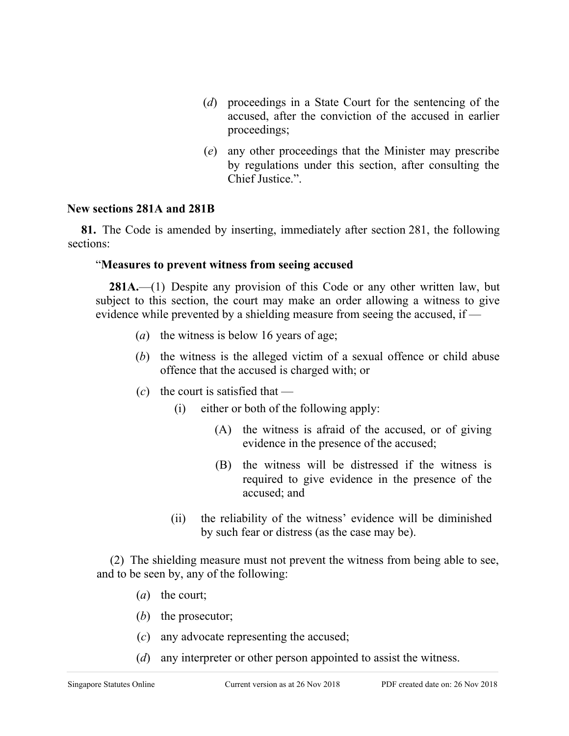(*d*) proceedings in a State Court for the sentencing of the accused, after the conviction of the accused in earlier proceedings;

(*e*) any other proceedings that the Minister may prescribe by regulations under this section, after consulting the Chief Justice.".

**New sections 281A and 281B**

**81.** The Code is amended by inserting, immediately after section 281, the following sections:

"**Measures to prevent witness from seeing accused**

**281A.**—(1) Despite any provision of this Code or any other written law, but subject to this section, the court may make an order allowing a witness to give evidence while prevented by a shielding measure from seeing the accused, if —

(*a*) the witness is below 16 years of age;

(*b*) the witness is the alleged victim of a sexual offence or child abuse offence that the accused is charged with; or

(*c*) the court is satisfied that —

(i) either or both of the following apply:

(A) the witness is afraid of the accused, or of giving evidence in the presence of the accused;

(B) the witness will be distressed if the witness is required to give evidence in the presence of the accused; and

(ii) the reliability of the witness' evidence will be diminished by such fear or distress (as the case may be).

(2) The shielding measure must not prevent the witness from being able to see, and to be seen by, any of the following:

(*a*) the court;

(*b*) the prosecutor;

(*c*) any advocate representing the accused;

(*d*) any interpreter or other person appointed to assist the witness.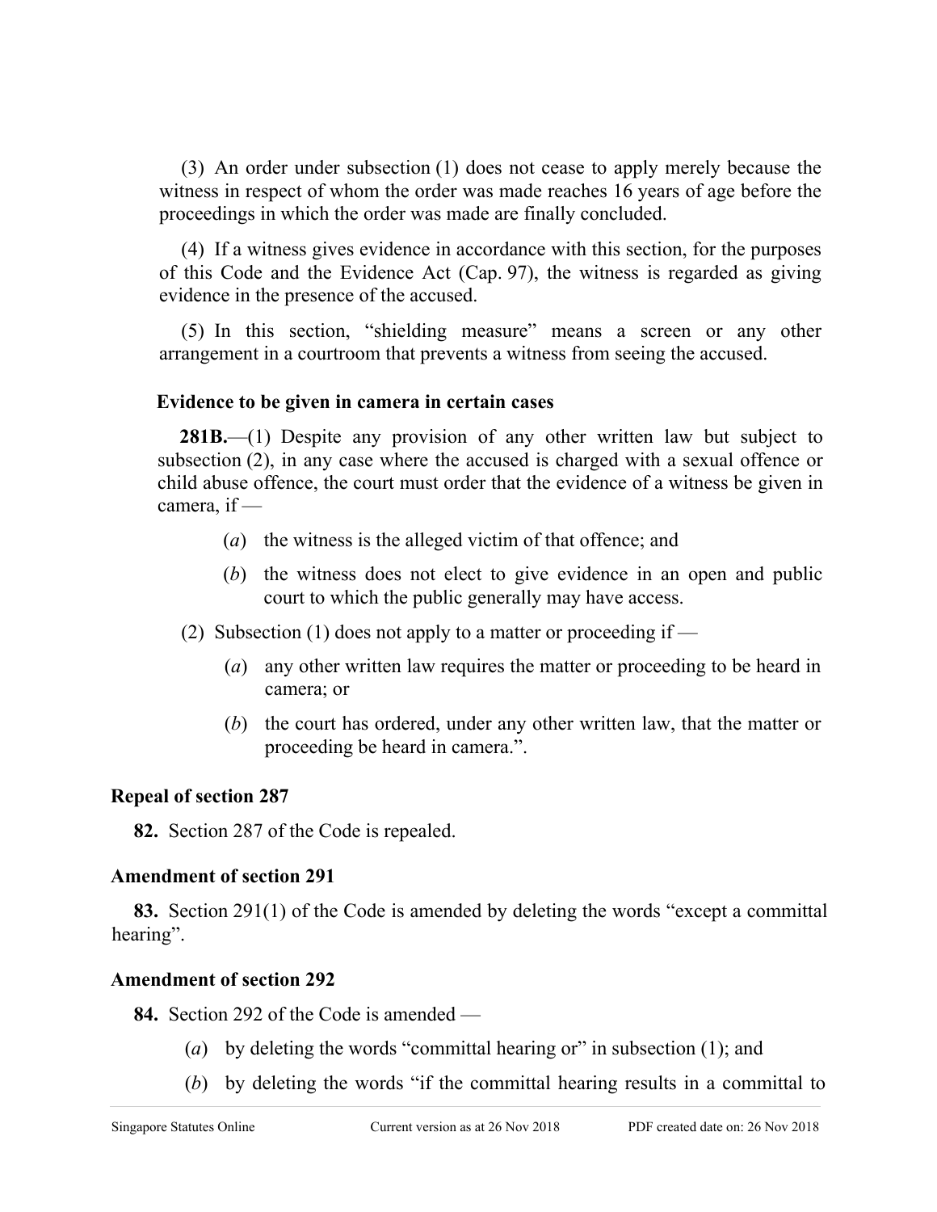(3) An order under subsection (1) does not cease to apply merely because the witness in respect of whom the order was made reaches 16 years of age before the proceedings in which the order was made are finally concluded.

(4) If a witness gives evidence in accordance with this section, for the purposes of this Code and the Evidence Act (Cap. 97), the witness is regarded as giving evidence in the presence of the accused.

(5) In this section, "shielding measure" means a screen or any other arrangement in a courtroom that prevents a witness from seeing the accused.

**Evidence to be given in camera in certain cases**

**281B.**—(1) Despite any provision of any other written law but subject to subsection (2), in any case where the accused is charged with a sexual offence or child abuse offence, the court must order that the evidence of a witness be given in camera, if —

- (*a*) the witness is the alleged victim of that offence; and
- (*b*) the witness does not elect to give evidence in an open and public court to which the public generally may have access.

(2) Subsection (1) does not apply to a matter or proceeding if —

- (*a*) any other written law requires the matter or proceeding to be heard in camera; or
- (*b*) the court has ordered, under any other written law, that the matter or proceeding be heard in camera.".

**Repeal of section 287**

**82.** Section 287 of the Code is repealed.

**Amendment of section 291**

**83.** Section 291(1) of the Code is amended by deleting the words "except a committal hearing".

**Amendment of section 292**

**84.** Section 292 of the Code is amended —

- (*a*) by deleting the words "committal hearing or" in subsection (1); and
- (*b*) by deleting the words "if the committal hearing results in a committal to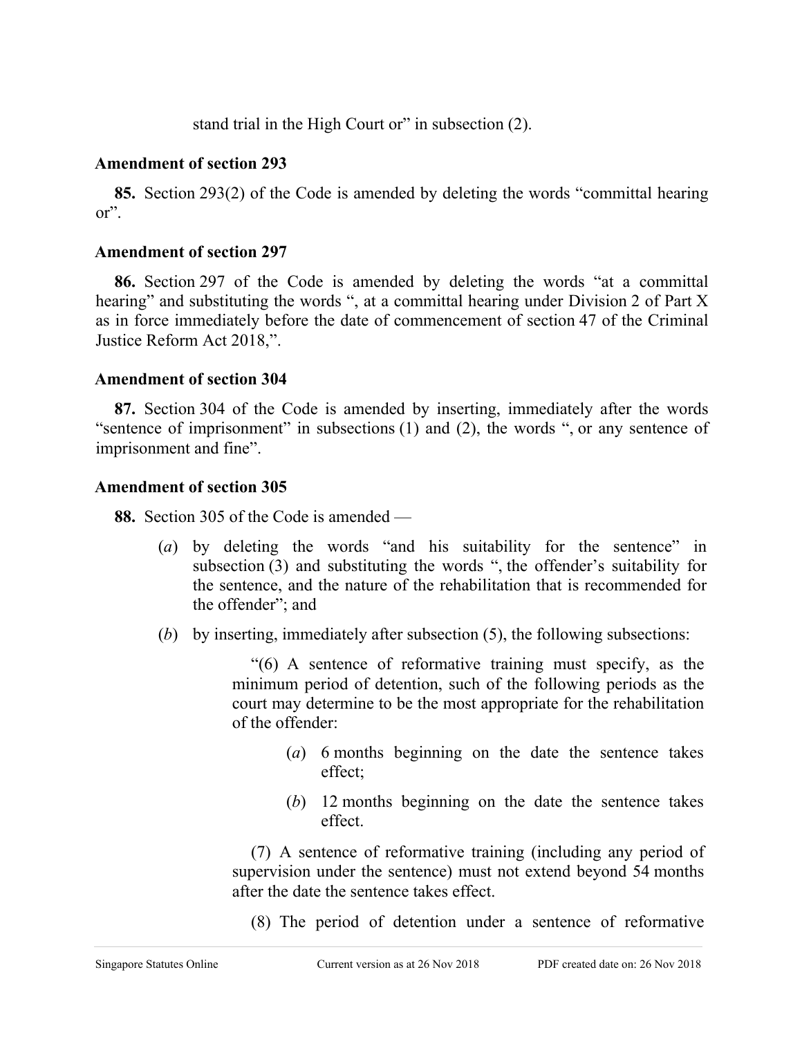stand trial in the High Court or" in subsection (2).

**Amendment of section 293**

**85.** Section 293(2) of the Code is amended by deleting the words "committal hearing or".

**Amendment of section 297**

**86.** Section 297 of the Code is amended by deleting the words "at a committal hearing" and substituting the words ", at a committal hearing under Division 2 of Part X as in force immediately before the date of commencement of section 47 of the Criminal Justice Reform Act 2018,".

**Amendment of section 304**

**87.** Section 304 of the Code is amended by inserting, immediately after the words "sentence of imprisonment" in subsections (1) and (2), the words ", or any sentence of imprisonment and fine".

**Amendment of section 305**

**88.** Section 305 of the Code is amended —

(*a*) by deleting the words "and his suitability for the sentence" in subsection (3) and substituting the words ", the offender's suitability for the sentence, and the nature of the rehabilitation that is recommended for the offender"; and

(*b*) by inserting, immediately after subsection (5), the following subsections:

"(6) A sentence of reformative training must specify, as the minimum period of detention, such of the following periods as the court may determine to be the most appropriate for the rehabilitation of the offender:

(*a*) 6 months beginning on the date the sentence takes effect;

(*b*) 12 months beginning on the date the sentence takes effect.

(7) A sentence of reformative training (including any period of supervision under the sentence) must not extend beyond 54 months after the date the sentence takes effect.

(8) The period of detention under a sentence of reformative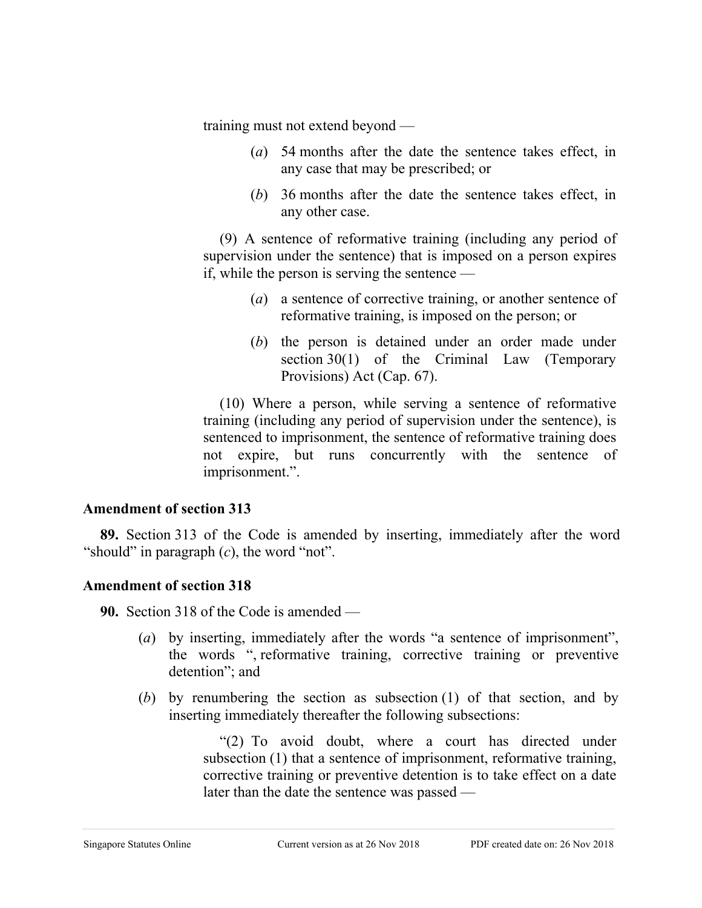training must not extend beyond —

(*a*) 54 months after the date the sentence takes effect, in any case that may be prescribed; or

(*b*) 36 months after the date the sentence takes effect, in any other case.

(9) A sentence of reformative training (including any period of supervision under the sentence) that is imposed on a person expires if, while the person is serving the sentence —

(*a*) a sentence of corrective training, or another sentence of reformative training, is imposed on the person; or

(*b*) the person is detained under an order made under section 30(1) of the Criminal Law (Temporary Provisions) Act (Cap. 67).

(10) Where a person, while serving a sentence of reformative training (including any period of supervision under the sentence), is sentenced to imprisonment, the sentence of reformative training does not expire, but runs concurrently with the sentence of imprisonment.”.

**Amendment of section 313**

**89.** Section 313 of the Code is amended by inserting, immediately after the word “should” in paragraph (*c*), the word “not”.

**Amendment of section 318**

**90.** Section 318 of the Code is amended —

(*a*) by inserting, immediately after the words “a sentence of imprisonment”, the words “, reformative training, corrective training or preventive detention”; and

(*b*) by renumbering the section as subsection (1) of that section, and by inserting immediately thereafter the following subsections:

“(2) To avoid doubt, where a court has directed under subsection (1) that a sentence of imprisonment, reformative training, corrective training or preventive detention is to take effect on a date later than the date the sentence was passed —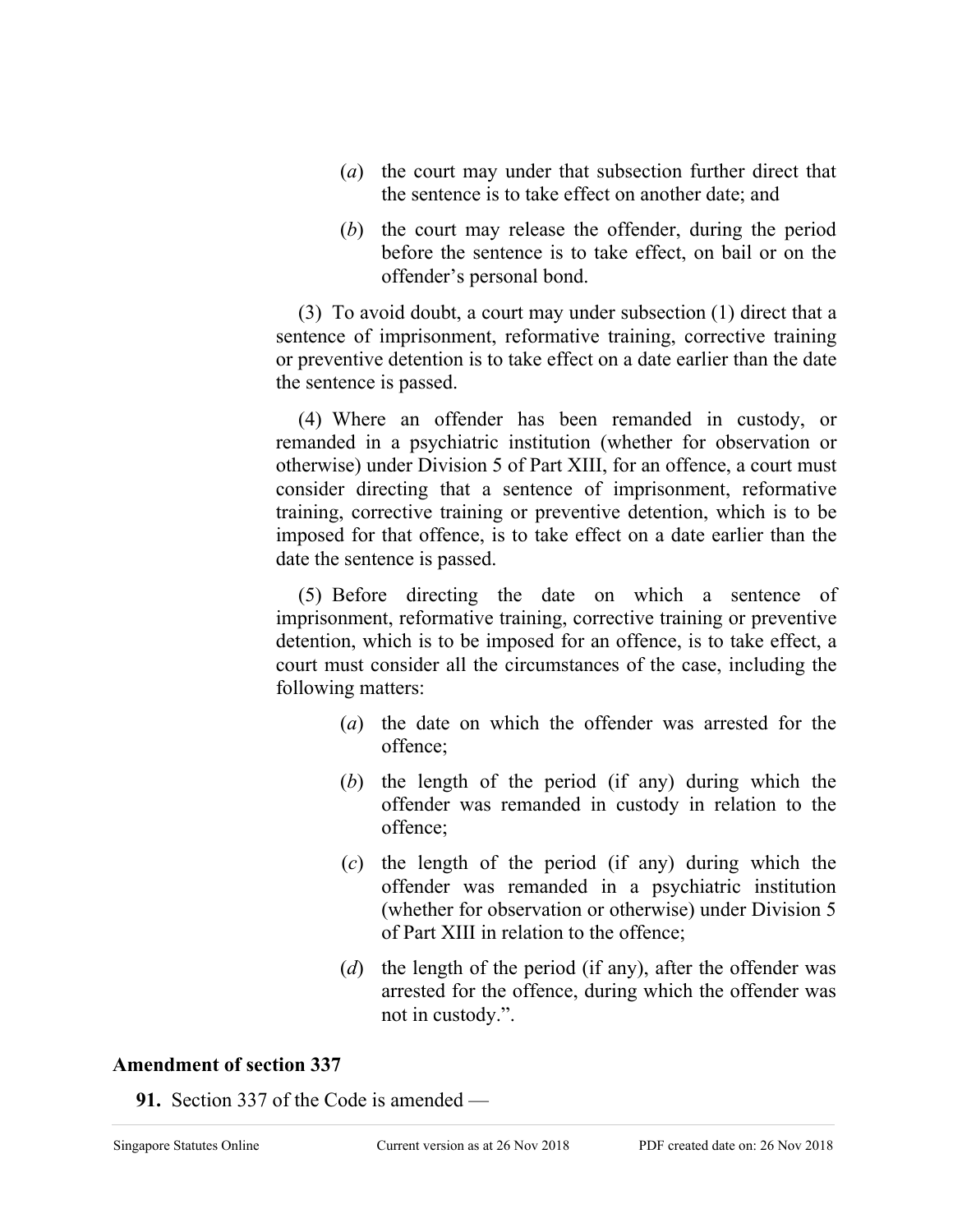(*a*) the court may under that subsection further direct that the sentence is to take effect on another date; and

(*b*) the court may release the offender, during the period before the sentence is to take effect, on bail or on the offender's personal bond.

(3) To avoid doubt, a court may under subsection (1) direct that a sentence of imprisonment, reformative training, corrective training or preventive detention is to take effect on a date earlier than the date the sentence is passed.

(4) Where an offender has been remanded in custody, or remanded in a psychiatric institution (whether for observation or otherwise) under Division 5 of Part XIII, for an offence, a court must consider directing that a sentence of imprisonment, reformative training, corrective training or preventive detention, which is to be imposed for that offence, is to take effect on a date earlier than the date the sentence is passed.

(5) Before directing the date on which a sentence of imprisonment, reformative training, corrective training or preventive detention, which is to be imposed for an offence, is to take effect, a court must consider all the circumstances of the case, including the following matters:

(*a*) the date on which the offender was arrested for the offence;

(*b*) the length of the period (if any) during which the offender was remanded in custody in relation to the offence;

(*c*) the length of the period (if any) during which the offender was remanded in a psychiatric institution (whether for observation or otherwise) under Division 5 of Part XIII in relation to the offence;

(*d*) the length of the period (if any), after the offender was arrested for the offence, during which the offender was not in custody.".

**Amendment of section 337**

**91.** Section 337 of the Code is amended —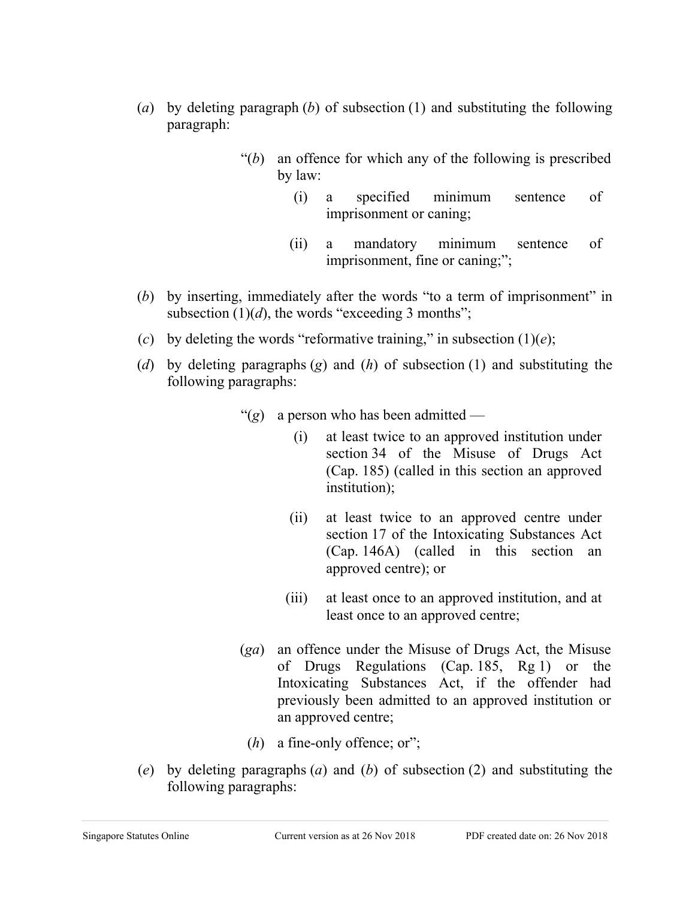(*a*) by deleting paragraph (*b*) of subsection (1) and substituting the following paragraph:

> "(*b*) an offence for which any of the following is prescribed by law:
>
> > (i) a specified minimum sentence of imprisonment or caning;
> >
> > (ii) a mandatory minimum sentence of imprisonment, fine or caning;";

(*b*) by inserting, immediately after the words "to a term of imprisonment" in subsection (1)(*d*), the words "exceeding 3 months";

(*c*) by deleting the words "reformative training," in subsection (1)(*e*);

(*d*) by deleting paragraphs (*g*) and (*h*) of subsection (1) and substituting the following paragraphs:

> "(*g*) a person who has been admitted —
>
> > (i) at least twice to an approved institution under section 34 of the Misuse of Drugs Act (Cap. 185) (called in this section an approved institution);
> >
> > (ii) at least twice to an approved centre under section 17 of the Intoxicating Substances Act (Cap. 146A) (called in this section an approved centre); or
> >
> > (iii) at least once to an approved institution, and at least once to an approved centre;
>
> (*ga*) an offence under the Misuse of Drugs Act, the Misuse of Drugs Regulations (Cap. 185, Rg 1) or the Intoxicating Substances Act, if the offender had previously been admitted to an approved institution or an approved centre;
>
> (*h*) a fine-only offence; or";

(*e*) by deleting paragraphs (*a*) and (*b*) of subsection (2) and substituting the following paragraphs: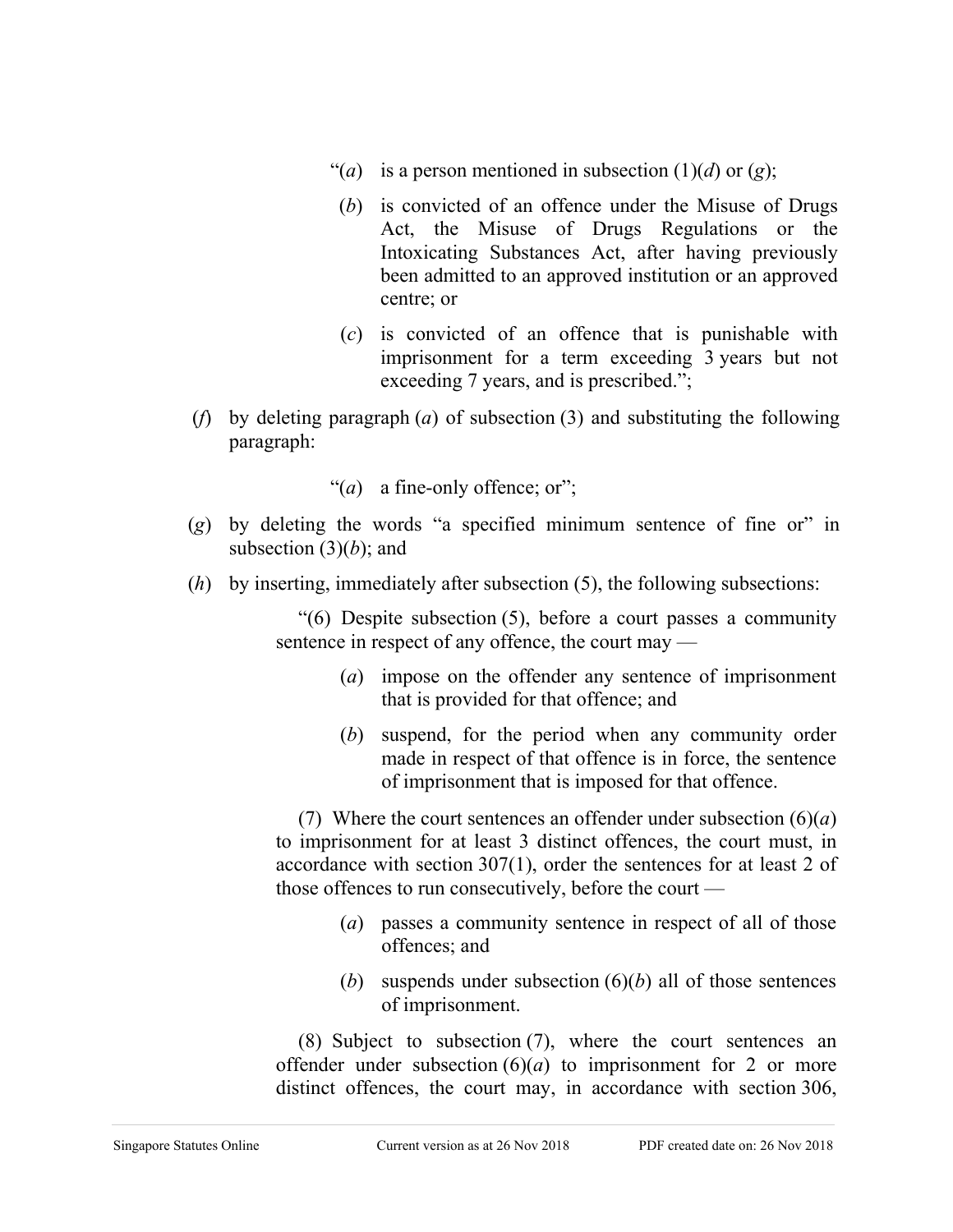"(*a*) is a person mentioned in subsection (1)(*d*) or (*g*);

(*b*) is convicted of an offence under the Misuse of Drugs Act, the Misuse of Drugs Regulations or the Intoxicating Substances Act, after having previously been admitted to an approved institution or an approved centre; or

(*c*) is convicted of an offence that is punishable with imprisonment for a term exceeding 3 years but not exceeding 7 years, and is prescribed.";

(*f*) by deleting paragraph (*a*) of subsection (3) and substituting the following paragraph:

"(*a*) a fine-only offence; or";

(*g*) by deleting the words "a specified minimum sentence of fine or" in subsection (3)(*b*); and

(*h*) by inserting, immediately after subsection (5), the following subsections:

"(6) Despite subsection (5), before a court passes a community sentence in respect of any offence, the court may —

(*a*) impose on the offender any sentence of imprisonment that is provided for that offence; and

(*b*) suspend, for the period when any community order made in respect of that offence is in force, the sentence of imprisonment that is imposed for that offence.

(7) Where the court sentences an offender under subsection (6)(*a*) to imprisonment for at least 3 distinct offences, the court must, in accordance with section 307(1), order the sentences for at least 2 of those offences to run consecutively, before the court —

(*a*) passes a community sentence in respect of all of those offences; and

(*b*) suspends under subsection (6)(*b*) all of those sentences of imprisonment.

(8) Subject to subsection (7), where the court sentences an offender under subsection (6)(*a*) to imprisonment for 2 or more distinct offences, the court may, in accordance with section 306,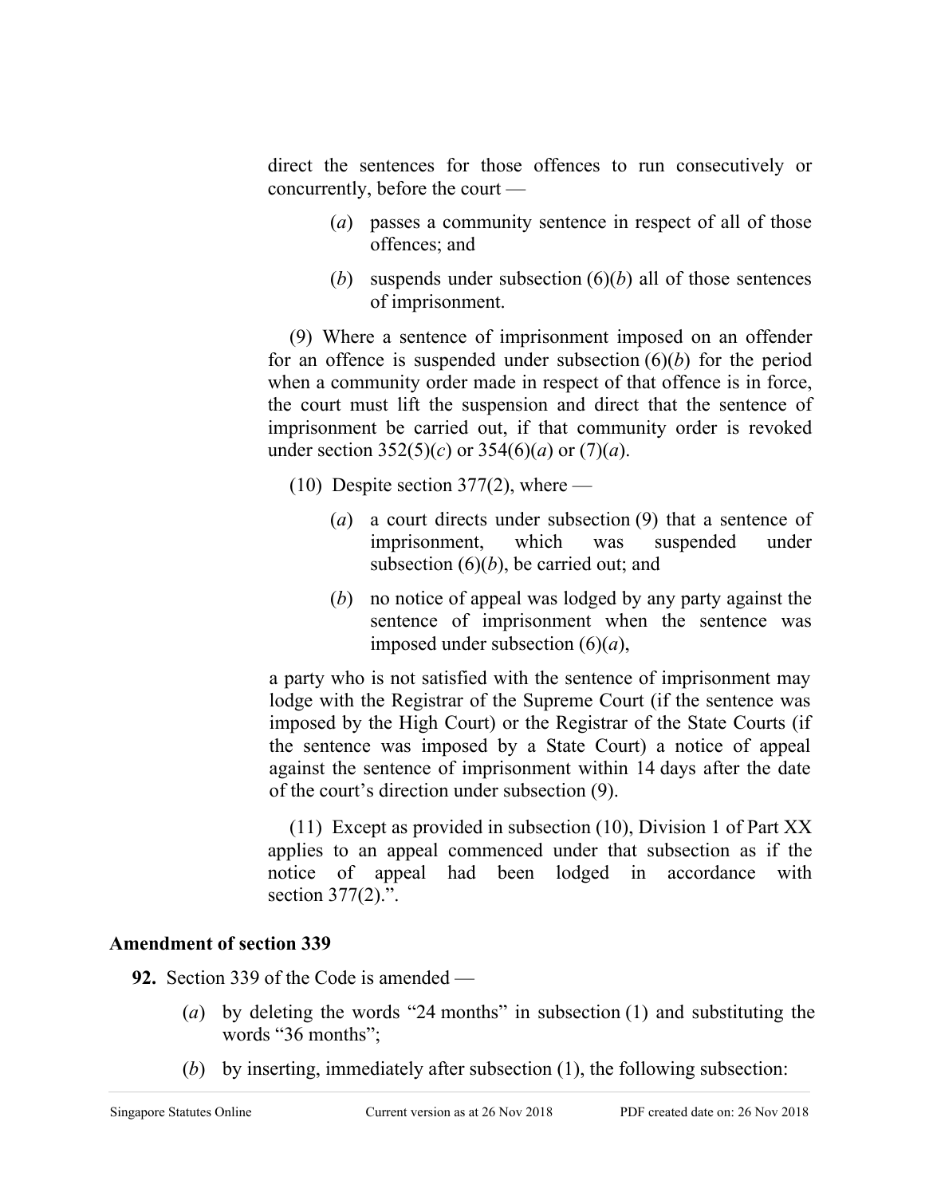direct the sentences for those offences to run consecutively or concurrently, before the court —

(*a*) passes a community sentence in respect of all of those offences; and

(*b*) suspends under subsection (6)(*b*) all of those sentences of imprisonment.

(9) Where a sentence of imprisonment imposed on an offender for an offence is suspended under subsection (6)(*b*) for the period when a community order made in respect of that offence is in force, the court must lift the suspension and direct that the sentence of imprisonment be carried out, if that community order is revoked under section 352(5)(*c*) or 354(6)(*a*) or (7)(*a*).

(10) Despite section 377(2), where —

(*a*) a court directs under subsection (9) that a sentence of imprisonment, which was suspended under subsection (6)(*b*), be carried out; and

(*b*) no notice of appeal was lodged by any party against the sentence of imprisonment when the sentence was imposed under subsection (6)(*a*),

a party who is not satisfied with the sentence of imprisonment may lodge with the Registrar of the Supreme Court (if the sentence was imposed by the High Court) or the Registrar of the State Courts (if the sentence was imposed by a State Court) a notice of appeal against the sentence of imprisonment within 14 days after the date of the court's direction under subsection (9).

(11) Except as provided in subsection (10), Division 1 of Part XX applies to an appeal commenced under that subsection as if the notice of appeal had been lodged in accordance with section 377(2).".

**Amendment of section 339**

**92.** Section 339 of the Code is amended —

(*a*) by deleting the words "24 months" in subsection (1) and substituting the words "36 months";

(*b*) by inserting, immediately after subsection (1), the following subsection: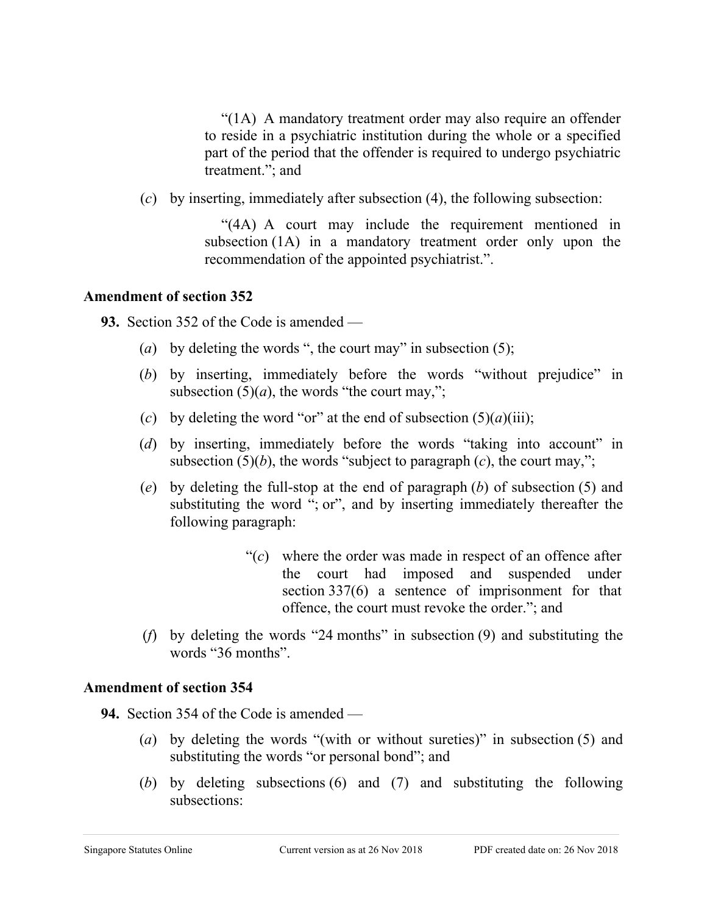"(1A) A mandatory treatment order may also require an offender to reside in a psychiatric institution during the whole or a specified part of the period that the offender is required to undergo psychiatric treatment."; and

(*c*) by inserting, immediately after subsection (4), the following subsection:

"(4A) A court may include the requirement mentioned in subsection (1A) in a mandatory treatment order only upon the recommendation of the appointed psychiatrist.".

**Amendment of section 352**

**93.** Section 352 of the Code is amended —

(*a*) by deleting the words ", the court may" in subsection (5);

(*b*) by inserting, immediately before the words "without prejudice" in subsection (5)(*a*), the words "the court may,";

(*c*) by deleting the word "or" at the end of subsection (5)(*a*)(iii);

(*d*) by inserting, immediately before the words "taking into account" in subsection (5)(*b*), the words "subject to paragraph (*c*), the court may,";

(*e*) by deleting the full-stop at the end of paragraph (*b*) of subsection (5) and substituting the word "; or", and by inserting immediately thereafter the following paragraph:

"(*c*) where the order was made in respect of an offence after the court had imposed and suspended under section 337(6) a sentence of imprisonment for that offence, the court must revoke the order."; and

(*f*) by deleting the words "24 months" in subsection (9) and substituting the words "36 months".

**Amendment of section 354**

**94.** Section 354 of the Code is amended —

(*a*) by deleting the words "(with or without sureties)" in subsection (5) and substituting the words "or personal bond"; and

(*b*) by deleting subsections (6) and (7) and substituting the following subsections: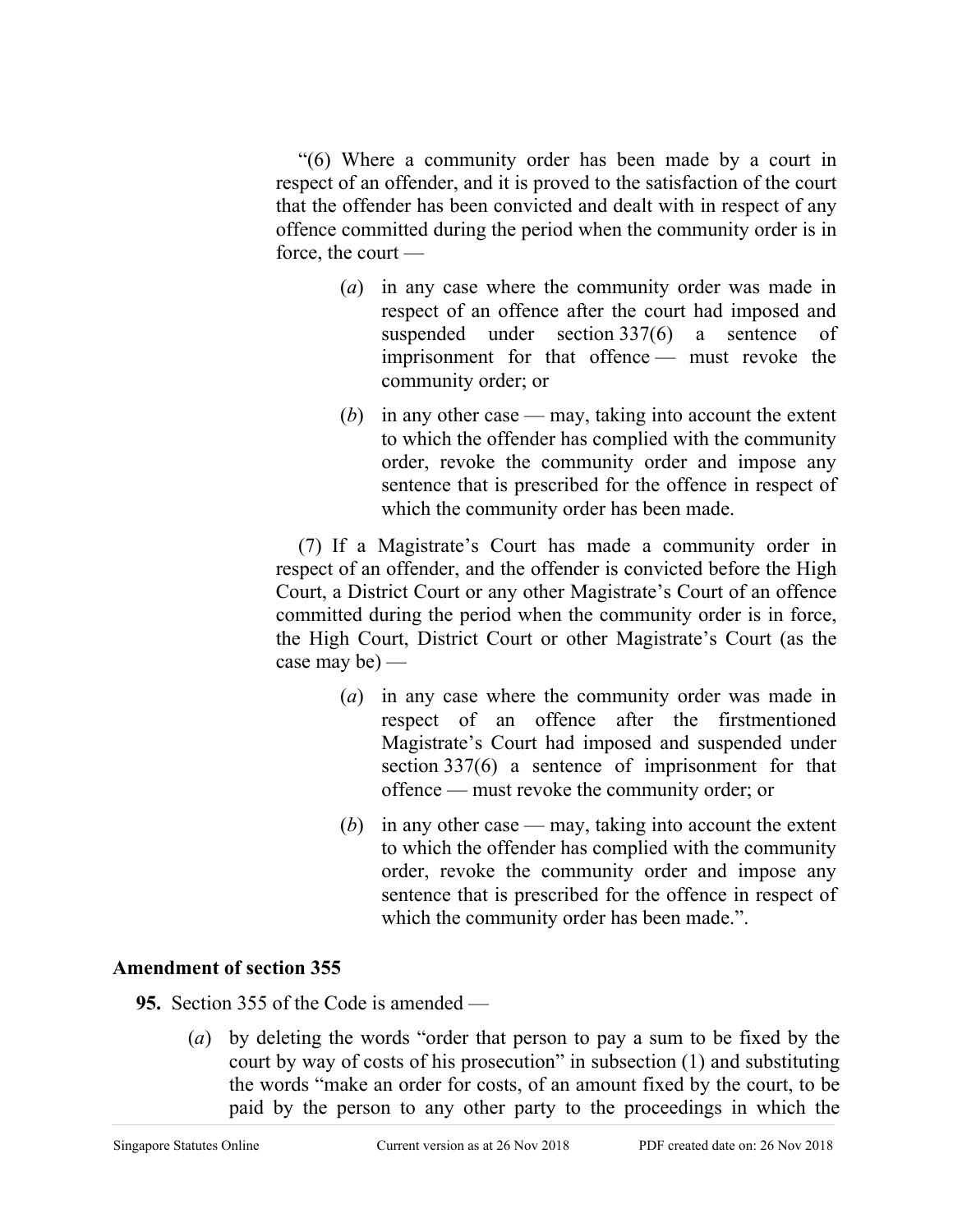"(6) Where a community order has been made by a court in respect of an offender, and it is proved to the satisfaction of the court that the offender has been convicted and dealt with in respect of any offence committed during the period when the community order is in force, the court —

(*a*) in any case where the community order was made in respect of an offence after the court had imposed and suspended under section 337(6) a sentence of imprisonment for that offence — must revoke the community order; or

(*b*) in any other case — may, taking into account the extent to which the offender has complied with the community order, revoke the community order and impose any sentence that is prescribed for the offence in respect of which the community order has been made.

(7) If a Magistrate's Court has made a community order in respect of an offender, and the offender is convicted before the High Court, a District Court or any other Magistrate's Court of an offence committed during the period when the community order is in force, the High Court, District Court or other Magistrate's Court (as the case may be) —

(*a*) in any case where the community order was made in respect of an offence after the firstmentioned Magistrate's Court had imposed and suspended under section 337(6) a sentence of imprisonment for that offence — must revoke the community order; or

(*b*) in any other case — may, taking into account the extent to which the offender has complied with the community order, revoke the community order and impose any sentence that is prescribed for the offence in respect of which the community order has been made.".

**Amendment of section 355**

**95.** Section 355 of the Code is amended —

(*a*) by deleting the words "order that person to pay a sum to be fixed by the court by way of costs of his prosecution" in subsection (1) and substituting the words "make an order for costs, of an amount fixed by the court, to be paid by the person to any other party to the proceedings in which the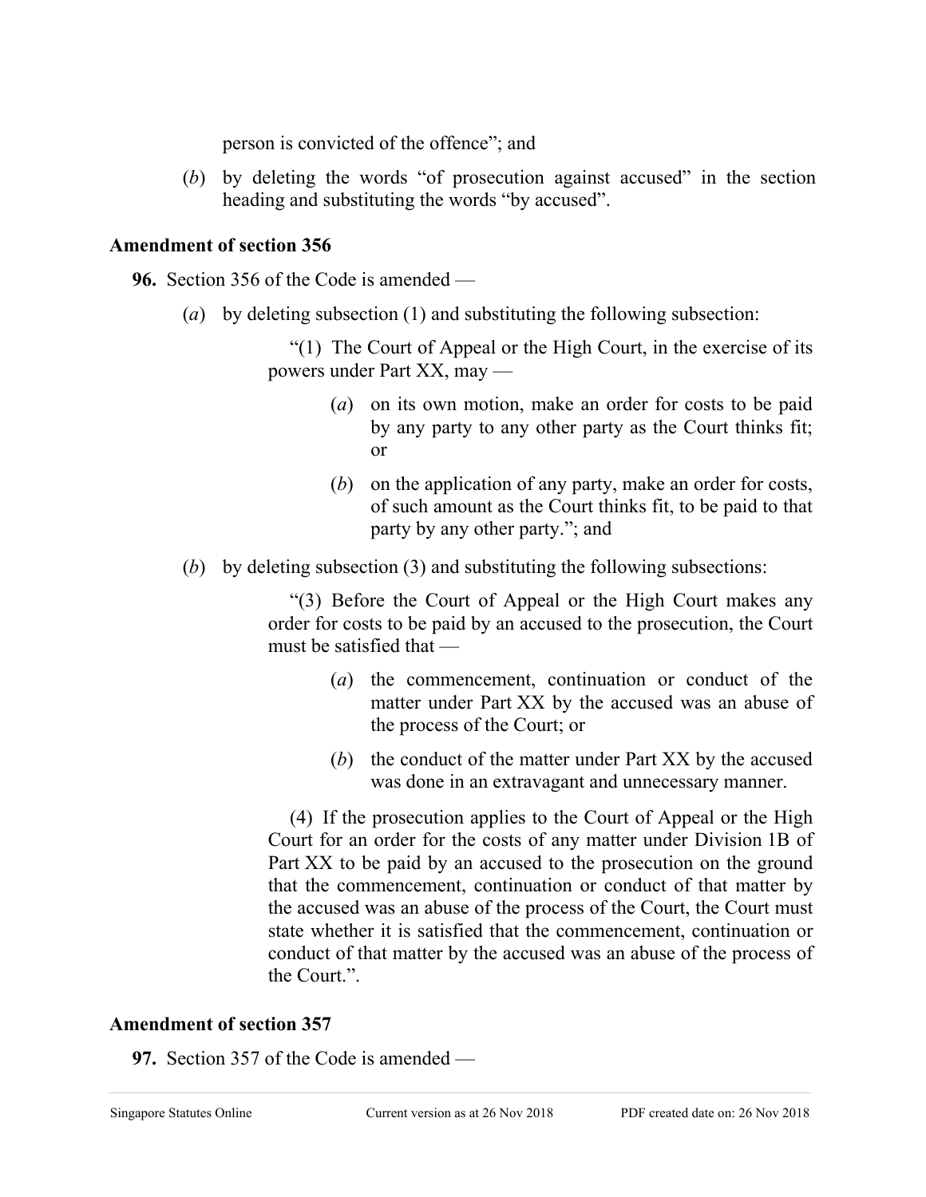person is convicted of the offence"; and

(*b*) by deleting the words "of prosecution against accused" in the section heading and substituting the words "by accused".

### Amendment of section 356

**96.** Section 356 of the Code is amended —

(*a*) by deleting subsection (1) and substituting the following subsection:

> "(1) The Court of Appeal or the High Court, in the exercise of its powers under Part XX, may —
>
> (*a*) on its own motion, make an order for costs to be paid by any party to any other party as the Court thinks fit; or
>
> (*b*) on the application of any party, make an order for costs, of such amount as the Court thinks fit, to be paid to that party by any other party."; and

(*b*) by deleting subsection (3) and substituting the following subsections:

> "(3) Before the Court of Appeal or the High Court makes any order for costs to be paid by an accused to the prosecution, the Court must be satisfied that —
>
> (*a*) the commencement, continuation or conduct of the matter under Part XX by the accused was an abuse of the process of the Court; or
>
> (*b*) the conduct of the matter under Part XX by the accused was done in an extravagant and unnecessary manner.
>
> (4) If the prosecution applies to the Court of Appeal or the High Court for an order for the costs of any matter under Division 1B of Part XX to be paid by an accused to the prosecution on the ground that the commencement, continuation or conduct of that matter by the accused was an abuse of the process of the Court, the Court must state whether it is satisfied that the commencement, continuation or conduct of that matter by the accused was an abuse of the process of the Court.".

### Amendment of section 357

**97.** Section 357 of the Code is amended —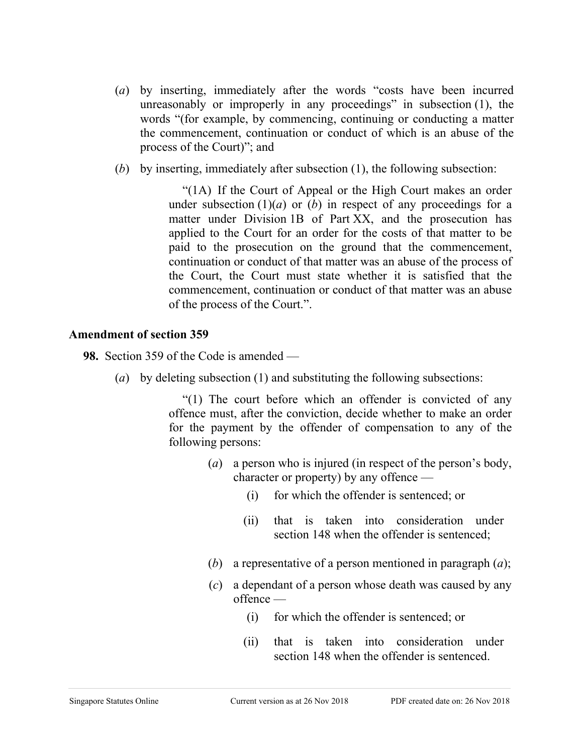(*a*) by inserting, immediately after the words “costs have been incurred unreasonably or improperly in any proceedings” in subsection (1), the words “(for example, by commencing, continuing or conducting a matter the commencement, continuation or conduct of which is an abuse of the process of the Court)”; and

(*b*) by inserting, immediately after subsection (1), the following subsection:

> “(1A) If the Court of Appeal or the High Court makes an order under subsection (1)(*a*) or (*b*) in respect of any proceedings for a matter under Division 1B of Part XX, and the prosecution has applied to the Court for an order for the costs of that matter to be paid to the prosecution on the ground that the commencement, continuation or conduct of that matter was an abuse of the process of the Court, the Court must state whether it is satisfied that the commencement, continuation or conduct of that matter was an abuse of the process of the Court.”.

**Amendment of section 359**

**98.** Section 359 of the Code is amended —

(*a*) by deleting subsection (1) and substituting the following subsections:

> “(1) The court before which an offender is convicted of any offence must, after the conviction, decide whether to make an order for the payment by the offender of compensation to any of the following persons:
>
> (*a*) a person who is injured (in respect of the person’s body, character or property) by any offence —
>
> (i) for which the offender is sentenced; or
>
> (ii) that is taken into consideration under section 148 when the offender is sentenced;
>
> (*b*) a representative of a person mentioned in paragraph (*a*);
>
> (*c*) a dependant of a person whose death was caused by any offence —
>
> (i) for which the offender is sentenced; or
>
> (ii) that is taken into consideration under section 148 when the offender is sentenced.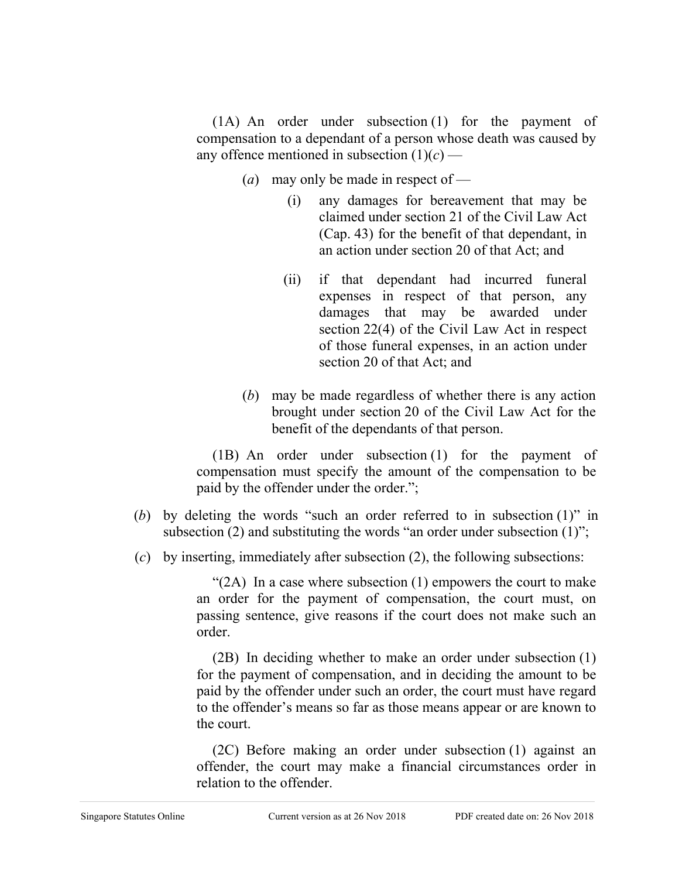(1A) An order under subsection (1) for the payment of compensation to a dependant of a person whose death was caused by any offence mentioned in subsection (1)(*c*) —

(*a*) may only be made in respect of —

(i) any damages for bereavement that may be claimed under section 21 of the Civil Law Act (Cap. 43) for the benefit of that dependant, in an action under section 20 of that Act; and

(ii) if that dependant had incurred funeral expenses in respect of that person, any damages that may be awarded under section 22(4) of the Civil Law Act in respect of those funeral expenses, in an action under section 20 of that Act; and

(*b*) may be made regardless of whether there is any action brought under section 20 of the Civil Law Act for the benefit of the dependants of that person.

(1B) An order under subsection (1) for the payment of compensation must specify the amount of the compensation to be paid by the offender under the order.";

(*b*) by deleting the words "such an order referred to in subsection (1)" in subsection (2) and substituting the words "an order under subsection (1)";

(*c*) by inserting, immediately after subsection (2), the following subsections:

"(2A) In a case where subsection (1) empowers the court to make an order for the payment of compensation, the court must, on passing sentence, give reasons if the court does not make such an order.

(2B) In deciding whether to make an order under subsection (1) for the payment of compensation, and in deciding the amount to be paid by the offender under such an order, the court must have regard to the offender's means so far as those means appear or are known to the court.

(2C) Before making an order under subsection (1) against an offender, the court may make a financial circumstances order in relation to the offender.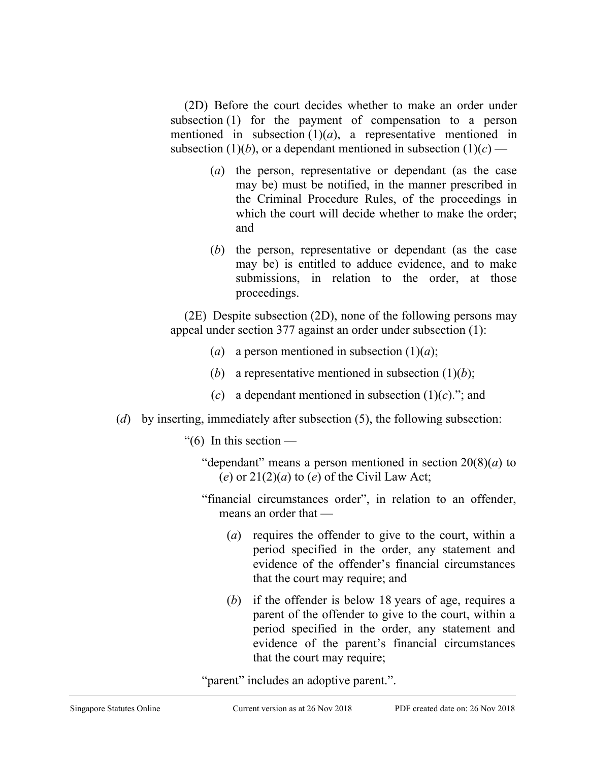(2D) Before the court decides whether to make an order under subsection (1) for the payment of compensation to a person mentioned in subsection (1)(*a*), a representative mentioned in subsection (1)(*b*), or a dependant mentioned in subsection (1)(*c*) —

(*a*) the person, representative or dependant (as the case may be) must be notified, in the manner prescribed in the Criminal Procedure Rules, of the proceedings in which the court will decide whether to make the order; and

(*b*) the person, representative or dependant (as the case may be) is entitled to adduce evidence, and to make submissions, in relation to the order, at those proceedings.

(2E) Despite subsection (2D), none of the following persons may appeal under section 377 against an order under subsection (1):

(*a*) a person mentioned in subsection (1)(*a*);

(*b*) a representative mentioned in subsection (1)(*b*);

(*c*) a dependant mentioned in subsection (1)(*c*)."; and

(*d*) by inserting, immediately after subsection (5), the following subsection:

"(6) In this section —

"dependant" means a person mentioned in section 20(8)(*a*) to (*e*) or 21(2)(*a*) to (*e*) of the Civil Law Act;

"financial circumstances order", in relation to an offender, means an order that —

(*a*) requires the offender to give to the court, within a period specified in the order, any statement and evidence of the offender's financial circumstances that the court may require; and

(*b*) if the offender is below 18 years of age, requires a parent of the offender to give to the court, within a period specified in the order, any statement and evidence of the parent's financial circumstances that the court may require;

"parent" includes an adoptive parent.".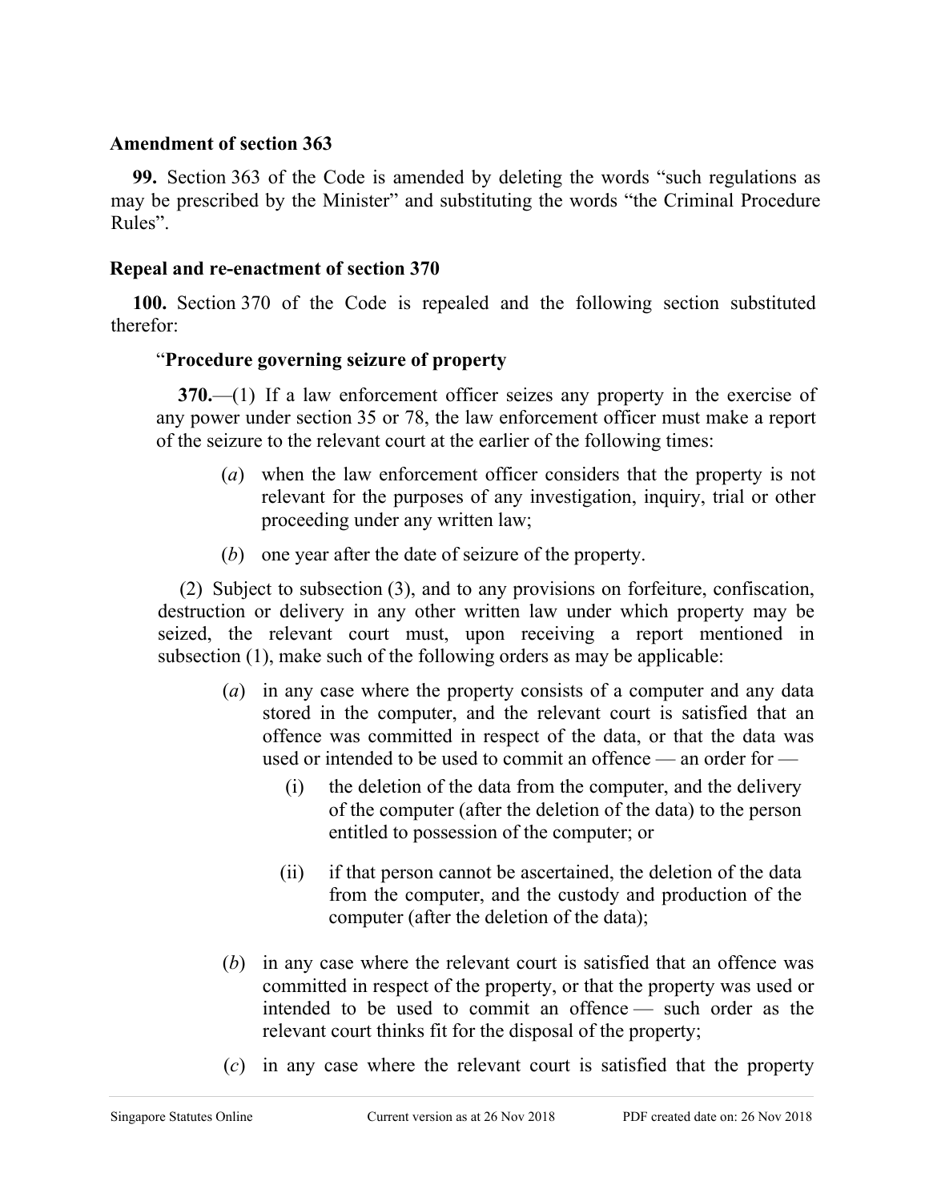### Amendment of section 363

**99.** Section 363 of the Code is amended by deleting the words “such regulations as may be prescribed by the Minister” and substituting the words “the Criminal Procedure Rules”.

### Repeal and re-enactment of section 370

**100.** Section 370 of the Code is repealed and the following section substituted therefor:

> “**Procedure governing seizure of property**
>
> **370.**—(1) If a law enforcement officer seizes any property in the exercise of any power under section 35 or 78, the law enforcement officer must make a report of the seizure to the relevant court at the earlier of the following times:
>
> (*a*) when the law enforcement officer considers that the property is not relevant for the purposes of any investigation, inquiry, trial or other proceeding under any written law;
>
> (*b*) one year after the date of seizure of the property.
>
> (2) Subject to subsection (3), and to any provisions on forfeiture, confiscation, destruction or delivery in any other written law under which property may be seized, the relevant court must, upon receiving a report mentioned in subsection (1), make such of the following orders as may be applicable:
>
> (*a*) in any case where the property consists of a computer and any data stored in the computer, and the relevant court is satisfied that an offence was committed in respect of the data, or that the data was used or intended to be used to commit an offence — an order for —
>
> (i) the deletion of the data from the computer, and the delivery of the computer (after the deletion of the data) to the person entitled to possession of the computer; or
>
> (ii) if that person cannot be ascertained, the deletion of the data from the computer, and the custody and production of the computer (after the deletion of the data);
>
> (*b*) in any case where the relevant court is satisfied that an offence was committed in respect of the property, or that the property was used or intended to be used to commit an offence — such order as the relevant court thinks fit for the disposal of the property;
>
> (*c*) in any case where the relevant court is satisfied that the property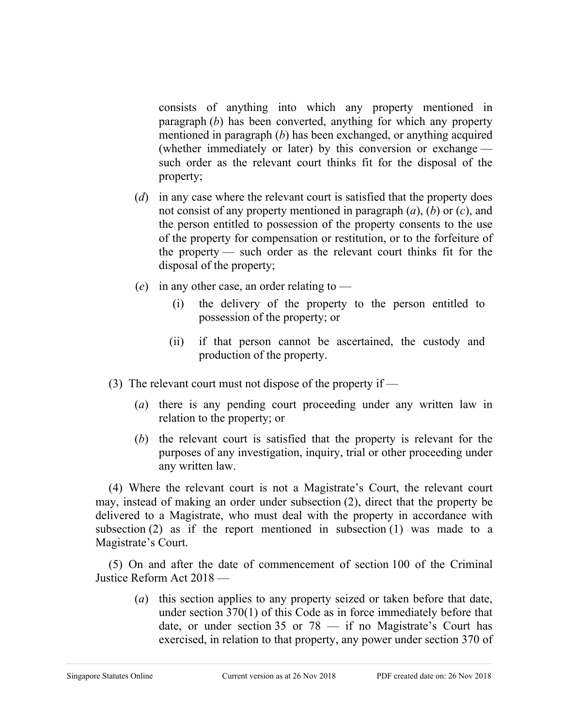consists of anything into which any property mentioned in paragraph (*b*) has been converted, anything for which any property mentioned in paragraph (*b*) has been exchanged, or anything acquired (whether immediately or later) by this conversion or exchange — such order as the relevant court thinks fit for the disposal of the property;

(*d*) in any case where the relevant court is satisfied that the property does not consist of any property mentioned in paragraph (*a*), (*b*) or (*c*), and the person entitled to possession of the property consents to the use of the property for compensation or restitution, or to the forfeiture of the property — such order as the relevant court thinks fit for the disposal of the property;

(*e*) in any other case, an order relating to —

(i) the delivery of the property to the person entitled to possession of the property; or

(ii) if that person cannot be ascertained, the custody and production of the property.

(3) The relevant court must not dispose of the property if —

(*a*) there is any pending court proceeding under any written law in relation to the property; or

(*b*) the relevant court is satisfied that the property is relevant for the purposes of any investigation, inquiry, trial or other proceeding under any written law.

(4) Where the relevant court is not a Magistrate's Court, the relevant court may, instead of making an order under subsection (2), direct that the property be delivered to a Magistrate, who must deal with the property in accordance with subsection (2) as if the report mentioned in subsection (1) was made to a Magistrate's Court.

(5) On and after the date of commencement of section 100 of the Criminal Justice Reform Act 2018 —

(*a*) this section applies to any property seized or taken before that date, under section 370(1) of this Code as in force immediately before that date, or under section 35 or 78 — if no Magistrate's Court has exercised, in relation to that property, any power under section 370 of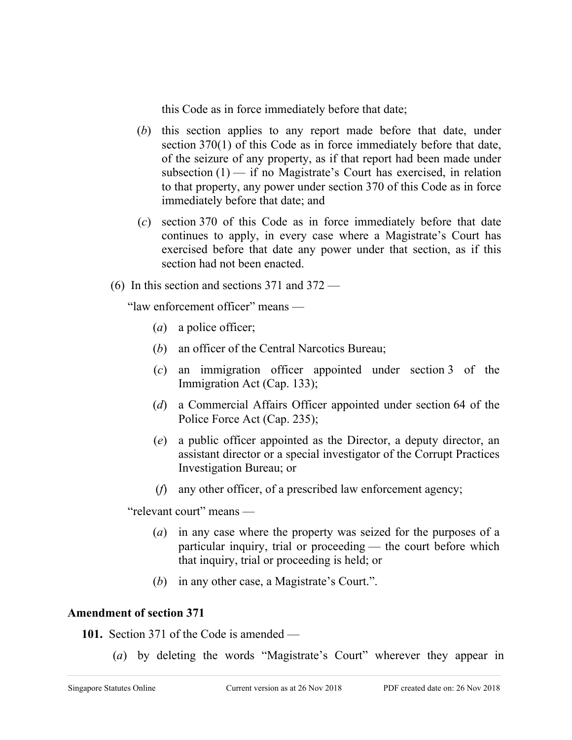this Code as in force immediately before that date;

(*b*) this section applies to any report made before that date, under section 370(1) of this Code as in force immediately before that date, of the seizure of any property, as if that report had been made under subsection (1) — if no Magistrate's Court has exercised, in relation to that property, any power under section 370 of this Code as in force immediately before that date; and

(*c*) section 370 of this Code as in force immediately before that date continues to apply, in every case where a Magistrate's Court has exercised before that date any power under that section, as if this section had not been enacted.

(6) In this section and sections 371 and 372 —

"law enforcement officer" means —

(*a*) a police officer;

(*b*) an officer of the Central Narcotics Bureau;

(*c*) an immigration officer appointed under section 3 of the Immigration Act (Cap. 133);

(*d*) a Commercial Affairs Officer appointed under section 64 of the Police Force Act (Cap. 235);

(*e*) a public officer appointed as the Director, a deputy director, an assistant director or a special investigator of the Corrupt Practices Investigation Bureau; or

(*f*) any other officer, of a prescribed law enforcement agency;

"relevant court" means —

(*a*) in any case where the property was seized for the purposes of a particular inquiry, trial or proceeding — the court before which that inquiry, trial or proceeding is held; or

(*b*) in any other case, a Magistrate's Court.".

**Amendment of section 371**

**101.** Section 371 of the Code is amended —

(*a*) by deleting the words "Magistrate's Court" wherever they appear in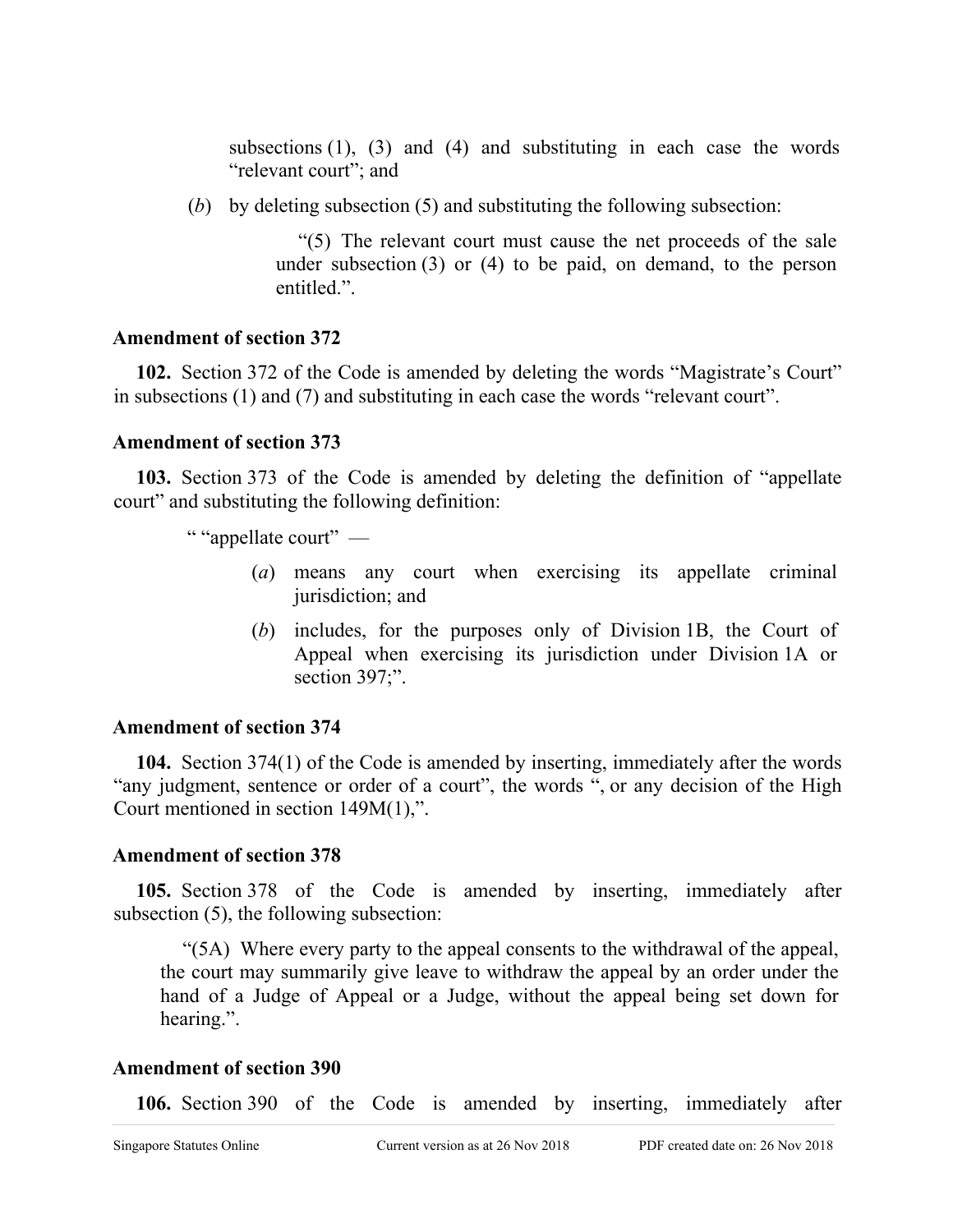subsections (1), (3) and (4) and substituting in each case the words "relevant court"; and

(*b*) by deleting subsection (5) and substituting the following subsection:

> "(5) The relevant court must cause the net proceeds of the sale under subsection (3) or (4) to be paid, on demand, to the person entitled.".

**Amendment of section 372**

**102.** Section 372 of the Code is amended by deleting the words "Magistrate's Court" in subsections (1) and (7) and substituting in each case the words "relevant court".

**Amendment of section 373**

**103.** Section 373 of the Code is amended by deleting the definition of "appellate court" and substituting the following definition:

> " "appellate court" —
>
> (*a*) means any court when exercising its appellate criminal jurisdiction; and
>
> (*b*) includes, for the purposes only of Division 1B, the Court of Appeal when exercising its jurisdiction under Division 1A or section 397;".

**Amendment of section 374**

**104.** Section 374(1) of the Code is amended by inserting, immediately after the words "any judgment, sentence or order of a court", the words ", or any decision of the High Court mentioned in section 149M(1),".

**Amendment of section 378**

**105.** Section 378 of the Code is amended by inserting, immediately after subsection (5), the following subsection:

> "(5A) Where every party to the appeal consents to the withdrawal of the appeal, the court may summarily give leave to withdraw the appeal by an order under the hand of a Judge of Appeal or a Judge, without the appeal being set down for hearing.".

**Amendment of section 390**

**106.** Section 390 of the Code is amended by inserting, immediately after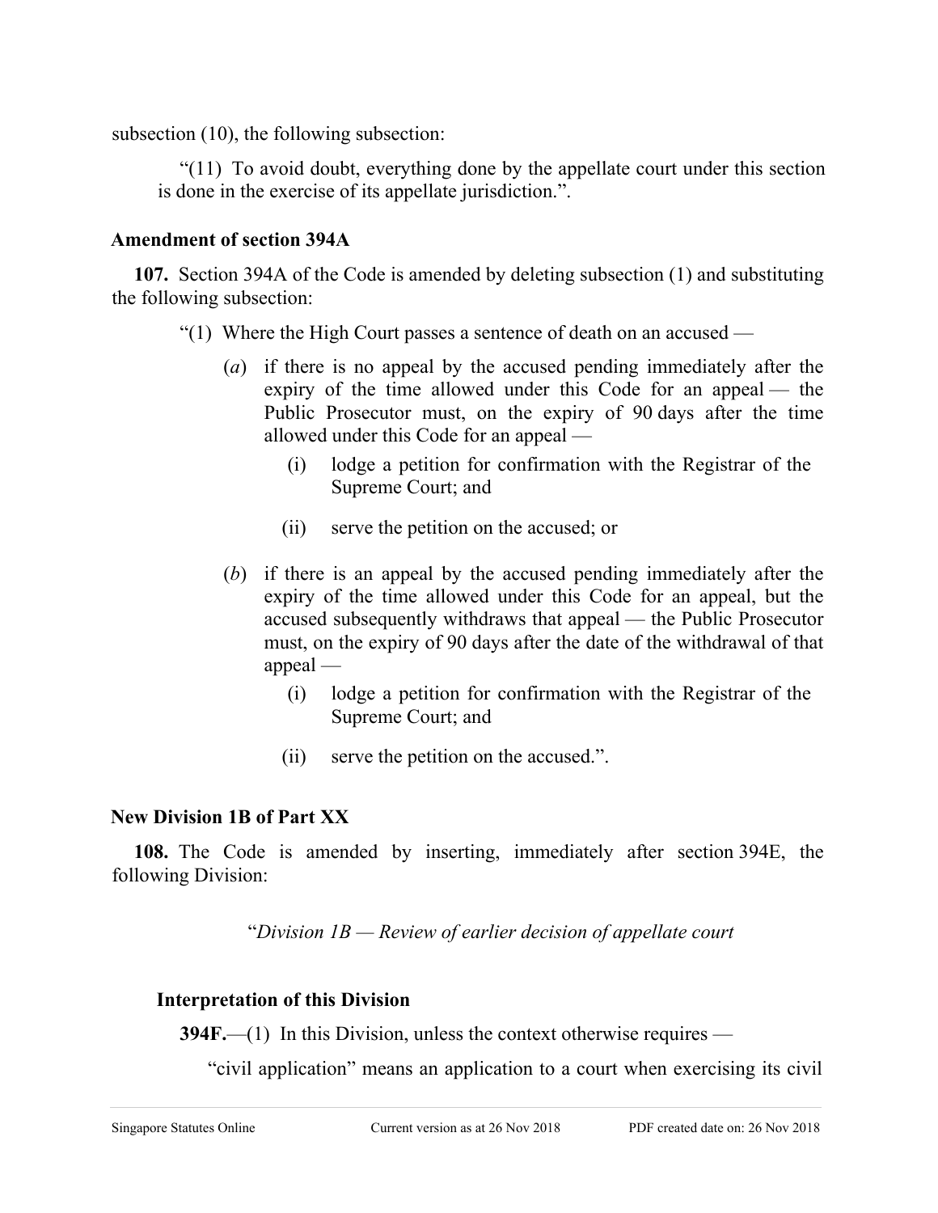subsection (10), the following subsection:

"(11) To avoid doubt, everything done by the appellate court under this section is done in the exercise of its appellate jurisdiction.".

### Amendment of section 394A

**107.** Section 394A of the Code is amended by deleting subsection (1) and substituting the following subsection:

"(1) Where the High Court passes a sentence of death on an accused —

(*a*) if there is no appeal by the accused pending immediately after the expiry of the time allowed under this Code for an appeal — the Public Prosecutor must, on the expiry of 90 days after the time allowed under this Code for an appeal —

(i) lodge a petition for confirmation with the Registrar of the Supreme Court; and

(ii) serve the petition on the accused; or

(*b*) if there is an appeal by the accused pending immediately after the expiry of the time allowed under this Code for an appeal, but the accused subsequently withdraws that appeal — the Public Prosecutor must, on the expiry of 90 days after the date of the withdrawal of that appeal —

(i) lodge a petition for confirmation with the Registrar of the Supreme Court; and

(ii) serve the petition on the accused.".

### New Division 1B of Part XX

**108.** The Code is amended by inserting, immediately after section 394E, the following Division:

"*Division 1B — Review of earlier decision of appellate court*

### Interpretation of this Division

**394F.**—(1) In this Division, unless the context otherwise requires —

"civil application" means an application to a court when exercising its civil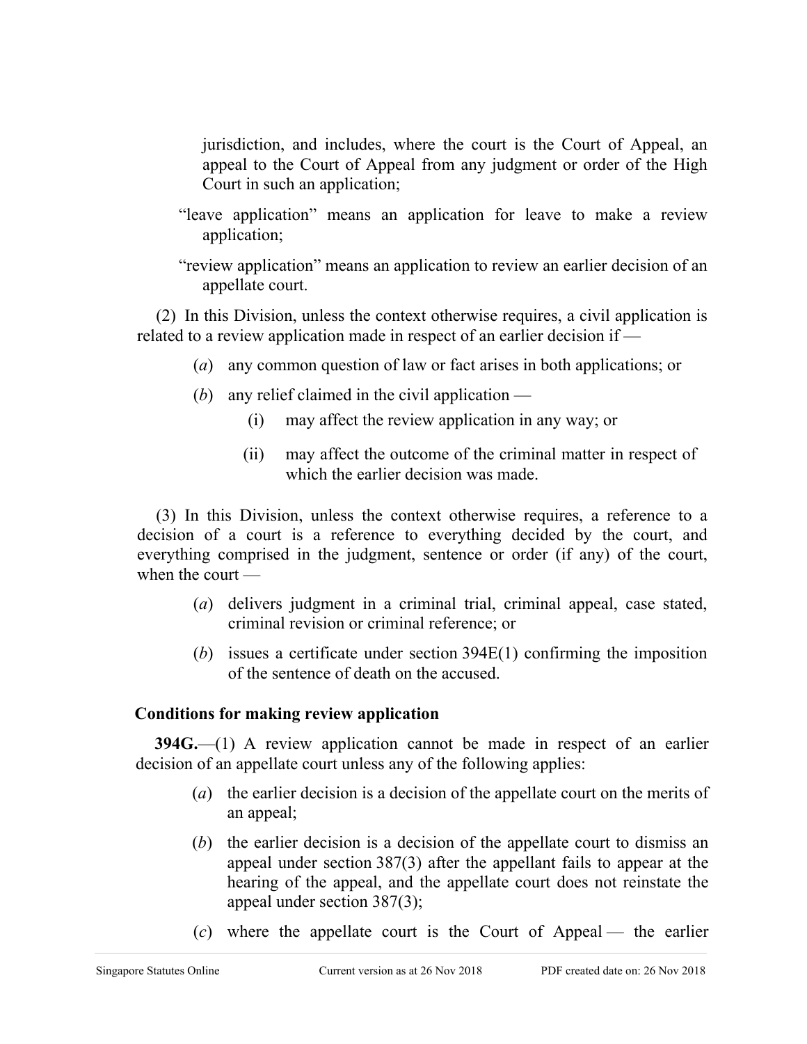jurisdiction, and includes, where the court is the Court of Appeal, an appeal to the Court of Appeal from any judgment or order of the High Court in such an application;

"leave application" means an application for leave to make a review application;

"review application" means an application to review an earlier decision of an appellate court.

(2) In this Division, unless the context otherwise requires, a civil application is related to a review application made in respect of an earlier decision if —

(*a*) any common question of law or fact arises in both applications; or

(*b*) any relief claimed in the civil application —

(i) may affect the review application in any way; or

(ii) may affect the outcome of the criminal matter in respect of which the earlier decision was made.

(3) In this Division, unless the context otherwise requires, a reference to a decision of a court is a reference to everything decided by the court, and everything comprised in the judgment, sentence or order (if any) of the court, when the court —

(*a*) delivers judgment in a criminal trial, criminal appeal, case stated, criminal revision or criminal reference; or

(*b*) issues a certificate under section 394E(1) confirming the imposition of the sentence of death on the accused.

**Conditions for making review application**

**394G.**—(1) A review application cannot be made in respect of an earlier decision of an appellate court unless any of the following applies:

(*a*) the earlier decision is a decision of the appellate court on the merits of an appeal;

(*b*) the earlier decision is a decision of the appellate court to dismiss an appeal under section 387(3) after the appellant fails to appear at the hearing of the appeal, and the appellate court does not reinstate the appeal under section 387(3);

(*c*) where the appellate court is the Court of Appeal — the earlier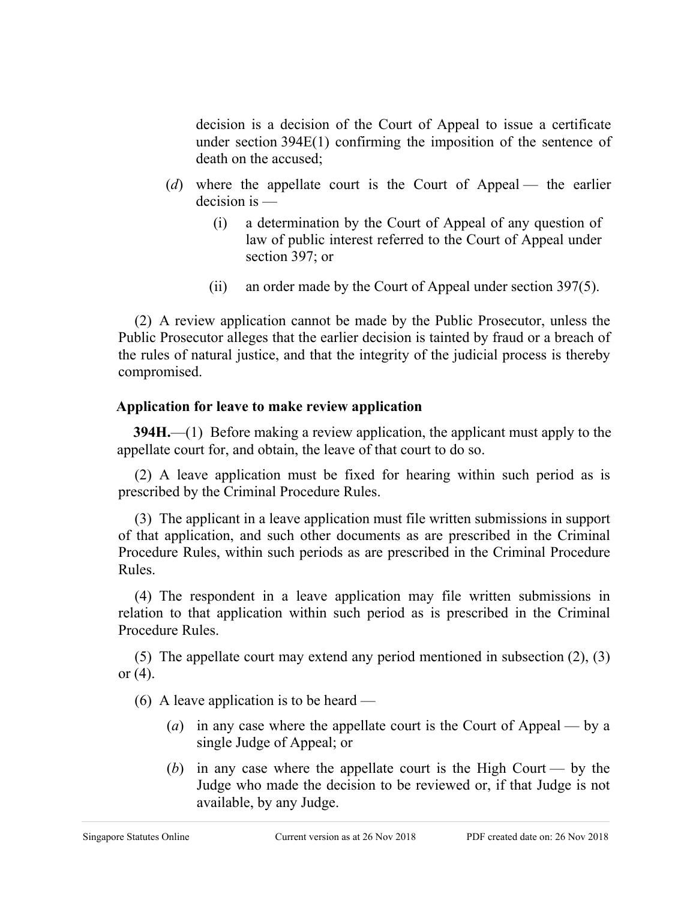decision is a decision of the Court of Appeal to issue a certificate under section 394E(1) confirming the imposition of the sentence of death on the accused;

(*d*) where the appellate court is the Court of Appeal — the earlier decision is —

  (i) a determination by the Court of Appeal of any question of law of public interest referred to the Court of Appeal under section 397; or

  (ii) an order made by the Court of Appeal under section 397(5).

(2) A review application cannot be made by the Public Prosecutor, unless the Public Prosecutor alleges that the earlier decision is tainted by fraud or a breach of the rules of natural justice, and that the integrity of the judicial process is thereby compromised.

**Application for leave to make review application**

**394H.**—(1) Before making a review application, the applicant must apply to the appellate court for, and obtain, the leave of that court to do so.

(2) A leave application must be fixed for hearing within such period as is prescribed by the Criminal Procedure Rules.

(3) The applicant in a leave application must file written submissions in support of that application, and such other documents as are prescribed in the Criminal Procedure Rules, within such periods as are prescribed in the Criminal Procedure Rules.

(4) The respondent in a leave application may file written submissions in relation to that application within such period as is prescribed in the Criminal Procedure Rules.

(5) The appellate court may extend any period mentioned in subsection (2), (3) or (4).

(6) A leave application is to be heard —

(*a*) in any case where the appellate court is the Court of Appeal — by a single Judge of Appeal; or

(*b*) in any case where the appellate court is the High Court — by the Judge who made the decision to be reviewed or, if that Judge is not available, by any Judge.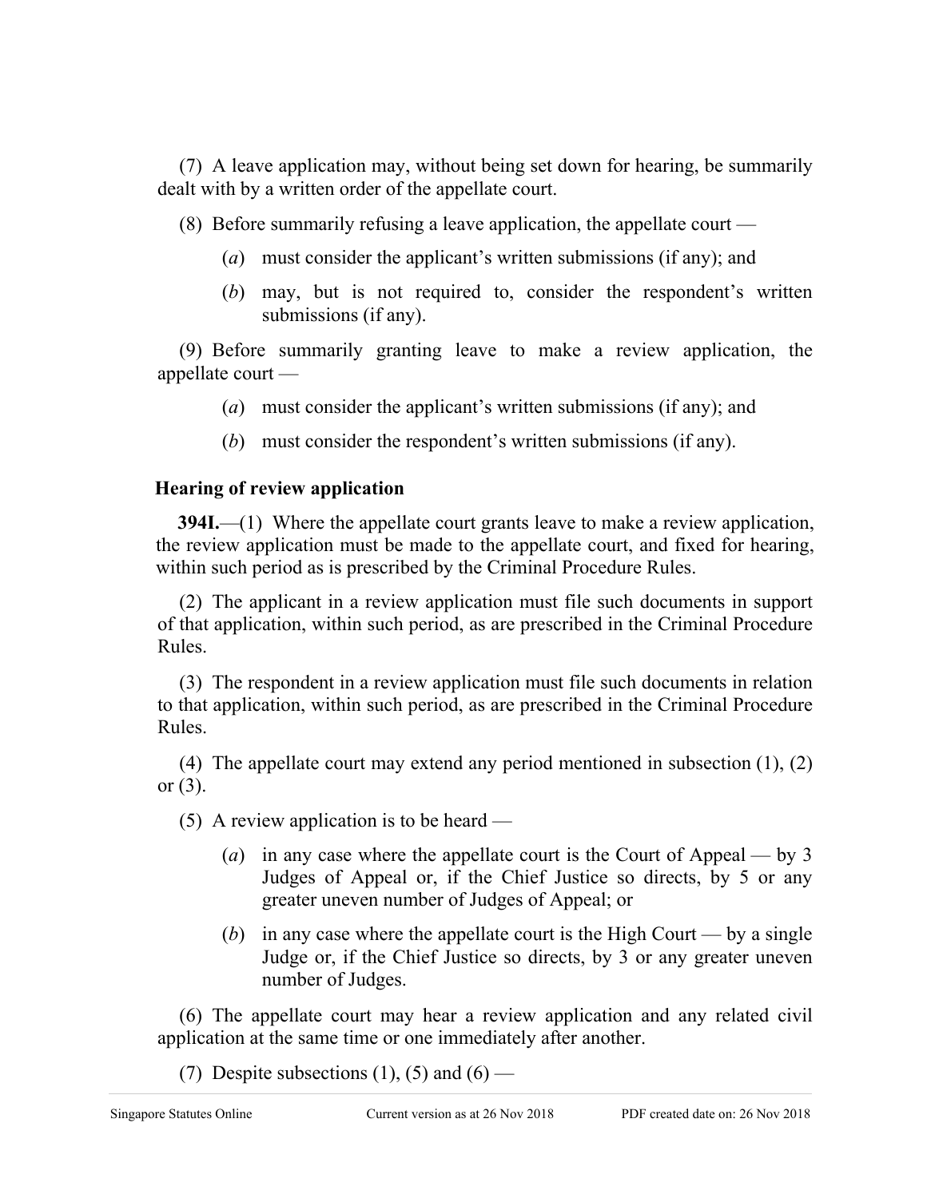(7) A leave application may, without being set down for hearing, be summarily dealt with by a written order of the appellate court.

(8) Before summarily refusing a leave application, the appellate court —

(*a*) must consider the applicant's written submissions (if any); and

(*b*) may, but is not required to, consider the respondent's written submissions (if any).

(9) Before summarily granting leave to make a review application, the appellate court —

(*a*) must consider the applicant's written submissions (if any); and

(*b*) must consider the respondent's written submissions (if any).

**Hearing of review application**

**394I.**—(1) Where the appellate court grants leave to make a review application, the review application must be made to the appellate court, and fixed for hearing, within such period as is prescribed by the Criminal Procedure Rules.

(2) The applicant in a review application must file such documents in support of that application, within such period, as are prescribed in the Criminal Procedure Rules.

(3) The respondent in a review application must file such documents in relation to that application, within such period, as are prescribed in the Criminal Procedure Rules.

(4) The appellate court may extend any period mentioned in subsection (1), (2) or (3).

(5) A review application is to be heard —

(*a*) in any case where the appellate court is the Court of Appeal — by 3 Judges of Appeal or, if the Chief Justice so directs, by 5 or any greater uneven number of Judges of Appeal; or

(*b*) in any case where the appellate court is the High Court — by a single Judge or, if the Chief Justice so directs, by 3 or any greater uneven number of Judges.

(6) The appellate court may hear a review application and any related civil application at the same time or one immediately after another.

(7) Despite subsections (1), (5) and (6) —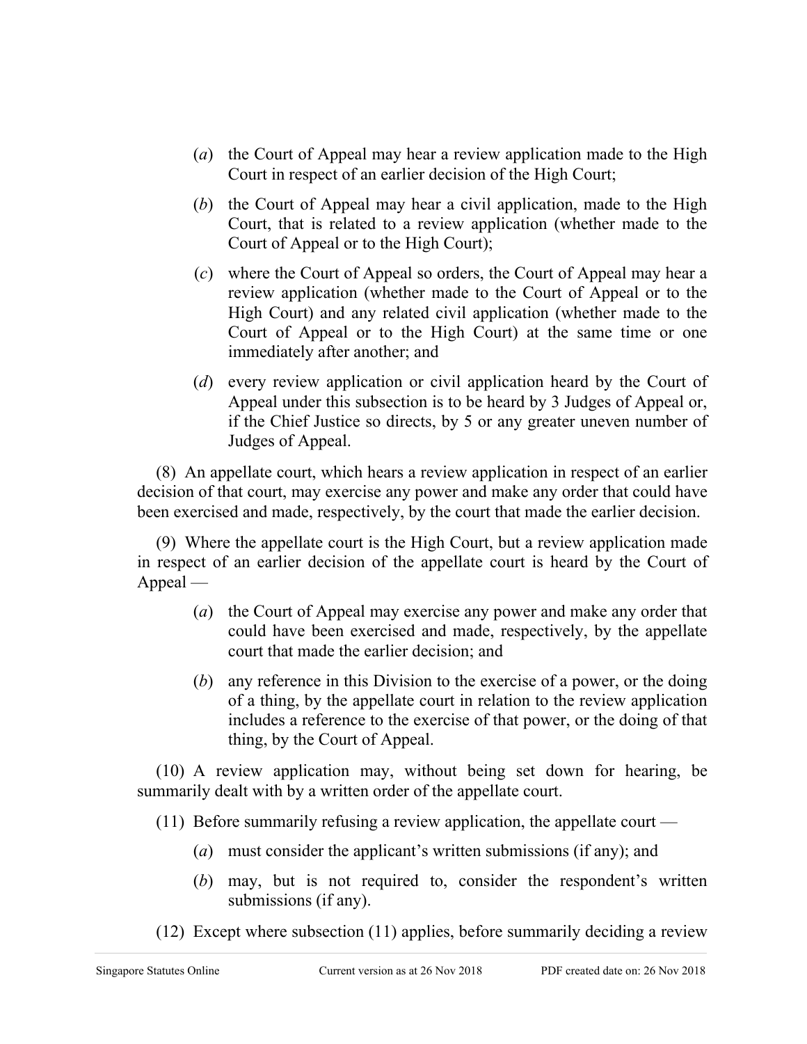(*a*) the Court of Appeal may hear a review application made to the High Court in respect of an earlier decision of the High Court;

(*b*) the Court of Appeal may hear a civil application, made to the High Court, that is related to a review application (whether made to the Court of Appeal or to the High Court);

(*c*) where the Court of Appeal so orders, the Court of Appeal may hear a review application (whether made to the Court of Appeal or to the High Court) and any related civil application (whether made to the Court of Appeal or to the High Court) at the same time or one immediately after another; and

(*d*) every review application or civil application heard by the Court of Appeal under this subsection is to be heard by 3 Judges of Appeal or, if the Chief Justice so directs, by 5 or any greater uneven number of Judges of Appeal.

(8) An appellate court, which hears a review application in respect of an earlier decision of that court, may exercise any power and make any order that could have been exercised and made, respectively, by the court that made the earlier decision.

(9) Where the appellate court is the High Court, but a review application made in respect of an earlier decision of the appellate court is heard by the Court of Appeal —

(*a*) the Court of Appeal may exercise any power and make any order that could have been exercised and made, respectively, by the appellate court that made the earlier decision; and

(*b*) any reference in this Division to the exercise of a power, or the doing of a thing, by the appellate court in relation to the review application includes a reference to the exercise of that power, or the doing of that thing, by the Court of Appeal.

(10) A review application may, without being set down for hearing, be summarily dealt with by a written order of the appellate court.

(11) Before summarily refusing a review application, the appellate court —

(*a*) must consider the applicant's written submissions (if any); and

(*b*) may, but is not required to, consider the respondent's written submissions (if any).

(12) Except where subsection (11) applies, before summarily deciding a review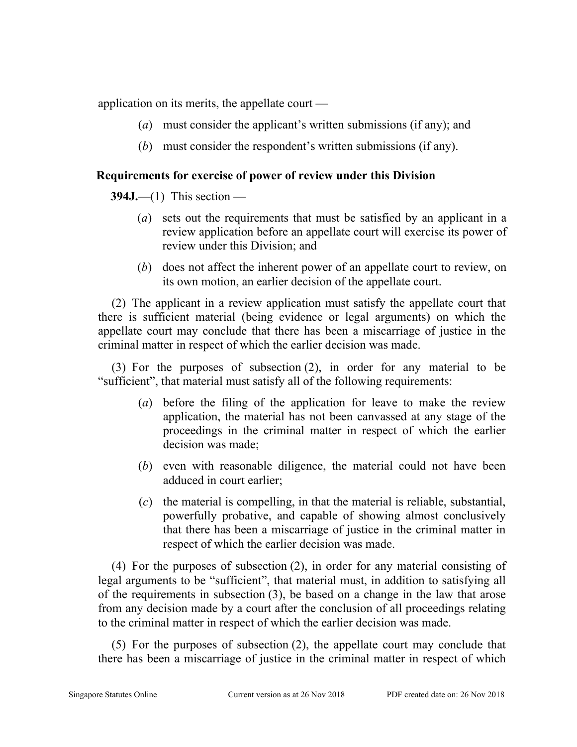application on its merits, the appellate court —

(*a*) must consider the applicant's written submissions (if any); and

(*b*) must consider the respondent's written submissions (if any).

**Requirements for exercise of power of review under this Division**

**394J.**—(1) This section —

(*a*) sets out the requirements that must be satisfied by an applicant in a review application before an appellate court will exercise its power of review under this Division; and

(*b*) does not affect the inherent power of an appellate court to review, on its own motion, an earlier decision of the appellate court.

(2) The applicant in a review application must satisfy the appellate court that there is sufficient material (being evidence or legal arguments) on which the appellate court may conclude that there has been a miscarriage of justice in the criminal matter in respect of which the earlier decision was made.

(3) For the purposes of subsection (2), in order for any material to be "sufficient", that material must satisfy all of the following requirements:

(*a*) before the filing of the application for leave to make the review application, the material has not been canvassed at any stage of the proceedings in the criminal matter in respect of which the earlier decision was made;

(*b*) even with reasonable diligence, the material could not have been adduced in court earlier;

(*c*) the material is compelling, in that the material is reliable, substantial, powerfully probative, and capable of showing almost conclusively that there has been a miscarriage of justice in the criminal matter in respect of which the earlier decision was made.

(4) For the purposes of subsection (2), in order for any material consisting of legal arguments to be "sufficient", that material must, in addition to satisfying all of the requirements in subsection (3), be based on a change in the law that arose from any decision made by a court after the conclusion of all proceedings relating to the criminal matter in respect of which the earlier decision was made.

(5) For the purposes of subsection (2), the appellate court may conclude that there has been a miscarriage of justice in the criminal matter in respect of which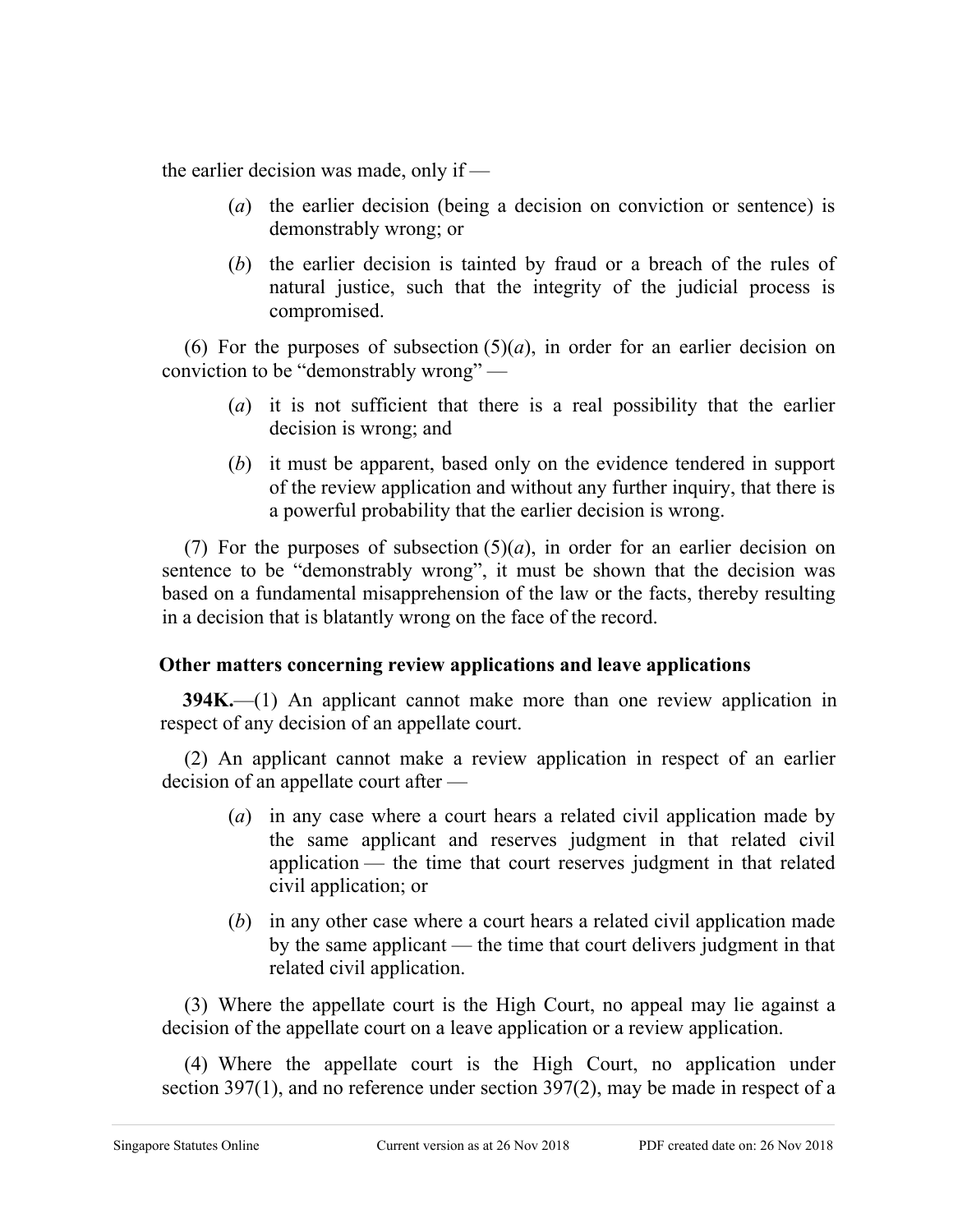the earlier decision was made, only if —

(*a*) the earlier decision (being a decision on conviction or sentence) is demonstrably wrong; or

(*b*) the earlier decision is tainted by fraud or a breach of the rules of natural justice, such that the integrity of the judicial process is compromised.

(6) For the purposes of subsection (5)(*a*), in order for an earlier decision on conviction to be "demonstrably wrong" —

(*a*) it is not sufficient that there is a real possibility that the earlier decision is wrong; and

(*b*) it must be apparent, based only on the evidence tendered in support of the review application and without any further inquiry, that there is a powerful probability that the earlier decision is wrong.

(7) For the purposes of subsection (5)(*a*), in order for an earlier decision on sentence to be "demonstrably wrong", it must be shown that the decision was based on a fundamental misapprehension of the law or the facts, thereby resulting in a decision that is blatantly wrong on the face of the record.

**Other matters concerning review applications and leave applications**

**394K.**—(1) An applicant cannot make more than one review application in respect of any decision of an appellate court.

(2) An applicant cannot make a review application in respect of an earlier decision of an appellate court after —

(*a*) in any case where a court hears a related civil application made by the same applicant and reserves judgment in that related civil application — the time that court reserves judgment in that related civil application; or

(*b*) in any other case where a court hears a related civil application made by the same applicant — the time that court delivers judgment in that related civil application.

(3) Where the appellate court is the High Court, no appeal may lie against a decision of the appellate court on a leave application or a review application.

(4) Where the appellate court is the High Court, no application under section 397(1), and no reference under section 397(2), may be made in respect of a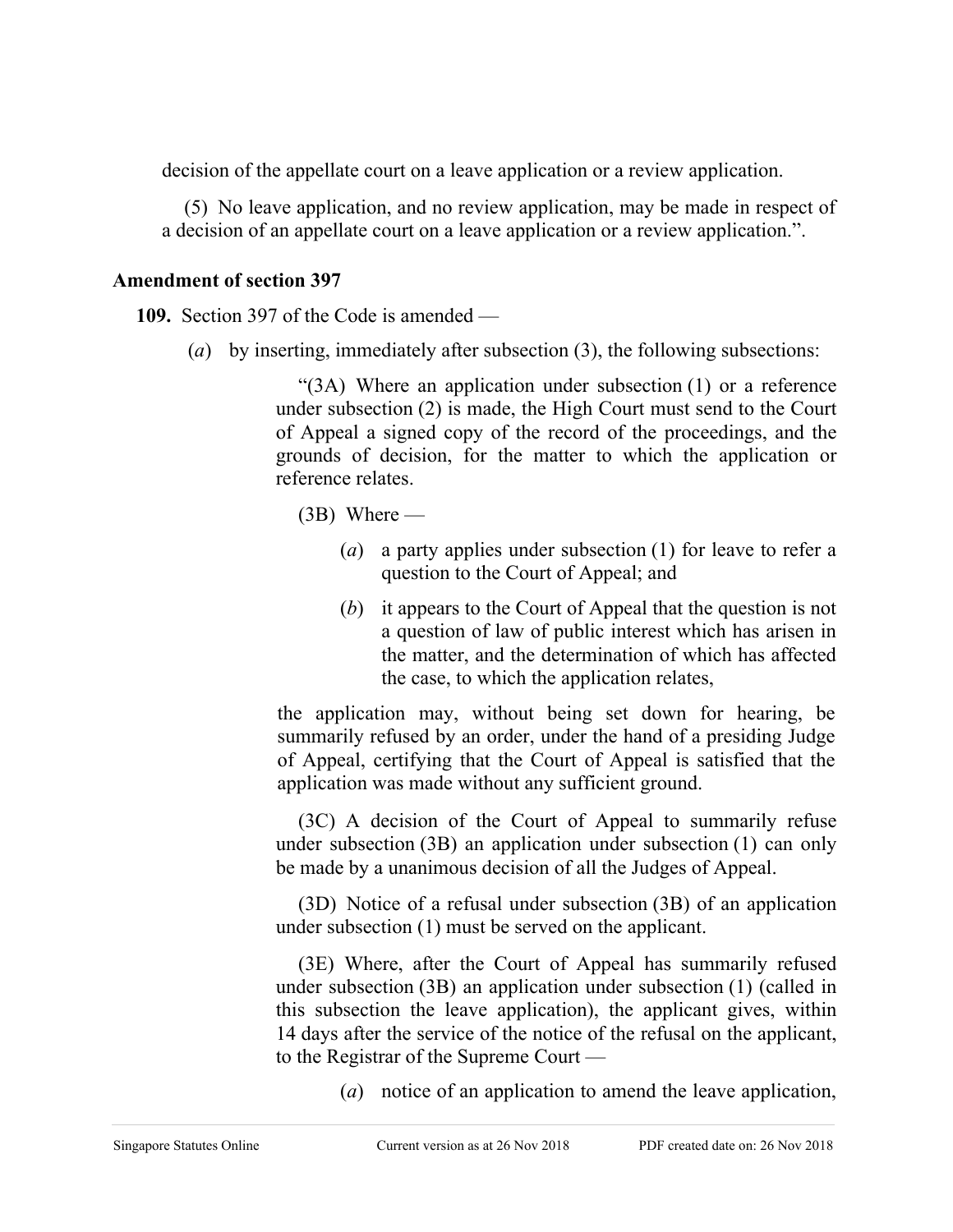decision of the appellate court on a leave application or a review application.

(5) No leave application, and no review application, may be made in respect of a decision of an appellate court on a leave application or a review application.”.

**Amendment of section 397**

**109.** Section 397 of the Code is amended —

(*a*) by inserting, immediately after subsection (3), the following subsections:

> “(3A) Where an application under subsection (1) or a reference under subsection (2) is made, the High Court must send to the Court of Appeal a signed copy of the record of the proceedings, and the grounds of decision, for the matter to which the application or reference relates.
>
> (3B) Where —
>
> (*a*) a party applies under subsection (1) for leave to refer a question to the Court of Appeal; and
>
> (*b*) it appears to the Court of Appeal that the question is not a question of law of public interest which has arisen in the matter, and the determination of which has affected the case, to which the application relates,
>
> the application may, without being set down for hearing, be summarily refused by an order, under the hand of a presiding Judge of Appeal, certifying that the Court of Appeal is satisfied that the application was made without any sufficient ground.
>
> (3C) A decision of the Court of Appeal to summarily refuse under subsection (3B) an application under subsection (1) can only be made by a unanimous decision of all the Judges of Appeal.
>
> (3D) Notice of a refusal under subsection (3B) of an application under subsection (1) must be served on the applicant.
>
> (3E) Where, after the Court of Appeal has summarily refused under subsection (3B) an application under subsection (1) (called in this subsection the leave application), the applicant gives, within 14 days after the service of the notice of the refusal on the applicant, to the Registrar of the Supreme Court —
>
> (*a*) notice of an application to amend the leave application,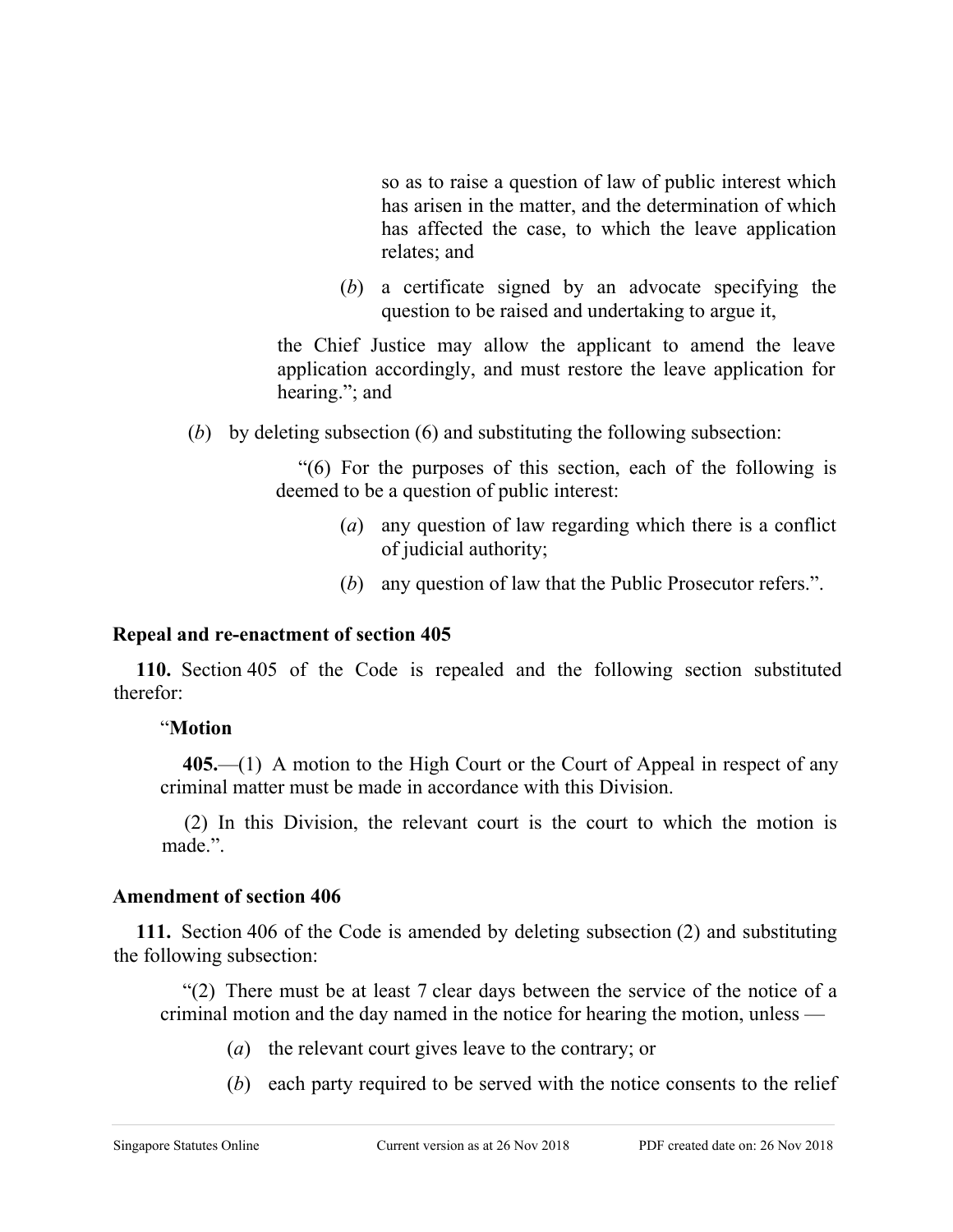so as to raise a question of law of public interest which has arisen in the matter, and the determination of which has affected the case, to which the leave application relates; and

(*b*) a certificate signed by an advocate specifying the question to be raised and undertaking to argue it,

the Chief Justice may allow the applicant to amend the leave application accordingly, and must restore the leave application for hearing.”; and

(*b*) by deleting subsection (6) and substituting the following subsection:

“(6) For the purposes of this section, each of the following is deemed to be a question of public interest:

(*a*) any question of law regarding which there is a conflict of judicial authority;

(*b*) any question of law that the Public Prosecutor refers.”.

**Repeal and re-enactment of section 405**

**110.** Section 405 of the Code is repealed and the following section substituted therefor:

“**Motion**

**405.**—(1) A motion to the High Court or the Court of Appeal in respect of any criminal matter must be made in accordance with this Division.

(2) In this Division, the relevant court is the court to which the motion is made.”.

**Amendment of section 406**

**111.** Section 406 of the Code is amended by deleting subsection (2) and substituting the following subsection:

“(2) There must be at least 7 clear days between the service of the notice of a criminal motion and the day named in the notice for hearing the motion, unless —

(*a*) the relevant court gives leave to the contrary; or

(*b*) each party required to be served with the notice consents to the relief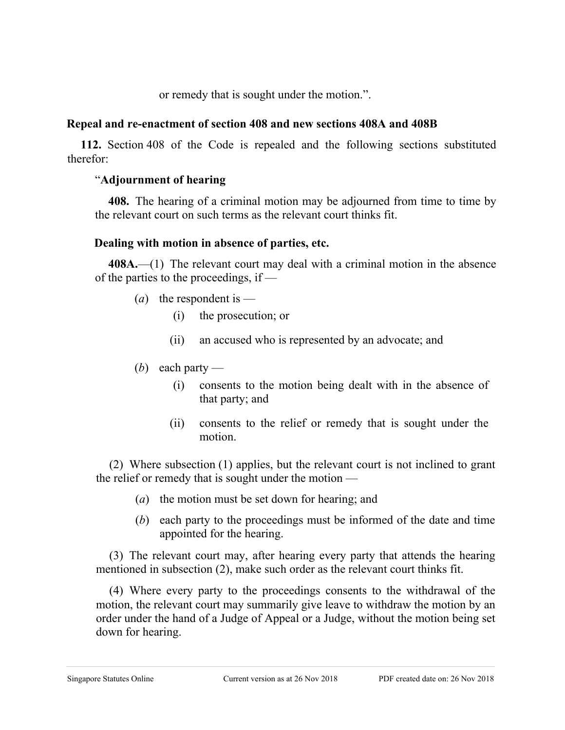or remedy that is sought under the motion.”.

**Repeal and re-enactment of section 408 and new sections 408A and 408B**

**112.** Section 408 of the Code is repealed and the following sections substituted therefor:

“**Adjournment of hearing**

**408.** The hearing of a criminal motion may be adjourned from time to time by the relevant court on such terms as the relevant court thinks fit.

**Dealing with motion in absence of parties, etc.**

**408A.**—(1) The relevant court may deal with a criminal motion in the absence of the parties to the proceedings, if —

(*a*) the respondent is —

(i) the prosecution; or

(ii) an accused who is represented by an advocate; and

(*b*) each party —

(i) consents to the motion being dealt with in the absence of that party; and

(ii) consents to the relief or remedy that is sought under the motion.

(2) Where subsection (1) applies, but the relevant court is not inclined to grant the relief or remedy that is sought under the motion —

(*a*) the motion must be set down for hearing; and

(*b*) each party to the proceedings must be informed of the date and time appointed for the hearing.

(3) The relevant court may, after hearing every party that attends the hearing mentioned in subsection (2), make such order as the relevant court thinks fit.

(4) Where every party to the proceedings consents to the withdrawal of the motion, the relevant court may summarily give leave to withdraw the motion by an order under the hand of a Judge of Appeal or a Judge, without the motion being set down for hearing.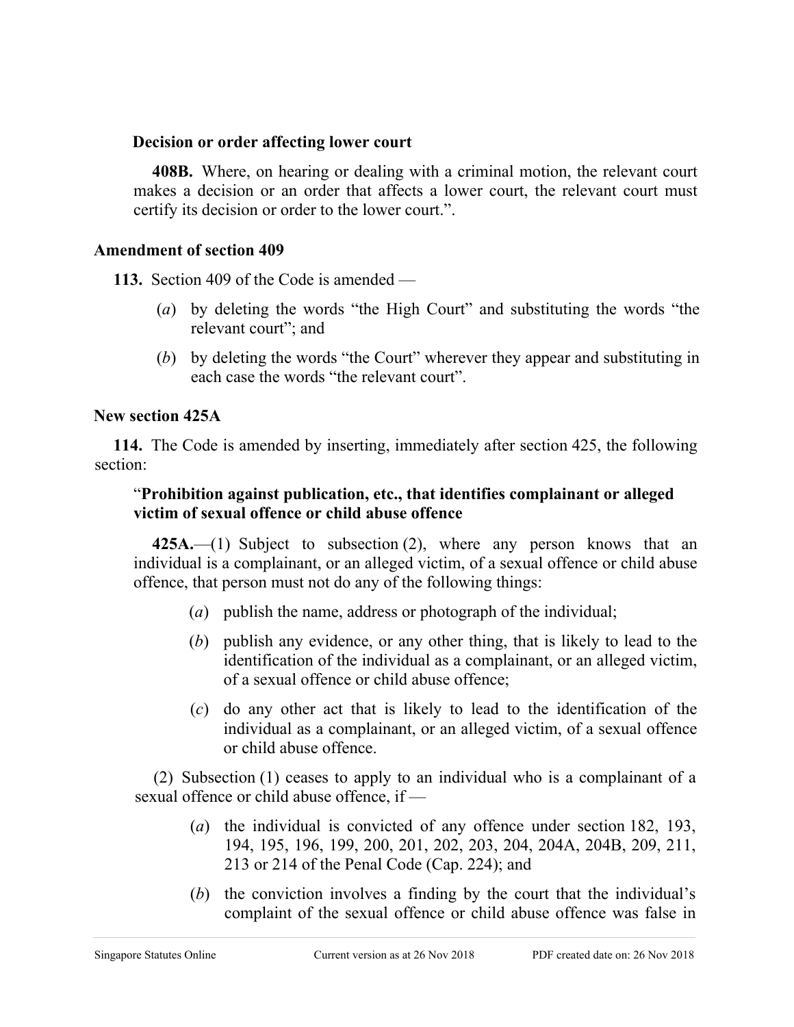**Decision or order affecting lower court**

**408B.** Where, on hearing or dealing with a criminal motion, the relevant court makes a decision or an order that affects a lower court, the relevant court must certify its decision or order to the lower court.”.

**Amendment of section 409**

**113.** Section 409 of the Code is amended —

(*a*) by deleting the words “the High Court” and substituting the words “the relevant court”; and

(*b*) by deleting the words “the Court” wherever they appear and substituting in each case the words “the relevant court”.

**New section 425A**

**114.** The Code is amended by inserting, immediately after section 425, the following section:

“**Prohibition against publication, etc., that identifies complainant or alleged victim of sexual offence or child abuse offence**

**425A.**—(1) Subject to subsection (2), where any person knows that an individual is a complainant, or an alleged victim, of a sexual offence or child abuse offence, that person must not do any of the following things:

(*a*) publish the name, address or photograph of the individual;

(*b*) publish any evidence, or any other thing, that is likely to lead to the identification of the individual as a complainant, or an alleged victim, of a sexual offence or child abuse offence;

(*c*) do any other act that is likely to lead to the identification of the individual as a complainant, or an alleged victim, of a sexual offence or child abuse offence.

(2) Subsection (1) ceases to apply to an individual who is a complainant of a sexual offence or child abuse offence, if —

(*a*) the individual is convicted of any offence under section 182, 193, 194, 195, 196, 199, 200, 201, 202, 203, 204, 204A, 204B, 209, 211, 213 or 214 of the Penal Code (Cap. 224); and

(*b*) the conviction involves a finding by the court that the individual’s complaint of the sexual offence or child abuse offence was false in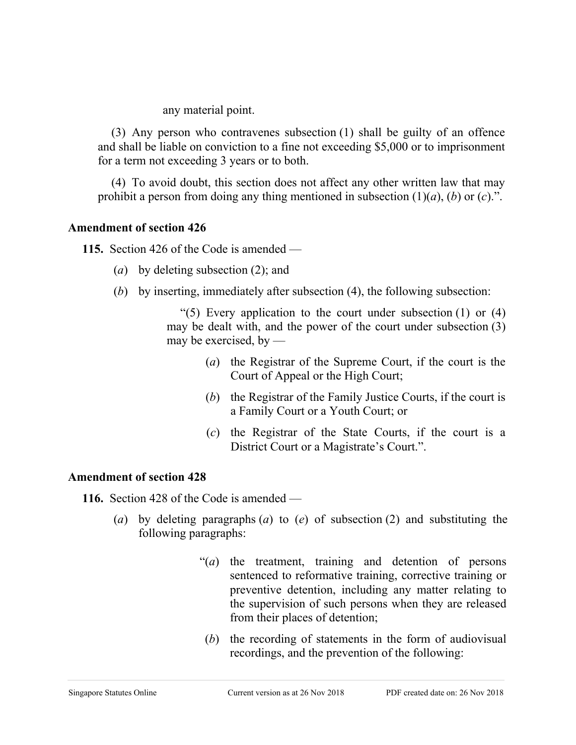any material point.

(3) Any person who contravenes subsection (1) shall be guilty of an offence and shall be liable on conviction to a fine not exceeding $5,000 or to imprisonment for a term not exceeding 3 years or to both.

(4) To avoid doubt, this section does not affect any other written law that may prohibit a person from doing any thing mentioned in subsection (1)(*a*), (*b*) or (*c*).".

**Amendment of section 426**

**115.** Section 426 of the Code is amended —

(*a*) by deleting subsection (2); and

(*b*) by inserting, immediately after subsection (4), the following subsection:

> "(5) Every application to the court under subsection (1) or (4) may be dealt with, and the power of the court under subsection (3) may be exercised, by —
>
> (*a*) the Registrar of the Supreme Court, if the court is the Court of Appeal or the High Court;
>
> (*b*) the Registrar of the Family Justice Courts, if the court is a Family Court or a Youth Court; or
>
> (*c*) the Registrar of the State Courts, if the court is a District Court or a Magistrate's Court.".

**Amendment of section 428**

**116.** Section 428 of the Code is amended —

(*a*) by deleting paragraphs (*a*) to (*e*) of subsection (2) and substituting the following paragraphs:

> "(*a*) the treatment, training and detention of persons sentenced to reformative training, corrective training or preventive detention, including any matter relating to the supervision of such persons when they are released from their places of detention;
>
> (*b*) the recording of statements in the form of audiovisual recordings, and the prevention of the following: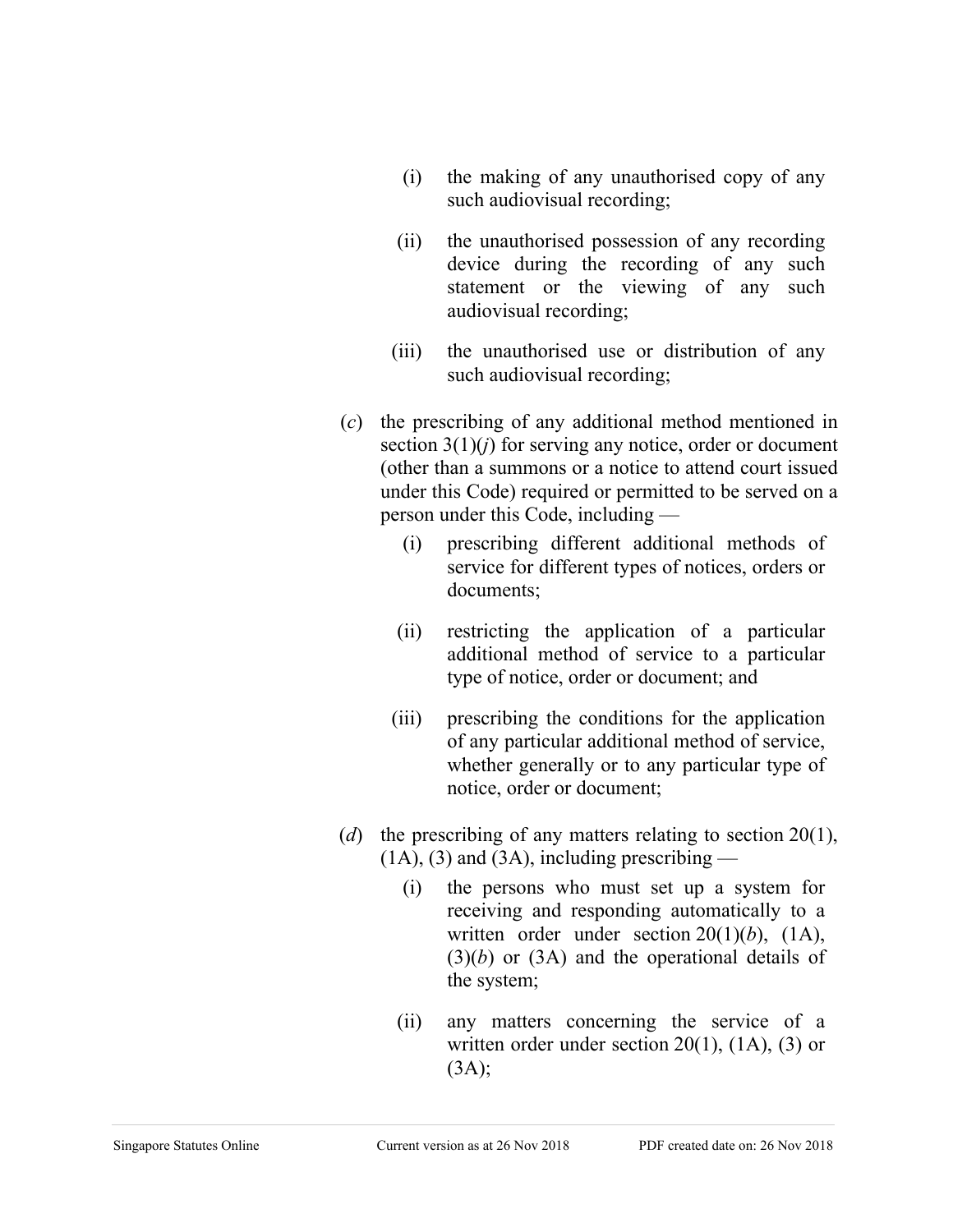(i) the making of any unauthorised copy of any such audiovisual recording;

(ii) the unauthorised possession of any recording device during the recording of any such statement or the viewing of any such audiovisual recording;

(iii) the unauthorised use or distribution of any such audiovisual recording;

(*c*) the prescribing of any additional method mentioned in section 3(1)(*j*) for serving any notice, order or document (other than a summons or a notice to attend court issued under this Code) required or permitted to be served on a person under this Code, including —

(i) prescribing different additional methods of service for different types of notices, orders or documents;

(ii) restricting the application of a particular additional method of service to a particular type of notice, order or document; and

(iii) prescribing the conditions for the application of any particular additional method of service, whether generally or to any particular type of notice, order or document;

(*d*) the prescribing of any matters relating to section 20(1), (1A), (3) and (3A), including prescribing —

(i) the persons who must set up a system for receiving and responding automatically to a written order under section 20(1)(*b*), (1A), (3)(*b*) or (3A) and the operational details of the system;

(ii) any matters concerning the service of a written order under section 20(1), (1A), (3) or (3A);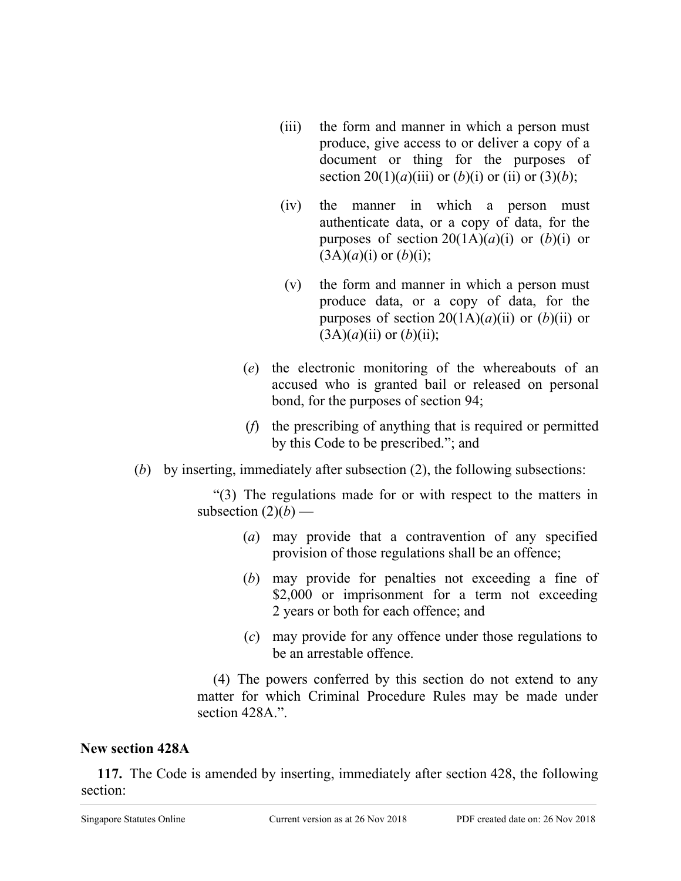(iii) the form and manner in which a person must produce, give access to or deliver a copy of a document or thing for the purposes of section 20(1)(*a*)(iii) or (*b*)(i) or (ii) or (3)(*b*);

(iv) the manner in which a person must authenticate data, or a copy of data, for the purposes of section 20(1A)(*a*)(i) or (*b*)(i) or (3A)(*a*)(i) or (*b*)(i);

(v) the form and manner in which a person must produce data, or a copy of data, for the purposes of section 20(1A)(*a*)(ii) or (*b*)(ii) or (3A)(*a*)(ii) or (*b*)(ii);

(*e*) the electronic monitoring of the whereabouts of an accused who is granted bail or released on personal bond, for the purposes of section 94;

(*f*) the prescribing of anything that is required or permitted by this Code to be prescribed."; and

(*b*) by inserting, immediately after subsection (2), the following subsections:

"(3) The regulations made for or with respect to the matters in subsection (2)(*b*) —

(*a*) may provide that a contravention of any specified provision of those regulations shall be an offence;

(*b*) may provide for penalties not exceeding a fine of $2,000 or imprisonment for a term not exceeding 2 years or both for each offence; and

(*c*) may provide for any offence under those regulations to be an arrestable offence.

(4) The powers conferred by this section do not extend to any matter for which Criminal Procedure Rules may be made under section 428A.".

**New section 428A**

**117.** The Code is amended by inserting, immediately after section 428, the following section: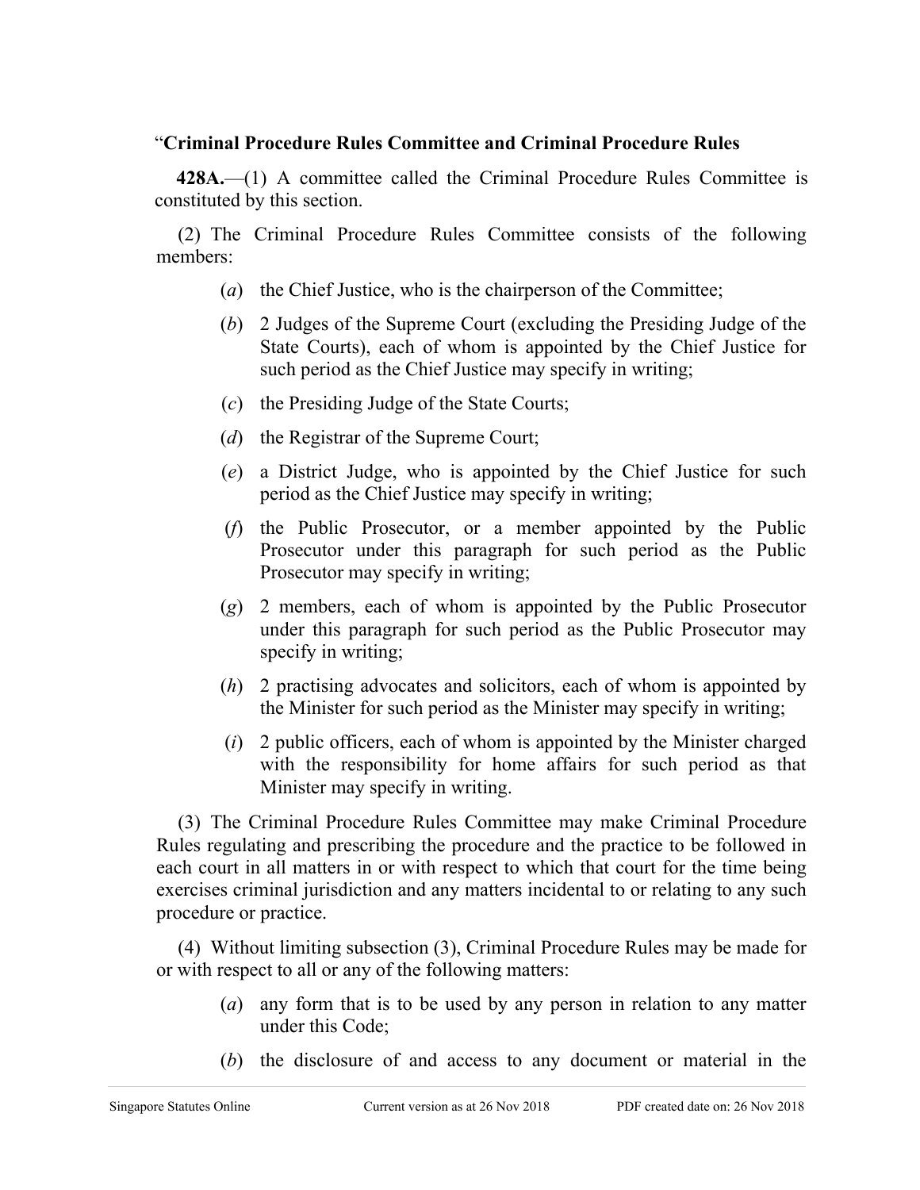"**Criminal Procedure Rules Committee and Criminal Procedure Rules**

**428A.**—(1) A committee called the Criminal Procedure Rules Committee is constituted by this section.

(2) The Criminal Procedure Rules Committee consists of the following members:

- (*a*) the Chief Justice, who is the chairperson of the Committee;
- (*b*) 2 Judges of the Supreme Court (excluding the Presiding Judge of the State Courts), each of whom is appointed by the Chief Justice for such period as the Chief Justice may specify in writing;
- (*c*) the Presiding Judge of the State Courts;
- (*d*) the Registrar of the Supreme Court;
- (*e*) a District Judge, who is appointed by the Chief Justice for such period as the Chief Justice may specify in writing;
- (*f*) the Public Prosecutor, or a member appointed by the Public Prosecutor under this paragraph for such period as the Public Prosecutor may specify in writing;
- (*g*) 2 members, each of whom is appointed by the Public Prosecutor under this paragraph for such period as the Public Prosecutor may specify in writing;
- (*h*) 2 practising advocates and solicitors, each of whom is appointed by the Minister for such period as the Minister may specify in writing;
- (*i*) 2 public officers, each of whom is appointed by the Minister charged with the responsibility for home affairs for such period as that Minister may specify in writing.

(3) The Criminal Procedure Rules Committee may make Criminal Procedure Rules regulating and prescribing the procedure and the practice to be followed in each court in all matters in or with respect to which that court for the time being exercises criminal jurisdiction and any matters incidental to or relating to any such procedure or practice.

(4) Without limiting subsection (3), Criminal Procedure Rules may be made for or with respect to all or any of the following matters:

- (*a*) any form that is to be used by any person in relation to any matter under this Code;
- (*b*) the disclosure of and access to any document or material in the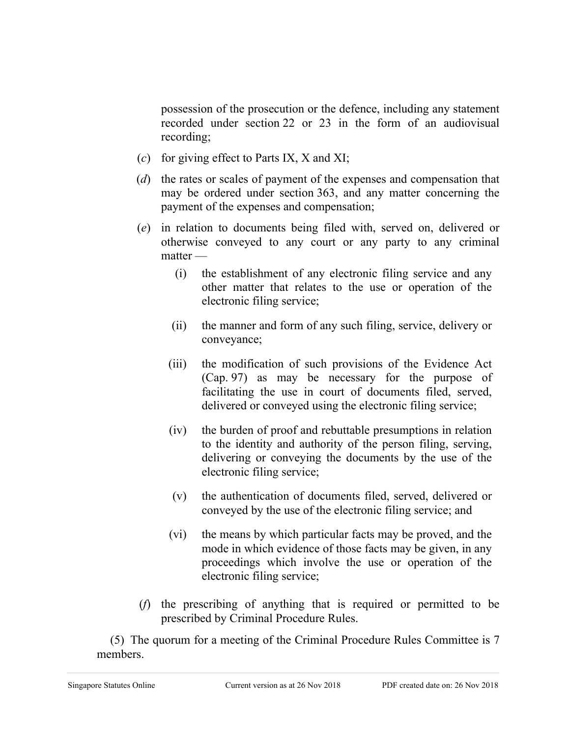possession of the prosecution or the defence, including any statement recorded under section 22 or 23 in the form of an audiovisual recording;

(*c*) for giving effect to Parts IX, X and XI;

(*d*) the rates or scales of payment of the expenses and compensation that may be ordered under section 363, and any matter concerning the payment of the expenses and compensation;

(*e*) in relation to documents being filed with, served on, delivered or otherwise conveyed to any court or any party to any criminal matter —

- (i) the establishment of any electronic filing service and any other matter that relates to the use or operation of the electronic filing service;
- (ii) the manner and form of any such filing, service, delivery or conveyance;
- (iii) the modification of such provisions of the Evidence Act (Cap. 97) as may be necessary for the purpose of facilitating the use in court of documents filed, served, delivered or conveyed using the electronic filing service;
- (iv) the burden of proof and rebuttable presumptions in relation to the identity and authority of the person filing, serving, delivering or conveying the documents by the use of the electronic filing service;
- (v) the authentication of documents filed, served, delivered or conveyed by the use of the electronic filing service; and
- (vi) the means by which particular facts may be proved, and the mode in which evidence of those facts may be given, in any proceedings which involve the use or operation of the electronic filing service;

(*f*) the prescribing of anything that is required or permitted to be prescribed by Criminal Procedure Rules.

(5) The quorum for a meeting of the Criminal Procedure Rules Committee is 7 members.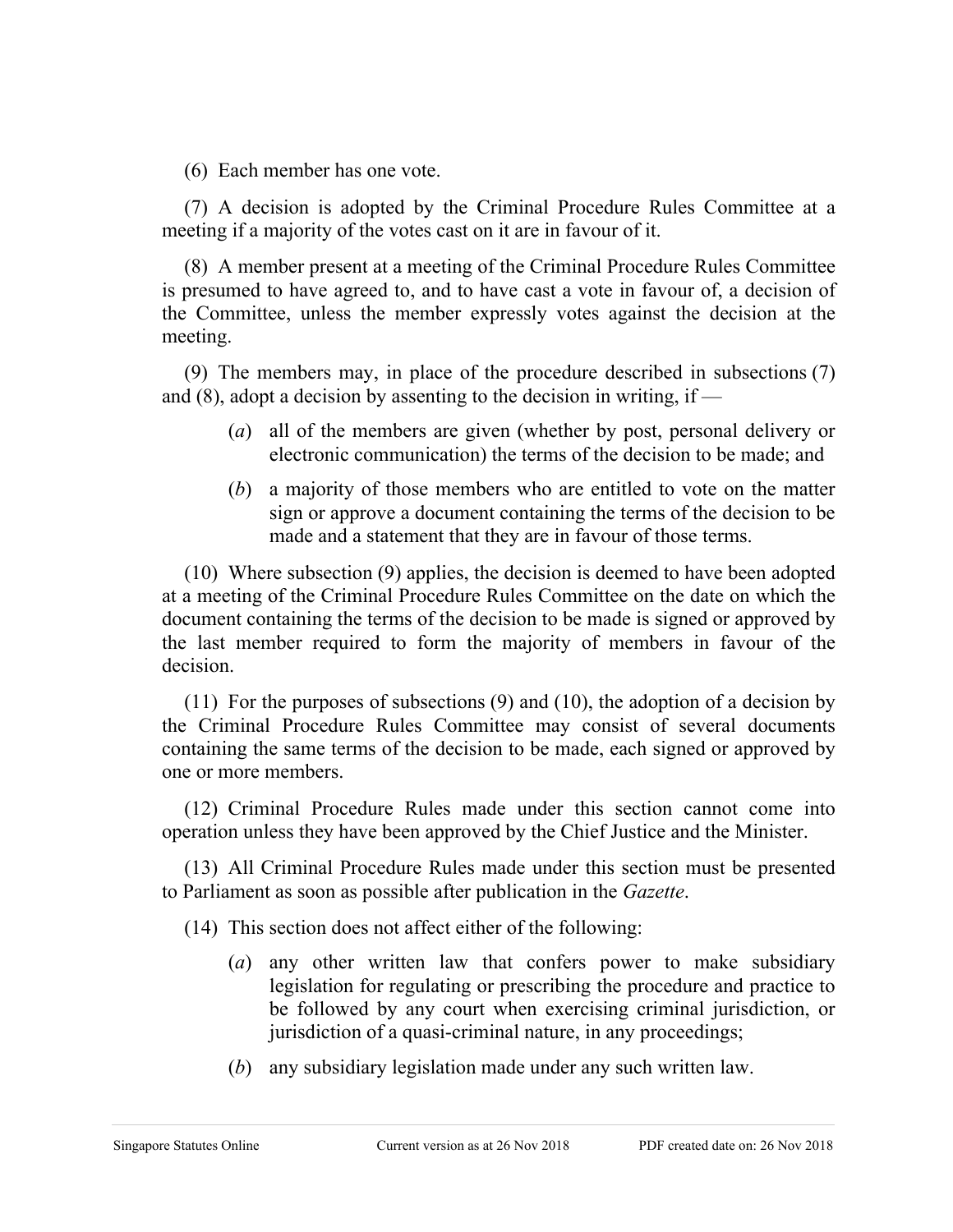(6) Each member has one vote.

(7) A decision is adopted by the Criminal Procedure Rules Committee at a meeting if a majority of the votes cast on it are in favour of it.

(8) A member present at a meeting of the Criminal Procedure Rules Committee is presumed to have agreed to, and to have cast a vote in favour of, a decision of the Committee, unless the member expressly votes against the decision at the meeting.

(9) The members may, in place of the procedure described in subsections (7) and (8), adopt a decision by assenting to the decision in writing, if —

(*a*) all of the members are given (whether by post, personal delivery or electronic communication) the terms of the decision to be made; and

(*b*) a majority of those members who are entitled to vote on the matter sign or approve a document containing the terms of the decision to be made and a statement that they are in favour of those terms.

(10) Where subsection (9) applies, the decision is deemed to have been adopted at a meeting of the Criminal Procedure Rules Committee on the date on which the document containing the terms of the decision to be made is signed or approved by the last member required to form the majority of members in favour of the decision.

(11) For the purposes of subsections (9) and (10), the adoption of a decision by the Criminal Procedure Rules Committee may consist of several documents containing the same terms of the decision to be made, each signed or approved by one or more members.

(12) Criminal Procedure Rules made under this section cannot come into operation unless they have been approved by the Chief Justice and the Minister.

(13) All Criminal Procedure Rules made under this section must be presented to Parliament as soon as possible after publication in the *Gazette*.

(14) This section does not affect either of the following:

(*a*) any other written law that confers power to make subsidiary legislation for regulating or prescribing the procedure and practice to be followed by any court when exercising criminal jurisdiction, or jurisdiction of a quasi-criminal nature, in any proceedings;

(*b*) any subsidiary legislation made under any such written law.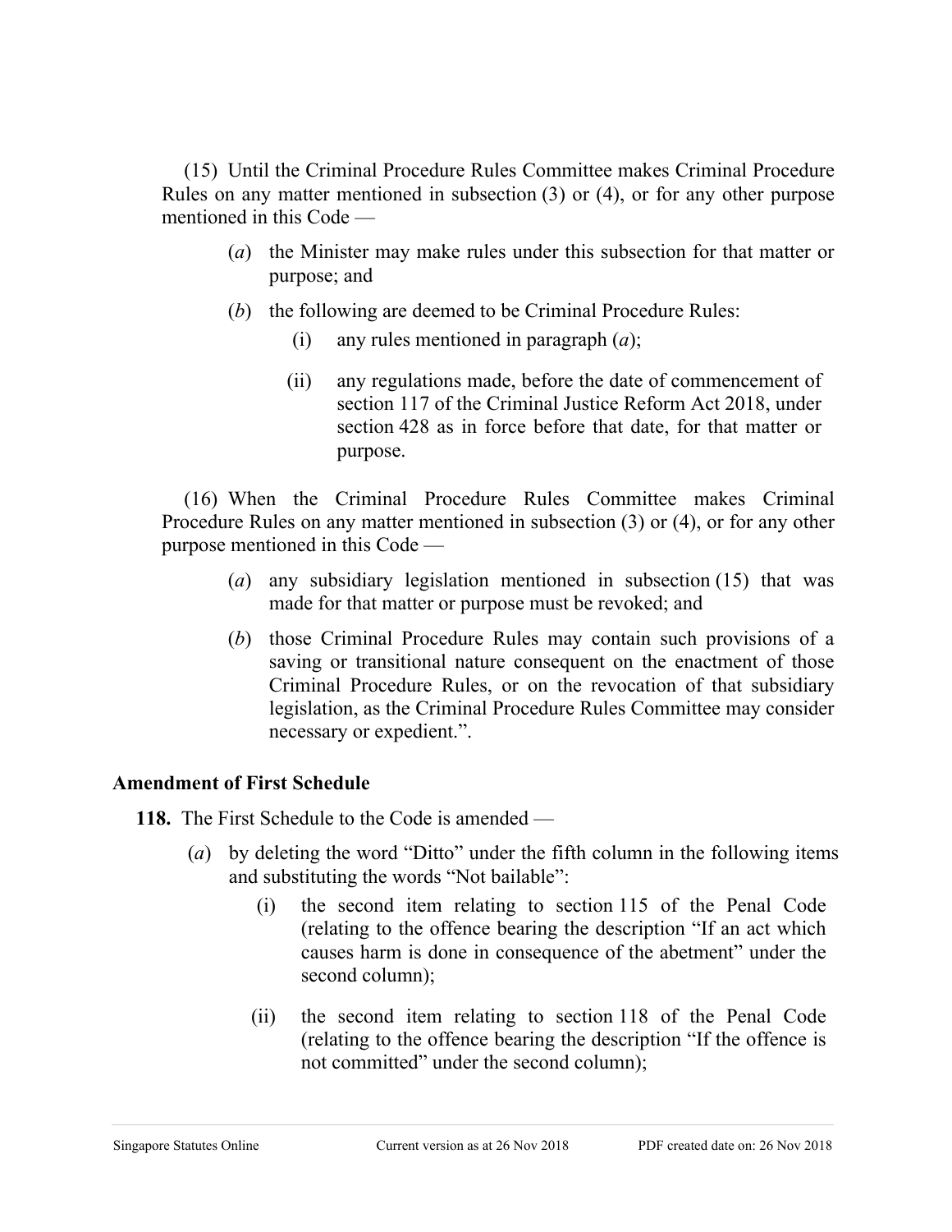(15) Until the Criminal Procedure Rules Committee makes Criminal Procedure Rules on any matter mentioned in subsection (3) or (4), or for any other purpose mentioned in this Code —

- (*a*) the Minister may make rules under this subsection for that matter or purpose; and
- (*b*) the following are deemed to be Criminal Procedure Rules:
  - (i) any rules mentioned in paragraph (*a*);
  - (ii) any regulations made, before the date of commencement of section 117 of the Criminal Justice Reform Act 2018, under section 428 as in force before that date, for that matter or purpose.

(16) When the Criminal Procedure Rules Committee makes Criminal Procedure Rules on any matter mentioned in subsection (3) or (4), or for any other purpose mentioned in this Code —

- (*a*) any subsidiary legislation mentioned in subsection (15) that was made for that matter or purpose must be revoked; and
- (*b*) those Criminal Procedure Rules may contain such provisions of a saving or transitional nature consequent on the enactment of those Criminal Procedure Rules, or on the revocation of that subsidiary legislation, as the Criminal Procedure Rules Committee may consider necessary or expedient.".

**Amendment of First Schedule**

**118.** The First Schedule to the Code is amended —

- (*a*) by deleting the word "Ditto" under the fifth column in the following items and substituting the words "Not bailable":
  - (i) the second item relating to section 115 of the Penal Code (relating to the offence bearing the description "If an act which causes harm is done in consequence of the abetment" under the second column);
  - (ii) the second item relating to section 118 of the Penal Code (relating to the offence bearing the description "If the offence is not committed" under the second column);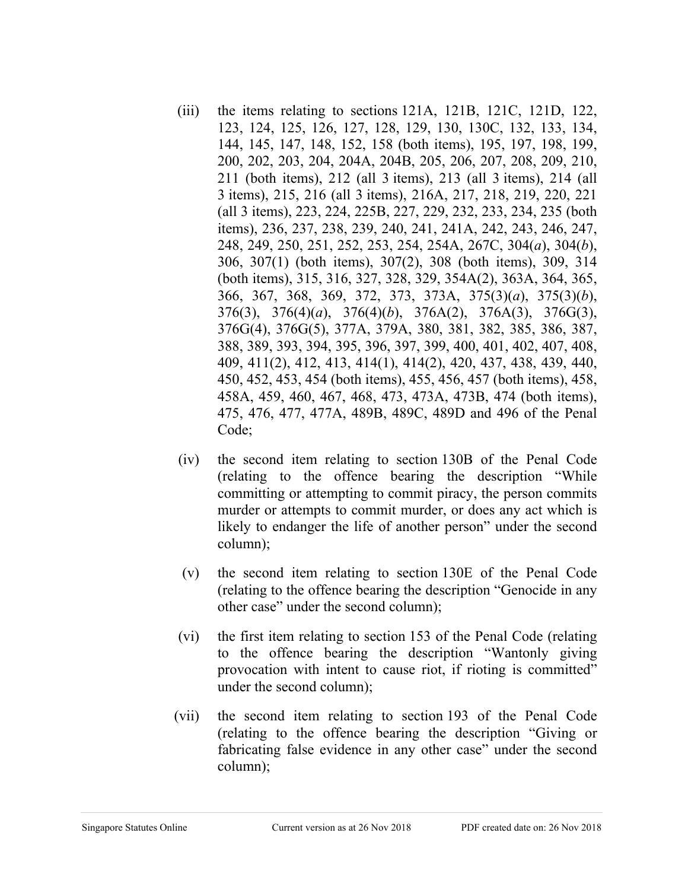(iii) the items relating to sections 121A, 121B, 121C, 121D, 122, 123, 124, 125, 126, 127, 128, 129, 130, 130C, 132, 133, 134, 144, 145, 147, 148, 152, 158 (both items), 195, 197, 198, 199, 200, 202, 203, 204, 204A, 204B, 205, 206, 207, 208, 209, 210, 211 (both items), 212 (all 3 items), 213 (all 3 items), 214 (all 3 items), 215, 216 (all 3 items), 216A, 217, 218, 219, 220, 221 (all 3 items), 223, 224, 225B, 227, 229, 232, 233, 234, 235 (both items), 236, 237, 238, 239, 240, 241, 241A, 242, 243, 246, 247, 248, 249, 250, 251, 252, 253, 254, 254A, 267C, 304(*a*), 304(*b*), 306, 307(1) (both items), 307(2), 308 (both items), 309, 314 (both items), 315, 316, 327, 328, 329, 354A(2), 363A, 364, 365, 366, 367, 368, 369, 372, 373, 373A, 375(3)(*a*), 375(3)(*b*), 376(3), 376(4)(*a*), 376(4)(*b*), 376A(2), 376A(3), 376G(3), 376G(4), 376G(5), 377A, 379A, 380, 381, 382, 385, 386, 387, 388, 389, 393, 394, 395, 396, 397, 399, 400, 401, 402, 407, 408, 409, 411(2), 412, 413, 414(1), 414(2), 420, 437, 438, 439, 440, 450, 452, 453, 454 (both items), 455, 456, 457 (both items), 458, 458A, 459, 460, 467, 468, 473, 473A, 473B, 474 (both items), 475, 476, 477, 477A, 489B, 489C, 489D and 496 of the Penal Code;

(iv) the second item relating to section 130B of the Penal Code (relating to the offence bearing the description "While committing or attempting to commit piracy, the person commits murder or attempts to commit murder, or does any act which is likely to endanger the life of another person" under the second column);

(v) the second item relating to section 130E of the Penal Code (relating to the offence bearing the description "Genocide in any other case" under the second column);

(vi) the first item relating to section 153 of the Penal Code (relating to the offence bearing the description "Wantonly giving provocation with intent to cause riot, if rioting is committed" under the second column);

(vii) the second item relating to section 193 of the Penal Code (relating to the offence bearing the description "Giving or fabricating false evidence in any other case" under the second column);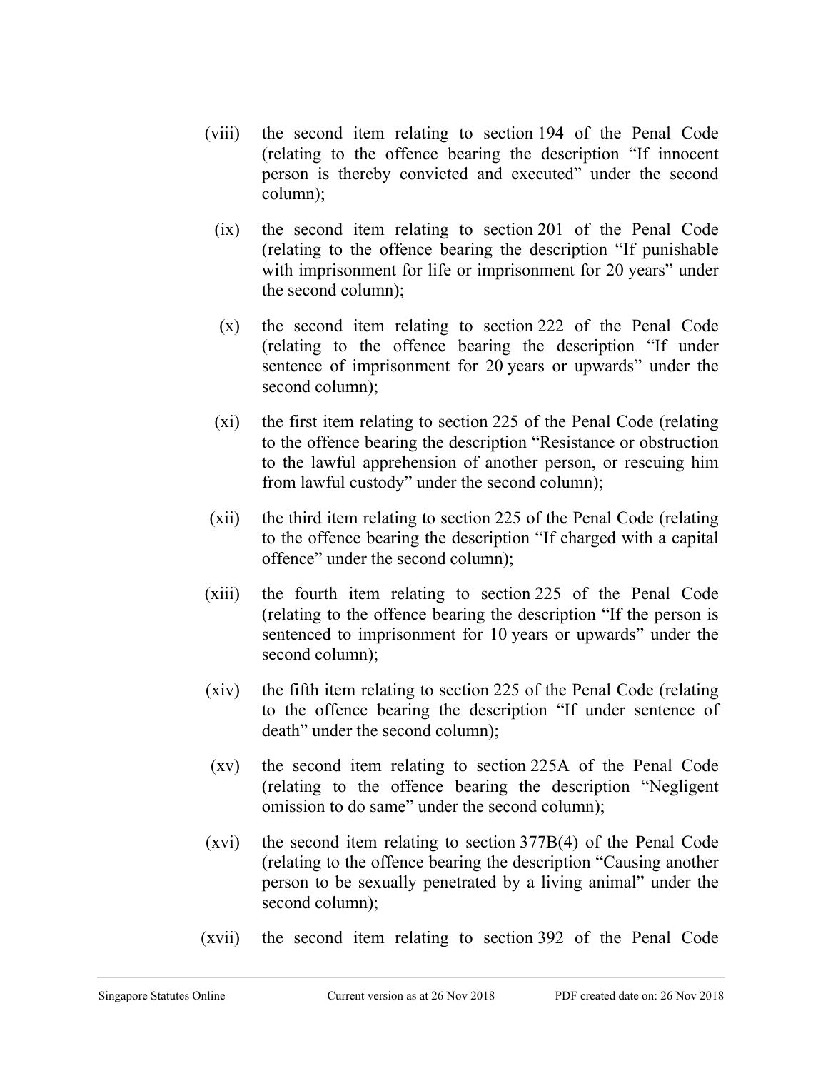(viii) the second item relating to section 194 of the Penal Code (relating to the offence bearing the description "If innocent person is thereby convicted and executed" under the second column);

(ix) the second item relating to section 201 of the Penal Code (relating to the offence bearing the description "If punishable with imprisonment for life or imprisonment for 20 years" under the second column);

(x) the second item relating to section 222 of the Penal Code (relating to the offence bearing the description "If under sentence of imprisonment for 20 years or upwards" under the second column);

(xi) the first item relating to section 225 of the Penal Code (relating to the offence bearing the description "Resistance or obstruction to the lawful apprehension of another person, or rescuing him from lawful custody" under the second column);

(xii) the third item relating to section 225 of the Penal Code (relating to the offence bearing the description "If charged with a capital offence" under the second column);

(xiii) the fourth item relating to section 225 of the Penal Code (relating to the offence bearing the description "If the person is sentenced to imprisonment for 10 years or upwards" under the second column);

(xiv) the fifth item relating to section 225 of the Penal Code (relating to the offence bearing the description "If under sentence of death" under the second column);

(xv) the second item relating to section 225A of the Penal Code (relating to the offence bearing the description "Negligent omission to do same" under the second column);

(xvi) the second item relating to section 377B(4) of the Penal Code (relating to the offence bearing the description "Causing another person to be sexually penetrated by a living animal" under the second column);

(xvii) the second item relating to section 392 of the Penal Code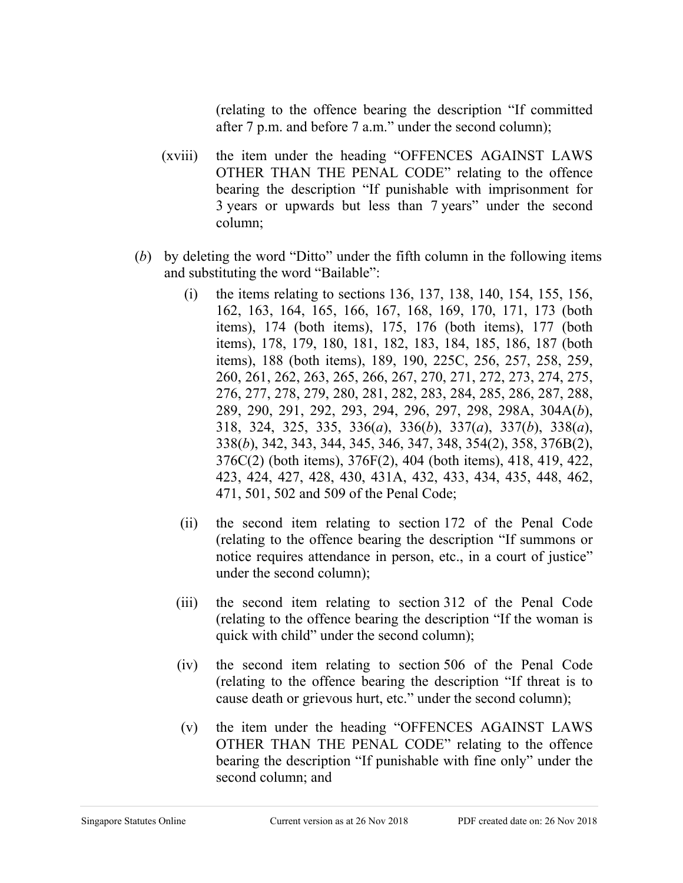(relating to the offence bearing the description "If committed after 7 p.m. and before 7 a.m." under the second column);

(xviii) the item under the heading "OFFENCES AGAINST LAWS OTHER THAN THE PENAL CODE" relating to the offence bearing the description "If punishable with imprisonment for 3 years or upwards but less than 7 years" under the second column;

(*b*) by deleting the word "Ditto" under the fifth column in the following items and substituting the word "Bailable":

(i) the items relating to sections 136, 137, 138, 140, 154, 155, 156, 162, 163, 164, 165, 166, 167, 168, 169, 170, 171, 173 (both items), 174 (both items), 175, 176 (both items), 177 (both items), 178, 179, 180, 181, 182, 183, 184, 185, 186, 187 (both items), 188 (both items), 189, 190, 225C, 256, 257, 258, 259, 260, 261, 262, 263, 265, 266, 267, 270, 271, 272, 273, 274, 275, 276, 277, 278, 279, 280, 281, 282, 283, 284, 285, 286, 287, 288, 289, 290, 291, 292, 293, 294, 296, 297, 298, 298A, 304A(*b*), 318, 324, 325, 335, 336(*a*), 336(*b*), 337(*a*), 337(*b*), 338(*a*), 338(*b*), 342, 343, 344, 345, 346, 347, 348, 354(2), 358, 376B(2), 376C(2) (both items), 376F(2), 404 (both items), 418, 419, 422, 423, 424, 427, 428, 430, 431A, 432, 433, 434, 435, 448, 462, 471, 501, 502 and 509 of the Penal Code;

(ii) the second item relating to section 172 of the Penal Code (relating to the offence bearing the description "If summons or notice requires attendance in person, etc., in a court of justice" under the second column);

(iii) the second item relating to section 312 of the Penal Code (relating to the offence bearing the description "If the woman is quick with child" under the second column);

(iv) the second item relating to section 506 of the Penal Code (relating to the offence bearing the description "If threat is to cause death or grievous hurt, etc." under the second column);

(v) the item under the heading "OFFENCES AGAINST LAWS OTHER THAN THE PENAL CODE" relating to the offence bearing the description "If punishable with fine only" under the second column; and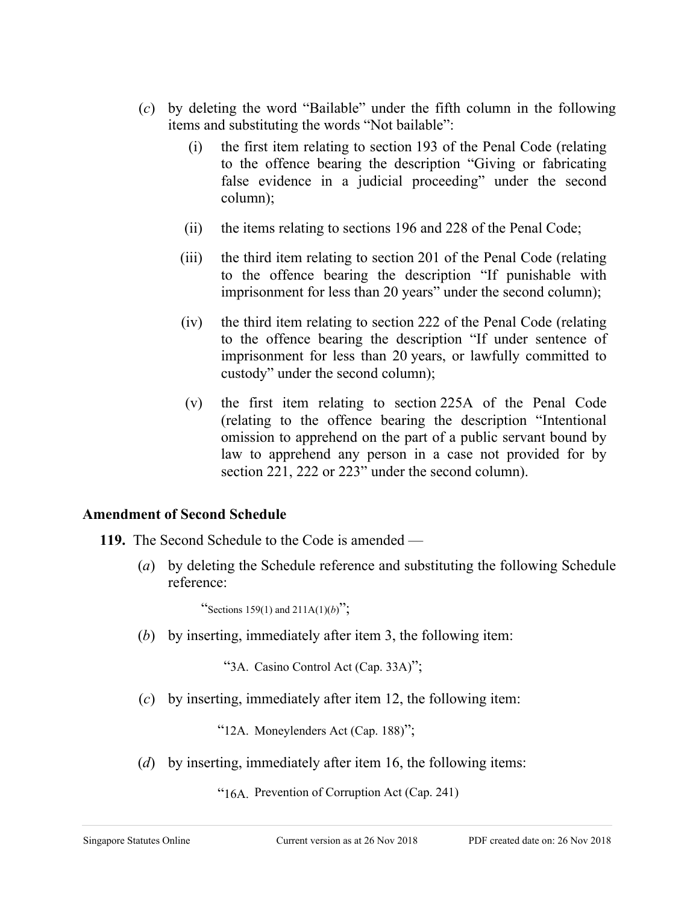(*c*) by deleting the word "Bailable" under the fifth column in the following items and substituting the words "Not bailable":

(i) the first item relating to section 193 of the Penal Code (relating to the offence bearing the description "Giving or fabricating false evidence in a judicial proceeding" under the second column);

(ii) the items relating to sections 196 and 228 of the Penal Code;

(iii) the third item relating to section 201 of the Penal Code (relating to the offence bearing the description "If punishable with imprisonment for less than 20 years" under the second column);

(iv) the third item relating to section 222 of the Penal Code (relating to the offence bearing the description "If under sentence of imprisonment for less than 20 years, or lawfully committed to custody" under the second column);

(v) the first item relating to section 225A of the Penal Code (relating to the offence bearing the description "Intentional omission to apprehend on the part of a public servant bound by law to apprehend any person in a case not provided for by section 221, 222 or 223" under the second column).

**Amendment of Second Schedule**

**119.** The Second Schedule to the Code is amended —

(*a*) by deleting the Schedule reference and substituting the following Schedule reference:

"Sections 159(1) and 211A(1)(*b*)";

(*b*) by inserting, immediately after item 3, the following item:

"3A. Casino Control Act (Cap. 33A)";

(*c*) by inserting, immediately after item 12, the following item:

"12A. Moneylenders Act (Cap. 188)";

(*d*) by inserting, immediately after item 16, the following items:

"16A. Prevention of Corruption Act (Cap. 241)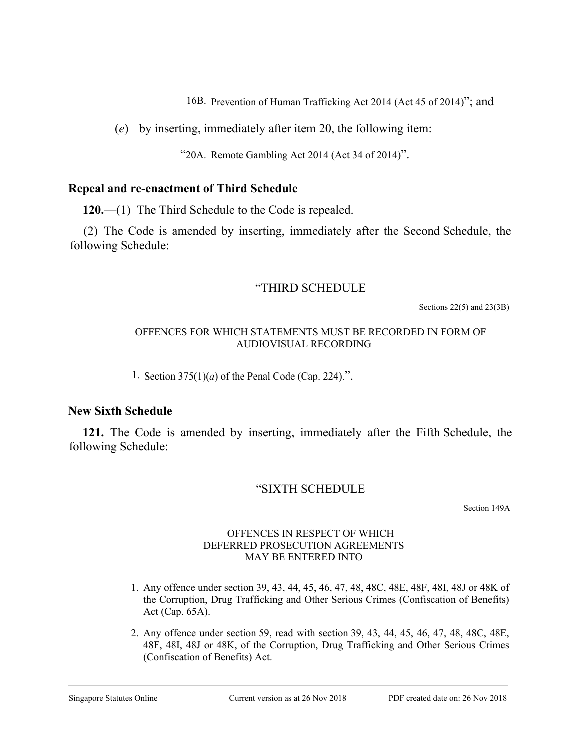16B. Prevention of Human Trafficking Act 2014 (Act 45 of 2014)”; and

(*e*) by inserting, immediately after item 20, the following item:

“20A. Remote Gambling Act 2014 (Act 34 of 2014)”.

**Repeal and re-enactment of Third Schedule**

**120.**—(1) The Third Schedule to the Code is repealed.

(2) The Code is amended by inserting, immediately after the Second Schedule, the following Schedule:

“THIRD SCHEDULE

Sections 22(5) and 23(3B)

OFFENCES FOR WHICH STATEMENTS MUST BE RECORDED IN FORM OF AUDIOVISUAL RECORDING

1. Section 375(1)(*a*) of the Penal Code (Cap. 224).”.

**New Sixth Schedule**

**121.** The Code is amended by inserting, immediately after the Fifth Schedule, the following Schedule:

“SIXTH SCHEDULE

Section 149A

OFFENCES IN RESPECT OF WHICH DEFERRED PROSECUTION AGREEMENTS MAY BE ENTERED INTO

1. Any offence under section 39, 43, 44, 45, 46, 47, 48, 48C, 48E, 48F, 48I, 48J or 48K of the Corruption, Drug Trafficking and Other Serious Crimes (Confiscation of Benefits) Act (Cap. 65A).
2. Any offence under section 59, read with section 39, 43, 44, 45, 46, 47, 48, 48C, 48E, 48F, 48I, 48J or 48K, of the Corruption, Drug Trafficking and Other Serious Crimes (Confiscation of Benefits) Act.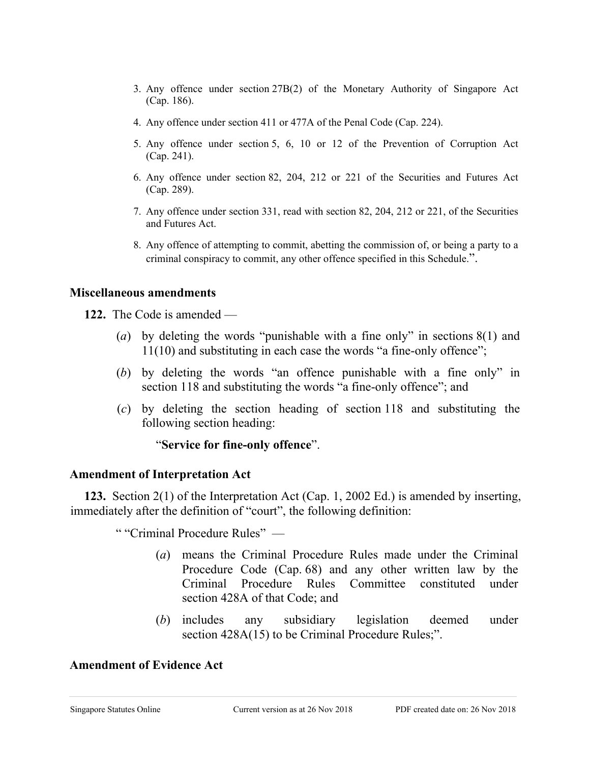3. Any offence under section 27B(2) of the Monetary Authority of Singapore Act (Cap. 186).

4. Any offence under section 411 or 477A of the Penal Code (Cap. 224).

5. Any offence under section 5, 6, 10 or 12 of the Prevention of Corruption Act (Cap. 241).

6. Any offence under section 82, 204, 212 or 221 of the Securities and Futures Act (Cap. 289).

7. Any offence under section 331, read with section 82, 204, 212 or 221, of the Securities and Futures Act.

8. Any offence of attempting to commit, abetting the commission of, or being a party to a criminal conspiracy to commit, any other offence specified in this Schedule.”.

### Miscellaneous amendments

**122.** The Code is amended —

(*a*) by deleting the words “punishable with a fine only” in sections 8(1) and 11(10) and substituting in each case the words “a fine-only offence”;

(*b*) by deleting the words “an offence punishable with a fine only” in section 118 and substituting the words “a fine-only offence”; and

(*c*) by deleting the section heading of section 118 and substituting the following section heading:

“**Service for fine-only offence**”.

### Amendment of Interpretation Act

**123.** Section 2(1) of the Interpretation Act (Cap. 1, 2002 Ed.) is amended by inserting, immediately after the definition of “court”, the following definition:

“ “Criminal Procedure Rules” —

(*a*) means the Criminal Procedure Rules made under the Criminal Procedure Code (Cap. 68) and any other written law by the Criminal Procedure Rules Committee constituted under section 428A of that Code; and

(*b*) includes any subsidiary legislation deemed under section 428A(15) to be Criminal Procedure Rules;”.

### Amendment of Evidence Act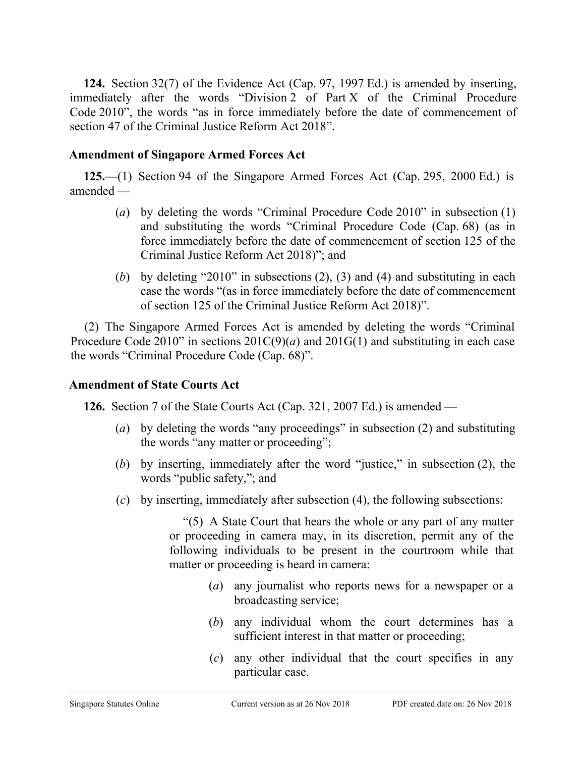**124.** Section 32(7) of the Evidence Act (Cap. 97, 1997 Ed.) is amended by inserting, immediately after the words "Division 2 of Part X of the Criminal Procedure Code 2010", the words "as in force immediately before the date of commencement of section 47 of the Criminal Justice Reform Act 2018".

**Amendment of Singapore Armed Forces Act**

**125.**—(1) Section 94 of the Singapore Armed Forces Act (Cap. 295, 2000 Ed.) is amended —

(*a*) by deleting the words "Criminal Procedure Code 2010" in subsection (1) and substituting the words "Criminal Procedure Code (Cap. 68) (as in force immediately before the date of commencement of section 125 of the Criminal Justice Reform Act 2018)"; and

(*b*) by deleting "2010" in subsections (2), (3) and (4) and substituting in each case the words "(as in force immediately before the date of commencement of section 125 of the Criminal Justice Reform Act 2018)".

(2) The Singapore Armed Forces Act is amended by deleting the words "Criminal Procedure Code 2010" in sections 201C(9)(*a*) and 201G(1) and substituting in each case the words "Criminal Procedure Code (Cap. 68)".

**Amendment of State Courts Act**

**126.** Section 7 of the State Courts Act (Cap. 321, 2007 Ed.) is amended —

(*a*) by deleting the words "any proceedings" in subsection (2) and substituting the words "any matter or proceeding";

(*b*) by inserting, immediately after the word "justice," in subsection (2), the words "public safety,"; and

(*c*) by inserting, immediately after subsection (4), the following subsections:

> "(5) A State Court that hears the whole or any part of any matter or proceeding in camera may, in its discretion, permit any of the following individuals to be present in the courtroom while that matter or proceeding is heard in camera:
>
> (*a*) any journalist who reports news for a newspaper or a broadcasting service;
>
> (*b*) any individual whom the court determines has a sufficient interest in that matter or proceeding;
>
> (*c*) any other individual that the court specifies in any particular case.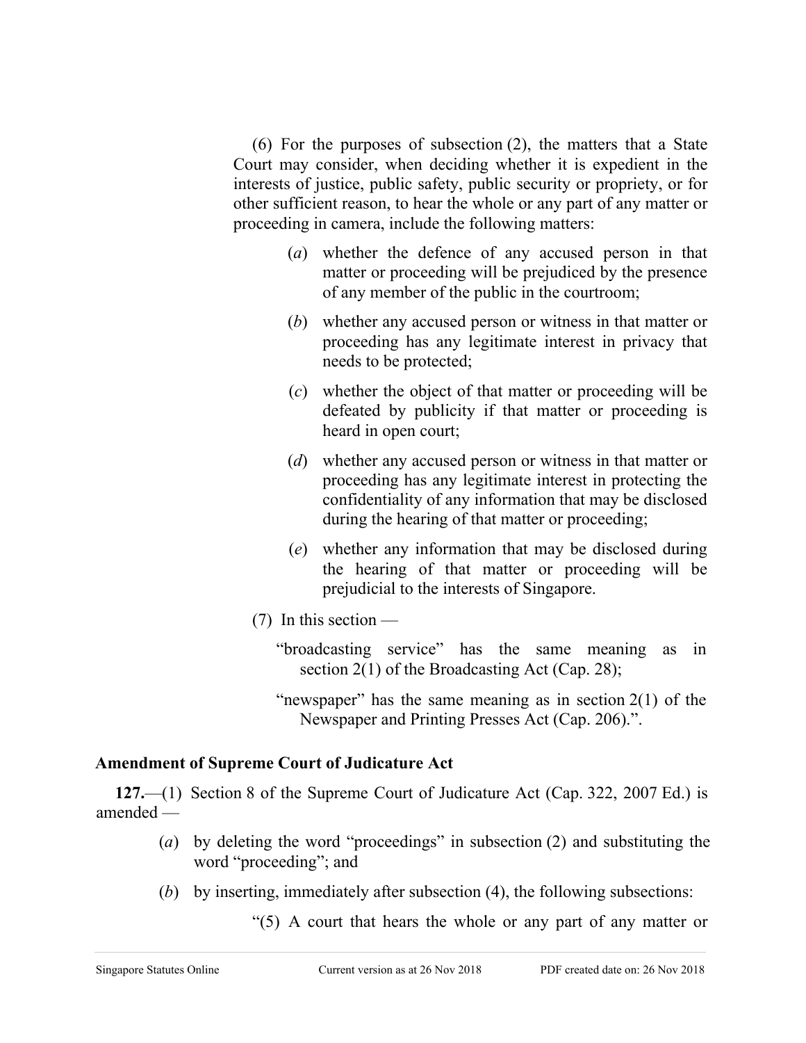(6) For the purposes of subsection (2), the matters that a State Court may consider, when deciding whether it is expedient in the interests of justice, public safety, public security or propriety, or for other sufficient reason, to hear the whole or any part of any matter or proceeding in camera, include the following matters:

(*a*) whether the defence of any accused person in that matter or proceeding will be prejudiced by the presence of any member of the public in the courtroom;

(*b*) whether any accused person or witness in that matter or proceeding has any legitimate interest in privacy that needs to be protected;

(*c*) whether the object of that matter or proceeding will be defeated by publicity if that matter or proceeding is heard in open court;

(*d*) whether any accused person or witness in that matter or proceeding has any legitimate interest in protecting the confidentiality of any information that may be disclosed during the hearing of that matter or proceeding;

(*e*) whether any information that may be disclosed during the hearing of that matter or proceeding will be prejudicial to the interests of Singapore.

(7) In this section —

"broadcasting service" has the same meaning as in section 2(1) of the Broadcasting Act (Cap. 28);

"newspaper" has the same meaning as in section 2(1) of the Newspaper and Printing Presses Act (Cap. 206).".

**Amendment of Supreme Court of Judicature Act**

**127.**—(1) Section 8 of the Supreme Court of Judicature Act (Cap. 322, 2007 Ed.) is amended —

(*a*) by deleting the word "proceedings" in subsection (2) and substituting the word "proceeding"; and

(*b*) by inserting, immediately after subsection (4), the following subsections:

"(5) A court that hears the whole or any part of any matter or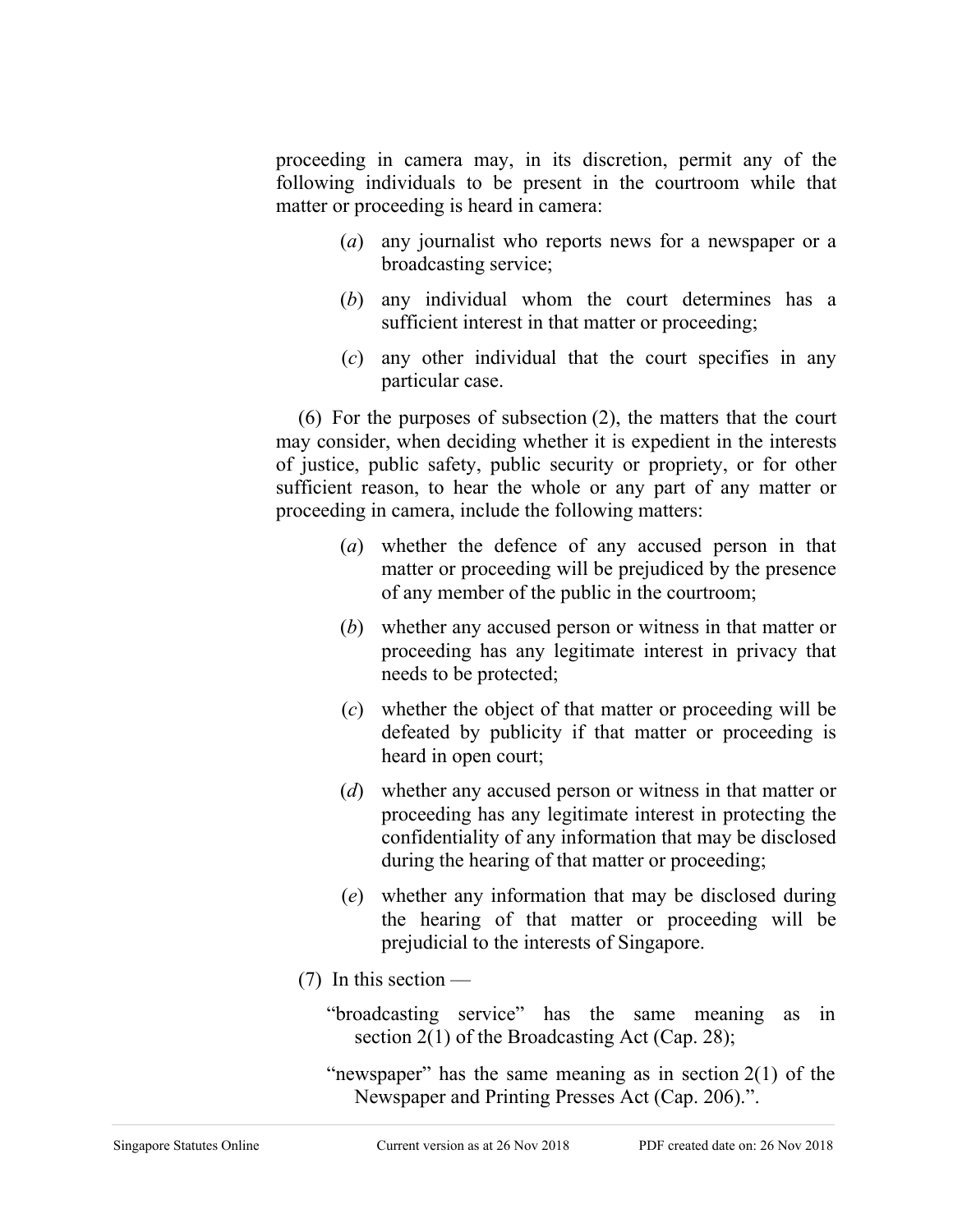proceeding in camera may, in its discretion, permit any of the following individuals to be present in the courtroom while that matter or proceeding is heard in camera:

(*a*) any journalist who reports news for a newspaper or a broadcasting service;

(*b*) any individual whom the court determines has a sufficient interest in that matter or proceeding;

(*c*) any other individual that the court specifies in any particular case.

(6) For the purposes of subsection (2), the matters that the court may consider, when deciding whether it is expedient in the interests of justice, public safety, public security or propriety, or for other sufficient reason, to hear the whole or any part of any matter or proceeding in camera, include the following matters:

(*a*) whether the defence of any accused person in that matter or proceeding will be prejudiced by the presence of any member of the public in the courtroom;

(*b*) whether any accused person or witness in that matter or proceeding has any legitimate interest in privacy that needs to be protected;

(*c*) whether the object of that matter or proceeding will be defeated by publicity if that matter or proceeding is heard in open court;

(*d*) whether any accused person or witness in that matter or proceeding has any legitimate interest in protecting the confidentiality of any information that may be disclosed during the hearing of that matter or proceeding;

(*e*) whether any information that may be disclosed during the hearing of that matter or proceeding will be prejudicial to the interests of Singapore.

(7) In this section —

"broadcasting service" has the same meaning as in section 2(1) of the Broadcasting Act (Cap. 28);

"newspaper" has the same meaning as in section 2(1) of the Newspaper and Printing Presses Act (Cap. 206).".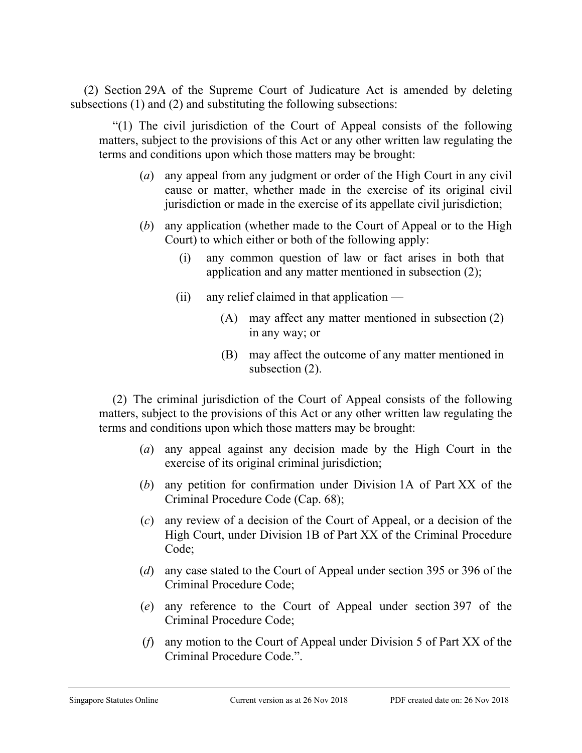(2) Section 29A of the Supreme Court of Judicature Act is amended by deleting subsections (1) and (2) and substituting the following subsections:

> "(1) The civil jurisdiction of the Court of Appeal consists of the following matters, subject to the provisions of this Act or any other written law regulating the terms and conditions upon which those matters may be brought:
>
> (*a*) any appeal from any judgment or order of the High Court in any civil cause or matter, whether made in the exercise of its original civil jurisdiction or made in the exercise of its appellate civil jurisdiction;
>
> (*b*) any application (whether made to the Court of Appeal or to the High Court) to which either or both of the following apply:
>
> (i) any common question of law or fact arises in both that application and any matter mentioned in subsection (2);
>
> (ii) any relief claimed in that application —
>
> (A) may affect any matter mentioned in subsection (2) in any way; or
>
> (B) may affect the outcome of any matter mentioned in subsection (2).
>
> (2) The criminal jurisdiction of the Court of Appeal consists of the following matters, subject to the provisions of this Act or any other written law regulating the terms and conditions upon which those matters may be brought:
>
> (*a*) any appeal against any decision made by the High Court in the exercise of its original criminal jurisdiction;
>
> (*b*) any petition for confirmation under Division 1A of Part XX of the Criminal Procedure Code (Cap. 68);
>
> (*c*) any review of a decision of the Court of Appeal, or a decision of the High Court, under Division 1B of Part XX of the Criminal Procedure Code;
>
> (*d*) any case stated to the Court of Appeal under section 395 or 396 of the Criminal Procedure Code;
>
> (*e*) any reference to the Court of Appeal under section 397 of the Criminal Procedure Code;
>
> (*f*) any motion to the Court of Appeal under Division 5 of Part XX of the Criminal Procedure Code.".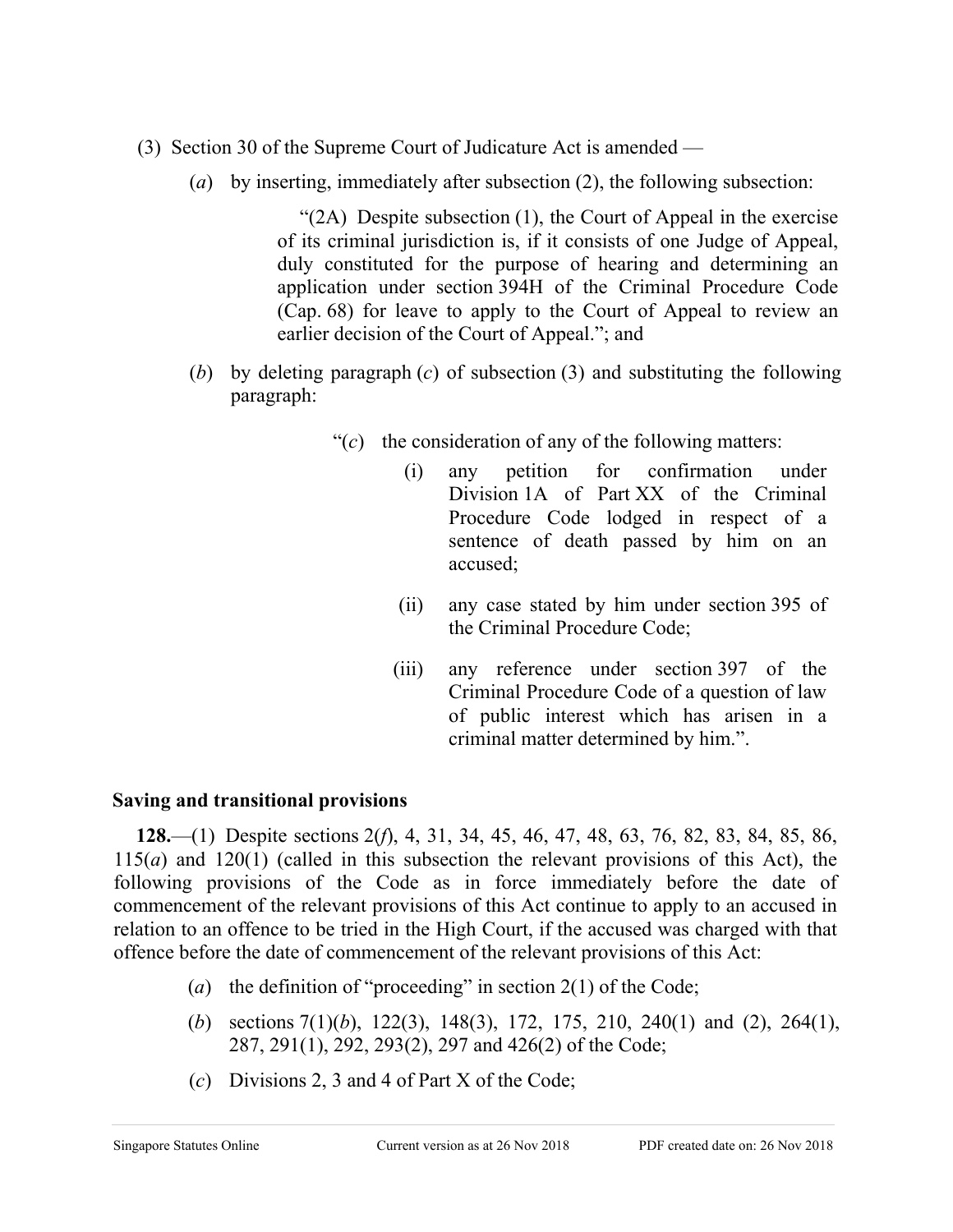(3) Section 30 of the Supreme Court of Judicature Act is amended —

(*a*) by inserting, immediately after subsection (2), the following subsection:

> "(2A) Despite subsection (1), the Court of Appeal in the exercise of its criminal jurisdiction is, if it consists of one Judge of Appeal, duly constituted for the purpose of hearing and determining an application under section 394H of the Criminal Procedure Code (Cap. 68) for leave to apply to the Court of Appeal to review an earlier decision of the Court of Appeal."; and

(*b*) by deleting paragraph (*c*) of subsection (3) and substituting the following paragraph:

> "(*c*) the consideration of any of the following matters:
>
> (i) any petition for confirmation under Division 1A of Part XX of the Criminal Procedure Code lodged in respect of a sentence of death passed by him on an accused;
>
> (ii) any case stated by him under section 395 of the Criminal Procedure Code;
>
> (iii) any reference under section 397 of the Criminal Procedure Code of a question of law of public interest which has arisen in a criminal matter determined by him.".

**Saving and transitional provisions**

**128.**—(1) Despite sections 2(*f*), 4, 31, 34, 45, 46, 47, 48, 63, 76, 82, 83, 84, 85, 86, 115(*a*) and 120(1) (called in this subsection the relevant provisions of this Act), the following provisions of the Code as in force immediately before the date of commencement of the relevant provisions of this Act continue to apply to an accused in relation to an offence to be tried in the High Court, if the accused was charged with that offence before the date of commencement of the relevant provisions of this Act:

(*a*) the definition of "proceeding" in section 2(1) of the Code;

(*b*) sections 7(1)(*b*), 122(3), 148(3), 172, 175, 210, 240(1) and (2), 264(1), 287, 291(1), 292, 293(2), 297 and 426(2) of the Code;

(*c*) Divisions 2, 3 and 4 of Part X of the Code;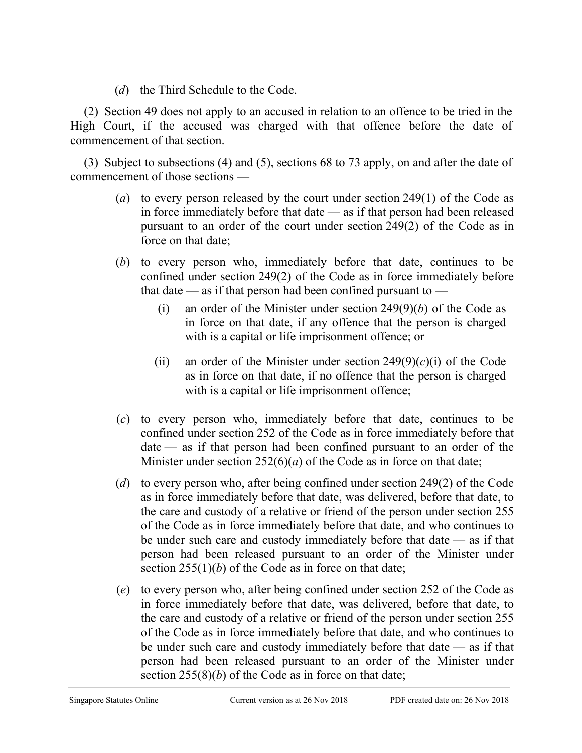(*d*) the Third Schedule to the Code.

(2) Section 49 does not apply to an accused in relation to an offence to be tried in the High Court, if the accused was charged with that offence before the date of commencement of that section.

(3) Subject to subsections (4) and (5), sections 68 to 73 apply, on and after the date of commencement of those sections —

(*a*) to every person released by the court under section 249(1) of the Code as in force immediately before that date — as if that person had been released pursuant to an order of the court under section 249(2) of the Code as in force on that date;

(*b*) to every person who, immediately before that date, continues to be confined under section 249(2) of the Code as in force immediately before that date — as if that person had been confined pursuant to —

(i) an order of the Minister under section 249(9)(*b*) of the Code as in force on that date, if any offence that the person is charged with is a capital or life imprisonment offence; or

(ii) an order of the Minister under section 249(9)(*c*)(i) of the Code as in force on that date, if no offence that the person is charged with is a capital or life imprisonment offence;

(*c*) to every person who, immediately before that date, continues to be confined under section 252 of the Code as in force immediately before that date — as if that person had been confined pursuant to an order of the Minister under section 252(6)(*a*) of the Code as in force on that date;

(*d*) to every person who, after being confined under section 249(2) of the Code as in force immediately before that date, was delivered, before that date, to the care and custody of a relative or friend of the person under section 255 of the Code as in force immediately before that date, and who continues to be under such care and custody immediately before that date — as if that person had been released pursuant to an order of the Minister under section 255(1)(*b*) of the Code as in force on that date;

(*e*) to every person who, after being confined under section 252 of the Code as in force immediately before that date, was delivered, before that date, to the care and custody of a relative or friend of the person under section 255 of the Code as in force immediately before that date, and who continues to be under such care and custody immediately before that date — as if that person had been released pursuant to an order of the Minister under section 255(8)(*b*) of the Code as in force on that date;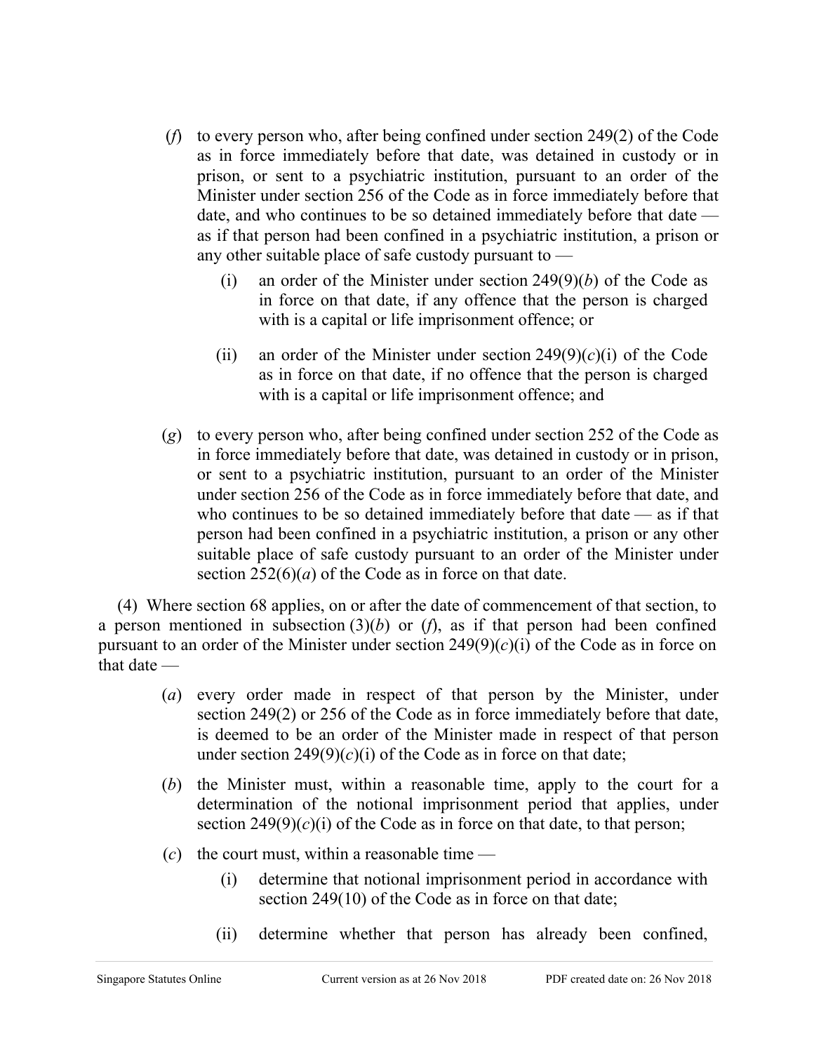(*f*) to every person who, after being confined under section 249(2) of the Code as in force immediately before that date, was detained in custody or in prison, or sent to a psychiatric institution, pursuant to an order of the Minister under section 256 of the Code as in force immediately before that date, and who continues to be so detained immediately before that date — as if that person had been confined in a psychiatric institution, a prison or any other suitable place of safe custody pursuant to —

(i) an order of the Minister under section 249(9)(*b*) of the Code as in force on that date, if any offence that the person is charged with is a capital or life imprisonment offence; or

(ii) an order of the Minister under section 249(9)(*c*)(i) of the Code as in force on that date, if no offence that the person is charged with is a capital or life imprisonment offence; and

(*g*) to every person who, after being confined under section 252 of the Code as in force immediately before that date, was detained in custody or in prison, or sent to a psychiatric institution, pursuant to an order of the Minister under section 256 of the Code as in force immediately before that date, and who continues to be so detained immediately before that date — as if that person had been confined in a psychiatric institution, a prison or any other suitable place of safe custody pursuant to an order of the Minister under section 252(6)(*a*) of the Code as in force on that date.

(4) Where section 68 applies, on or after the date of commencement of that section, to a person mentioned in subsection (3)(*b*) or (*f*), as if that person had been confined pursuant to an order of the Minister under section 249(9)(*c*)(i) of the Code as in force on that date —

(*a*) every order made in respect of that person by the Minister, under section 249(2) or 256 of the Code as in force immediately before that date, is deemed to be an order of the Minister made in respect of that person under section 249(9)(*c*)(i) of the Code as in force on that date;

(*b*) the Minister must, within a reasonable time, apply to the court for a determination of the notional imprisonment period that applies, under section 249(9)(*c*)(i) of the Code as in force on that date, to that person;

(*c*) the court must, within a reasonable time —

(i) determine that notional imprisonment period in accordance with section 249(10) of the Code as in force on that date;

(ii) determine whether that person has already been confined,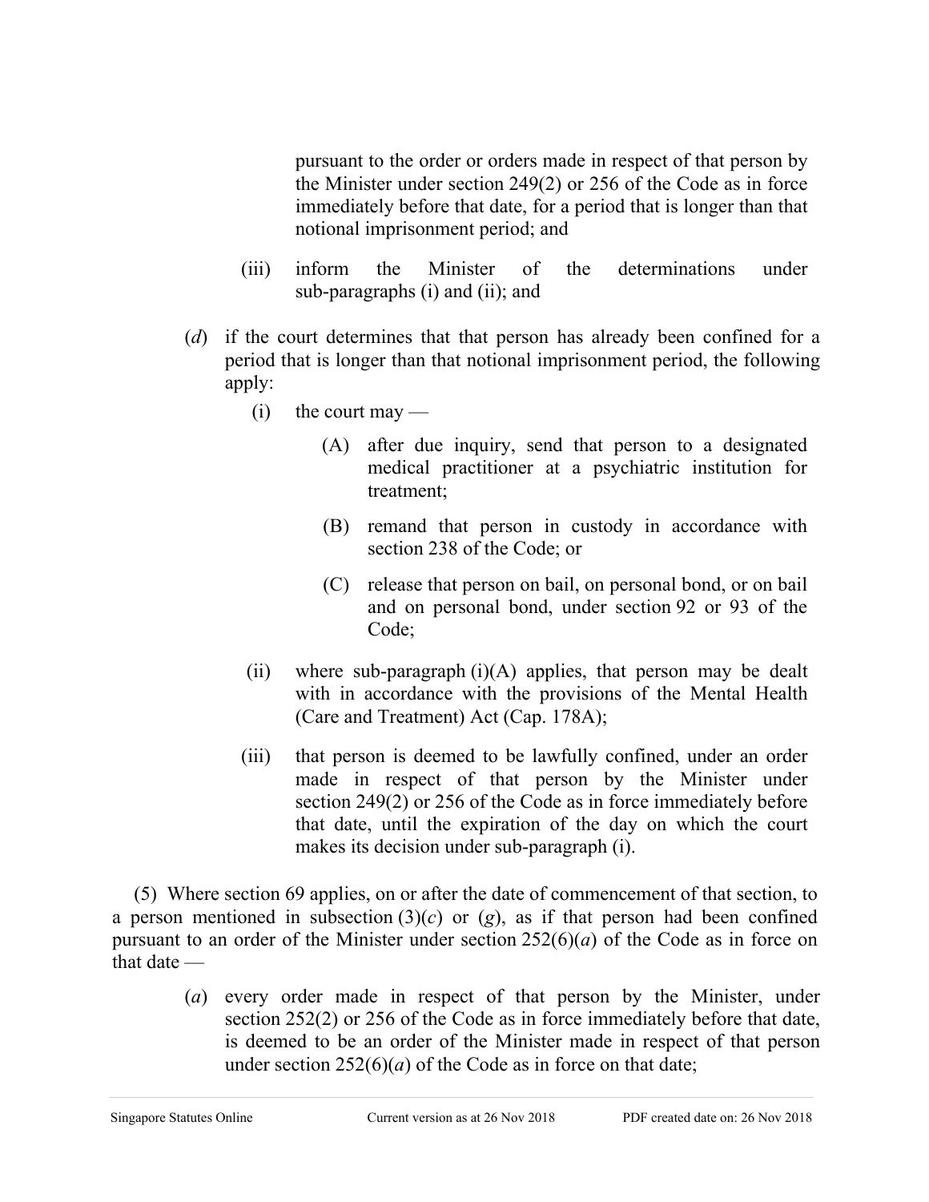pursuant to the order or orders made in respect of that person by the Minister under section 249(2) or 256 of the Code as in force immediately before that date, for a period that is longer than that notional imprisonment period; and

(iii) inform the Minister of the determinations under sub-paragraphs (i) and (ii); and

(*d*) if the court determines that that person has already been confined for a period that is longer than that notional imprisonment period, the following apply:

(i) the court may —

(A) after due inquiry, send that person to a designated medical practitioner at a psychiatric institution for treatment;

(B) remand that person in custody in accordance with section 238 of the Code; or

(C) release that person on bail, on personal bond, or on bail and on personal bond, under section 92 or 93 of the Code;

(ii) where sub-paragraph (i)(A) applies, that person may be dealt with in accordance with the provisions of the Mental Health (Care and Treatment) Act (Cap. 178A);

(iii) that person is deemed to be lawfully confined, under an order made in respect of that person by the Minister under section 249(2) or 256 of the Code as in force immediately before that date, until the expiration of the day on which the court makes its decision under sub-paragraph (i).

(5) Where section 69 applies, on or after the date of commencement of that section, to a person mentioned in subsection (3)(*c*) or (*g*), as if that person had been confined pursuant to an order of the Minister under section 252(6)(*a*) of the Code as in force on that date —

(*a*) every order made in respect of that person by the Minister, under section 252(2) or 256 of the Code as in force immediately before that date, is deemed to be an order of the Minister made in respect of that person under section 252(6)(*a*) of the Code as in force on that date;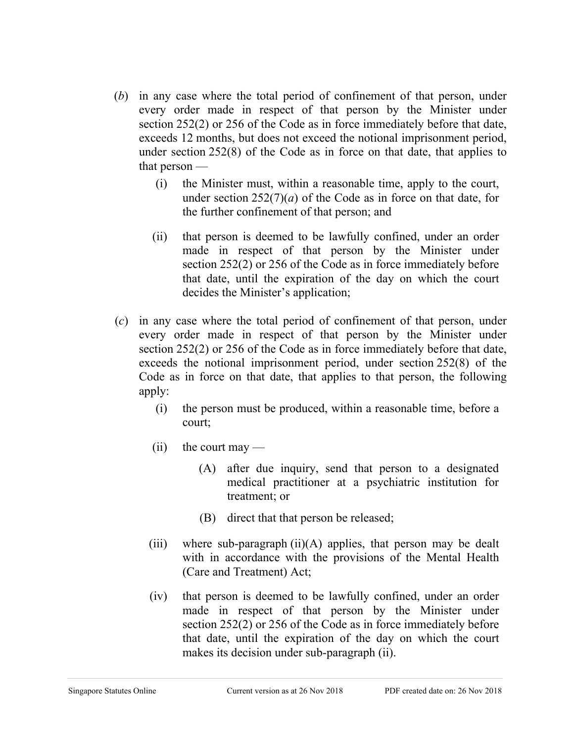(*b*) in any case where the total period of confinement of that person, under every order made in respect of that person by the Minister under section 252(2) or 256 of the Code as in force immediately before that date, exceeds 12 months, but does not exceed the notional imprisonment period, under section 252(8) of the Code as in force on that date, that applies to that person —

  (i) the Minister must, within a reasonable time, apply to the court, under section 252(7)(*a*) of the Code as in force on that date, for the further confinement of that person; and

  (ii) that person is deemed to be lawfully confined, under an order made in respect of that person by the Minister under section 252(2) or 256 of the Code as in force immediately before that date, until the expiration of the day on which the court decides the Minister's application;

(*c*) in any case where the total period of confinement of that person, under every order made in respect of that person by the Minister under section 252(2) or 256 of the Code as in force immediately before that date, exceeds the notional imprisonment period, under section 252(8) of the Code as in force on that date, that applies to that person, the following apply:

  (i) the person must be produced, within a reasonable time, before a court;

  (ii) the court may —

    (A) after due inquiry, send that person to a designated medical practitioner at a psychiatric institution for treatment; or

    (B) direct that that person be released;

  (iii) where sub-paragraph (ii)(A) applies, that person may be dealt with in accordance with the provisions of the Mental Health (Care and Treatment) Act;

  (iv) that person is deemed to be lawfully confined, under an order made in respect of that person by the Minister under section 252(2) or 256 of the Code as in force immediately before that date, until the expiration of the day on which the court makes its decision under sub-paragraph (ii).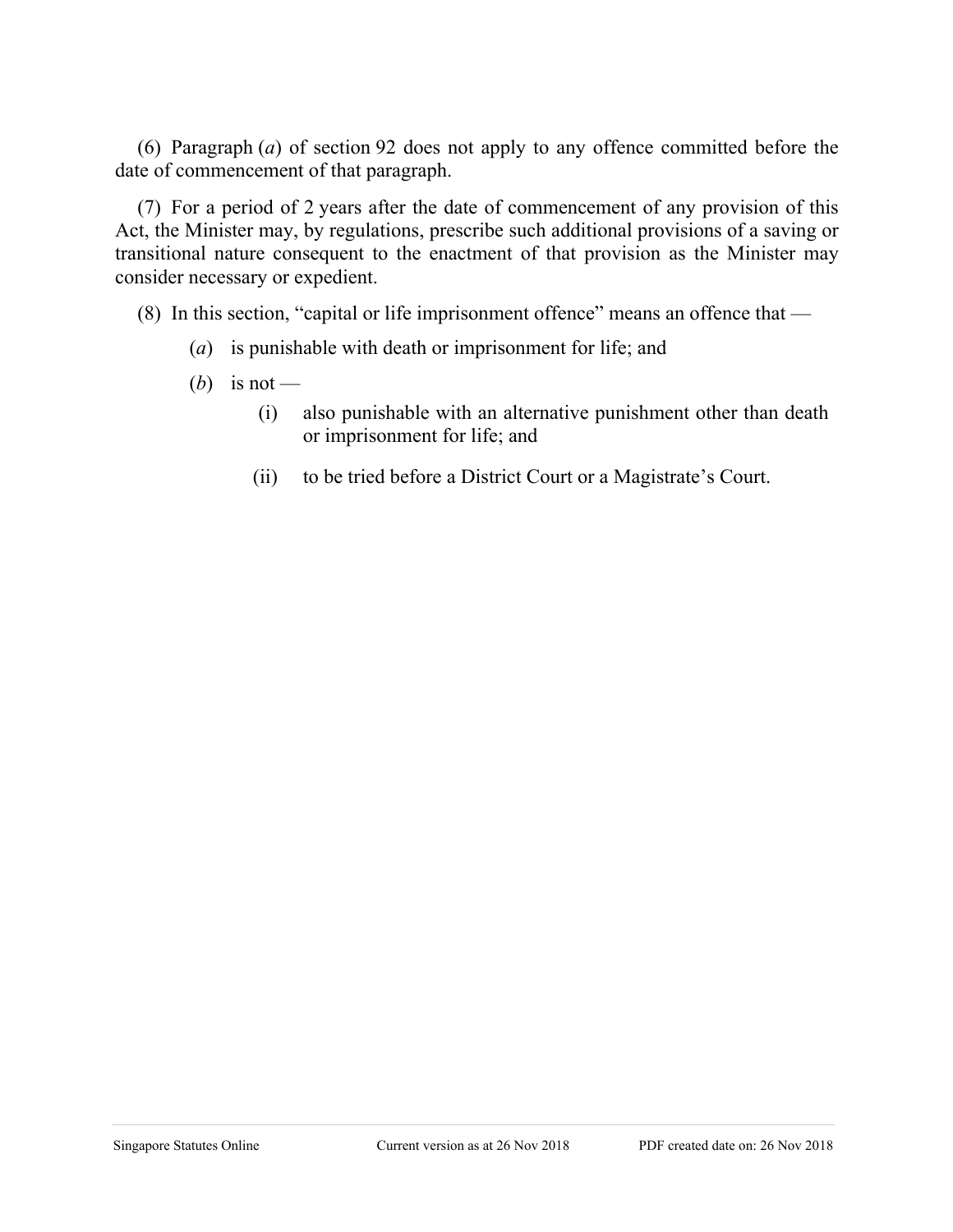(6) Paragraph (*a*) of section 92 does not apply to any offence committed before the date of commencement of that paragraph.

(7) For a period of 2 years after the date of commencement of any provision of this Act, the Minister may, by regulations, prescribe such additional provisions of a saving or transitional nature consequent to the enactment of that provision as the Minister may consider necessary or expedient.

(8) In this section, "capital or life imprisonment offence" means an offence that —

(*a*) is punishable with death or imprisonment for life; and

(*b*) is not —

(i) also punishable with an alternative punishment other than death or imprisonment for life; and

(ii) to be tried before a District Court or a Magistrate's Court.